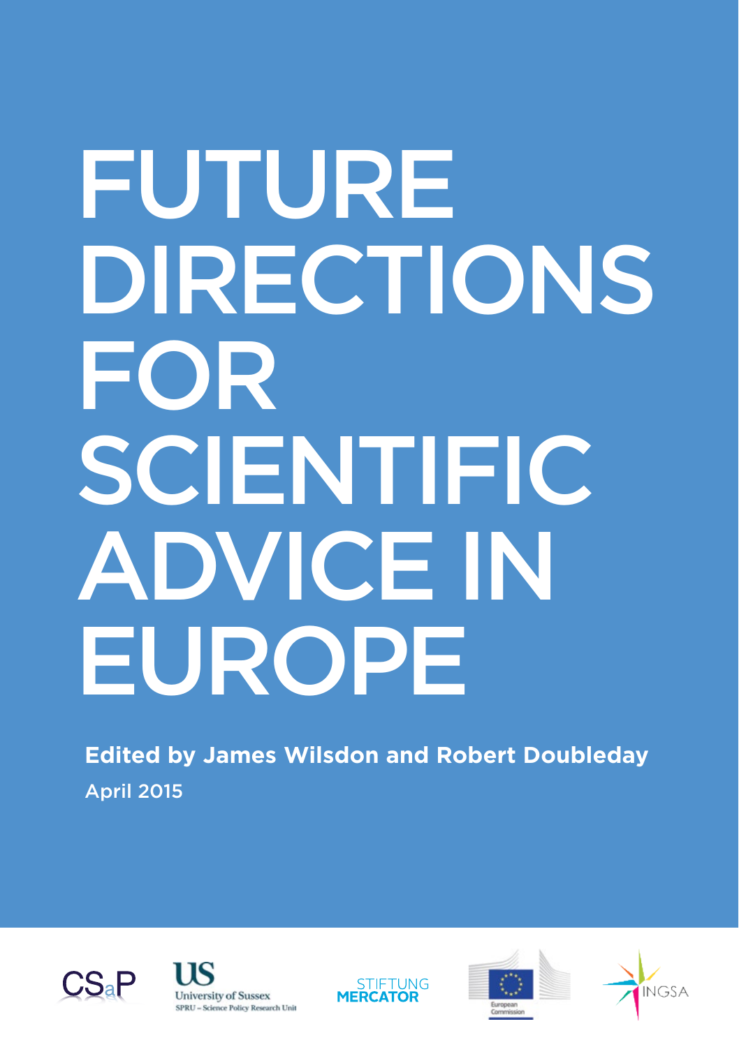# FUTURE DIRECTIONS FOR SCIENTIFIC ADVICE IN EUROPE

**Edited by James Wilsdon and Robert Doubleday**

April 2015

CSaP

University of Sussex
SPRU – Science Policy Research Unit

STIFTUNG MERCATOR

European Commission

INGSA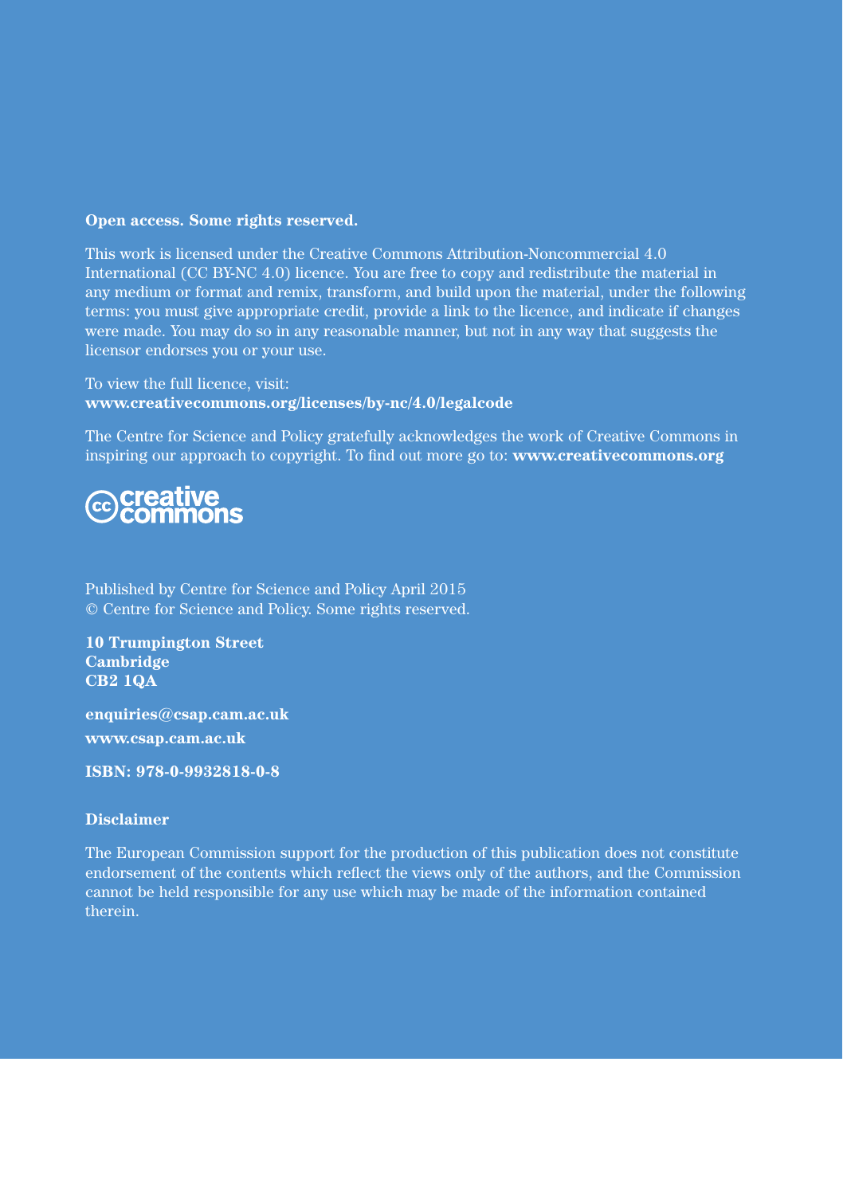**Open access. Some rights reserved.**

This work is licensed under the Creative Commons Attribution-Noncommercial 4.0 International (CC BY-NC 4.0) licence. You are free to copy and redistribute the material in any medium or format and remix, transform, and build upon the material, under the following terms: you must give appropriate credit, provide a link to the licence, and indicate if changes were made. You may do so in any reasonable manner, but not in any way that suggests the licensor endorses you or your use.

To view the full licence, visit:
**www.creativecommons.org/licenses/by-nc/4.0/legalcode**

The Centre for Science and Policy gratefully acknowledges the work of Creative Commons in inspiring our approach to copyright. To find out more go to: **www.creativecommons.org**

Published by Centre for Science and Policy April 2015
© Centre for Science and Policy. Some rights reserved.

**10 Trumpington Street**
**Cambridge**
**CB2 1QA**

**enquiries@csap.cam.ac.uk**

**www.csap.cam.ac.uk**

**ISBN: 978-0-9932818-0-8**

**Disclaimer**

The European Commission support for the production of this publication does not constitute endorsement of the contents which reflect the views only of the authors, and the Commission cannot be held responsible for any use which may be made of the information contained therein.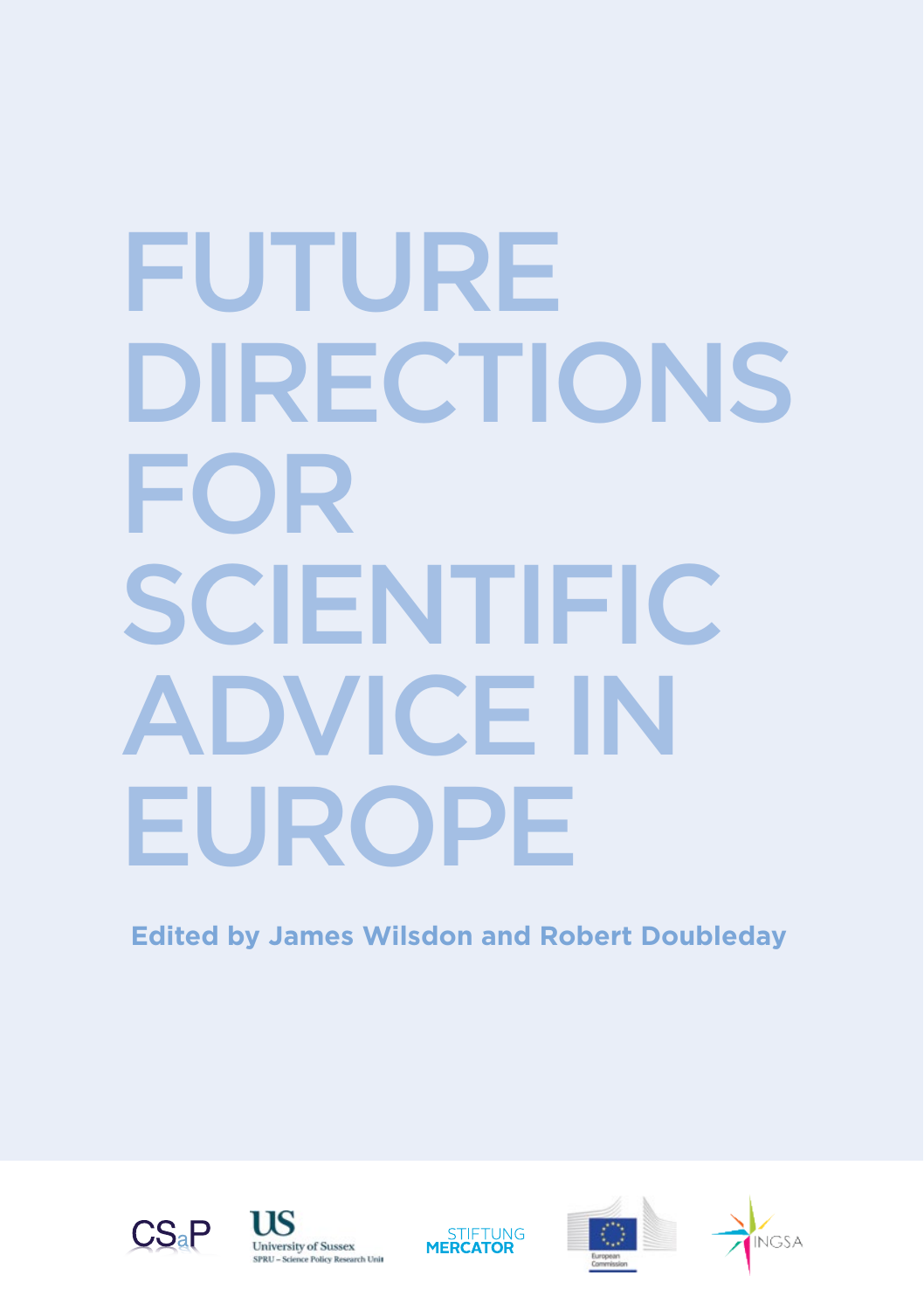# FUTURE DIRECTIONS FOR SCIENTIFIC ADVICE IN EUROPE

**Edited by James Wilsdon and Robert Doubleday**

CSaP

University of Sussex
SPRU – Science Policy Research Unit

STIFTUNG MERCATOR

European Commission

INGSA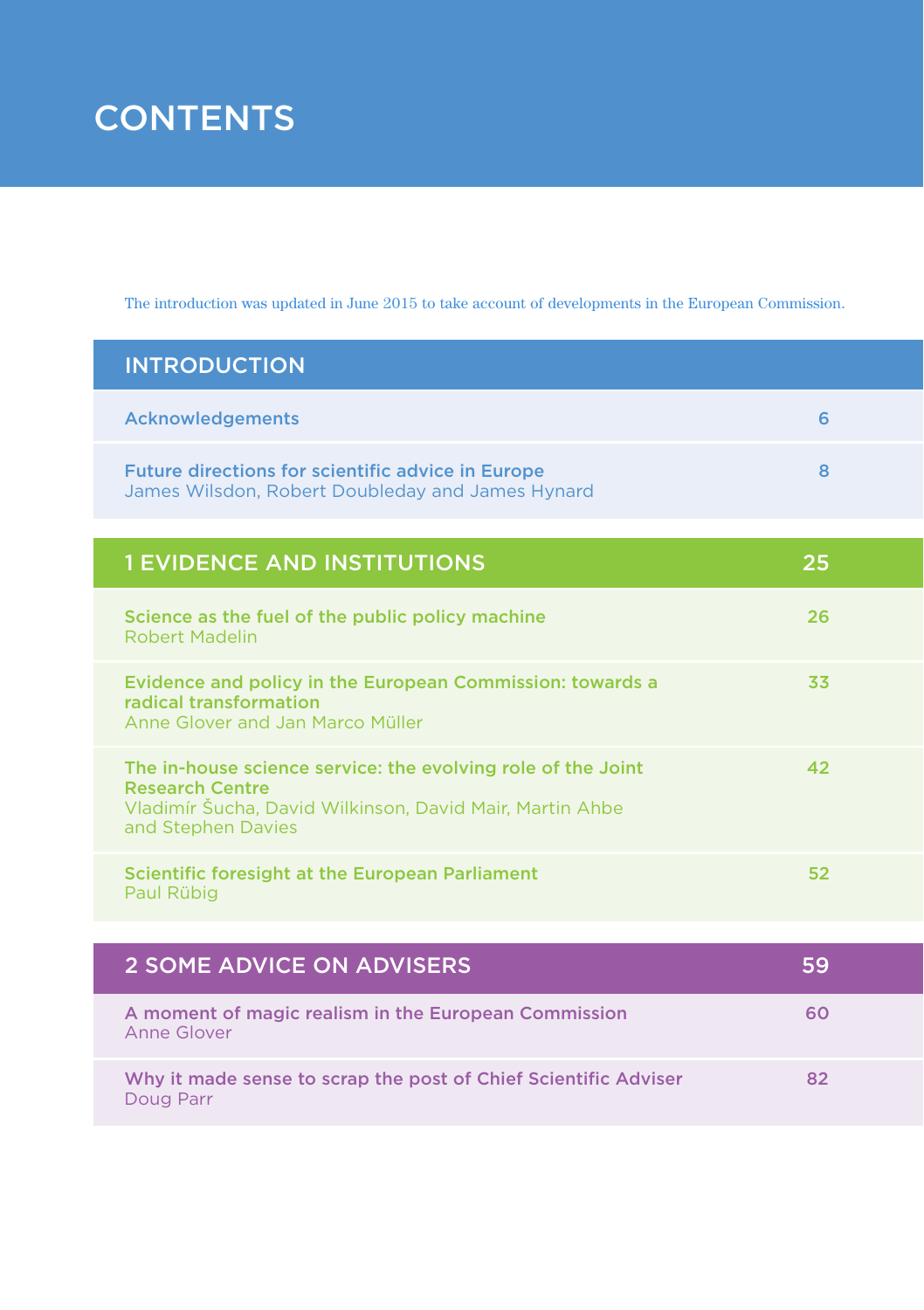# CONTENTS

The introduction was updated in June 2015 to take account of developments in the European Commission.

## INTRODUCTION

| | |
|---|---|
| **Acknowledgements** | 6 |
| **Future directions for scientific advice in Europe**<br>James Wilsdon, Robert Doubleday and James Hynard | 8 |

## 1 EVIDENCE AND INSTITUTIONS — 25

| | |
|---|---|
| **Science as the fuel of the public policy machine**<br>Robert Madelin | 26 |
| **Evidence and policy in the European Commission: towards a radical transformation**<br>Anne Glover and Jan Marco Müller | 33 |
| **The in-house science service: the evolving role of the Joint Research Centre**<br>Vladimír Šucha, David Wilkinson, David Mair, Martin Ahbe and Stephen Davies | 42 |
| **Scientific foresight at the European Parliament**<br>Paul Rübig | 52 |

## 2 SOME ADVICE ON ADVISERS — 59

| | |
|---|---|
| **A moment of magic realism in the European Commission**<br>Anne Glover | 60 |
| **Why it made sense to scrap the post of Chief Scientific Adviser**<br>Doug Parr | 82 |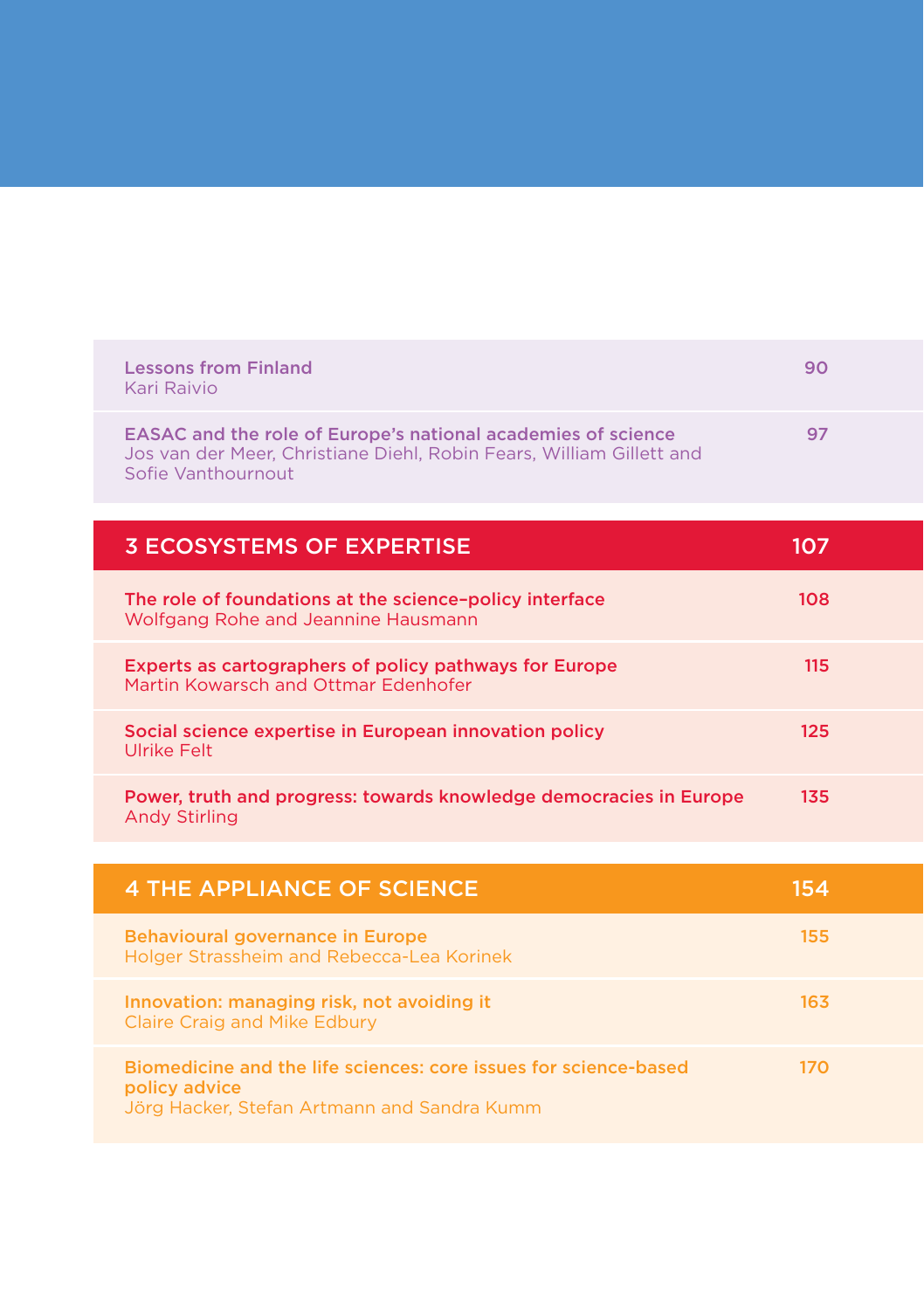| | |
|---|---|
| **Lessons from Finland**<br>Kari Raivio | 90 |
| **EASAC and the role of Europe's national academies of science**<br>Jos van der Meer, Christiane Diehl, Robin Fears, William Gillett and Sofie Vanthournout | 97 |

## 3 ECOSYSTEMS OF EXPERTISE — 107

| | |
|---|---|
| **The role of foundations at the science–policy interface**<br>Wolfgang Rohe and Jeannine Hausmann | 108 |
| **Experts as cartographers of policy pathways for Europe**<br>Martin Kowarsch and Ottmar Edenhofer | 115 |
| **Social science expertise in European innovation policy**<br>Ulrike Felt | 125 |
| **Power, truth and progress: towards knowledge democracies in Europe**<br>Andy Stirling | 135 |

## 4 THE APPLIANCE OF SCIENCE — 154

| | |
|---|---|
| **Behavioural governance in Europe**<br>Holger Strassheim and Rebecca-Lea Korinek | 155 |
| **Innovation: managing risk, not avoiding it**<br>Claire Craig and Mike Edbury | 163 |
| **Biomedicine and the life sciences: core issues for science-based policy advice**<br>Jörg Hacker, Stefan Artmann and Sandra Kumm | 170 |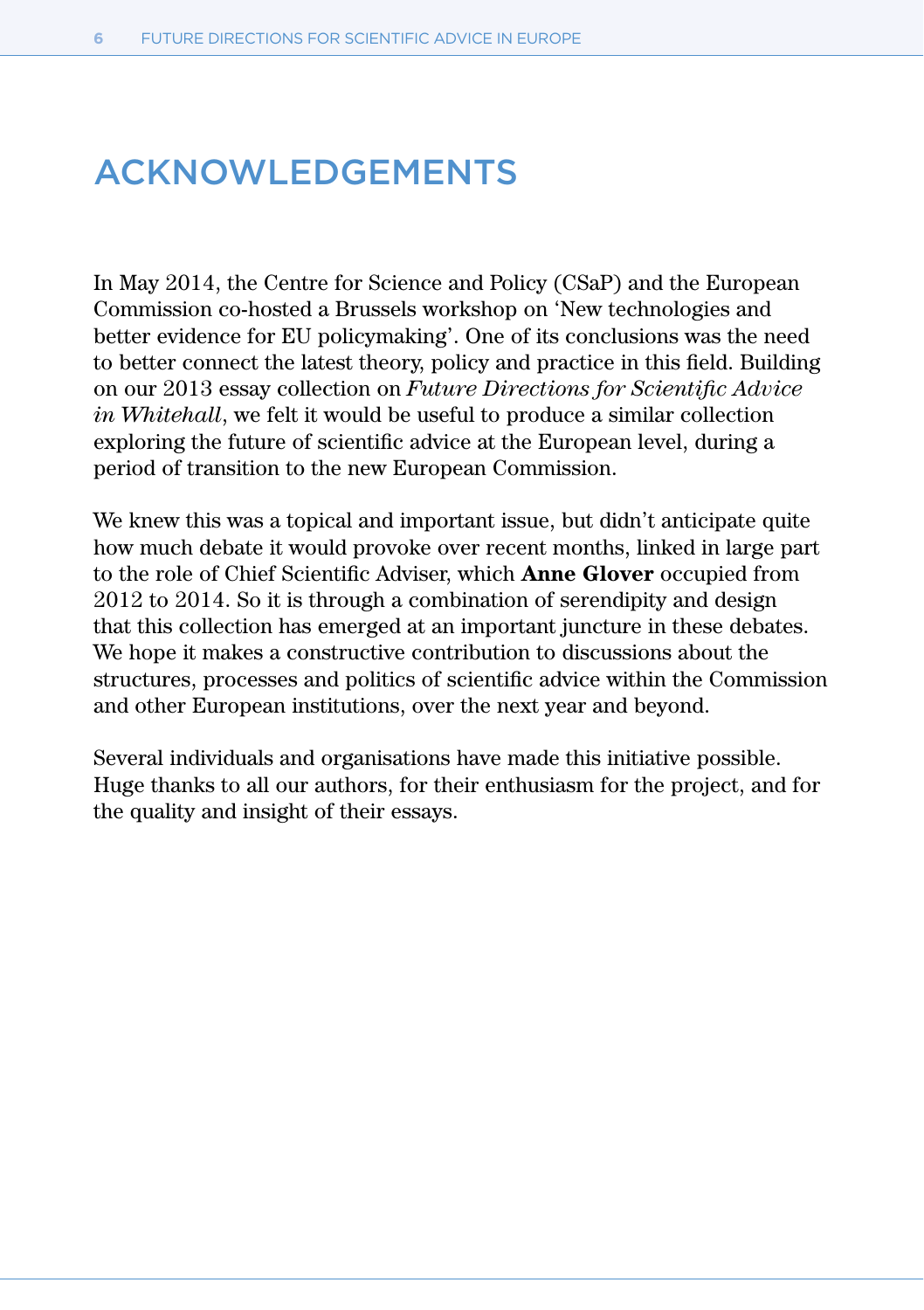# ACKNOWLEDGEMENTS

In May 2014, the Centre for Science and Policy (CSaP) and the European Commission co-hosted a Brussels workshop on 'New technologies and better evidence for EU policymaking'. One of its conclusions was the need to better connect the latest theory, policy and practice in this field. Building on our 2013 essay collection on *Future Directions for Scientific Advice in Whitehall*, we felt it would be useful to produce a similar collection exploring the future of scientific advice at the European level, during a period of transition to the new European Commission.

We knew this was a topical and important issue, but didn't anticipate quite how much debate it would provoke over recent months, linked in large part to the role of Chief Scientific Adviser, which **Anne Glover** occupied from 2012 to 2014. So it is through a combination of serendipity and design that this collection has emerged at an important juncture in these debates. We hope it makes a constructive contribution to discussions about the structures, processes and politics of scientific advice within the Commission and other European institutions, over the next year and beyond.

Several individuals and organisations have made this initiative possible. Huge thanks to all our authors, for their enthusiasm for the project, and for the quality and insight of their essays.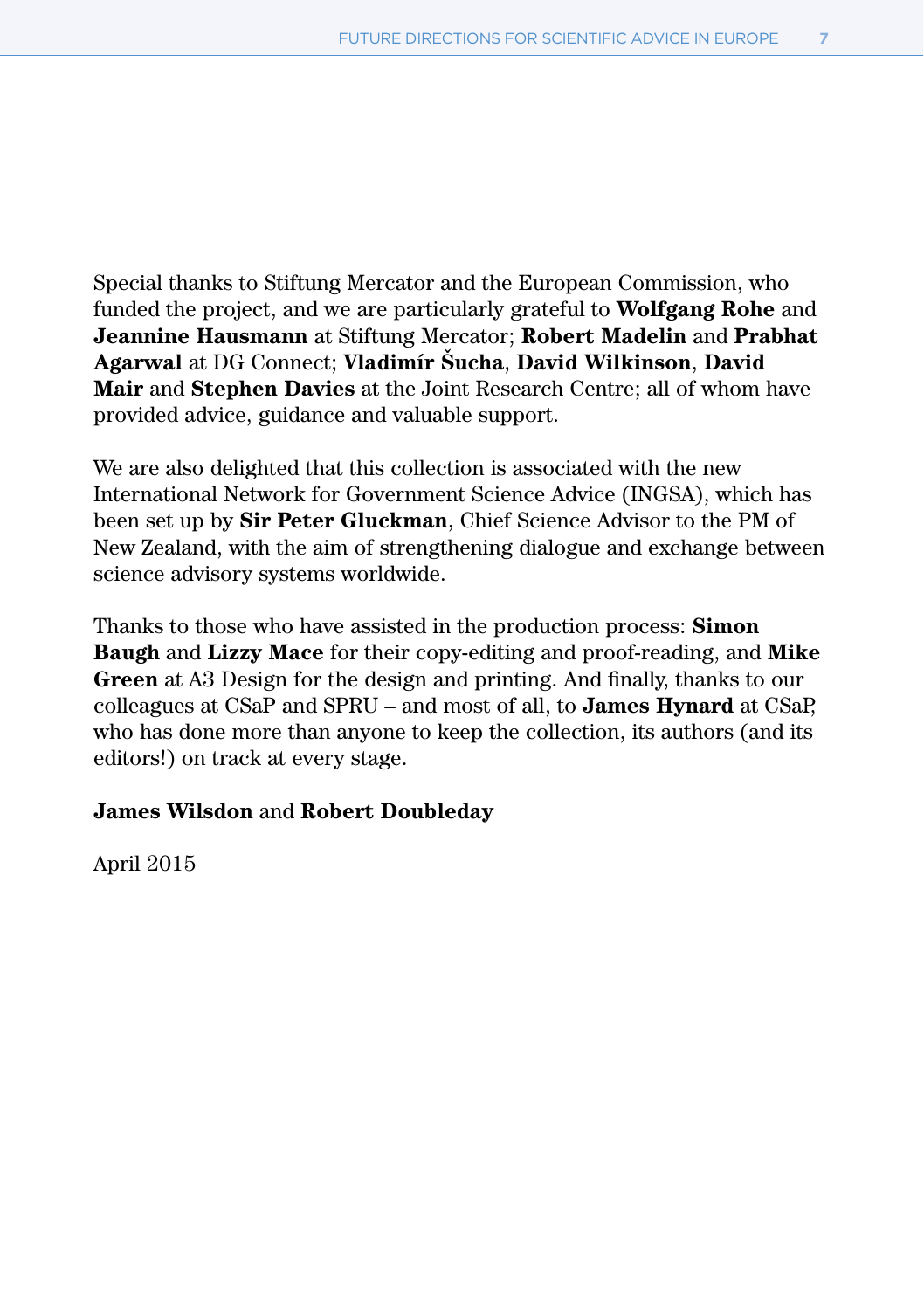Special thanks to Stiftung Mercator and the European Commission, who funded the project, and we are particularly grateful to **Wolfgang Rohe** and **Jeannine Hausmann** at Stiftung Mercator; **Robert Madelin** and **Prabhat Agarwal** at DG Connect; **Vladimír Šucha**, **David Wilkinson**, **David Mair** and **Stephen Davies** at the Joint Research Centre; all of whom have provided advice, guidance and valuable support.

We are also delighted that this collection is associated with the new International Network for Government Science Advice (INGSA), which has been set up by **Sir Peter Gluckman**, Chief Science Advisor to the PM of New Zealand, with the aim of strengthening dialogue and exchange between science advisory systems worldwide.

Thanks to those who have assisted in the production process: **Simon Baugh** and **Lizzy Mace** for their copy-editing and proof-reading, and **Mike Green** at A3 Design for the design and printing. And finally, thanks to our colleagues at CSaP and SPRU – and most of all, to **James Hynard** at CSaP, who has done more than anyone to keep the collection, its authors (and its editors!) on track at every stage.

**James Wilsdon** and **Robert Doubleday**

April 2015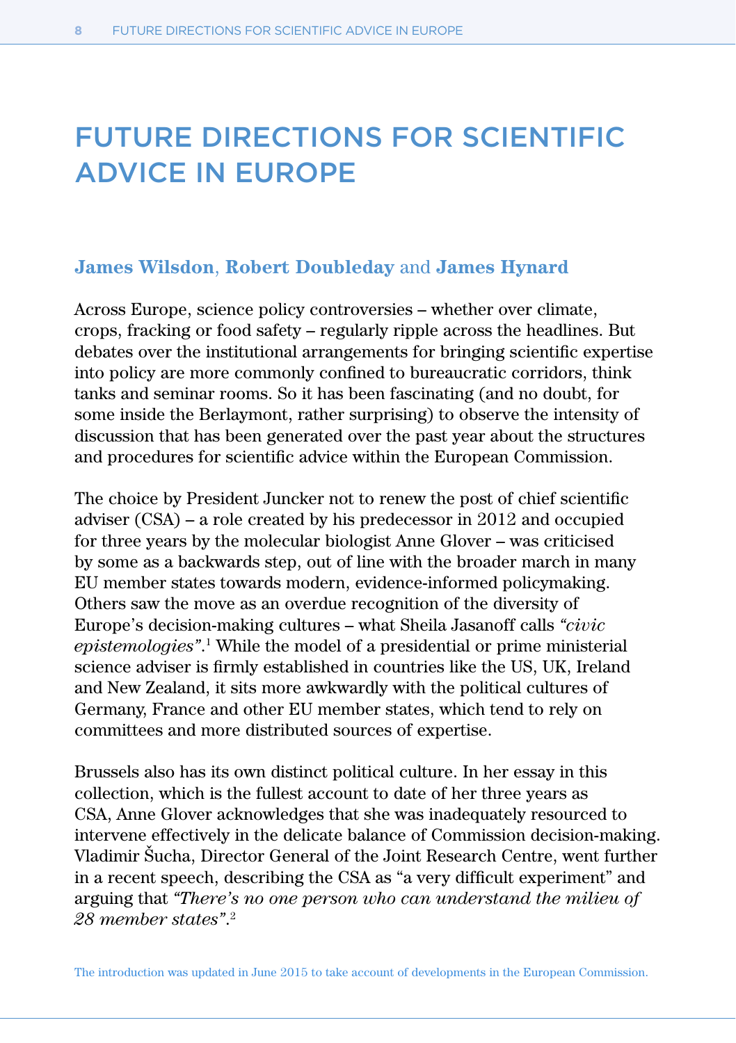# FUTURE DIRECTIONS FOR SCIENTIFIC ADVICE IN EUROPE

**James Wilsdon**, **Robert Doubleday** and **James Hynard**

Across Europe, science policy controversies – whether over climate, crops, fracking or food safety – regularly ripple across the headlines. But debates over the institutional arrangements for bringing scientific expertise into policy are more commonly confined to bureaucratic corridors, think tanks and seminar rooms. So it has been fascinating (and no doubt, for some inside the Berlaymont, rather surprising) to observe the intensity of discussion that has been generated over the past year about the structures and procedures for scientific advice within the European Commission.

The choice by President Juncker not to renew the post of chief scientific adviser (CSA) – a role created by his predecessor in 2012 and occupied for three years by the molecular biologist Anne Glover – was criticised by some as a backwards step, out of line with the broader march in many EU member states towards modern, evidence-informed policymaking. Others saw the move as an overdue recognition of the diversity of Europe's decision-making cultures – what Sheila Jasanoff calls *"civic epistemologies"*.[1] While the model of a presidential or prime ministerial science adviser is firmly established in countries like the US, UK, Ireland and New Zealand, it sits more awkwardly with the political cultures of Germany, France and other EU member states, which tend to rely on committees and more distributed sources of expertise.

Brussels also has its own distinct political culture. In her essay in this collection, which is the fullest account to date of her three years as CSA, Anne Glover acknowledges that she was inadequately resourced to intervene effectively in the delicate balance of Commission decision-making. Vladimir Šucha, Director General of the Joint Research Centre, went further in a recent speech, describing the CSA as "a very difficult experiment" and arguing that *"There's no one person who can understand the milieu of 28 member states"*.[2]

The introduction was updated in June 2015 to take account of developments in the European Commission.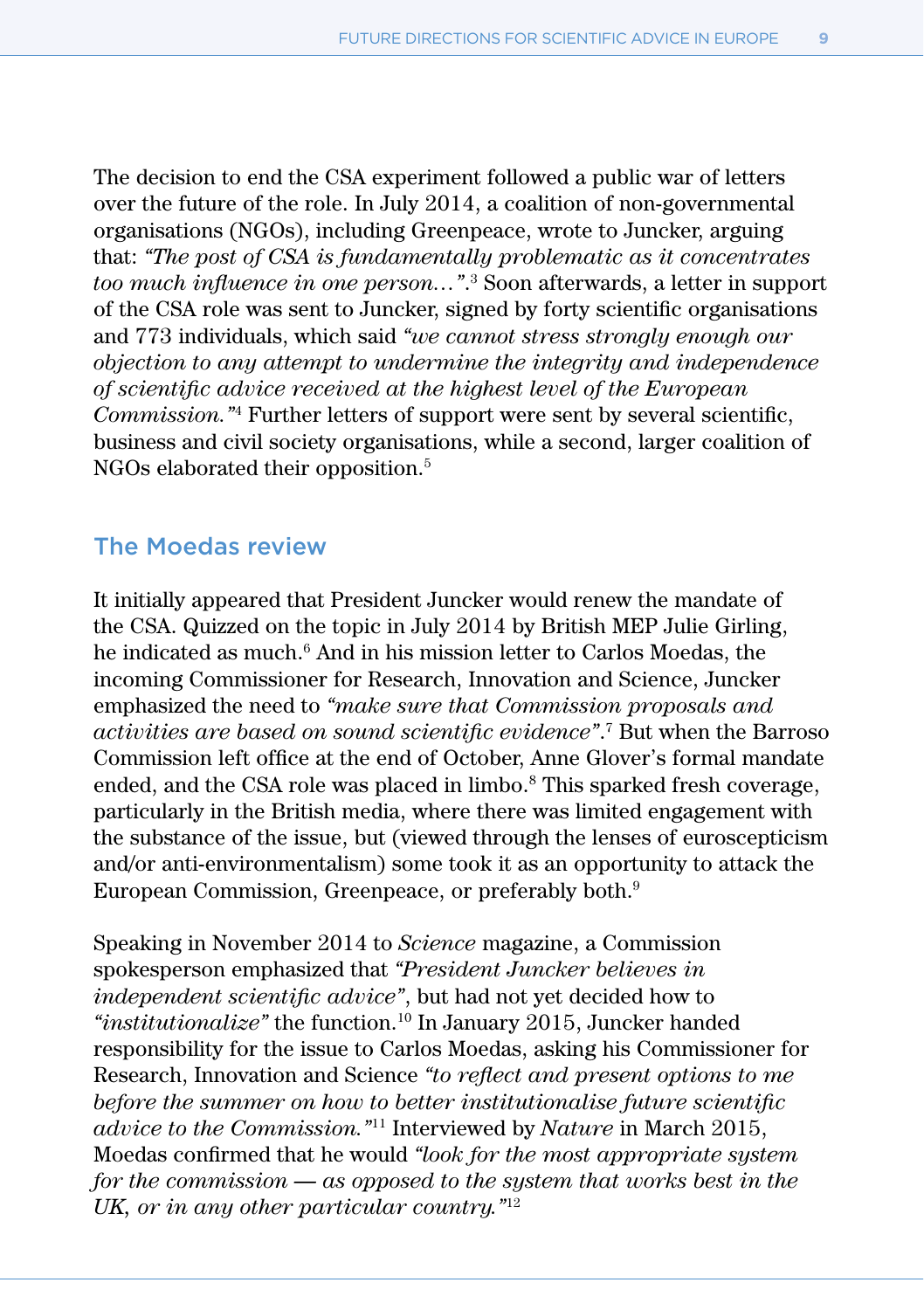The decision to end the CSA experiment followed a public war of letters over the future of the role. In July 2014, a coalition of non-governmental organisations (NGOs), including Greenpeace, wrote to Juncker, arguing that: *"The post of CSA is fundamentally problematic as it concentrates too much influence in one person…"*.[3] Soon afterwards, a letter in support of the CSA role was sent to Juncker, signed by forty scientific organisations and 773 individuals, which said *"we cannot stress strongly enough our objection to any attempt to undermine the integrity and independence of scientific advice received at the highest level of the European Commission."*[4] Further letters of support were sent by several scientific, business and civil society organisations, while a second, larger coalition of NGOs elaborated their opposition.[5]

## The Moedas review

It initially appeared that President Juncker would renew the mandate of the CSA. Quizzed on the topic in July 2014 by British MEP Julie Girling, he indicated as much.[6] And in his mission letter to Carlos Moedas, the incoming Commissioner for Research, Innovation and Science, Juncker emphasized the need to *"make sure that Commission proposals and activities are based on sound scientific evidence"*.[7] But when the Barroso Commission left office at the end of October, Anne Glover's formal mandate ended, and the CSA role was placed in limbo.[8] This sparked fresh coverage, particularly in the British media, where there was limited engagement with the substance of the issue, but (viewed through the lenses of euroscepticism and/or anti-environmentalism) some took it as an opportunity to attack the European Commission, Greenpeace, or preferably both.[9]

Speaking in November 2014 to *Science* magazine, a Commission spokesperson emphasized that *"President Juncker believes in independent scientific advice"*, but had not yet decided how to *"institutionalize"* the function.[10] In January 2015, Juncker handed responsibility for the issue to Carlos Moedas, asking his Commissioner for Research, Innovation and Science *"to reflect and present options to me before the summer on how to better institutionalise future scientific advice to the Commission."*[11] Interviewed by *Nature* in March 2015, Moedas confirmed that he would *"look for the most appropriate system for the commission — as opposed to the system that works best in the UK, or in any other particular country."*[12]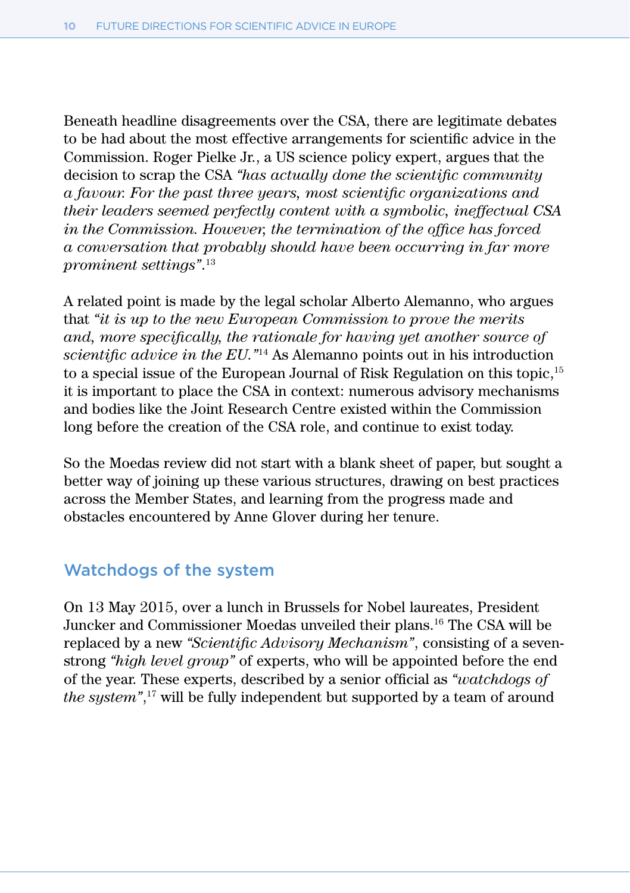Beneath headline disagreements over the CSA, there are legitimate debates to be had about the most effective arrangements for scientific advice in the Commission. Roger Pielke Jr., a US science policy expert, argues that the decision to scrap the CSA *"has actually done the scientific community a favour. For the past three years, most scientific organizations and their leaders seemed perfectly content with a symbolic, ineffectual CSA in the Commission. However, the termination of the office has forced a conversation that probably should have been occurring in far more prominent settings"*.[13]

A related point is made by the legal scholar Alberto Alemanno, who argues that *"it is up to the new European Commission to prove the merits and, more specifically, the rationale for having yet another source of scientific advice in the EU."*[14] As Alemanno points out in his introduction to a special issue of the European Journal of Risk Regulation on this topic,[15] it is important to place the CSA in context: numerous advisory mechanisms and bodies like the Joint Research Centre existed within the Commission long before the creation of the CSA role, and continue to exist today.

So the Moedas review did not start with a blank sheet of paper, but sought a better way of joining up these various structures, drawing on best practices across the Member States, and learning from the progress made and obstacles encountered by Anne Glover during her tenure.

## Watchdogs of the system

On 13 May 2015, over a lunch in Brussels for Nobel laureates, President Juncker and Commissioner Moedas unveiled their plans.[16] The CSA will be replaced by a new *"Scientific Advisory Mechanism"*, consisting of a seven-strong *"high level group"* of experts, who will be appointed before the end of the year. These experts, described by a senior official as *"watchdogs of the system"*,[17] will be fully independent but supported by a team of around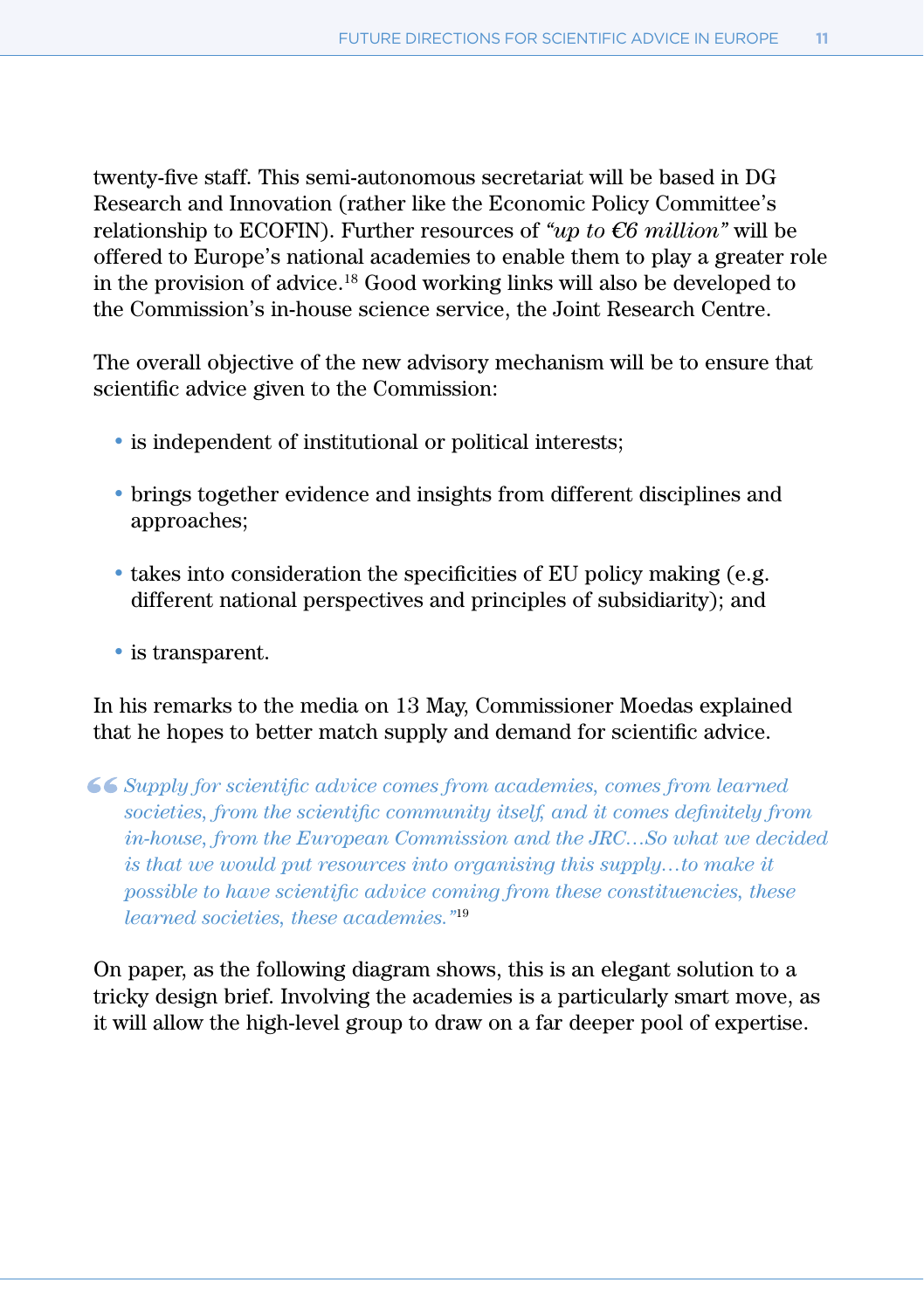twenty-five staff. This semi-autonomous secretariat will be based in DG Research and Innovation (rather like the Economic Policy Committee's relationship to ECOFIN). Further resources of *"up to €6 million"* will be offered to Europe's national academies to enable them to play a greater role in the provision of advice.[18] Good working links will also be developed to the Commission's in-house science service, the Joint Research Centre.

The overall objective of the new advisory mechanism will be to ensure that scientific advice given to the Commission:

- is independent of institutional or political interests;
- brings together evidence and insights from different disciplines and approaches;
- takes into consideration the specificities of EU policy making (e.g. different national perspectives and principles of subsidiarity); and
- is transparent.

In his remarks to the media on 13 May, Commissioner Moedas explained that he hopes to better match supply and demand for scientific advice.

> *"Supply for scientific advice comes from academies, comes from learned societies, from the scientific community itself, and it comes definitely from in-house, from the European Commission and the JRC…So what we decided is that we would put resources into organising this supply…to make it possible to have scientific advice coming from these constituencies, these learned societies, these academies."*[19]

On paper, as the following diagram shows, this is an elegant solution to a tricky design brief. Involving the academies is a particularly smart move, as it will allow the high-level group to draw on a far deeper pool of expertise.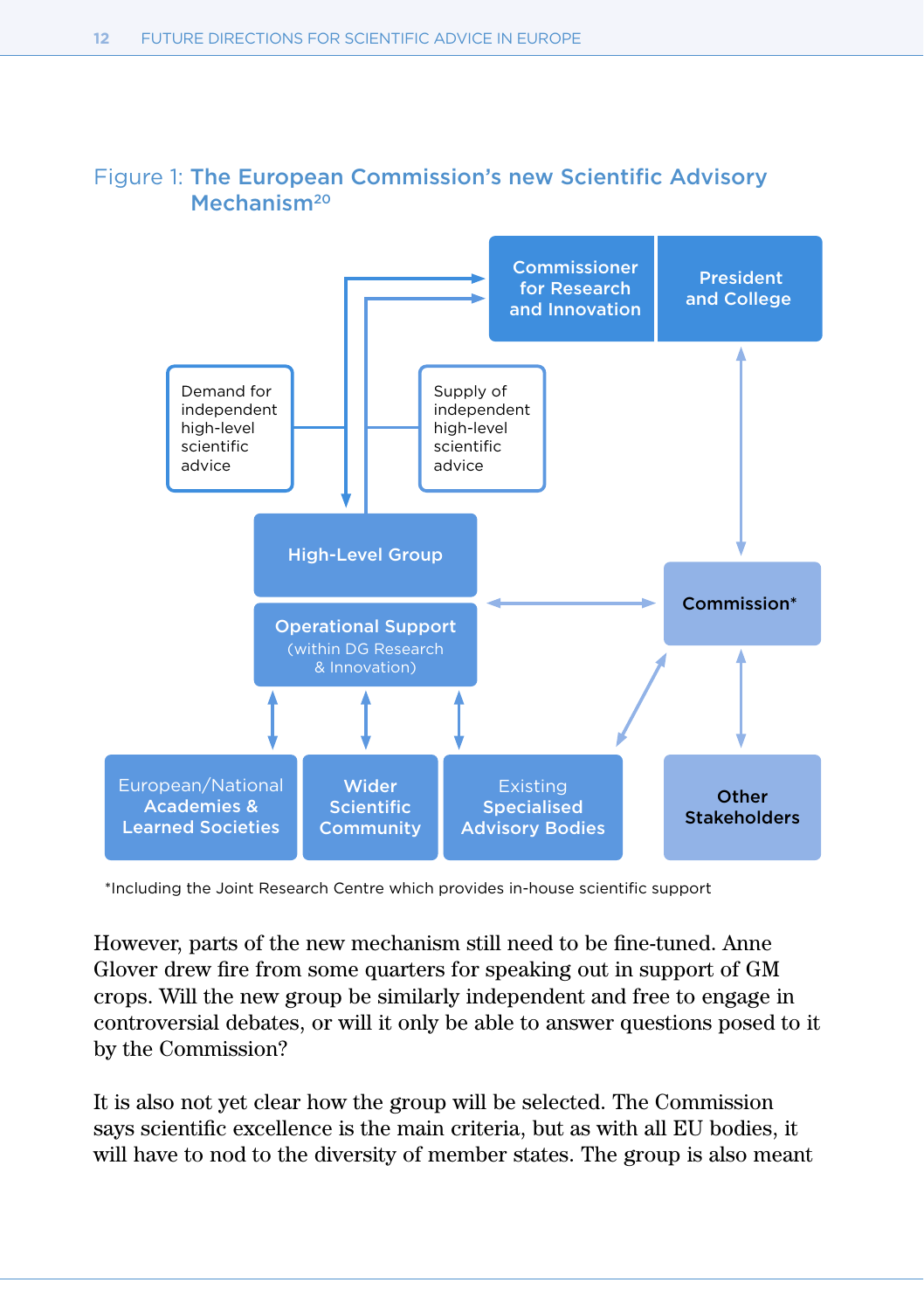Figure 1: **The European Commission's new Scientific Advisory Mechanism**[20]

Commissioner for Research and Innovation

President and College

Demand for independent high-level scientific advice

Supply of independent high-level scientific advice

High-Level Group

Operational Support (within DG Research & Innovation)

Commission*

European/National Academies & Learned Societies

Wider Scientific Community

Existing Specialised Advisory Bodies

Other Stakeholders

*Including the Joint Research Centre which provides in-house scientific support

However, parts of the new mechanism still need to be fine-tuned. Anne Glover drew fire from some quarters for speaking out in support of GM crops. Will the new group be similarly independent and free to engage in controversial debates, or will it only be able to answer questions posed to it by the Commission?

It is also not yet clear how the group will be selected. The Commission says scientific excellence is the main criteria, but as with all EU bodies, it will have to nod to the diversity of member states. The group is also meant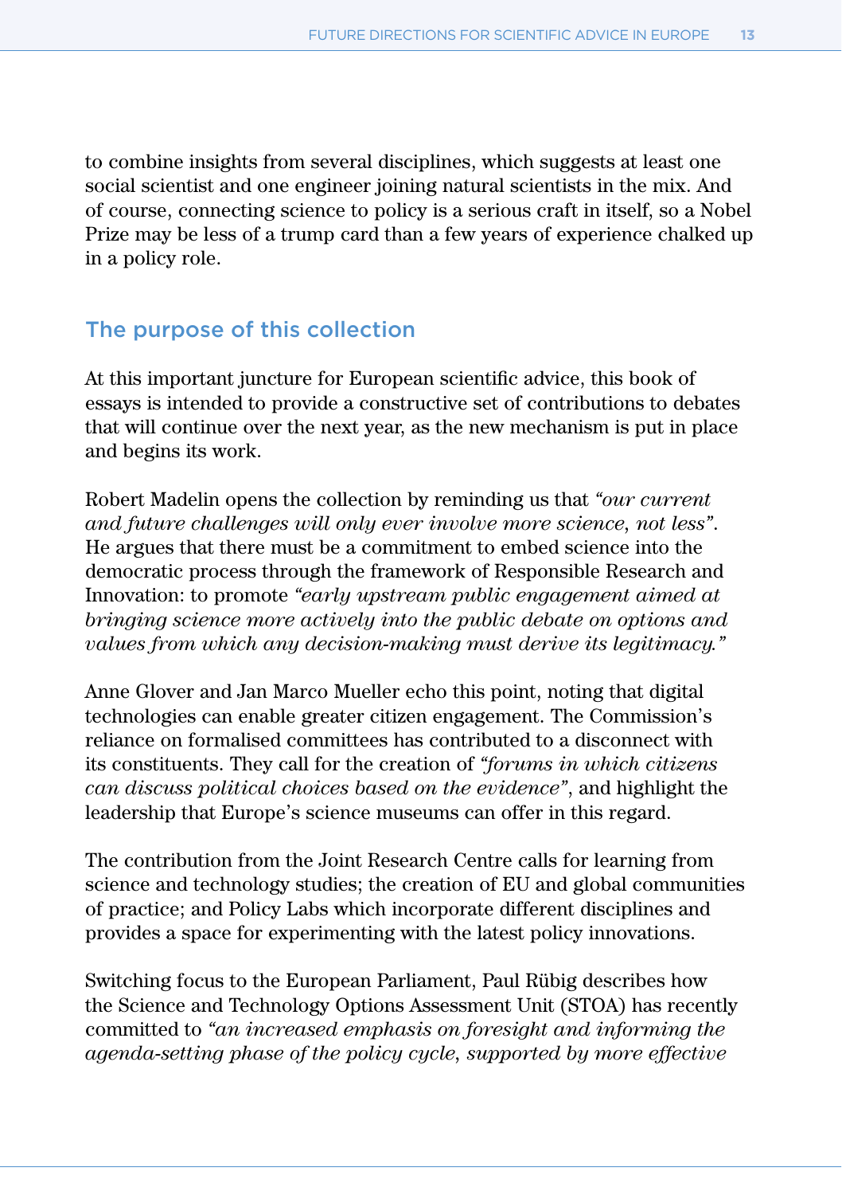to combine insights from several disciplines, which suggests at least one social scientist and one engineer joining natural scientists in the mix. And of course, connecting science to policy is a serious craft in itself, so a Nobel Prize may be less of a trump card than a few years of experience chalked up in a policy role.

## The purpose of this collection

At this important juncture for European scientific advice, this book of essays is intended to provide a constructive set of contributions to debates that will continue over the next year, as the new mechanism is put in place and begins its work.

Robert Madelin opens the collection by reminding us that *"our current and future challenges will only ever involve more science, not less"*. He argues that there must be a commitment to embed science into the democratic process through the framework of Responsible Research and Innovation: to promote *"early upstream public engagement aimed at bringing science more actively into the public debate on options and values from which any decision-making must derive its legitimacy."*

Anne Glover and Jan Marco Mueller echo this point, noting that digital technologies can enable greater citizen engagement. The Commission's reliance on formalised committees has contributed to a disconnect with its constituents. They call for the creation of *"forums in which citizens can discuss political choices based on the evidence"*, and highlight the leadership that Europe's science museums can offer in this regard.

The contribution from the Joint Research Centre calls for learning from science and technology studies; the creation of EU and global communities of practice; and Policy Labs which incorporate different disciplines and provides a space for experimenting with the latest policy innovations.

Switching focus to the European Parliament, Paul Rübig describes how the Science and Technology Options Assessment Unit (STOA) has recently committed to *"an increased emphasis on foresight and informing the agenda-setting phase of the policy cycle, supported by more effective*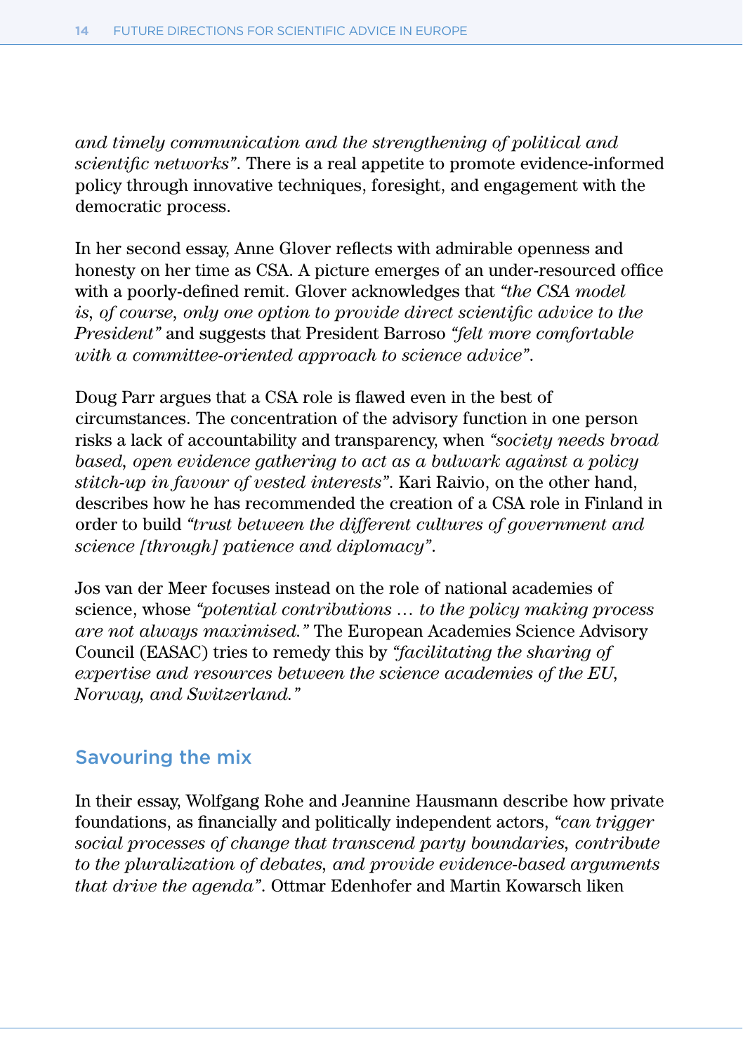*and timely communication and the strengthening of political and scientific networks"*. There is a real appetite to promote evidence-informed policy through innovative techniques, foresight, and engagement with the democratic process.

In her second essay, Anne Glover reflects with admirable openness and honesty on her time as CSA. A picture emerges of an under-resourced office with a poorly-defined remit. Glover acknowledges that *"the CSA model is, of course, only one option to provide direct scientific advice to the President"* and suggests that President Barroso *"felt more comfortable with a committee-oriented approach to science advice"*.

Doug Parr argues that a CSA role is flawed even in the best of circumstances. The concentration of the advisory function in one person risks a lack of accountability and transparency, when *"society needs broad based, open evidence gathering to act as a bulwark against a policy stitch-up in favour of vested interests"*. Kari Raivio, on the other hand, describes how he has recommended the creation of a CSA role in Finland in order to build *"trust between the different cultures of government and science [through] patience and diplomacy"*.

Jos van der Meer focuses instead on the role of national academies of science, whose *"potential contributions … to the policy making process are not always maximised."* The European Academies Science Advisory Council (EASAC) tries to remedy this by *"facilitating the sharing of expertise and resources between the science academies of the EU, Norway, and Switzerland."*

## Savouring the mix

In their essay, Wolfgang Rohe and Jeannine Hausmann describe how private foundations, as financially and politically independent actors, *"can trigger social processes of change that transcend party boundaries, contribute to the pluralization of debates, and provide evidence-based arguments that drive the agenda"*. Ottmar Edenhofer and Martin Kowarsch liken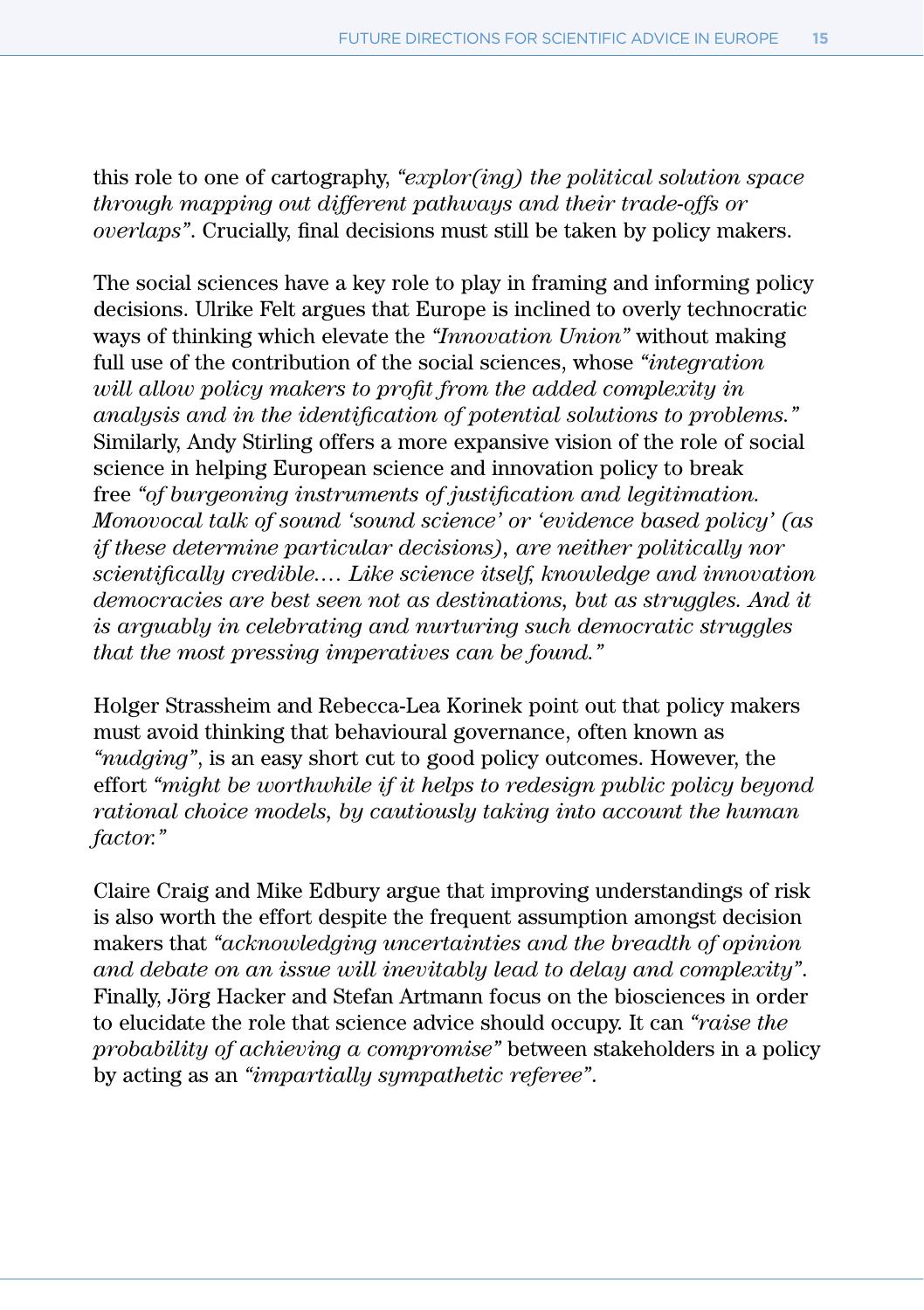this role to one of cartography, *"explor(ing) the political solution space through mapping out different pathways and their trade-offs or overlaps"*. Crucially, final decisions must still be taken by policy makers.

The social sciences have a key role to play in framing and informing policy decisions. Ulrike Felt argues that Europe is inclined to overly technocratic ways of thinking which elevate the *"Innovation Union"* without making full use of the contribution of the social sciences, whose *"integration will allow policy makers to profit from the added complexity in analysis and in the identification of potential solutions to problems."* Similarly, Andy Stirling offers a more expansive vision of the role of social science in helping European science and innovation policy to break free *"of burgeoning instruments of justification and legitimation. Monovocal talk of sound 'sound science' or 'evidence based policy' (as if these determine particular decisions), are neither politically nor scientifically credible…. Like science itself, knowledge and innovation democracies are best seen not as destinations, but as struggles. And it is arguably in celebrating and nurturing such democratic struggles that the most pressing imperatives can be found."*

Holger Strassheim and Rebecca-Lea Korinek point out that policy makers must avoid thinking that behavioural governance, often known as *"nudging"*, is an easy short cut to good policy outcomes. However, the effort *"might be worthwhile if it helps to redesign public policy beyond rational choice models, by cautiously taking into account the human factor."*

Claire Craig and Mike Edbury argue that improving understandings of risk is also worth the effort despite the frequent assumption amongst decision makers that *"acknowledging uncertainties and the breadth of opinion and debate on an issue will inevitably lead to delay and complexity"*. Finally, Jörg Hacker and Stefan Artmann focus on the biosciences in order to elucidate the role that science advice should occupy. It can *"raise the probability of achieving a compromise"* between stakeholders in a policy by acting as an *"impartially sympathetic referee"*.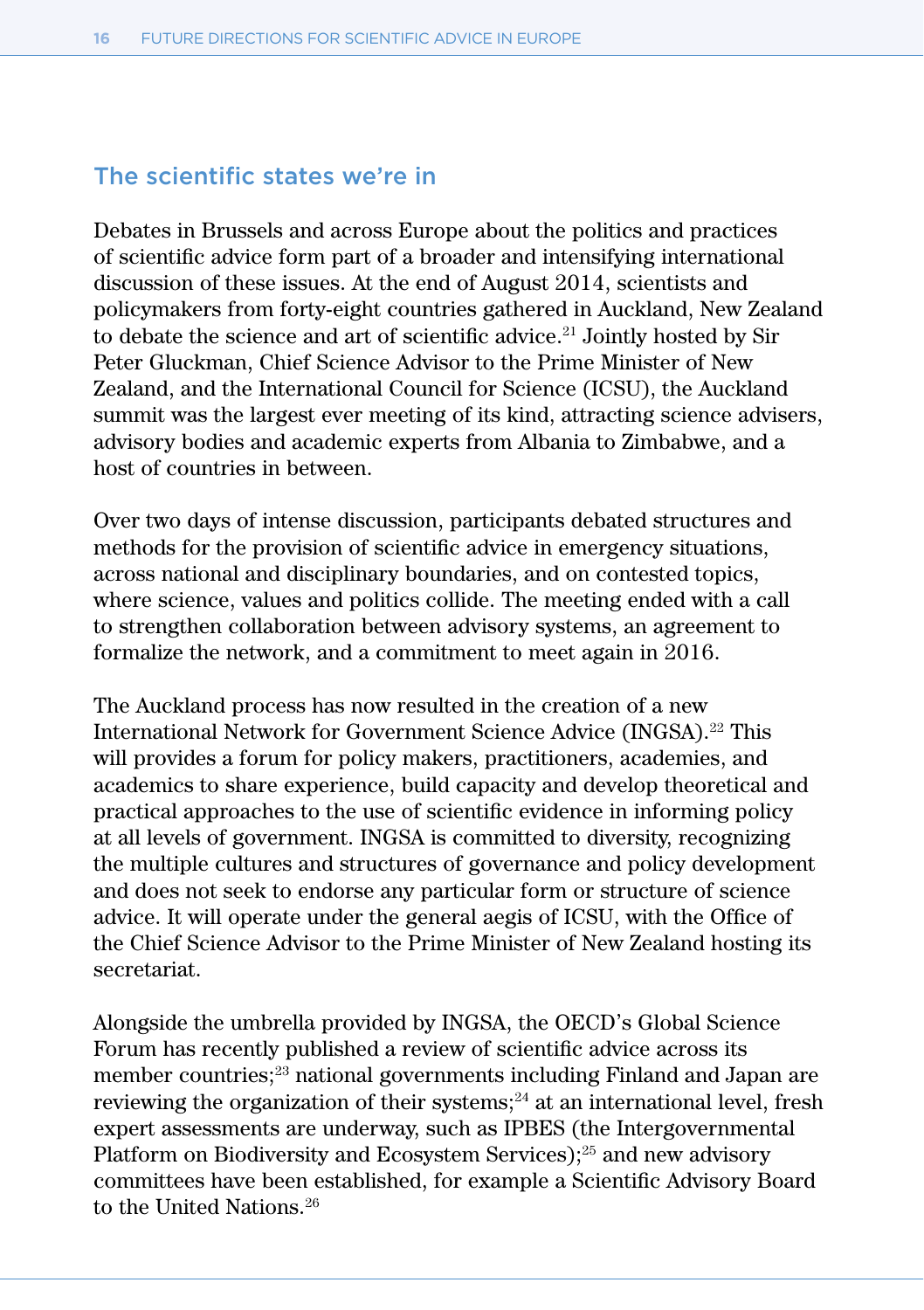## The scientific states we're in

Debates in Brussels and across Europe about the politics and practices of scientific advice form part of a broader and intensifying international discussion of these issues. At the end of August 2014, scientists and policymakers from forty-eight countries gathered in Auckland, New Zealand to debate the science and art of scientific advice.[21] Jointly hosted by Sir Peter Gluckman, Chief Science Advisor to the Prime Minister of New Zealand, and the International Council for Science (ICSU), the Auckland summit was the largest ever meeting of its kind, attracting science advisers, advisory bodies and academic experts from Albania to Zimbabwe, and a host of countries in between.

Over two days of intense discussion, participants debated structures and methods for the provision of scientific advice in emergency situations, across national and disciplinary boundaries, and on contested topics, where science, values and politics collide. The meeting ended with a call to strengthen collaboration between advisory systems, an agreement to formalize the network, and a commitment to meet again in 2016.

The Auckland process has now resulted in the creation of a new International Network for Government Science Advice (INGSA).[22] This will provides a forum for policy makers, practitioners, academies, and academics to share experience, build capacity and develop theoretical and practical approaches to the use of scientific evidence in informing policy at all levels of government. INGSA is committed to diversity, recognizing the multiple cultures and structures of governance and policy development and does not seek to endorse any particular form or structure of science advice. It will operate under the general aegis of ICSU, with the Office of the Chief Science Advisor to the Prime Minister of New Zealand hosting its secretariat.

Alongside the umbrella provided by INGSA, the OECD's Global Science Forum has recently published a review of scientific advice across its member countries;[23] national governments including Finland and Japan are reviewing the organization of their systems;[24] at an international level, fresh expert assessments are underway, such as IPBES (the Intergovernmental Platform on Biodiversity and Ecosystem Services);[25] and new advisory committees have been established, for example a Scientific Advisory Board to the United Nations.[26]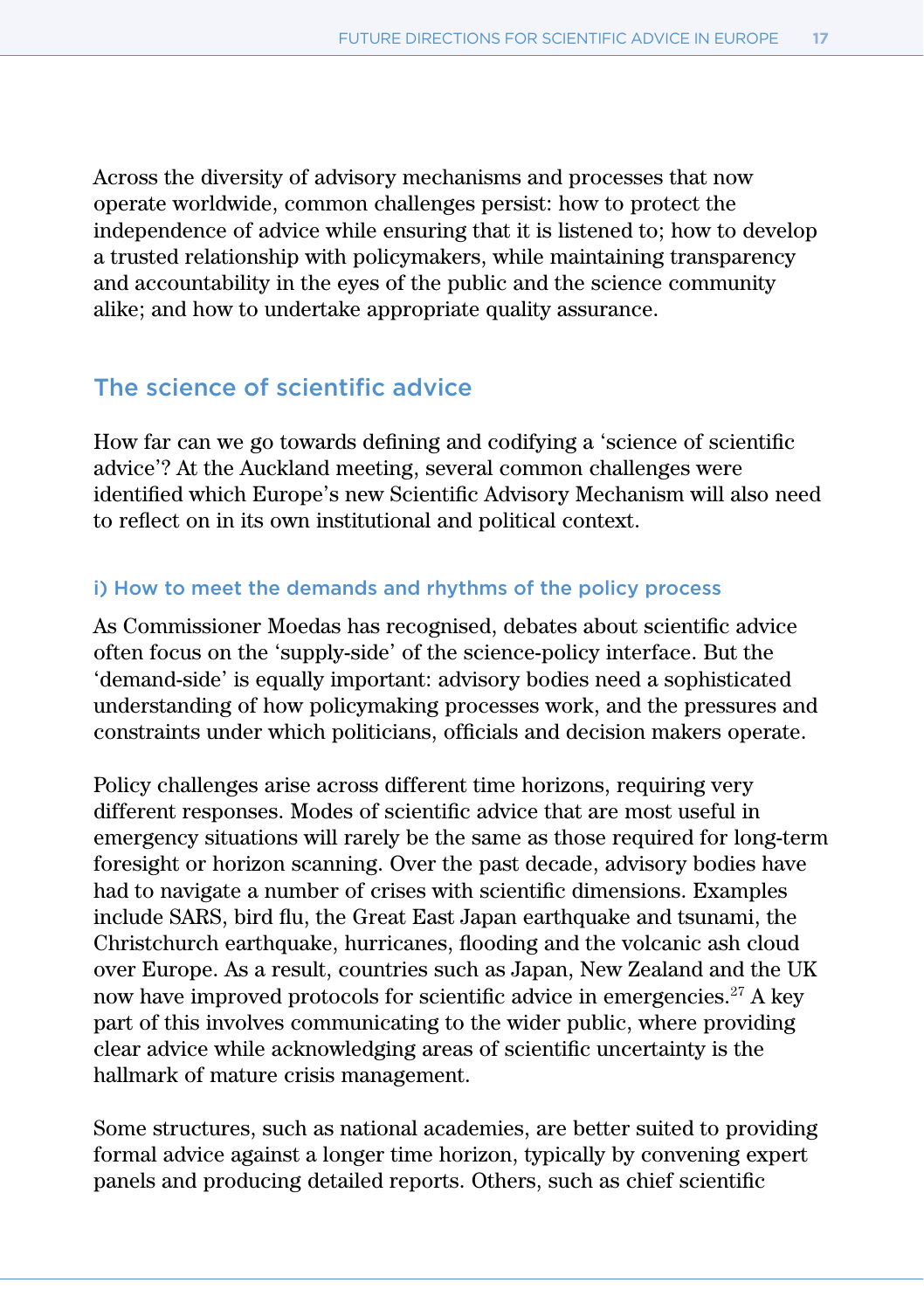Across the diversity of advisory mechanisms and processes that now operate worldwide, common challenges persist: how to protect the independence of advice while ensuring that it is listened to; how to develop a trusted relationship with policymakers, while maintaining transparency and accountability in the eyes of the public and the science community alike; and how to undertake appropriate quality assurance.

## The science of scientific advice

How far can we go towards defining and codifying a 'science of scientific advice'? At the Auckland meeting, several common challenges were identified which Europe's new Scientific Advisory Mechanism will also need to reflect on in its own institutional and political context.

### i) How to meet the demands and rhythms of the policy process

As Commissioner Moedas has recognised, debates about scientific advice often focus on the 'supply-side' of the science-policy interface. But the 'demand-side' is equally important: advisory bodies need a sophisticated understanding of how policymaking processes work, and the pressures and constraints under which politicians, officials and decision makers operate.

Policy challenges arise across different time horizons, requiring very different responses. Modes of scientific advice that are most useful in emergency situations will rarely be the same as those required for long-term foresight or horizon scanning. Over the past decade, advisory bodies have had to navigate a number of crises with scientific dimensions. Examples include SARS, bird flu, the Great East Japan earthquake and tsunami, the Christchurch earthquake, hurricanes, flooding and the volcanic ash cloud over Europe. As a result, countries such as Japan, New Zealand and the UK now have improved protocols for scientific advice in emergencies.[27] A key part of this involves communicating to the wider public, where providing clear advice while acknowledging areas of scientific uncertainty is the hallmark of mature crisis management.

Some structures, such as national academies, are better suited to providing formal advice against a longer time horizon, typically by convening expert panels and producing detailed reports. Others, such as chief scientific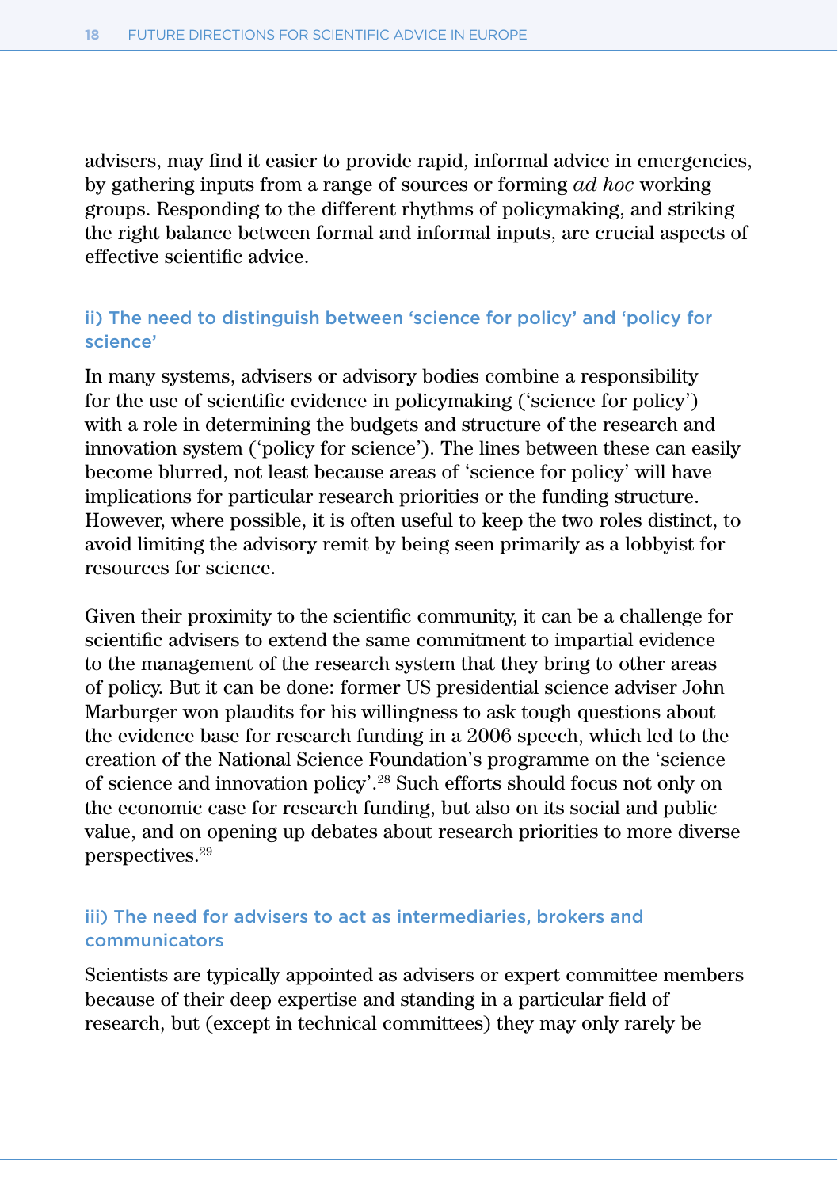advisers, may find it easier to provide rapid, informal advice in emergencies, by gathering inputs from a range of sources or forming *ad hoc* working groups. Responding to the different rhythms of policymaking, and striking the right balance between formal and informal inputs, are crucial aspects of effective scientific advice.

### ii) The need to distinguish between 'science for policy' and 'policy for science'

In many systems, advisers or advisory bodies combine a responsibility for the use of scientific evidence in policymaking ('science for policy') with a role in determining the budgets and structure of the research and innovation system ('policy for science'). The lines between these can easily become blurred, not least because areas of 'science for policy' will have implications for particular research priorities or the funding structure. However, where possible, it is often useful to keep the two roles distinct, to avoid limiting the advisory remit by being seen primarily as a lobbyist for resources for science.

Given their proximity to the scientific community, it can be a challenge for scientific advisers to extend the same commitment to impartial evidence to the management of the research system that they bring to other areas of policy. But it can be done: former US presidential science adviser John Marburger won plaudits for his willingness to ask tough questions about the evidence base for research funding in a 2006 speech, which led to the creation of the National Science Foundation's programme on the 'science of science and innovation policy'.[28] Such efforts should focus not only on the economic case for research funding, but also on its social and public value, and on opening up debates about research priorities to more diverse perspectives.[29]

### iii) The need for advisers to act as intermediaries, brokers and communicators

Scientists are typically appointed as advisers or expert committee members because of their deep expertise and standing in a particular field of research, but (except in technical committees) they may only rarely be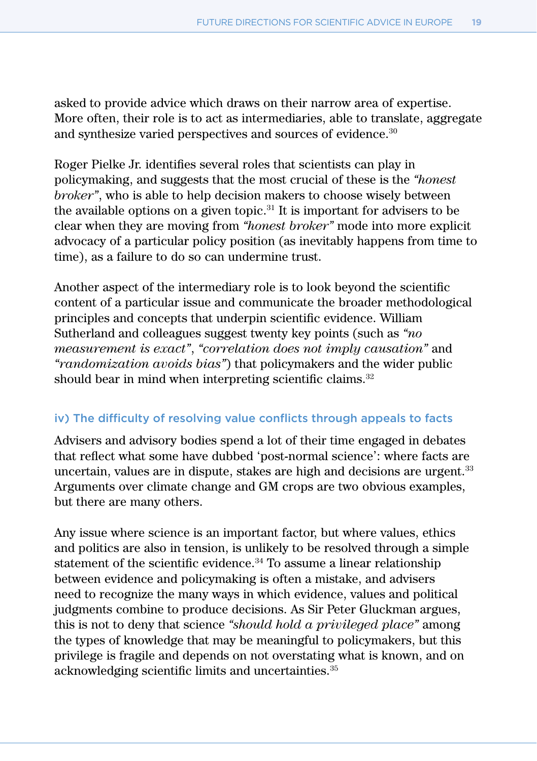asked to provide advice which draws on their narrow area of expertise. More often, their role is to act as intermediaries, able to translate, aggregate and synthesize varied perspectives and sources of evidence.[30]

Roger Pielke Jr. identifies several roles that scientists can play in policymaking, and suggests that the most crucial of these is the *"honest broker"*, who is able to help decision makers to choose wisely between the available options on a given topic.[31] It is important for advisers to be clear when they are moving from *"honest broker"* mode into more explicit advocacy of a particular policy position (as inevitably happens from time to time), as a failure to do so can undermine trust.

Another aspect of the intermediary role is to look beyond the scientific content of a particular issue and communicate the broader methodological principles and concepts that underpin scientific evidence. William Sutherland and colleagues suggest twenty key points (such as *"no measurement is exact"*, *"correlation does not imply causation"* and *"randomization avoids bias"*) that policymakers and the wider public should bear in mind when interpreting scientific claims.[32]

### iv) The difficulty of resolving value conflicts through appeals to facts

Advisers and advisory bodies spend a lot of their time engaged in debates that reflect what some have dubbed 'post-normal science': where facts are uncertain, values are in dispute, stakes are high and decisions are urgent.[33] Arguments over climate change and GM crops are two obvious examples, but there are many others.

Any issue where science is an important factor, but where values, ethics and politics are also in tension, is unlikely to be resolved through a simple statement of the scientific evidence.[34] To assume a linear relationship between evidence and policymaking is often a mistake, and advisers need to recognize the many ways in which evidence, values and political judgments combine to produce decisions. As Sir Peter Gluckman argues, this is not to deny that science *"should hold a privileged place"* among the types of knowledge that may be meaningful to policymakers, but this privilege is fragile and depends on not overstating what is known, and on acknowledging scientific limits and uncertainties.[35]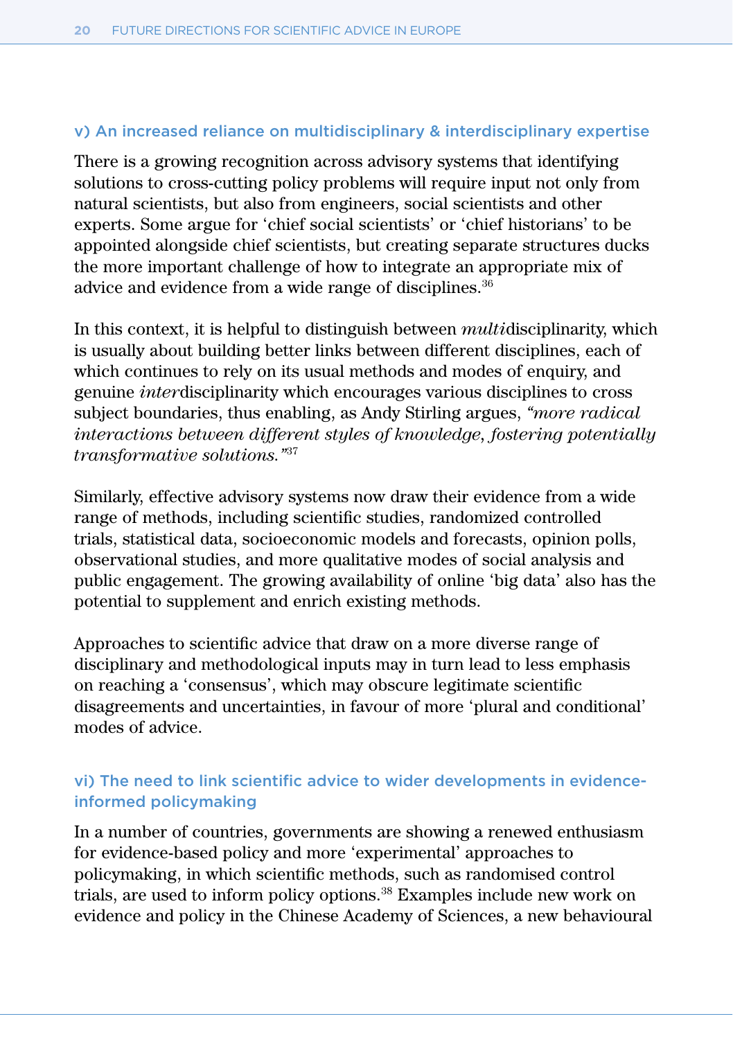### v) An increased reliance on multidisciplinary & interdisciplinary expertise

There is a growing recognition across advisory systems that identifying solutions to cross-cutting policy problems will require input not only from natural scientists, but also from engineers, social scientists and other experts. Some argue for 'chief social scientists' or 'chief historians' to be appointed alongside chief scientists, but creating separate structures ducks the more important challenge of how to integrate an appropriate mix of advice and evidence from a wide range of disciplines.[36]

In this context, it is helpful to distinguish between *multi*disciplinarity, which is usually about building better links between different disciplines, each of which continues to rely on its usual methods and modes of enquiry, and genuine *inter*disciplinarity which encourages various disciplines to cross subject boundaries, thus enabling, as Andy Stirling argues, *"more radical interactions between different styles of knowledge, fostering potentially transformative solutions."*[37]

Similarly, effective advisory systems now draw their evidence from a wide range of methods, including scientific studies, randomized controlled trials, statistical data, socioeconomic models and forecasts, opinion polls, observational studies, and more qualitative modes of social analysis and public engagement. The growing availability of online 'big data' also has the potential to supplement and enrich existing methods.

Approaches to scientific advice that draw on a more diverse range of disciplinary and methodological inputs may in turn lead to less emphasis on reaching a 'consensus', which may obscure legitimate scientific disagreements and uncertainties, in favour of more 'plural and conditional' modes of advice.

### vi) The need to link scientific advice to wider developments in evidence-informed policymaking

In a number of countries, governments are showing a renewed enthusiasm for evidence-based policy and more 'experimental' approaches to policymaking, in which scientific methods, such as randomised control trials, are used to inform policy options.[38] Examples include new work on evidence and policy in the Chinese Academy of Sciences, a new behavioural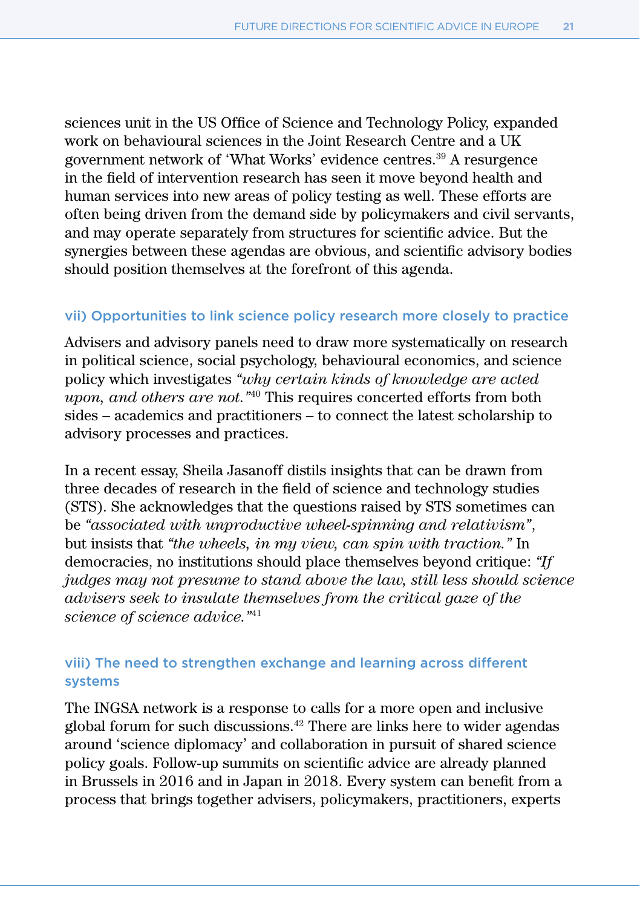sciences unit in the US Office of Science and Technology Policy, expanded work on behavioural sciences in the Joint Research Centre and a UK government network of 'What Works' evidence centres.[39] A resurgence in the field of intervention research has seen it move beyond health and human services into new areas of policy testing as well. These efforts are often being driven from the demand side by policymakers and civil servants, and may operate separately from structures for scientific advice. But the synergies between these agendas are obvious, and scientific advisory bodies should position themselves at the forefront of this agenda.

### vii) Opportunities to link science policy research more closely to practice

Advisers and advisory panels need to draw more systematically on research in political science, social psychology, behavioural economics, and science policy which investigates *"why certain kinds of knowledge are acted upon, and others are not."*[40] This requires concerted efforts from both sides – academics and practitioners – to connect the latest scholarship to advisory processes and practices.

In a recent essay, Sheila Jasanoff distils insights that can be drawn from three decades of research in the field of science and technology studies (STS). She acknowledges that the questions raised by STS sometimes can be *"associated with unproductive wheel-spinning and relativism"*, but insists that *"the wheels, in my view, can spin with traction."* In democracies, no institutions should place themselves beyond critique: *"If judges may not presume to stand above the law, still less should science advisers seek to insulate themselves from the critical gaze of the science of science advice."*[41]

### viii) The need to strengthen exchange and learning across different systems

The INGSA network is a response to calls for a more open and inclusive global forum for such discussions.[42] There are links here to wider agendas around 'science diplomacy' and collaboration in pursuit of shared science policy goals. Follow-up summits on scientific advice are already planned in Brussels in 2016 and in Japan in 2018. Every system can benefit from a process that brings together advisers, policymakers, practitioners, experts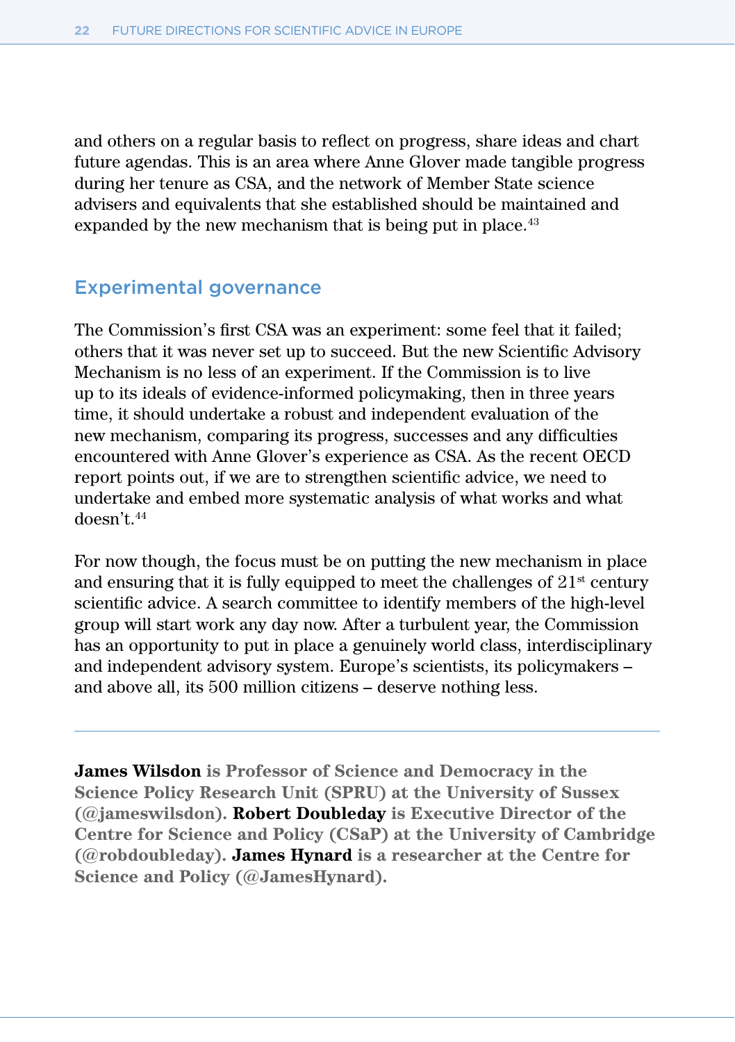and others on a regular basis to reflect on progress, share ideas and chart future agendas. This is an area where Anne Glover made tangible progress during her tenure as CSA, and the network of Member State science advisers and equivalents that she established should be maintained and expanded by the new mechanism that is being put in place.[43]

## Experimental governance

The Commission's first CSA was an experiment: some feel that it failed; others that it was never set up to succeed. But the new Scientific Advisory Mechanism is no less of an experiment. If the Commission is to live up to its ideals of evidence-informed policymaking, then in three years time, it should undertake a robust and independent evaluation of the new mechanism, comparing its progress, successes and any difficulties encountered with Anne Glover's experience as CSA. As the recent OECD report points out, if we are to strengthen scientific advice, we need to undertake and embed more systematic analysis of what works and what doesn't.[44]

For now though, the focus must be on putting the new mechanism in place and ensuring that it is fully equipped to meet the challenges of 21st century scientific advice. A search committee to identify members of the high-level group will start work any day now. After a turbulent year, the Commission has an opportunity to put in place a genuinely world class, interdisciplinary and independent advisory system. Europe's scientists, its policymakers – and above all, its 500 million citizens – deserve nothing less.

---

**James Wilsdon** **is Professor of Science and Democracy in the Science Policy Research Unit (SPRU) at the University of Sussex (@jameswilsdon).** **Robert Doubleday** **is Executive Director of the Centre for Science and Policy (CSaP) at the University of Cambridge (@robdoubleday).** **James Hynard** **is a researcher at the Centre for Science and Policy (@JamesHynard).**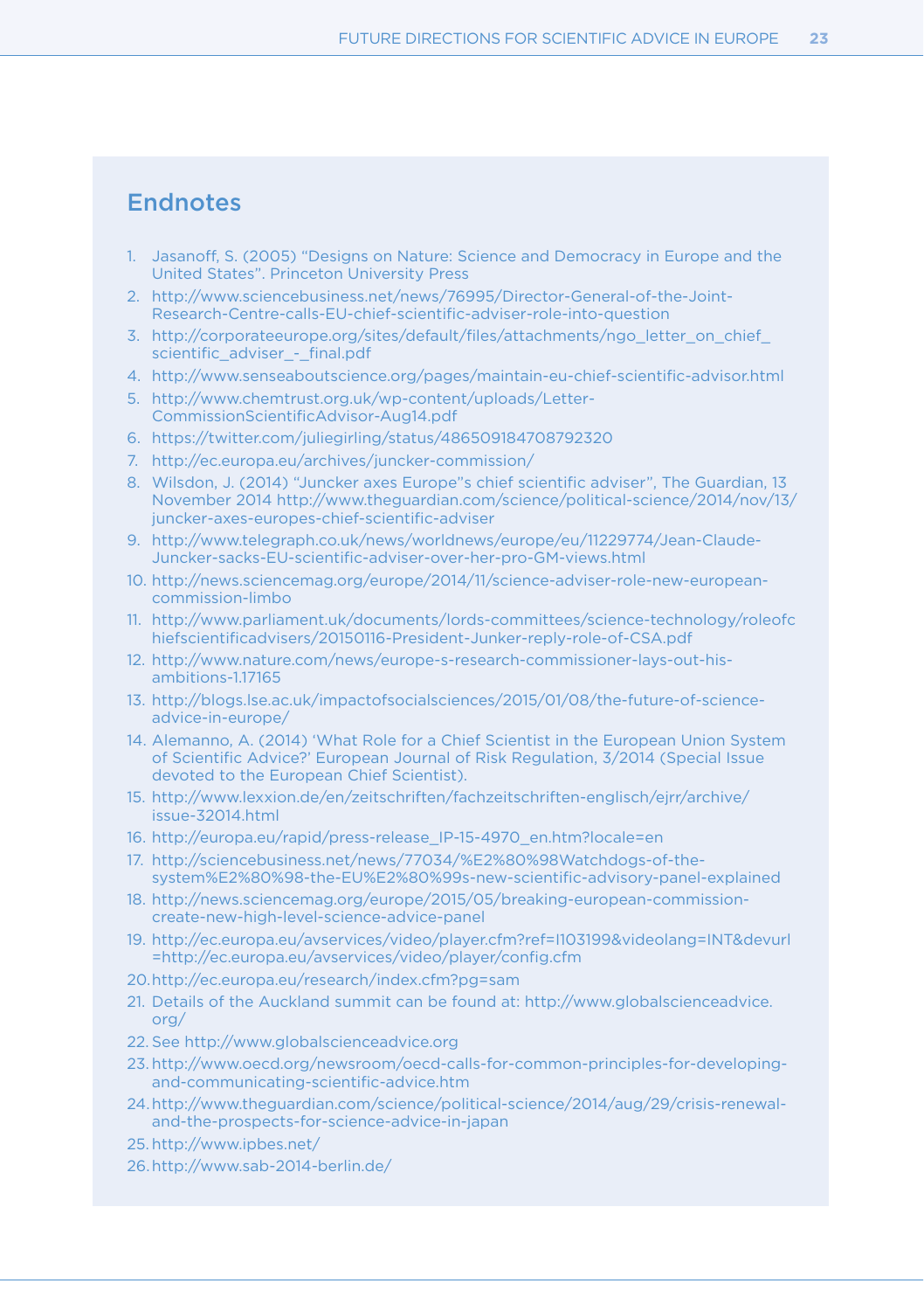## Endnotes

1. Jasanoff, S. (2005) “Designs on Nature: Science and Democracy in Europe and the United States”. Princeton University Press
2. http://www.sciencebusiness.net/news/76995/Director-General-of-the-Joint-Research-Centre-calls-EU-chief-scientific-adviser-role-into-question
3. http://corporateeurope.org/sites/default/files/attachments/ngo_letter_on_chief_scientific_adviser_-_final.pdf
4. http://www.senseaboutscience.org/pages/maintain-eu-chief-scientific-advisor.html
5. http://www.chemtrust.org.uk/wp-content/uploads/Letter-CommissionScientificAdvisor-Aug14.pdf
6. https://twitter.com/juliegirling/status/486509184708792320
7. http://ec.europa.eu/archives/juncker-commission/
8. Wilsdon, J. (2014) “Juncker axes Europe”s chief scientific adviser”, The Guardian, 13 November 2014 http://www.theguardian.com/science/political-science/2014/nov/13/juncker-axes-europes-chief-scientific-adviser
9. http://www.telegraph.co.uk/news/worldnews/europe/eu/11229774/Jean-Claude-Juncker-sacks-EU-scientific-adviser-over-her-pro-GM-views.html
10. http://news.sciencemag.org/europe/2014/11/science-adviser-role-new-european-commission-limbo
11. http://www.parliament.uk/documents/lords-committees/science-technology/roleofchiefscientificadvisers/20150116-President-Junker-reply-role-of-CSA.pdf
12. http://www.nature.com/news/europe-s-research-commissioner-lays-out-his-ambitions-1.17165
13. http://blogs.lse.ac.uk/impactofsocialsciences/2015/01/08/the-future-of-science-advice-in-europe/
14. Alemanno, A. (2014) ‘What Role for a Chief Scientist in the European Union System of Scientific Advice?’ European Journal of Risk Regulation, 3/2014 (Special Issue devoted to the European Chief Scientist).
15. http://www.lexxion.de/en/zeitschriften/fachzeitschriften-englisch/ejrr/archive/issue-32014.html
16. http://europa.eu/rapid/press-release_IP-15-4970_en.htm?locale=en
17. http://sciencebusiness.net/news/77034/%E2%80%98Watchdogs-of-the-system%E2%80%98-the-EU%E2%80%99s-new-scientific-advisory-panel-explained
18. http://news.sciencemag.org/europe/2015/05/breaking-european-commission-create-new-high-level-science-advice-panel
19. http://ec.europa.eu/avservices/video/player.cfm?ref=I103199&videolang=INT&devurl=http://ec.europa.eu/avservices/video/player/config.cfm
20. http://ec.europa.eu/research/index.cfm?pg=sam
21. Details of the Auckland summit can be found at: http://www.globalscienceadvice.org/
22. See http://www.globalscienceadvice.org
23. http://www.oecd.org/newsroom/oecd-calls-for-common-principles-for-developing-and-communicating-scientific-advice.htm
24. http://www.theguardian.com/science/political-science/2014/aug/29/crisis-renewal-and-the-prospects-for-science-advice-in-japan
25. http://www.ipbes.net/
26. http://www.sab-2014-berlin.de/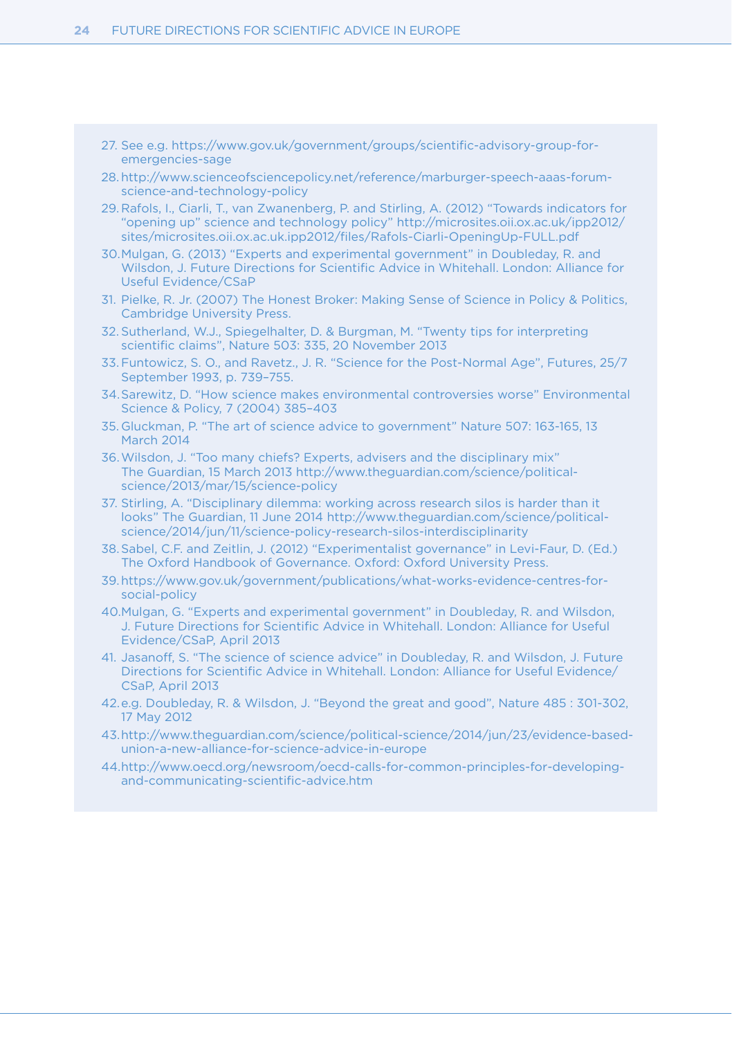27. See e.g. https://www.gov.uk/government/groups/scientific-advisory-group-for-emergencies-sage
28. http://www.scienceofsciencepolicy.net/reference/marburger-speech-aaas-forum-science-and-technology-policy
29. Rafols, I., Ciarli, T., van Zwanenberg, P. and Stirling, A. (2012) "Towards indicators for "opening up" science and technology policy" http://microsites.oii.ox.ac.uk/ipp2012/sites/microsites.oii.ox.ac.uk.ipp2012/files/Rafols-Ciarli-OpeningUp-FULL.pdf
30. Mulgan, G. (2013) "Experts and experimental government" in Doubleday, R. and Wilsdon, J. Future Directions for Scientific Advice in Whitehall. London: Alliance for Useful Evidence/CSaP
31. Pielke, R. Jr. (2007) The Honest Broker: Making Sense of Science in Policy & Politics, Cambridge University Press.
32. Sutherland, W.J., Spiegelhalter, D. & Burgman, M. "Twenty tips for interpreting scientific claims", Nature 503: 335, 20 November 2013
33. Funtowicz, S. O., and Ravetz., J. R. "Science for the Post-Normal Age", Futures, 25/7 September 1993, p. 739–755.
34. Sarewitz, D. "How science makes environmental controversies worse" Environmental Science & Policy, 7 (2004) 385–403
35. Gluckman, P. "The art of science advice to government" Nature 507: 163-165, 13 March 2014
36. Wilsdon, J. "Too many chiefs? Experts, advisers and the disciplinary mix" The Guardian, 15 March 2013 http://www.theguardian.com/science/political-science/2013/mar/15/science-policy
37. Stirling, A. "Disciplinary dilemma: working across research silos is harder than it looks" The Guardian, 11 June 2014 http://www.theguardian.com/science/political-science/2014/jun/11/science-policy-research-silos-interdisciplinarity
38. Sabel, C.F. and Zeitlin, J. (2012) "Experimentalist governance" in Levi-Faur, D. (Ed.) The Oxford Handbook of Governance. Oxford: Oxford University Press.
39. https://www.gov.uk/government/publications/what-works-evidence-centres-for-social-policy
40. Mulgan, G. "Experts and experimental government" in Doubleday, R. and Wilsdon, J. Future Directions for Scientific Advice in Whitehall. London: Alliance for Useful Evidence/CSaP, April 2013
41. Jasanoff, S. "The science of science advice" in Doubleday, R. and Wilsdon, J. Future Directions for Scientific Advice in Whitehall. London: Alliance for Useful Evidence/CSaP, April 2013
42. e.g. Doubleday, R. & Wilsdon, J. "Beyond the great and good", Nature 485 : 301-302, 17 May 2012
43. http://www.theguardian.com/science/political-science/2014/jun/23/evidence-based-union-a-new-alliance-for-science-advice-in-europe
44. http://www.oecd.org/newsroom/oecd-calls-for-common-principles-for-developing-and-communicating-scientific-advice.htm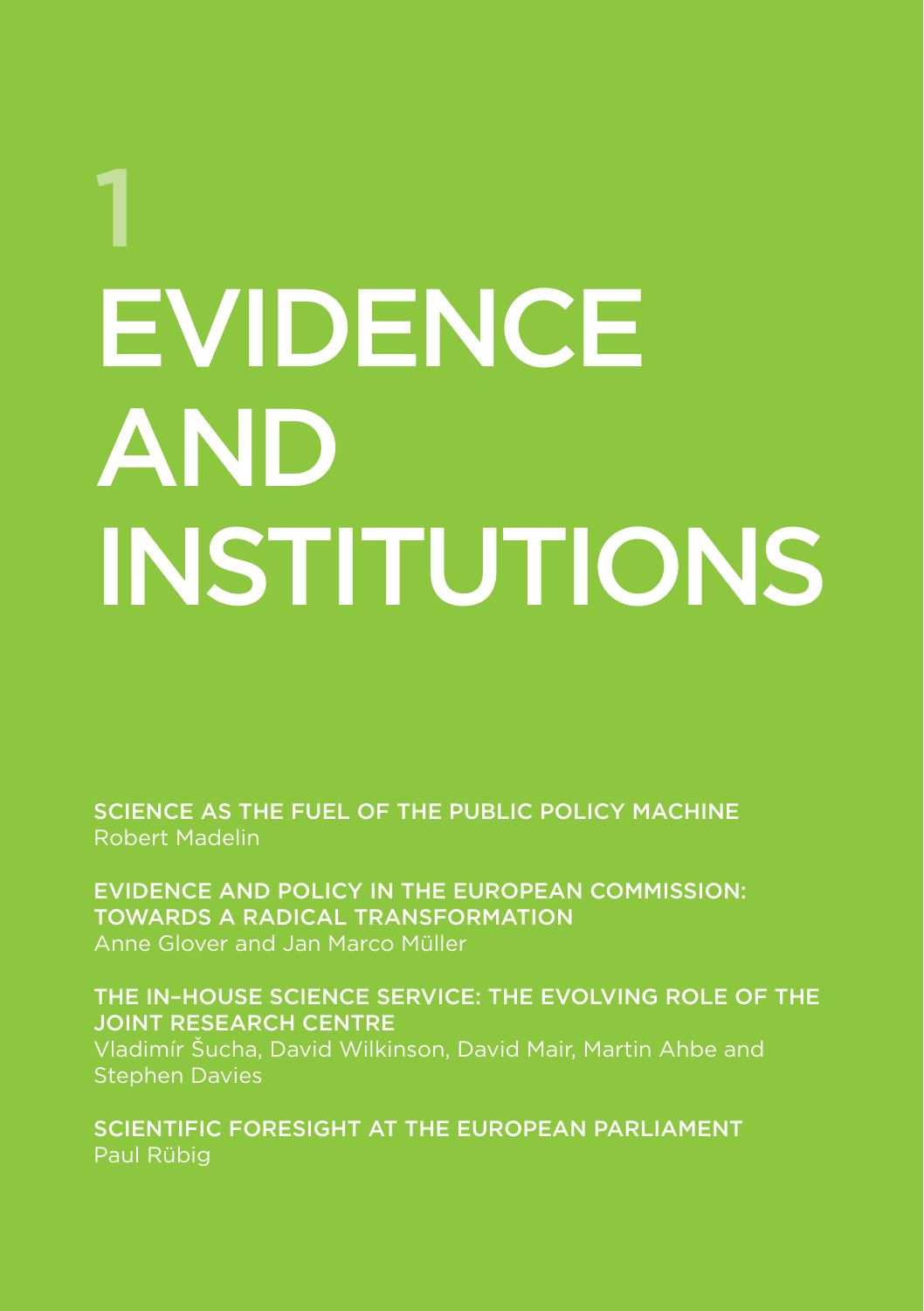# 1 EVIDENCE AND INSTITUTIONS

**SCIENCE AS THE FUEL OF THE PUBLIC POLICY MACHINE**
Robert Madelin

**EVIDENCE AND POLICY IN THE EUROPEAN COMMISSION: TOWARDS A RADICAL TRANSFORMATION**
Anne Glover and Jan Marco Müller

**THE IN-HOUSE SCIENCE SERVICE: THE EVOLVING ROLE OF THE JOINT RESEARCH CENTRE**
Vladimír Šucha, David Wilkinson, David Mair, Martin Ahbe and Stephen Davies

**SCIENTIFIC FORESIGHT AT THE EUROPEAN PARLIAMENT**
Paul Rübig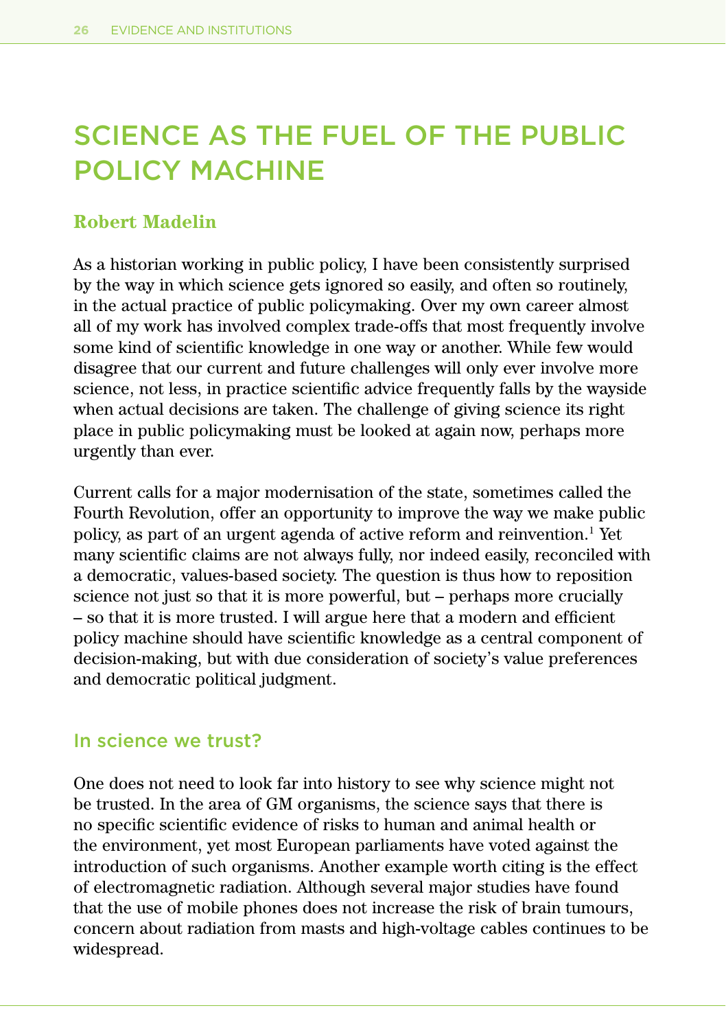# SCIENCE AS THE FUEL OF THE PUBLIC POLICY MACHINE

**Robert Madelin**

As a historian working in public policy, I have been consistently surprised by the way in which science gets ignored so easily, and often so routinely, in the actual practice of public policymaking. Over my own career almost all of my work has involved complex trade-offs that most frequently involve some kind of scientific knowledge in one way or another. While few would disagree that our current and future challenges will only ever involve more science, not less, in practice scientific advice frequently falls by the wayside when actual decisions are taken. The challenge of giving science its right place in public policymaking must be looked at again now, perhaps more urgently than ever.

Current calls for a major modernisation of the state, sometimes called the Fourth Revolution, offer an opportunity to improve the way we make public policy, as part of an urgent agenda of active reform and reinvention.[1] Yet many scientific claims are not always fully, nor indeed easily, reconciled with a democratic, values-based society. The question is thus how to reposition science not just so that it is more powerful, but – perhaps more crucially – so that it is more trusted. I will argue here that a modern and efficient policy machine should have scientific knowledge as a central component of decision-making, but with due consideration of society's value preferences and democratic political judgment.

## In science we trust?

One does not need to look far into history to see why science might not be trusted. In the area of GM organisms, the science says that there is no specific scientific evidence of risks to human and animal health or the environment, yet most European parliaments have voted against the introduction of such organisms. Another example worth citing is the effect of electromagnetic radiation. Although several major studies have found that the use of mobile phones does not increase the risk of brain tumours, concern about radiation from masts and high-voltage cables continues to be widespread.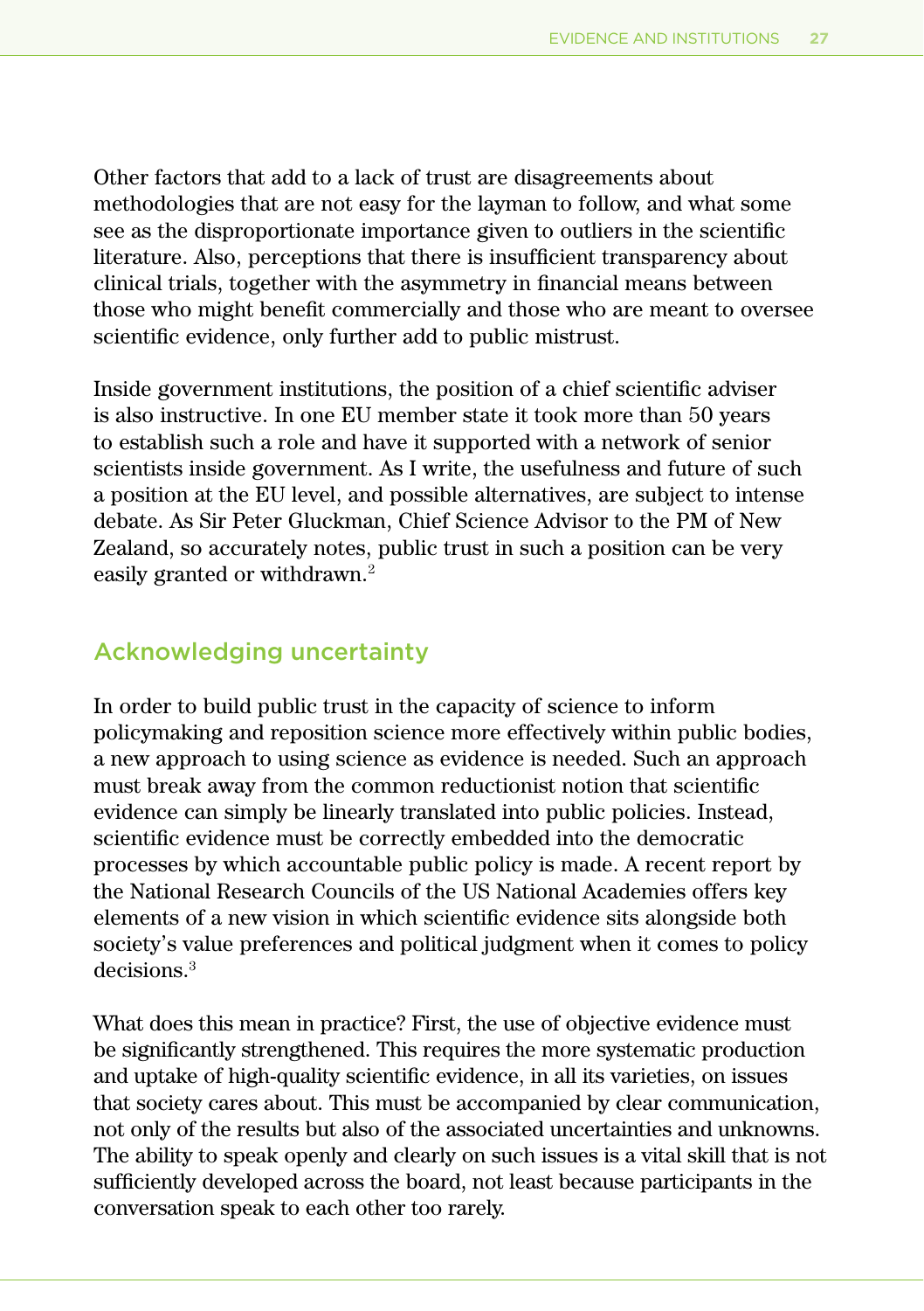Other factors that add to a lack of trust are disagreements about methodologies that are not easy for the layman to follow, and what some see as the disproportionate importance given to outliers in the scientific literature. Also, perceptions that there is insufficient transparency about clinical trials, together with the asymmetry in financial means between those who might benefit commercially and those who are meant to oversee scientific evidence, only further add to public mistrust.

Inside government institutions, the position of a chief scientific adviser is also instructive. In one EU member state it took more than 50 years to establish such a role and have it supported with a network of senior scientists inside government. As I write, the usefulness and future of such a position at the EU level, and possible alternatives, are subject to intense debate. As Sir Peter Gluckman, Chief Science Advisor to the PM of New Zealand, so accurately notes, public trust in such a position can be very easily granted or withdrawn.[2]

## Acknowledging uncertainty

In order to build public trust in the capacity of science to inform policymaking and reposition science more effectively within public bodies, a new approach to using science as evidence is needed. Such an approach must break away from the common reductionist notion that scientific evidence can simply be linearly translated into public policies. Instead, scientific evidence must be correctly embedded into the democratic processes by which accountable public policy is made. A recent report by the National Research Councils of the US National Academies offers key elements of a new vision in which scientific evidence sits alongside both society's value preferences and political judgment when it comes to policy decisions.[3]

What does this mean in practice? First, the use of objective evidence must be significantly strengthened. This requires the more systematic production and uptake of high-quality scientific evidence, in all its varieties, on issues that society cares about. This must be accompanied by clear communication, not only of the results but also of the associated uncertainties and unknowns. The ability to speak openly and clearly on such issues is a vital skill that is not sufficiently developed across the board, not least because participants in the conversation speak to each other too rarely.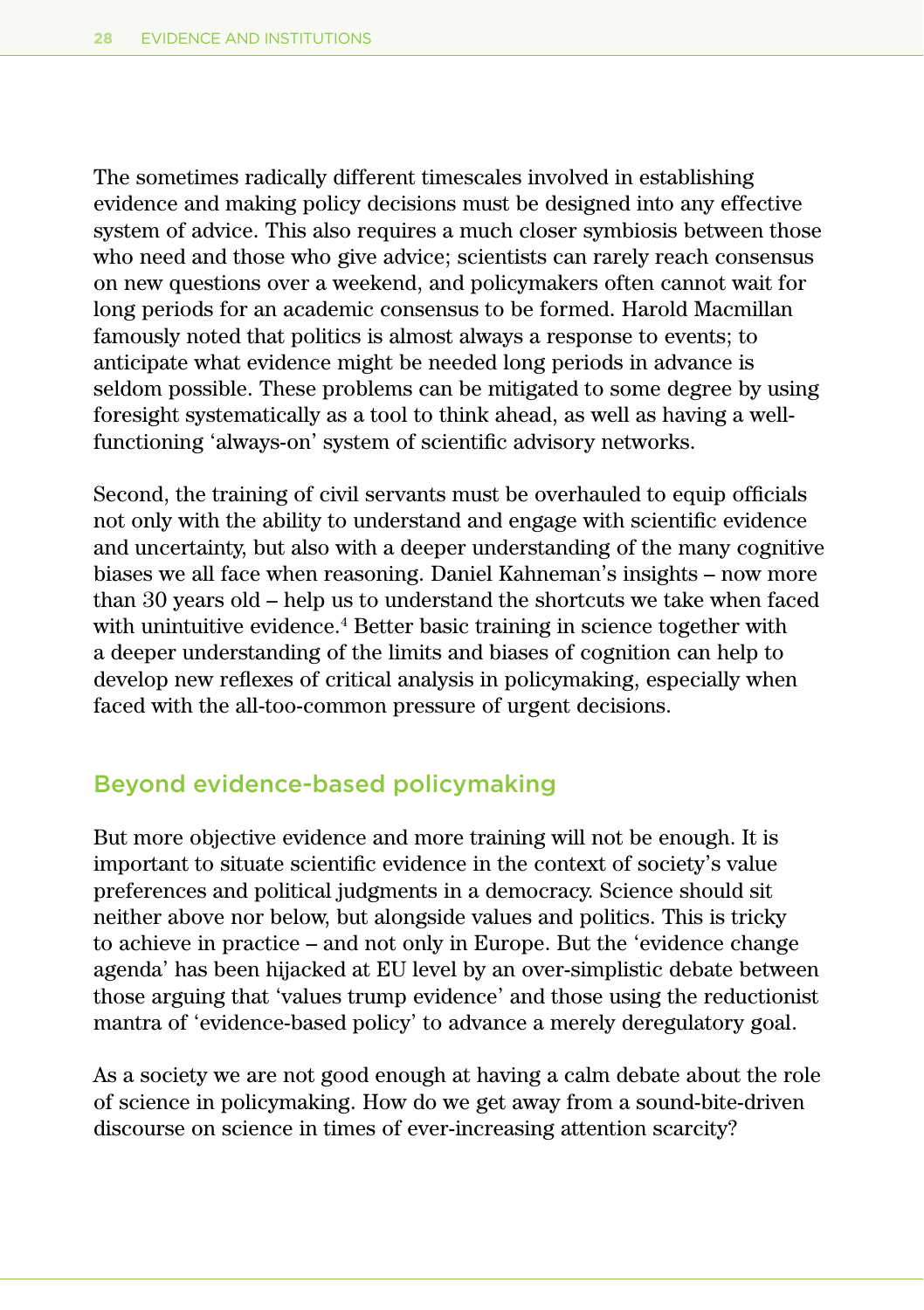The sometimes radically different timescales involved in establishing evidence and making policy decisions must be designed into any effective system of advice. This also requires a much closer symbiosis between those who need and those who give advice; scientists can rarely reach consensus on new questions over a weekend, and policymakers often cannot wait for long periods for an academic consensus to be formed. Harold Macmillan famously noted that politics is almost always a response to events; to anticipate what evidence might be needed long periods in advance is seldom possible. These problems can be mitigated to some degree by using foresight systematically as a tool to think ahead, as well as having a well-functioning 'always-on' system of scientific advisory networks.

Second, the training of civil servants must be overhauled to equip officials not only with the ability to understand and engage with scientific evidence and uncertainty, but also with a deeper understanding of the many cognitive biases we all face when reasoning. Daniel Kahneman's insights – now more than 30 years old – help us to understand the shortcuts we take when faced with unintuitive evidence.[4] Better basic training in science together with a deeper understanding of the limits and biases of cognition can help to develop new reflexes of critical analysis in policymaking, especially when faced with the all-too-common pressure of urgent decisions.

## Beyond evidence-based policymaking

But more objective evidence and more training will not be enough. It is important to situate scientific evidence in the context of society's value preferences and political judgments in a democracy. Science should sit neither above nor below, but alongside values and politics. This is tricky to achieve in practice – and not only in Europe. But the 'evidence change agenda' has been hijacked at EU level by an over-simplistic debate between those arguing that 'values trump evidence' and those using the reductionist mantra of 'evidence-based policy' to advance a merely deregulatory goal.

As a society we are not good enough at having a calm debate about the role of science in policymaking. How do we get away from a sound-bite-driven discourse on science in times of ever-increasing attention scarcity?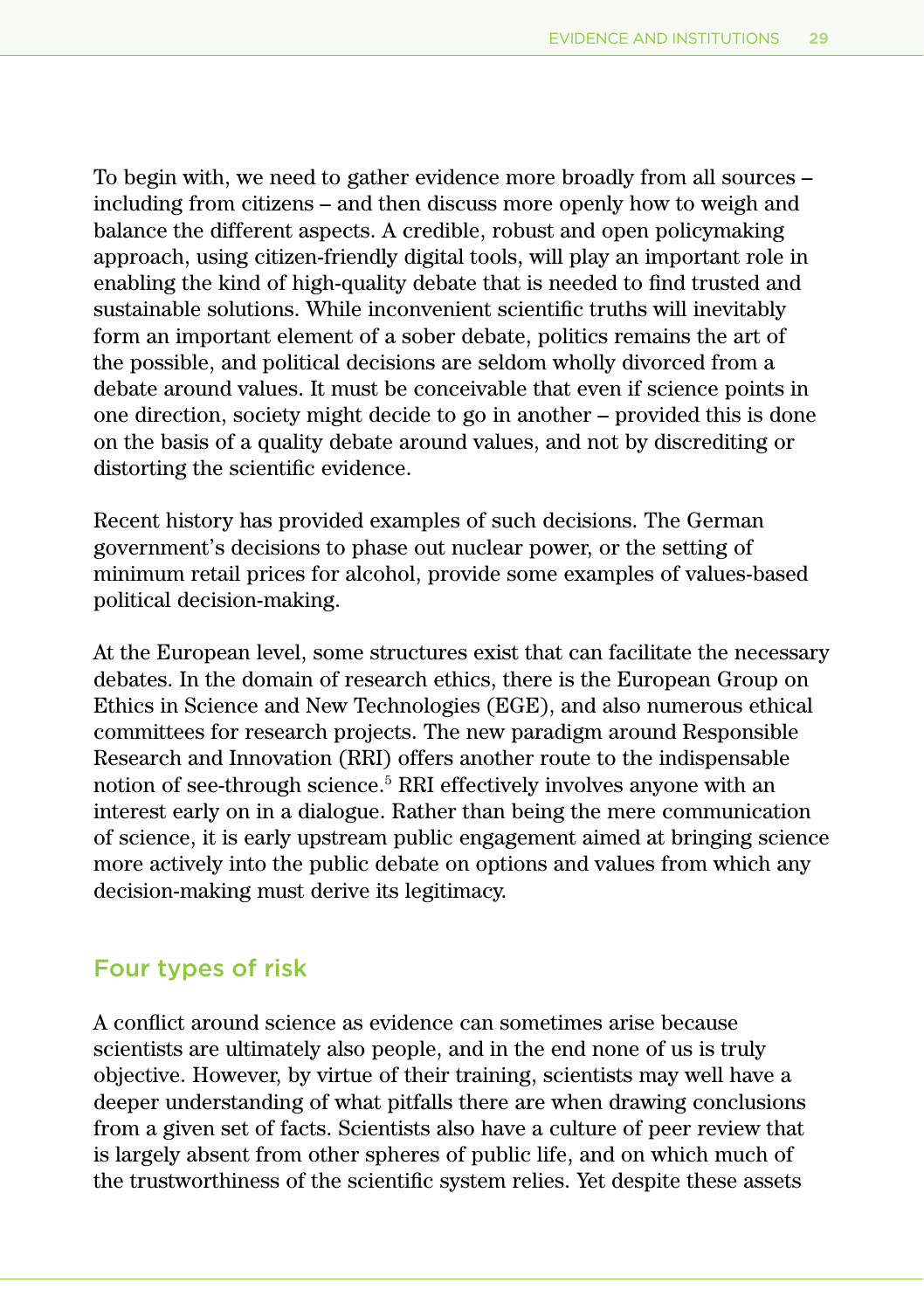To begin with, we need to gather evidence more broadly from all sources – including from citizens – and then discuss more openly how to weigh and balance the different aspects. A credible, robust and open policymaking approach, using citizen-friendly digital tools, will play an important role in enabling the kind of high-quality debate that is needed to find trusted and sustainable solutions. While inconvenient scientific truths will inevitably form an important element of a sober debate, politics remains the art of the possible, and political decisions are seldom wholly divorced from a debate around values. It must be conceivable that even if science points in one direction, society might decide to go in another – provided this is done on the basis of a quality debate around values, and not by discrediting or distorting the scientific evidence.

Recent history has provided examples of such decisions. The German government's decisions to phase out nuclear power, or the setting of minimum retail prices for alcohol, provide some examples of values-based political decision-making.

At the European level, some structures exist that can facilitate the necessary debates. In the domain of research ethics, there is the European Group on Ethics in Science and New Technologies (EGE), and also numerous ethical committees for research projects. The new paradigm around Responsible Research and Innovation (RRI) offers another route to the indispensable notion of see-through science.[5] RRI effectively involves anyone with an interest early on in a dialogue. Rather than being the mere communication of science, it is early upstream public engagement aimed at bringing science more actively into the public debate on options and values from which any decision-making must derive its legitimacy.

## Four types of risk

A conflict around science as evidence can sometimes arise because scientists are ultimately also people, and in the end none of us is truly objective. However, by virtue of their training, scientists may well have a deeper understanding of what pitfalls there are when drawing conclusions from a given set of facts. Scientists also have a culture of peer review that is largely absent from other spheres of public life, and on which much of the trustworthiness of the scientific system relies. Yet despite these assets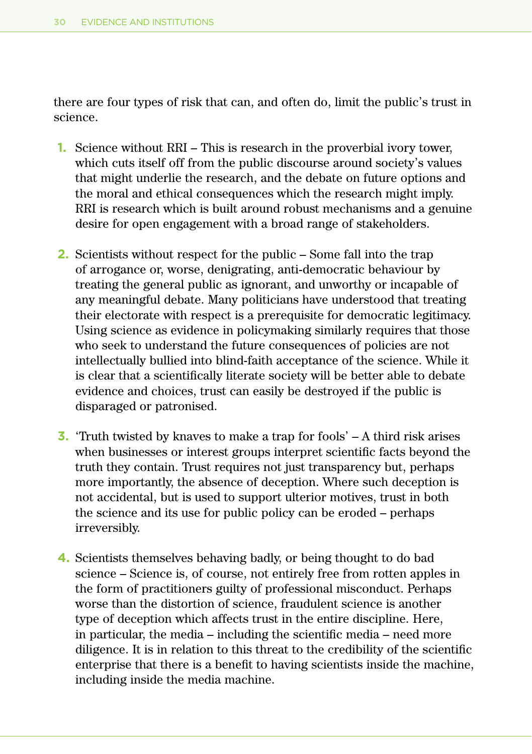there are four types of risk that can, and often do, limit the public's trust in science.

1. Science without RRI – This is research in the proverbial ivory tower, which cuts itself off from the public discourse around society's values that might underlie the research, and the debate on future options and the moral and ethical consequences which the research might imply. RRI is research which is built around robust mechanisms and a genuine desire for open engagement with a broad range of stakeholders.

2. Scientists without respect for the public – Some fall into the trap of arrogance or, worse, denigrating, anti-democratic behaviour by treating the general public as ignorant, and unworthy or incapable of any meaningful debate. Many politicians have understood that treating their electorate with respect is a prerequisite for democratic legitimacy. Using science as evidence in policymaking similarly requires that those who seek to understand the future consequences of policies are not intellectually bullied into blind-faith acceptance of the science. While it is clear that a scientifically literate society will be better able to debate evidence and choices, trust can easily be destroyed if the public is disparaged or patronised.

3. 'Truth twisted by knaves to make a trap for fools' – A third risk arises when businesses or interest groups interpret scientific facts beyond the truth they contain. Trust requires not just transparency but, perhaps more importantly, the absence of deception. Where such deception is not accidental, but is used to support ulterior motives, trust in both the science and its use for public policy can be eroded – perhaps irreversibly.

4. Scientists themselves behaving badly, or being thought to do bad science – Science is, of course, not entirely free from rotten apples in the form of practitioners guilty of professional misconduct. Perhaps worse than the distortion of science, fraudulent science is another type of deception which affects trust in the entire discipline. Here, in particular, the media – including the scientific media – need more diligence. It is in relation to this threat to the credibility of the scientific enterprise that there is a benefit to having scientists inside the machine, including inside the media machine.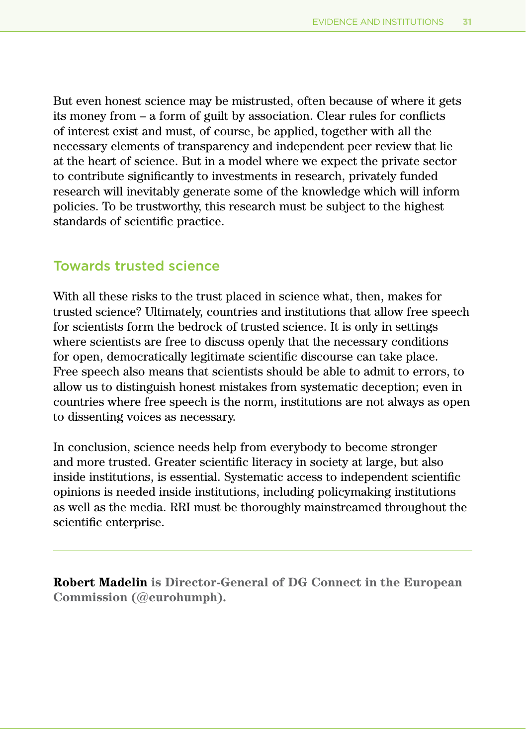But even honest science may be mistrusted, often because of where it gets its money from – a form of guilt by association. Clear rules for conflicts of interest exist and must, of course, be applied, together with all the necessary elements of transparency and independent peer review that lie at the heart of science. But in a model where we expect the private sector to contribute significantly to investments in research, privately funded research will inevitably generate some of the knowledge which will inform policies. To be trustworthy, this research must be subject to the highest standards of scientific practice.

## Towards trusted science

With all these risks to the trust placed in science what, then, makes for trusted science? Ultimately, countries and institutions that allow free speech for scientists form the bedrock of trusted science. It is only in settings where scientists are free to discuss openly that the necessary conditions for open, democratically legitimate scientific discourse can take place. Free speech also means that scientists should be able to admit to errors, to allow us to distinguish honest mistakes from systematic deception; even in countries where free speech is the norm, institutions are not always as open to dissenting voices as necessary.

In conclusion, science needs help from everybody to become stronger and more trusted. Greater scientific literacy in society at large, but also inside institutions, is essential. Systematic access to independent scientific opinions is needed inside institutions, including policymaking institutions as well as the media. RRI must be thoroughly mainstreamed throughout the scientific enterprise.

---

**Robert Madelin is Director-General of DG Connect in the European Commission (@eurohumph).**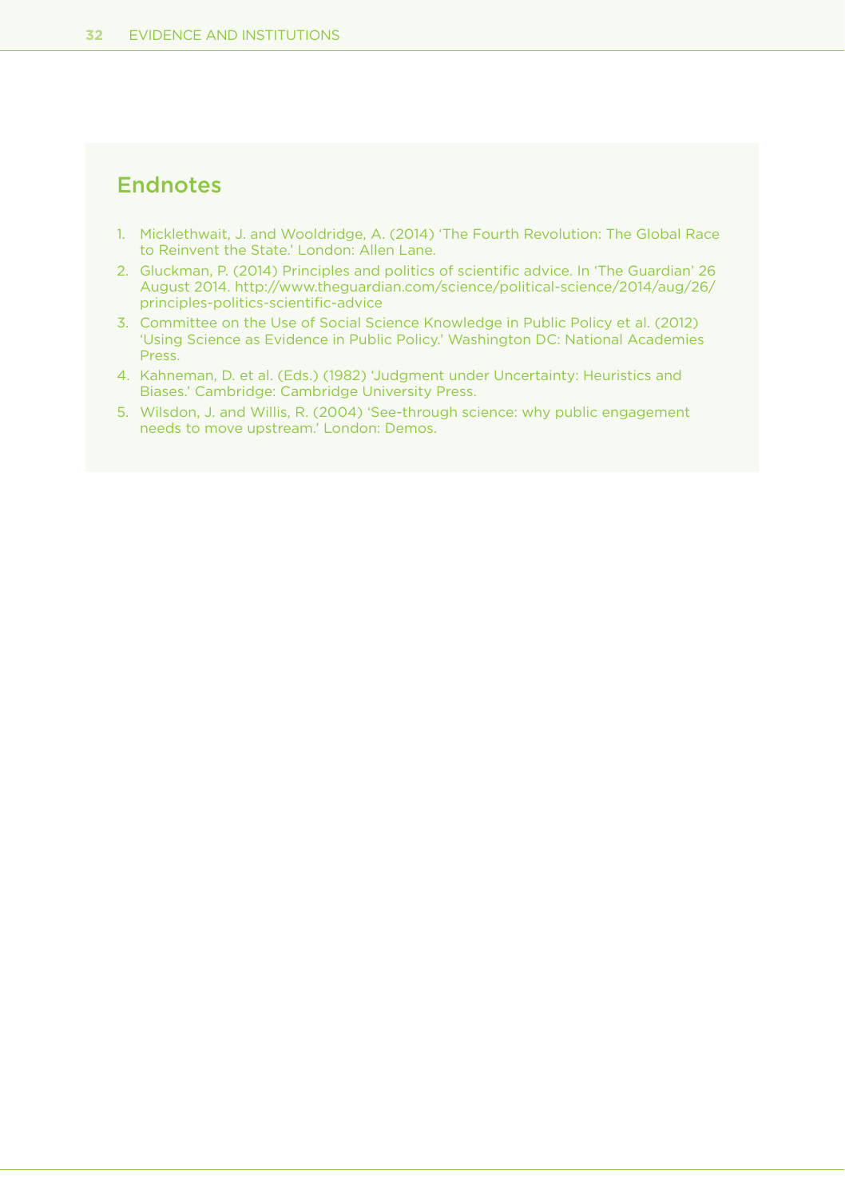## Endnotes

1. Micklethwait, J. and Wooldridge, A. (2014) 'The Fourth Revolution: The Global Race to Reinvent the State.' London: Allen Lane.
2. Gluckman, P. (2014) Principles and politics of scientific advice. In 'The Guardian' 26 August 2014. http://www.theguardian.com/science/political-science/2014/aug/26/principles-politics-scientific-advice
3. Committee on the Use of Social Science Knowledge in Public Policy et al. (2012) 'Using Science as Evidence in Public Policy.' Washington DC: National Academies Press.
4. Kahneman, D. et al. (Eds.) (1982) 'Judgment under Uncertainty: Heuristics and Biases.' Cambridge: Cambridge University Press.
5. Wilsdon, J. and Willis, R. (2004) 'See-through science: why public engagement needs to move upstream.' London: Demos.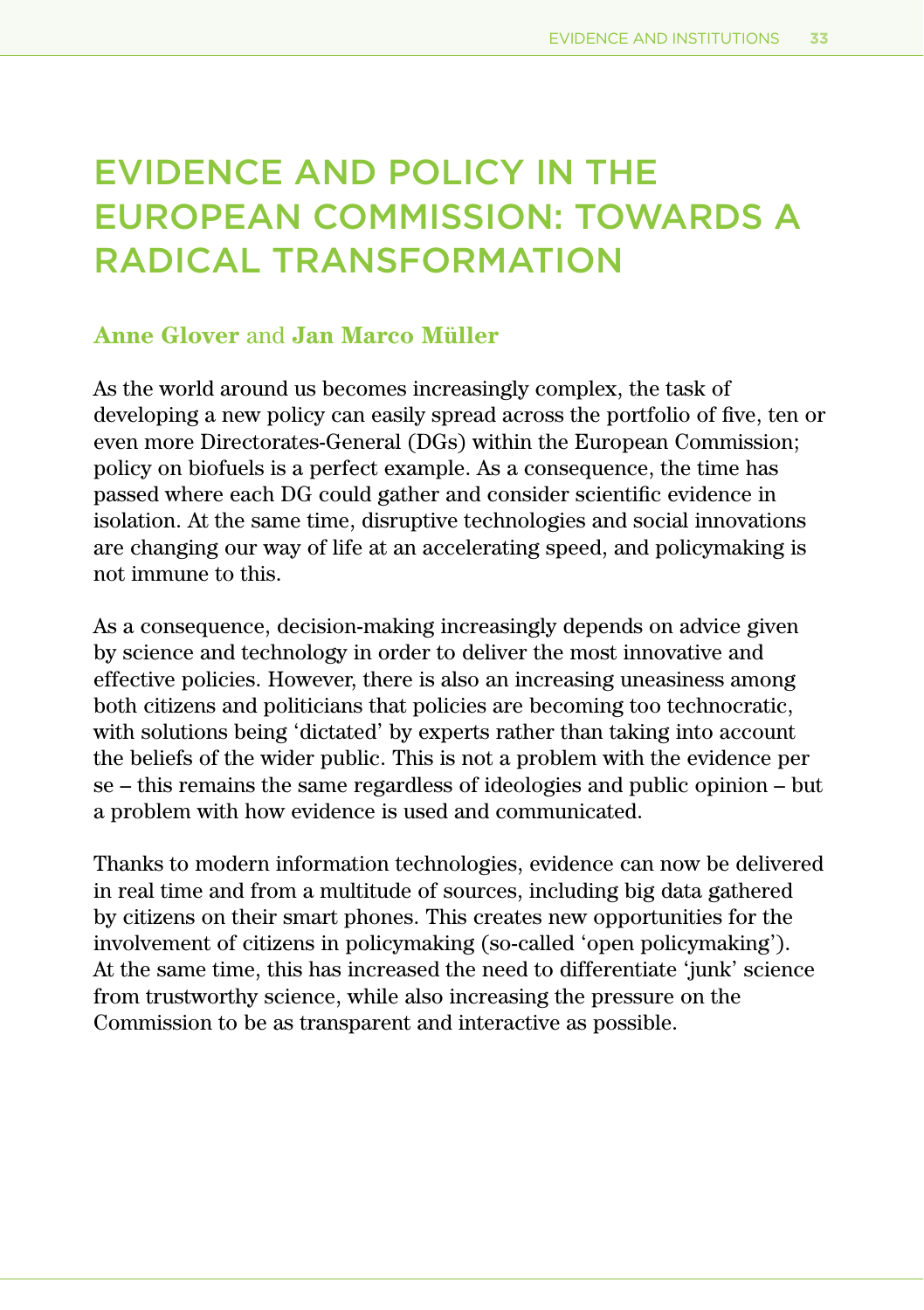# EVIDENCE AND POLICY IN THE EUROPEAN COMMISSION: TOWARDS A RADICAL TRANSFORMATION

**Anne Glover** and **Jan Marco Müller**

As the world around us becomes increasingly complex, the task of developing a new policy can easily spread across the portfolio of five, ten or even more Directorates-General (DGs) within the European Commission; policy on biofuels is a perfect example. As a consequence, the time has passed where each DG could gather and consider scientific evidence in isolation. At the same time, disruptive technologies and social innovations are changing our way of life at an accelerating speed, and policymaking is not immune to this.

As a consequence, decision-making increasingly depends on advice given by science and technology in order to deliver the most innovative and effective policies. However, there is also an increasing uneasiness among both citizens and politicians that policies are becoming too technocratic, with solutions being 'dictated' by experts rather than taking into account the beliefs of the wider public. This is not a problem with the evidence per se – this remains the same regardless of ideologies and public opinion – but a problem with how evidence is used and communicated.

Thanks to modern information technologies, evidence can now be delivered in real time and from a multitude of sources, including big data gathered by citizens on their smart phones. This creates new opportunities for the involvement of citizens in policymaking (so-called 'open policymaking'). At the same time, this has increased the need to differentiate 'junk' science from trustworthy science, while also increasing the pressure on the Commission to be as transparent and interactive as possible.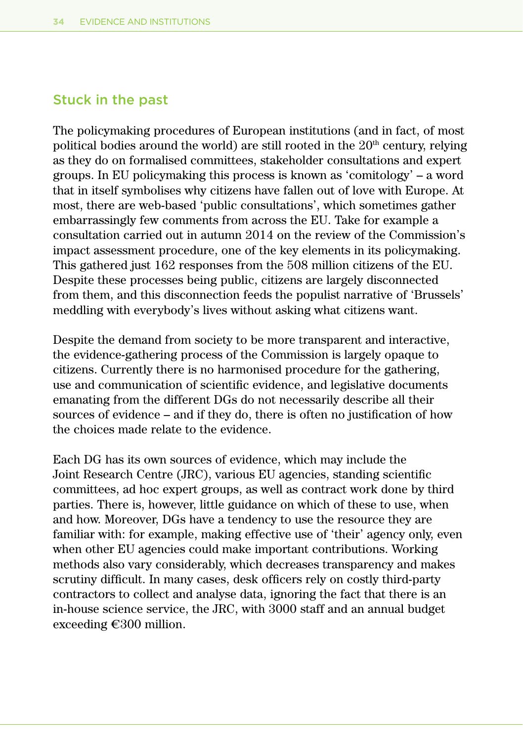## Stuck in the past

The policymaking procedures of European institutions (and in fact, of most political bodies around the world) are still rooted in the 20th century, relying as they do on formalised committees, stakeholder consultations and expert groups. In EU policymaking this process is known as 'comitology' – a word that in itself symbolises why citizens have fallen out of love with Europe. At most, there are web-based 'public consultations', which sometimes gather embarrassingly few comments from across the EU. Take for example a consultation carried out in autumn 2014 on the review of the Commission's impact assessment procedure, one of the key elements in its policymaking. This gathered just 162 responses from the 508 million citizens of the EU. Despite these processes being public, citizens are largely disconnected from them, and this disconnection feeds the populist narrative of 'Brussels' meddling with everybody's lives without asking what citizens want.

Despite the demand from society to be more transparent and interactive, the evidence-gathering process of the Commission is largely opaque to citizens. Currently there is no harmonised procedure for the gathering, use and communication of scientific evidence, and legislative documents emanating from the different DGs do not necessarily describe all their sources of evidence – and if they do, there is often no justification of how the choices made relate to the evidence.

Each DG has its own sources of evidence, which may include the Joint Research Centre (JRC), various EU agencies, standing scientific committees, ad hoc expert groups, as well as contract work done by third parties. There is, however, little guidance on which of these to use, when and how. Moreover, DGs have a tendency to use the resource they are familiar with: for example, making effective use of 'their' agency only, even when other EU agencies could make important contributions. Working methods also vary considerably, which decreases transparency and makes scrutiny difficult. In many cases, desk officers rely on costly third-party contractors to collect and analyse data, ignoring the fact that there is an in-house science service, the JRC, with 3000 staff and an annual budget exceeding €300 million.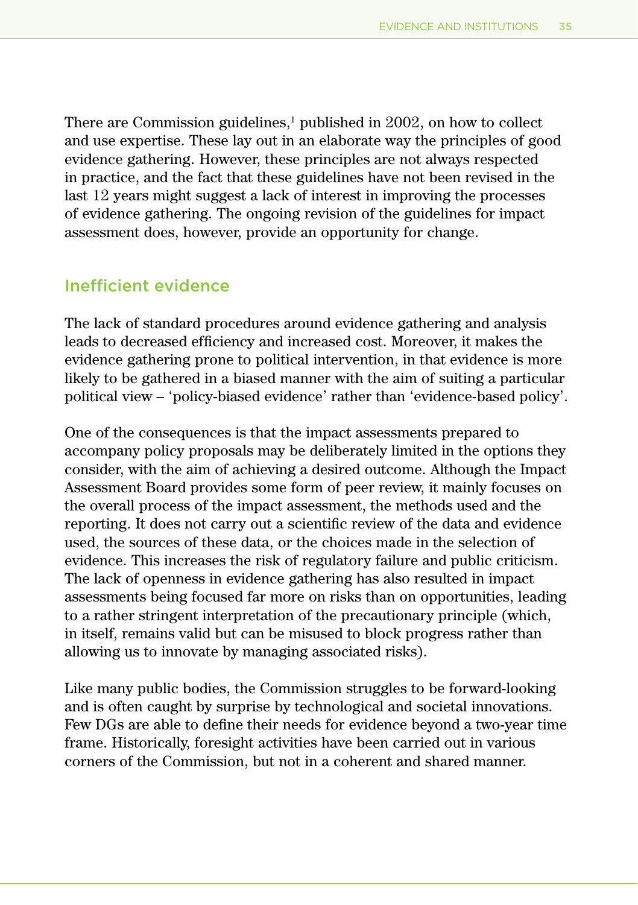There are Commission guidelines,[1] published in 2002, on how to collect and use expertise. These lay out in an elaborate way the principles of good evidence gathering. However, these principles are not always respected in practice, and the fact that these guidelines have not been revised in the last 12 years might suggest a lack of interest in improving the processes of evidence gathering. The ongoing revision of the guidelines for impact assessment does, however, provide an opportunity for change.

## Inefficient evidence

The lack of standard procedures around evidence gathering and analysis leads to decreased efficiency and increased cost. Moreover, it makes the evidence gathering prone to political intervention, in that evidence is more likely to be gathered in a biased manner with the aim of suiting a particular political view – 'policy-biased evidence' rather than 'evidence-based policy'.

One of the consequences is that the impact assessments prepared to accompany policy proposals may be deliberately limited in the options they consider, with the aim of achieving a desired outcome. Although the Impact Assessment Board provides some form of peer review, it mainly focuses on the overall process of the impact assessment, the methods used and the reporting. It does not carry out a scientific review of the data and evidence used, the sources of these data, or the choices made in the selection of evidence. This increases the risk of regulatory failure and public criticism. The lack of openness in evidence gathering has also resulted in impact assessments being focused far more on risks than on opportunities, leading to a rather stringent interpretation of the precautionary principle (which, in itself, remains valid but can be misused to block progress rather than allowing us to innovate by managing associated risks).

Like many public bodies, the Commission struggles to be forward-looking and is often caught by surprise by technological and societal innovations. Few DGs are able to define their needs for evidence beyond a two-year time frame. Historically, foresight activities have been carried out in various corners of the Commission, but not in a coherent and shared manner.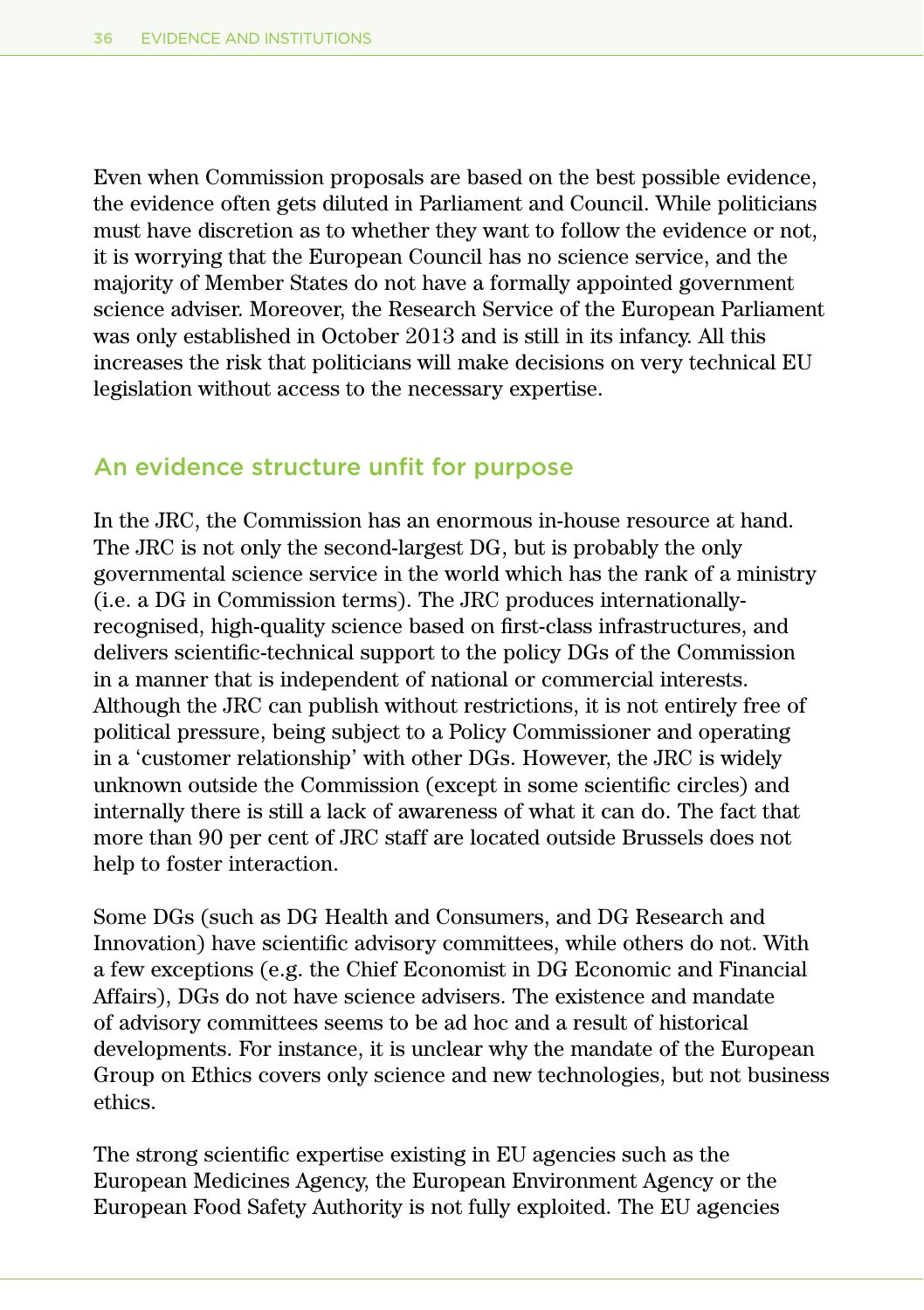Even when Commission proposals are based on the best possible evidence, the evidence often gets diluted in Parliament and Council. While politicians must have discretion as to whether they want to follow the evidence or not, it is worrying that the European Council has no science service, and the majority of Member States do not have a formally appointed government science adviser. Moreover, the Research Service of the European Parliament was only established in October 2013 and is still in its infancy. All this increases the risk that politicians will make decisions on very technical EU legislation without access to the necessary expertise.

## An evidence structure unfit for purpose

In the JRC, the Commission has an enormous in-house resource at hand. The JRC is not only the second-largest DG, but is probably the only governmental science service in the world which has the rank of a ministry (i.e. a DG in Commission terms). The JRC produces internationally-recognised, high-quality science based on first-class infrastructures, and delivers scientific-technical support to the policy DGs of the Commission in a manner that is independent of national or commercial interests. Although the JRC can publish without restrictions, it is not entirely free of political pressure, being subject to a Policy Commissioner and operating in a 'customer relationship' with other DGs. However, the JRC is widely unknown outside the Commission (except in some scientific circles) and internally there is still a lack of awareness of what it can do. The fact that more than 90 per cent of JRC staff are located outside Brussels does not help to foster interaction.

Some DGs (such as DG Health and Consumers, and DG Research and Innovation) have scientific advisory committees, while others do not. With a few exceptions (e.g. the Chief Economist in DG Economic and Financial Affairs), DGs do not have science advisers. The existence and mandate of advisory committees seems to be ad hoc and a result of historical developments. For instance, it is unclear why the mandate of the European Group on Ethics covers only science and new technologies, but not business ethics.

The strong scientific expertise existing in EU agencies such as the European Medicines Agency, the European Environment Agency or the European Food Safety Authority is not fully exploited. The EU agencies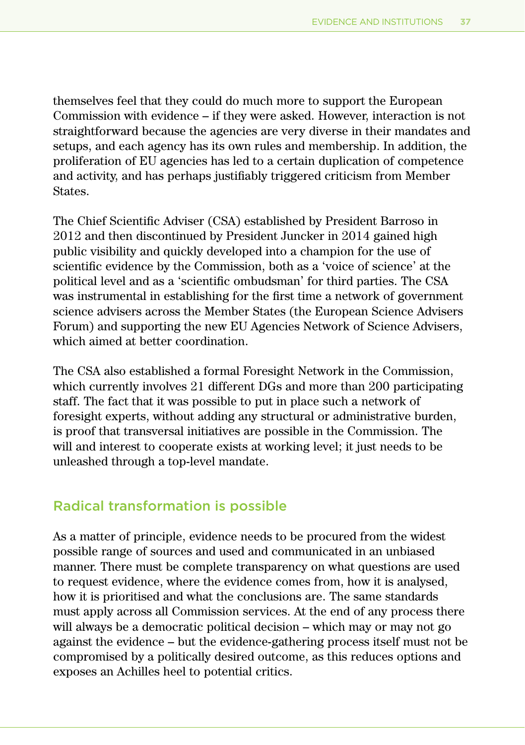themselves feel that they could do much more to support the European Commission with evidence – if they were asked. However, interaction is not straightforward because the agencies are very diverse in their mandates and setups, and each agency has its own rules and membership. In addition, the proliferation of EU agencies has led to a certain duplication of competence and activity, and has perhaps justifiably triggered criticism from Member States.

The Chief Scientific Adviser (CSA) established by President Barroso in 2012 and then discontinued by President Juncker in 2014 gained high public visibility and quickly developed into a champion for the use of scientific evidence by the Commission, both as a 'voice of science' at the political level and as a 'scientific ombudsman' for third parties. The CSA was instrumental in establishing for the first time a network of government science advisers across the Member States (the European Science Advisers Forum) and supporting the new EU Agencies Network of Science Advisers, which aimed at better coordination.

The CSA also established a formal Foresight Network in the Commission, which currently involves 21 different DGs and more than 200 participating staff. The fact that it was possible to put in place such a network of foresight experts, without adding any structural or administrative burden, is proof that transversal initiatives are possible in the Commission. The will and interest to cooperate exists at working level; it just needs to be unleashed through a top-level mandate.

## Radical transformation is possible

As a matter of principle, evidence needs to be procured from the widest possible range of sources and used and communicated in an unbiased manner. There must be complete transparency on what questions are used to request evidence, where the evidence comes from, how it is analysed, how it is prioritised and what the conclusions are. The same standards must apply across all Commission services. At the end of any process there will always be a democratic political decision – which may or may not go against the evidence – but the evidence-gathering process itself must not be compromised by a politically desired outcome, as this reduces options and exposes an Achilles heel to potential critics.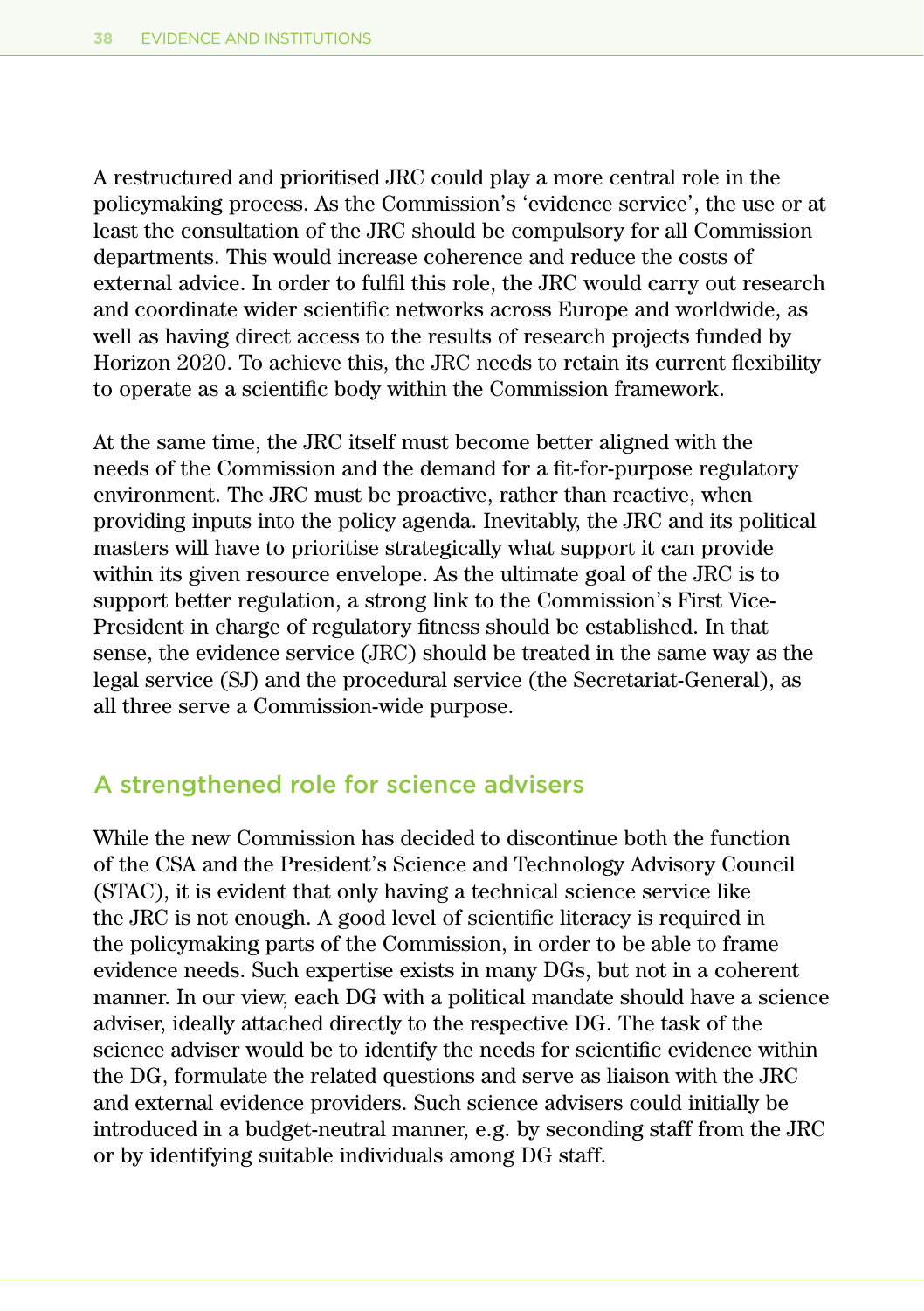A restructured and prioritised JRC could play a more central role in the policymaking process. As the Commission's 'evidence service', the use or at least the consultation of the JRC should be compulsory for all Commission departments. This would increase coherence and reduce the costs of external advice. In order to fulfil this role, the JRC would carry out research and coordinate wider scientific networks across Europe and worldwide, as well as having direct access to the results of research projects funded by Horizon 2020. To achieve this, the JRC needs to retain its current flexibility to operate as a scientific body within the Commission framework.

At the same time, the JRC itself must become better aligned with the needs of the Commission and the demand for a fit-for-purpose regulatory environment. The JRC must be proactive, rather than reactive, when providing inputs into the policy agenda. Inevitably, the JRC and its political masters will have to prioritise strategically what support it can provide within its given resource envelope. As the ultimate goal of the JRC is to support better regulation, a strong link to the Commission's First Vice-President in charge of regulatory fitness should be established. In that sense, the evidence service (JRC) should be treated in the same way as the legal service (SJ) and the procedural service (the Secretariat-General), as all three serve a Commission-wide purpose.

## A strengthened role for science advisers

While the new Commission has decided to discontinue both the function of the CSA and the President's Science and Technology Advisory Council (STAC), it is evident that only having a technical science service like the JRC is not enough. A good level of scientific literacy is required in the policymaking parts of the Commission, in order to be able to frame evidence needs. Such expertise exists in many DGs, but not in a coherent manner. In our view, each DG with a political mandate should have a science adviser, ideally attached directly to the respective DG. The task of the science adviser would be to identify the needs for scientific evidence within the DG, formulate the related questions and serve as liaison with the JRC and external evidence providers. Such science advisers could initially be introduced in a budget-neutral manner, e.g. by seconding staff from the JRC or by identifying suitable individuals among DG staff.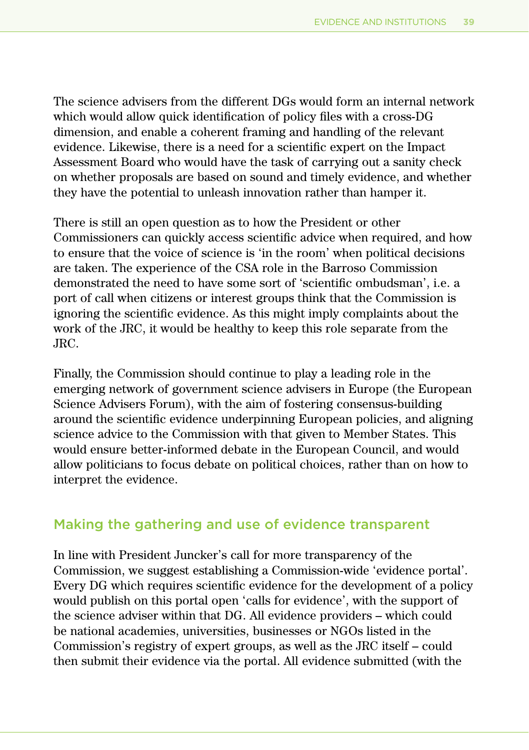The science advisers from the different DGs would form an internal network which would allow quick identification of policy files with a cross-DG dimension, and enable a coherent framing and handling of the relevant evidence. Likewise, there is a need for a scientific expert on the Impact Assessment Board who would have the task of carrying out a sanity check on whether proposals are based on sound and timely evidence, and whether they have the potential to unleash innovation rather than hamper it.

There is still an open question as to how the President or other Commissioners can quickly access scientific advice when required, and how to ensure that the voice of science is 'in the room' when political decisions are taken. The experience of the CSA role in the Barroso Commission demonstrated the need to have some sort of 'scientific ombudsman', i.e. a port of call when citizens or interest groups think that the Commission is ignoring the scientific evidence. As this might imply complaints about the work of the JRC, it would be healthy to keep this role separate from the JRC.

Finally, the Commission should continue to play a leading role in the emerging network of government science advisers in Europe (the European Science Advisers Forum), with the aim of fostering consensus-building around the scientific evidence underpinning European policies, and aligning science advice to the Commission with that given to Member States. This would ensure better-informed debate in the European Council, and would allow politicians to focus debate on political choices, rather than on how to interpret the evidence.

## Making the gathering and use of evidence transparent

In line with President Juncker's call for more transparency of the Commission, we suggest establishing a Commission-wide 'evidence portal'. Every DG which requires scientific evidence for the development of a policy would publish on this portal open 'calls for evidence', with the support of the science adviser within that DG. All evidence providers – which could be national academies, universities, businesses or NGOs listed in the Commission's registry of expert groups, as well as the JRC itself – could then submit their evidence via the portal. All evidence submitted (with the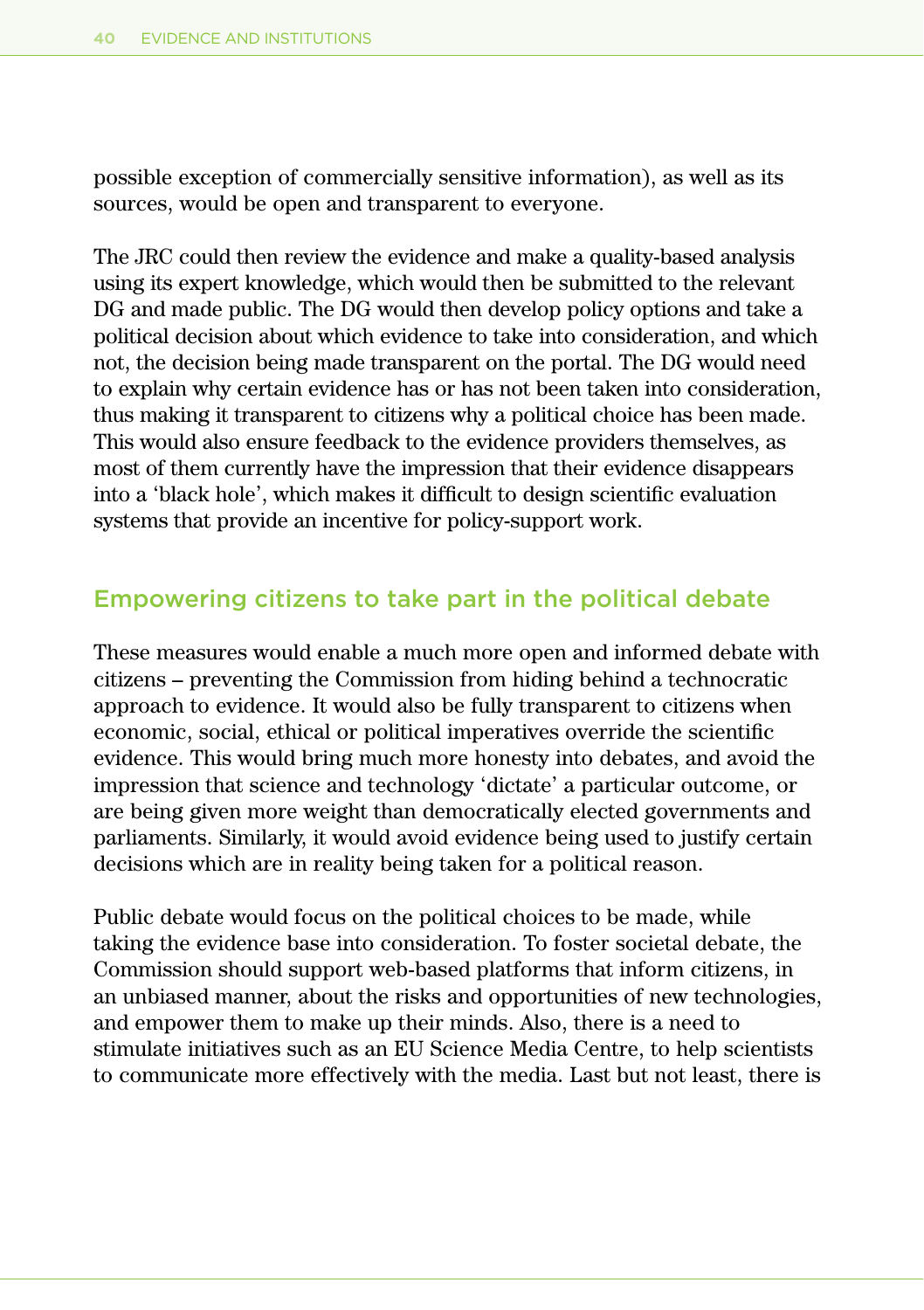possible exception of commercially sensitive information), as well as its sources, would be open and transparent to everyone.

The JRC could then review the evidence and make a quality-based analysis using its expert knowledge, which would then be submitted to the relevant DG and made public. The DG would then develop policy options and take a political decision about which evidence to take into consideration, and which not, the decision being made transparent on the portal. The DG would need to explain why certain evidence has or has not been taken into consideration, thus making it transparent to citizens why a political choice has been made. This would also ensure feedback to the evidence providers themselves, as most of them currently have the impression that their evidence disappears into a 'black hole', which makes it difficult to design scientific evaluation systems that provide an incentive for policy-support work.

## Empowering citizens to take part in the political debate

These measures would enable a much more open and informed debate with citizens – preventing the Commission from hiding behind a technocratic approach to evidence. It would also be fully transparent to citizens when economic, social, ethical or political imperatives override the scientific evidence. This would bring much more honesty into debates, and avoid the impression that science and technology 'dictate' a particular outcome, or are being given more weight than democratically elected governments and parliaments. Similarly, it would avoid evidence being used to justify certain decisions which are in reality being taken for a political reason.

Public debate would focus on the political choices to be made, while taking the evidence base into consideration. To foster societal debate, the Commission should support web-based platforms that inform citizens, in an unbiased manner, about the risks and opportunities of new technologies, and empower them to make up their minds. Also, there is a need to stimulate initiatives such as an EU Science Media Centre, to help scientists to communicate more effectively with the media. Last but not least, there is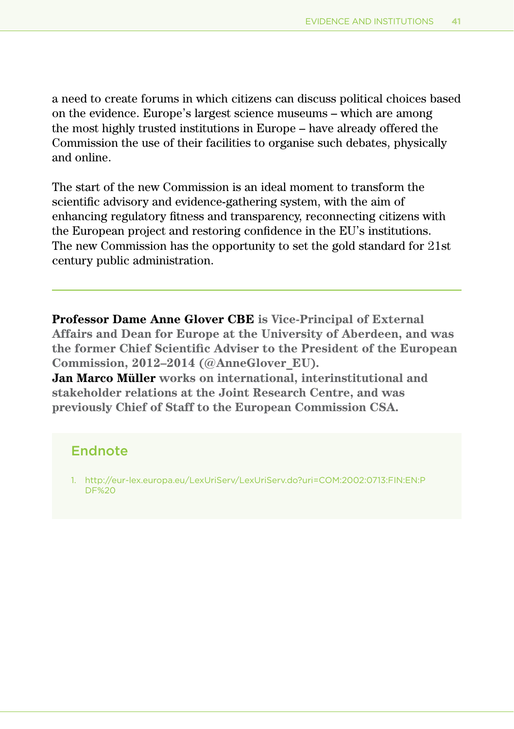a need to create forums in which citizens can discuss political choices based on the evidence. Europe's largest science museums – which are among the most highly trusted institutions in Europe – have already offered the Commission the use of their facilities to organise such debates, physically and online.

The start of the new Commission is an ideal moment to transform the scientific advisory and evidence-gathering system, with the aim of enhancing regulatory fitness and transparency, reconnecting citizens with the European project and restoring confidence in the EU's institutions. The new Commission has the opportunity to set the gold standard for 21st century public administration.

---

**Professor Dame Anne Glover CBE** **is Vice-Principal of External Affairs and Dean for Europe at the University of Aberdeen, and was the former Chief Scientific Adviser to the President of the European Commission, 2012–2014 (@AnneGlover_EU).**
**Jan Marco Müller** **works on international, interinstitutional and stakeholder relations at the Joint Research Centre, and was previously Chief of Staff to the European Commission CSA.**

## Endnote

1. http://eur-lex.europa.eu/LexUriServ/LexUriServ.do?uri=COM:2002:0713:FIN:EN:PDF%20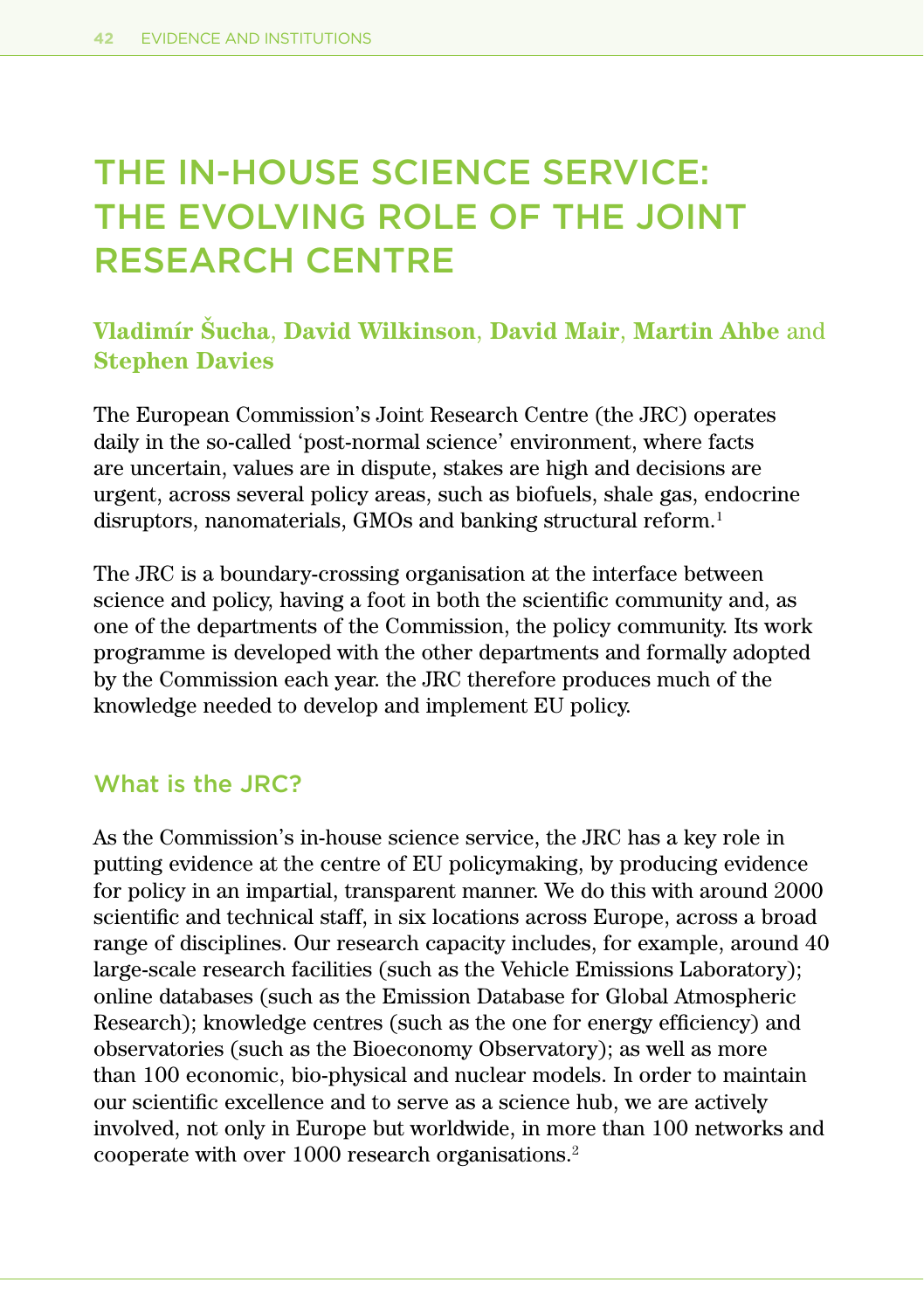# THE IN-HOUSE SCIENCE SERVICE: THE EVOLVING ROLE OF THE JOINT RESEARCH CENTRE

**Vladimír Šucha**, **David Wilkinson**, **David Mair**, **Martin Ahbe** and **Stephen Davies**

The European Commission's Joint Research Centre (the JRC) operates daily in the so-called 'post-normal science' environment, where facts are uncertain, values are in dispute, stakes are high and decisions are urgent, across several policy areas, such as biofuels, shale gas, endocrine disruptors, nanomaterials, GMOs and banking structural reform.[1]

The JRC is a boundary-crossing organisation at the interface between science and policy, having a foot in both the scientific community and, as one of the departments of the Commission, the policy community. Its work programme is developed with the other departments and formally adopted by the Commission each year. the JRC therefore produces much of the knowledge needed to develop and implement EU policy.

## What is the JRC?

As the Commission's in-house science service, the JRC has a key role in putting evidence at the centre of EU policymaking, by producing evidence for policy in an impartial, transparent manner. We do this with around 2000 scientific and technical staff, in six locations across Europe, across a broad range of disciplines. Our research capacity includes, for example, around 40 large-scale research facilities (such as the Vehicle Emissions Laboratory); online databases (such as the Emission Database for Global Atmospheric Research); knowledge centres (such as the one for energy efficiency) and observatories (such as the Bioeconomy Observatory); as well as more than 100 economic, bio-physical and nuclear models. In order to maintain our scientific excellence and to serve as a science hub, we are actively involved, not only in Europe but worldwide, in more than 100 networks and cooperate with over 1000 research organisations.[2]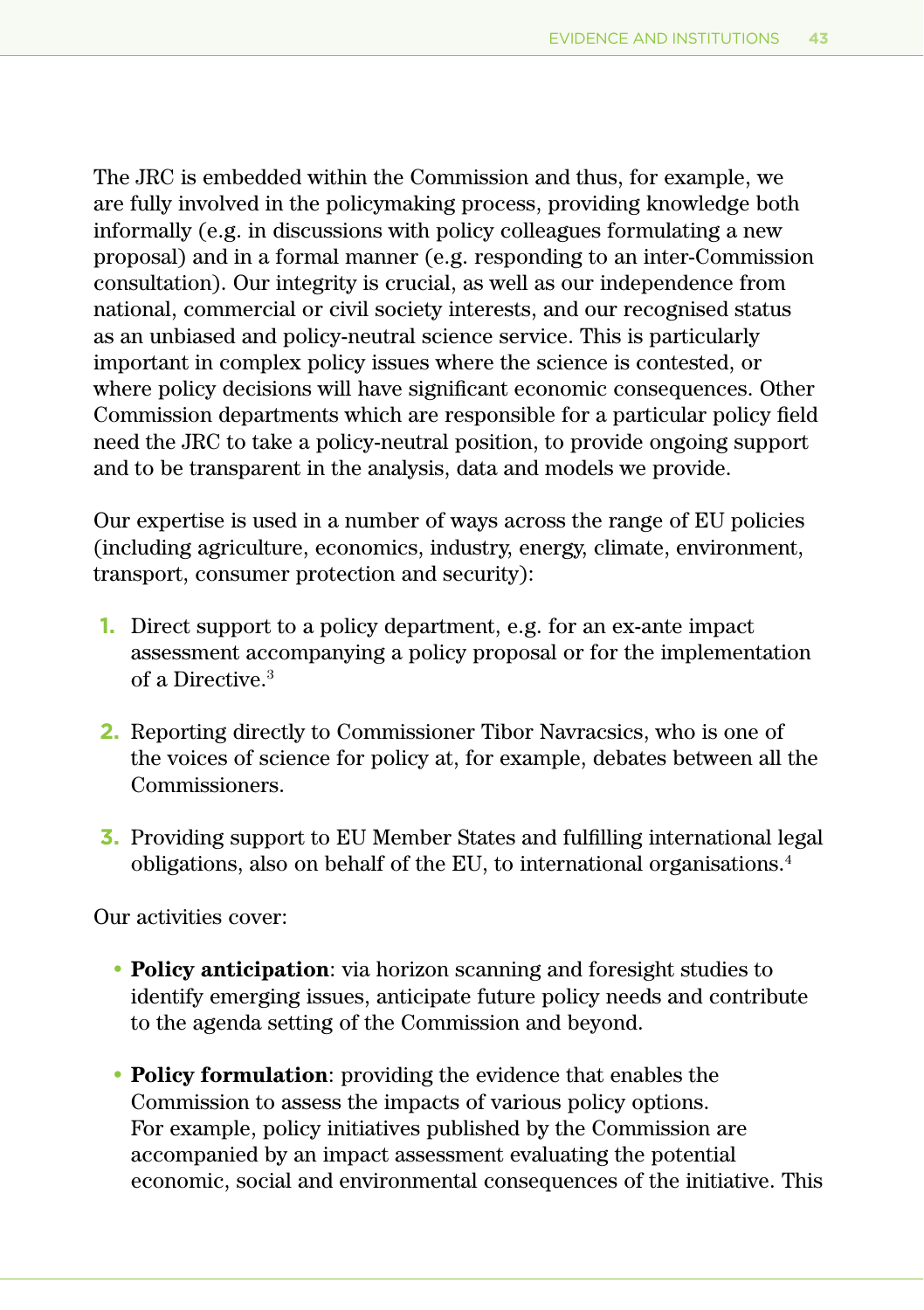The JRC is embedded within the Commission and thus, for example, we are fully involved in the policymaking process, providing knowledge both informally (e.g. in discussions with policy colleagues formulating a new proposal) and in a formal manner (e.g. responding to an inter-Commission consultation). Our integrity is crucial, as well as our independence from national, commercial or civil society interests, and our recognised status as an unbiased and policy-neutral science service. This is particularly important in complex policy issues where the science is contested, or where policy decisions will have significant economic consequences. Other Commission departments which are responsible for a particular policy field need the JRC to take a policy-neutral position, to provide ongoing support and to be transparent in the analysis, data and models we provide.

Our expertise is used in a number of ways across the range of EU policies (including agriculture, economics, industry, energy, climate, environment, transport, consumer protection and security):

1. Direct support to a policy department, e.g. for an ex-ante impact assessment accompanying a policy proposal or for the implementation of a Directive.[3]

2. Reporting directly to Commissioner Tibor Navracsics, who is one of the voices of science for policy at, for example, debates between all the Commissioners.

3. Providing support to EU Member States and fulfilling international legal obligations, also on behalf of the EU, to international organisations.[4]

Our activities cover:

- **Policy anticipation**: via horizon scanning and foresight studies to identify emerging issues, anticipate future policy needs and contribute to the agenda setting of the Commission and beyond.

- **Policy formulation**: providing the evidence that enables the Commission to assess the impacts of various policy options. For example, policy initiatives published by the Commission are accompanied by an impact assessment evaluating the potential economic, social and environmental consequences of the initiative. This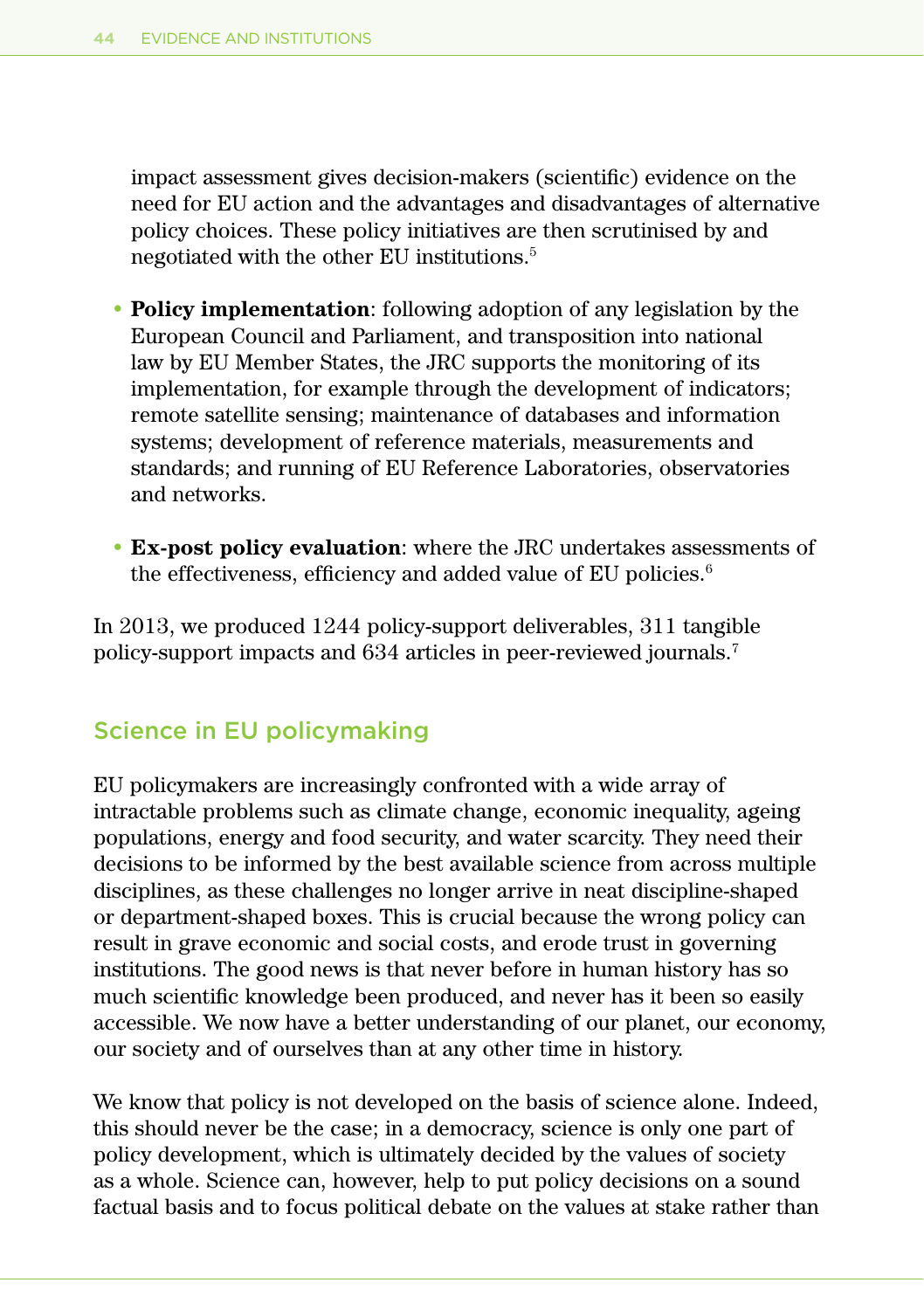impact assessment gives decision-makers (scientific) evidence on the need for EU action and the advantages and disadvantages of alternative policy choices. These policy initiatives are then scrutinised by and negotiated with the other EU institutions.[5]

- **Policy implementation**: following adoption of any legislation by the European Council and Parliament, and transposition into national law by EU Member States, the JRC supports the monitoring of its implementation, for example through the development of indicators; remote satellite sensing; maintenance of databases and information systems; development of reference materials, measurements and standards; and running of EU Reference Laboratories, observatories and networks.
- **Ex-post policy evaluation**: where the JRC undertakes assessments of the effectiveness, efficiency and added value of EU policies.[6]

In 2013, we produced 1244 policy-support deliverables, 311 tangible policy-support impacts and 634 articles in peer-reviewed journals.[7]

## Science in EU policymaking

EU policymakers are increasingly confronted with a wide array of intractable problems such as climate change, economic inequality, ageing populations, energy and food security, and water scarcity. They need their decisions to be informed by the best available science from across multiple disciplines, as these challenges no longer arrive in neat discipline-shaped or department-shaped boxes. This is crucial because the wrong policy can result in grave economic and social costs, and erode trust in governing institutions. The good news is that never before in human history has so much scientific knowledge been produced, and never has it been so easily accessible. We now have a better understanding of our planet, our economy, our society and of ourselves than at any other time in history.

We know that policy is not developed on the basis of science alone. Indeed, this should never be the case; in a democracy, science is only one part of policy development, which is ultimately decided by the values of society as a whole. Science can, however, help to put policy decisions on a sound factual basis and to focus political debate on the values at stake rather than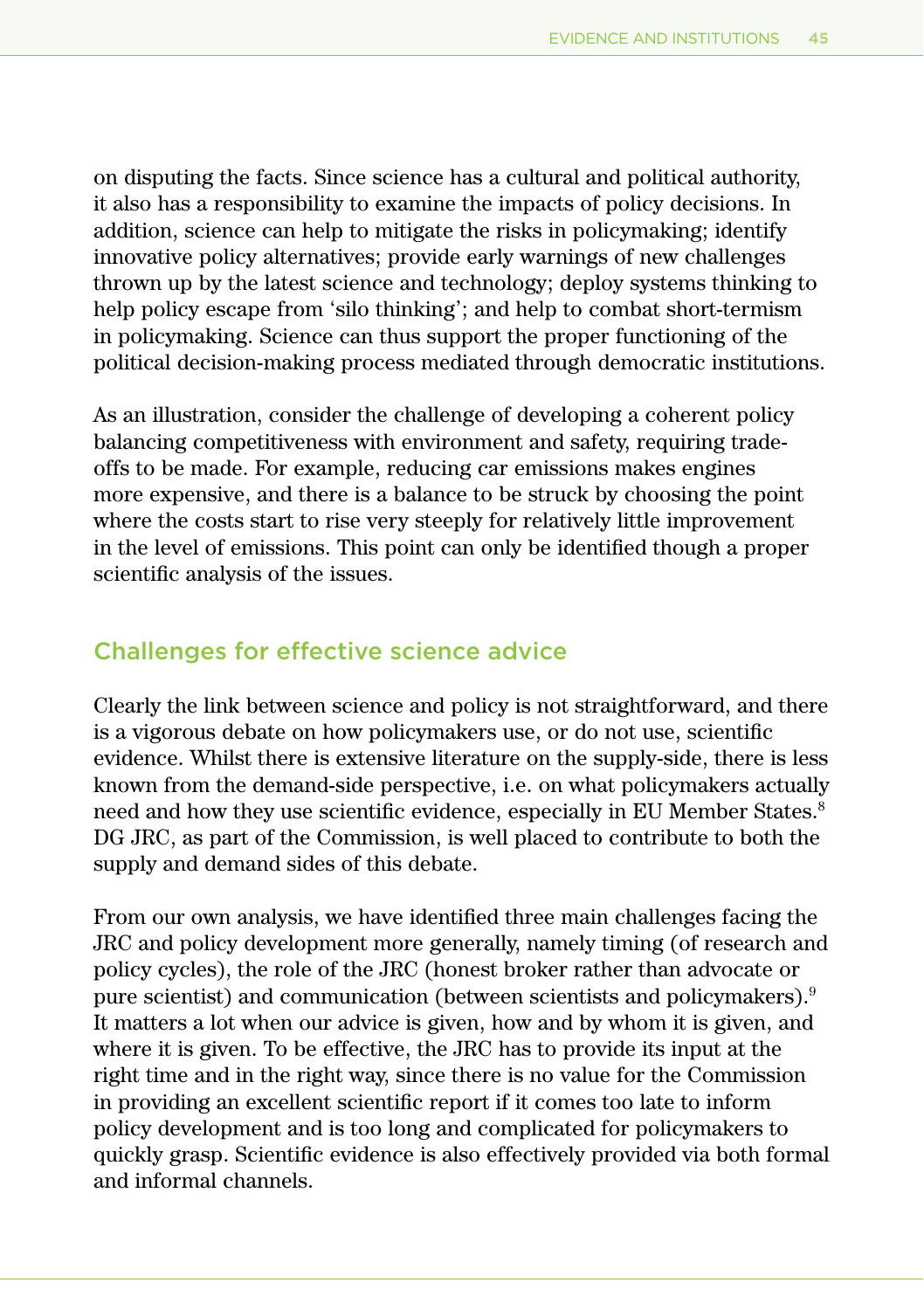on disputing the facts. Since science has a cultural and political authority, it also has a responsibility to examine the impacts of policy decisions. In addition, science can help to mitigate the risks in policymaking; identify innovative policy alternatives; provide early warnings of new challenges thrown up by the latest science and technology; deploy systems thinking to help policy escape from 'silo thinking'; and help to combat short-termism in policymaking. Science can thus support the proper functioning of the political decision-making process mediated through democratic institutions.

As an illustration, consider the challenge of developing a coherent policy balancing competitiveness with environment and safety, requiring trade-offs to be made. For example, reducing car emissions makes engines more expensive, and there is a balance to be struck by choosing the point where the costs start to rise very steeply for relatively little improvement in the level of emissions. This point can only be identified though a proper scientific analysis of the issues.

## Challenges for effective science advice

Clearly the link between science and policy is not straightforward, and there is a vigorous debate on how policymakers use, or do not use, scientific evidence. Whilst there is extensive literature on the supply-side, there is less known from the demand-side perspective, i.e. on what policymakers actually need and how they use scientific evidence, especially in EU Member States.[8] DG JRC, as part of the Commission, is well placed to contribute to both the supply and demand sides of this debate.

From our own analysis, we have identified three main challenges facing the JRC and policy development more generally, namely timing (of research and policy cycles), the role of the JRC (honest broker rather than advocate or pure scientist) and communication (between scientists and policymakers).[9] It matters a lot when our advice is given, how and by whom it is given, and where it is given. To be effective, the JRC has to provide its input at the right time and in the right way, since there is no value for the Commission in providing an excellent scientific report if it comes too late to inform policy development and is too long and complicated for policymakers to quickly grasp. Scientific evidence is also effectively provided via both formal and informal channels.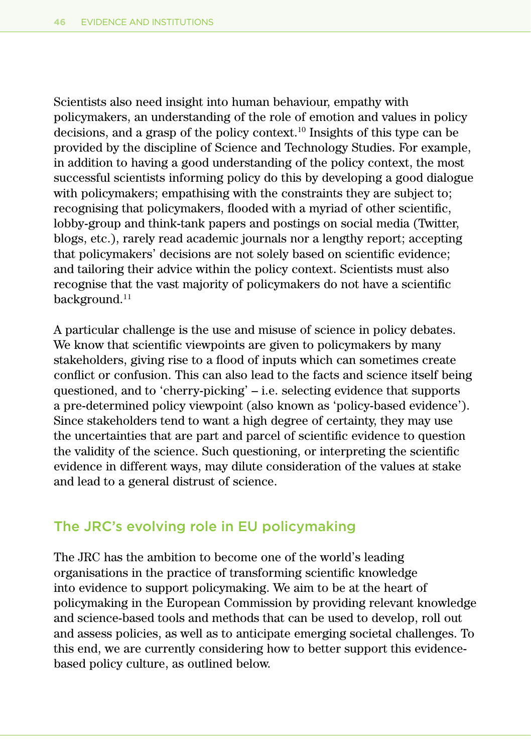Scientists also need insight into human behaviour, empathy with policymakers, an understanding of the role of emotion and values in policy decisions, and a grasp of the policy context.[10] Insights of this type can be provided by the discipline of Science and Technology Studies. For example, in addition to having a good understanding of the policy context, the most successful scientists informing policy do this by developing a good dialogue with policymakers; empathising with the constraints they are subject to; recognising that policymakers, flooded with a myriad of other scientific, lobby-group and think-tank papers and postings on social media (Twitter, blogs, etc.), rarely read academic journals nor a lengthy report; accepting that policymakers' decisions are not solely based on scientific evidence; and tailoring their advice within the policy context. Scientists must also recognise that the vast majority of policymakers do not have a scientific background.[11]

A particular challenge is the use and misuse of science in policy debates. We know that scientific viewpoints are given to policymakers by many stakeholders, giving rise to a flood of inputs which can sometimes create conflict or confusion. This can also lead to the facts and science itself being questioned, and to 'cherry-picking' – i.e. selecting evidence that supports a pre-determined policy viewpoint (also known as 'policy-based evidence'). Since stakeholders tend to want a high degree of certainty, they may use the uncertainties that are part and parcel of scientific evidence to question the validity of the science. Such questioning, or interpreting the scientific evidence in different ways, may dilute consideration of the values at stake and lead to a general distrust of science.

## The JRC's evolving role in EU policymaking

The JRC has the ambition to become one of the world's leading organisations in the practice of transforming scientific knowledge into evidence to support policymaking. We aim to be at the heart of policymaking in the European Commission by providing relevant knowledge and science-based tools and methods that can be used to develop, roll out and assess policies, as well as to anticipate emerging societal challenges. To this end, we are currently considering how to better support this evidence-based policy culture, as outlined below.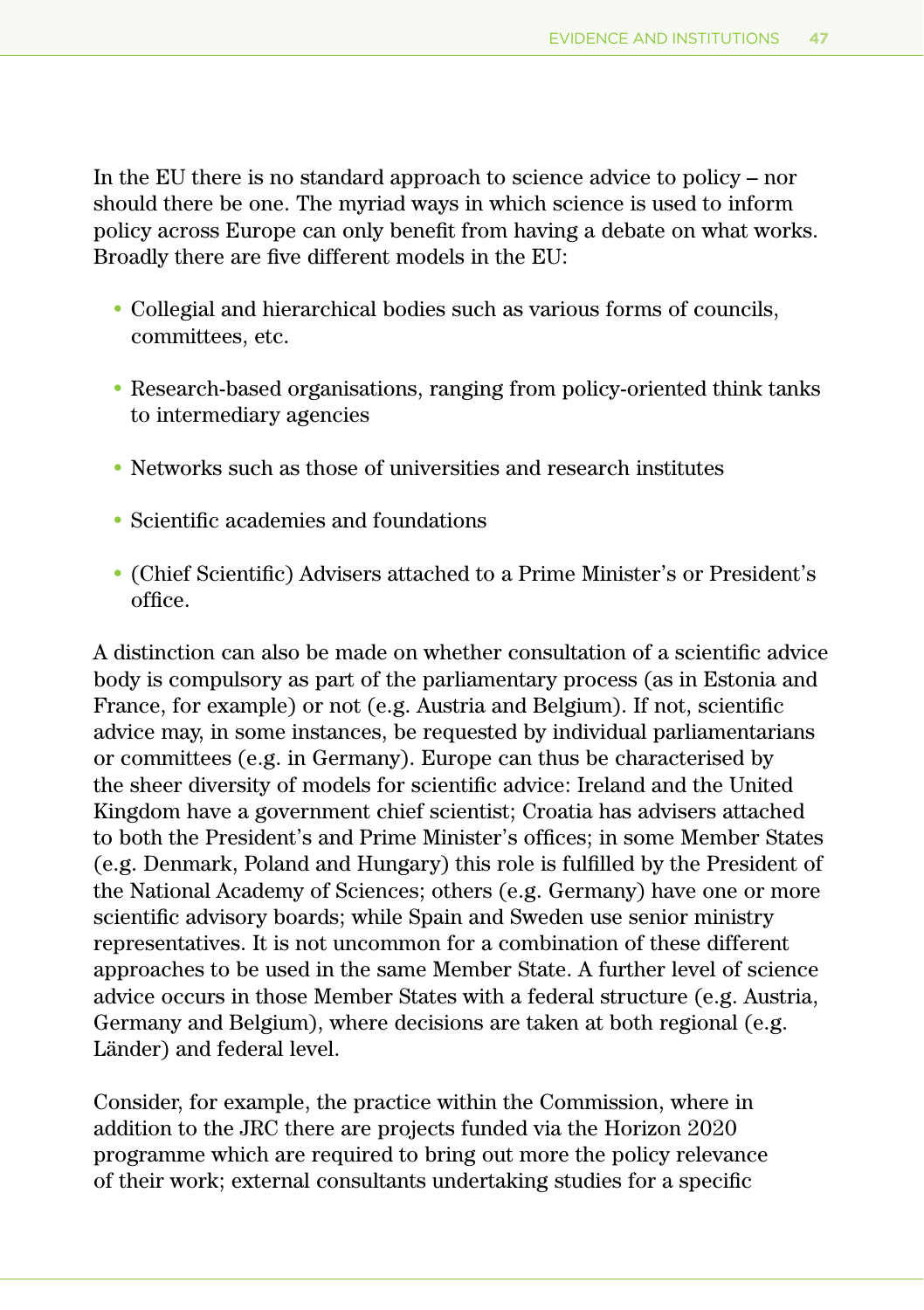In the EU there is no standard approach to science advice to policy – nor should there be one. The myriad ways in which science is used to inform policy across Europe can only benefit from having a debate on what works. Broadly there are five different models in the EU:

- Collegial and hierarchical bodies such as various forms of councils, committees, etc.
- Research-based organisations, ranging from policy-oriented think tanks to intermediary agencies
- Networks such as those of universities and research institutes
- Scientific academies and foundations
- (Chief Scientific) Advisers attached to a Prime Minister's or President's office.

A distinction can also be made on whether consultation of a scientific advice body is compulsory as part of the parliamentary process (as in Estonia and France, for example) or not (e.g. Austria and Belgium). If not, scientific advice may, in some instances, be requested by individual parliamentarians or committees (e.g. in Germany). Europe can thus be characterised by the sheer diversity of models for scientific advice: Ireland and the United Kingdom have a government chief scientist; Croatia has advisers attached to both the President's and Prime Minister's offices; in some Member States (e.g. Denmark, Poland and Hungary) this role is fulfilled by the President of the National Academy of Sciences; others (e.g. Germany) have one or more scientific advisory boards; while Spain and Sweden use senior ministry representatives. It is not uncommon for a combination of these different approaches to be used in the same Member State. A further level of science advice occurs in those Member States with a federal structure (e.g. Austria, Germany and Belgium), where decisions are taken at both regional (e.g. Länder) and federal level.

Consider, for example, the practice within the Commission, where in addition to the JRC there are projects funded via the Horizon 2020 programme which are required to bring out more the policy relevance of their work; external consultants undertaking studies for a specific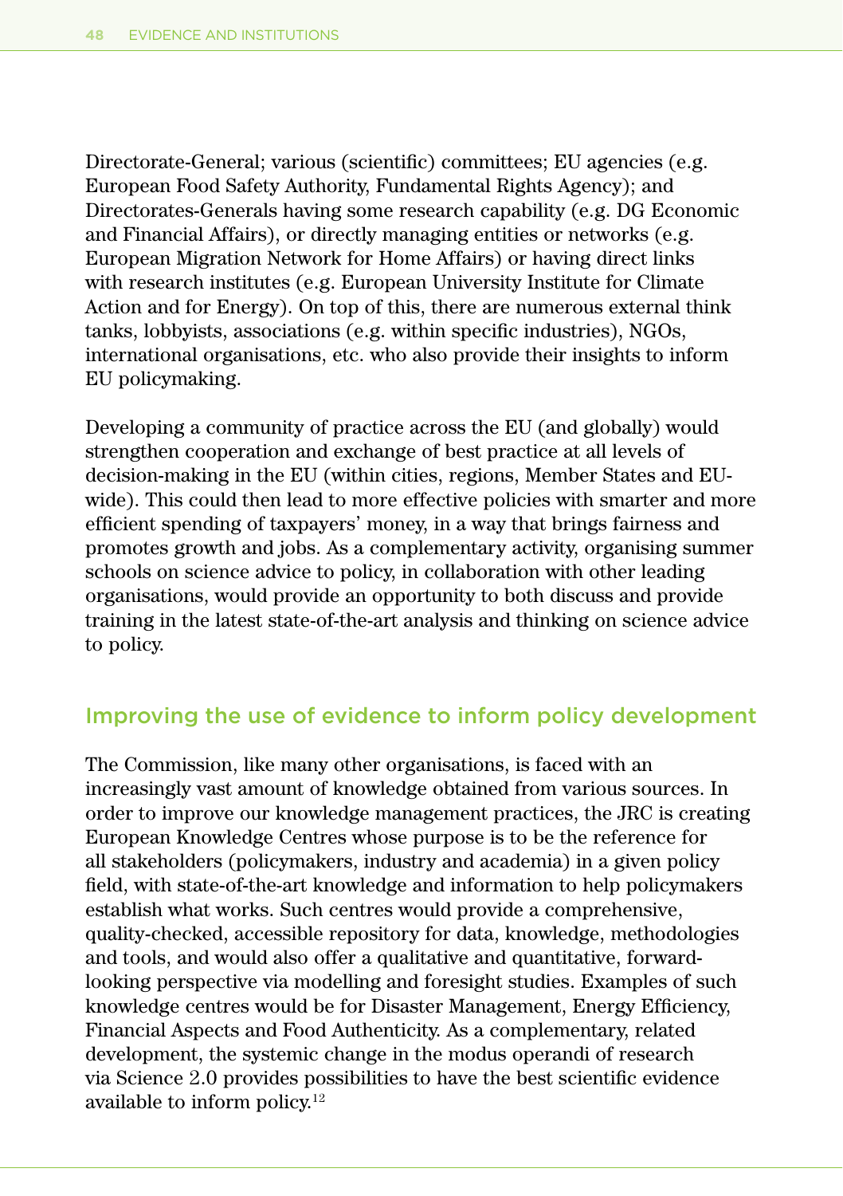Directorate-General; various (scientific) committees; EU agencies (e.g. European Food Safety Authority, Fundamental Rights Agency); and Directorates-Generals having some research capability (e.g. DG Economic and Financial Affairs), or directly managing entities or networks (e.g. European Migration Network for Home Affairs) or having direct links with research institutes (e.g. European University Institute for Climate Action and for Energy). On top of this, there are numerous external think tanks, lobbyists, associations (e.g. within specific industries), NGOs, international organisations, etc. who also provide their insights to inform EU policymaking.

Developing a community of practice across the EU (and globally) would strengthen cooperation and exchange of best practice at all levels of decision-making in the EU (within cities, regions, Member States and EU-wide). This could then lead to more effective policies with smarter and more efficient spending of taxpayers' money, in a way that brings fairness and promotes growth and jobs. As a complementary activity, organising summer schools on science advice to policy, in collaboration with other leading organisations, would provide an opportunity to both discuss and provide training in the latest state-of-the-art analysis and thinking on science advice to policy.

## Improving the use of evidence to inform policy development

The Commission, like many other organisations, is faced with an increasingly vast amount of knowledge obtained from various sources. In order to improve our knowledge management practices, the JRC is creating European Knowledge Centres whose purpose is to be the reference for all stakeholders (policymakers, industry and academia) in a given policy field, with state-of-the-art knowledge and information to help policymakers establish what works. Such centres would provide a comprehensive, quality-checked, accessible repository for data, knowledge, methodologies and tools, and would also offer a qualitative and quantitative, forward-looking perspective via modelling and foresight studies. Examples of such knowledge centres would be for Disaster Management, Energy Efficiency, Financial Aspects and Food Authenticity. As a complementary, related development, the systemic change in the modus operandi of research via Science 2.0 provides possibilities to have the best scientific evidence available to inform policy.[12]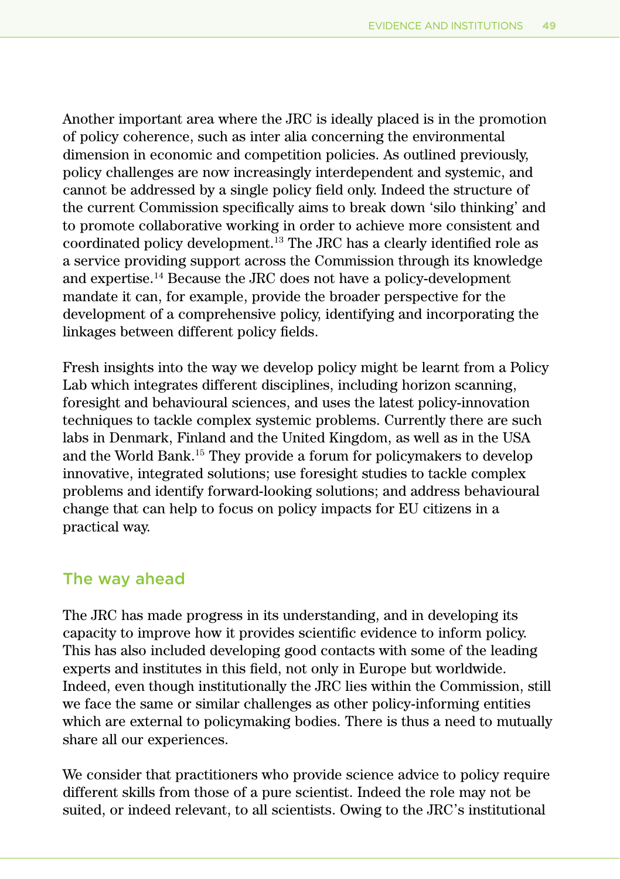Another important area where the JRC is ideally placed is in the promotion of policy coherence, such as inter alia concerning the environmental dimension in economic and competition policies. As outlined previously, policy challenges are now increasingly interdependent and systemic, and cannot be addressed by a single policy field only. Indeed the structure of the current Commission specifically aims to break down 'silo thinking' and to promote collaborative working in order to achieve more consistent and coordinated policy development.[13] The JRC has a clearly identified role as a service providing support across the Commission through its knowledge and expertise.[14] Because the JRC does not have a policy-development mandate it can, for example, provide the broader perspective for the development of a comprehensive policy, identifying and incorporating the linkages between different policy fields.

Fresh insights into the way we develop policy might be learnt from a Policy Lab which integrates different disciplines, including horizon scanning, foresight and behavioural sciences, and uses the latest policy-innovation techniques to tackle complex systemic problems. Currently there are such labs in Denmark, Finland and the United Kingdom, as well as in the USA and the World Bank.[15] They provide a forum for policymakers to develop innovative, integrated solutions; use foresight studies to tackle complex problems and identify forward-looking solutions; and address behavioural change that can help to focus on policy impacts for EU citizens in a practical way.

## The way ahead

The JRC has made progress in its understanding, and in developing its capacity to improve how it provides scientific evidence to inform policy. This has also included developing good contacts with some of the leading experts and institutes in this field, not only in Europe but worldwide. Indeed, even though institutionally the JRC lies within the Commission, still we face the same or similar challenges as other policy-informing entities which are external to policymaking bodies. There is thus a need to mutually share all our experiences.

We consider that practitioners who provide science advice to policy require different skills from those of a pure scientist. Indeed the role may not be suited, or indeed relevant, to all scientists. Owing to the JRC's institutional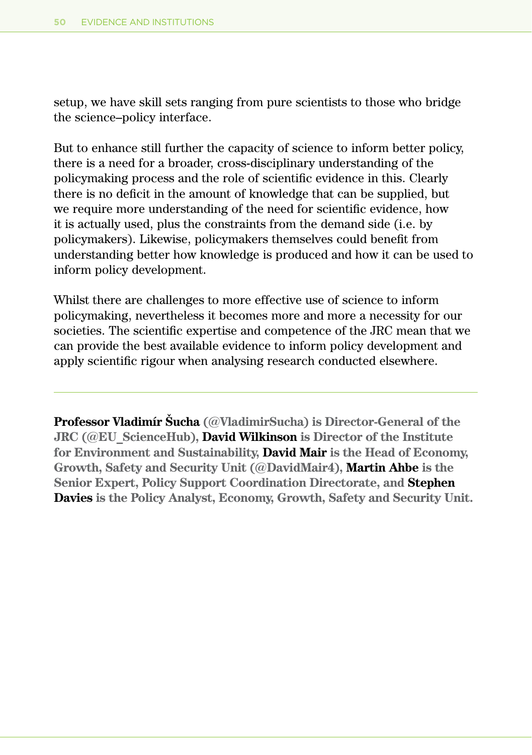setup, we have skill sets ranging from pure scientists to those who bridge the science–policy interface.

But to enhance still further the capacity of science to inform better policy, there is a need for a broader, cross-disciplinary understanding of the policymaking process and the role of scientific evidence in this. Clearly there is no deficit in the amount of knowledge that can be supplied, but we require more understanding of the need for scientific evidence, how it is actually used, plus the constraints from the demand side (i.e. by policymakers). Likewise, policymakers themselves could benefit from understanding better how knowledge is produced and how it can be used to inform policy development.

Whilst there are challenges to more effective use of science to inform policymaking, nevertheless it becomes more and more a necessity for our societies. The scientific expertise and competence of the JRC mean that we can provide the best available evidence to inform policy development and apply scientific rigour when analysing research conducted elsewhere.

---

**Professor Vladimír Šucha (@VladimirSucha) is Director-General of the JRC (@EU_ScienceHub), David Wilkinson is Director of the Institute for Environment and Sustainability, David Mair is the Head of Economy, Growth, Safety and Security Unit (@DavidMair4), Martin Ahbe is the Senior Expert, Policy Support Coordination Directorate, and Stephen Davies is the Policy Analyst, Economy, Growth, Safety and Security Unit.**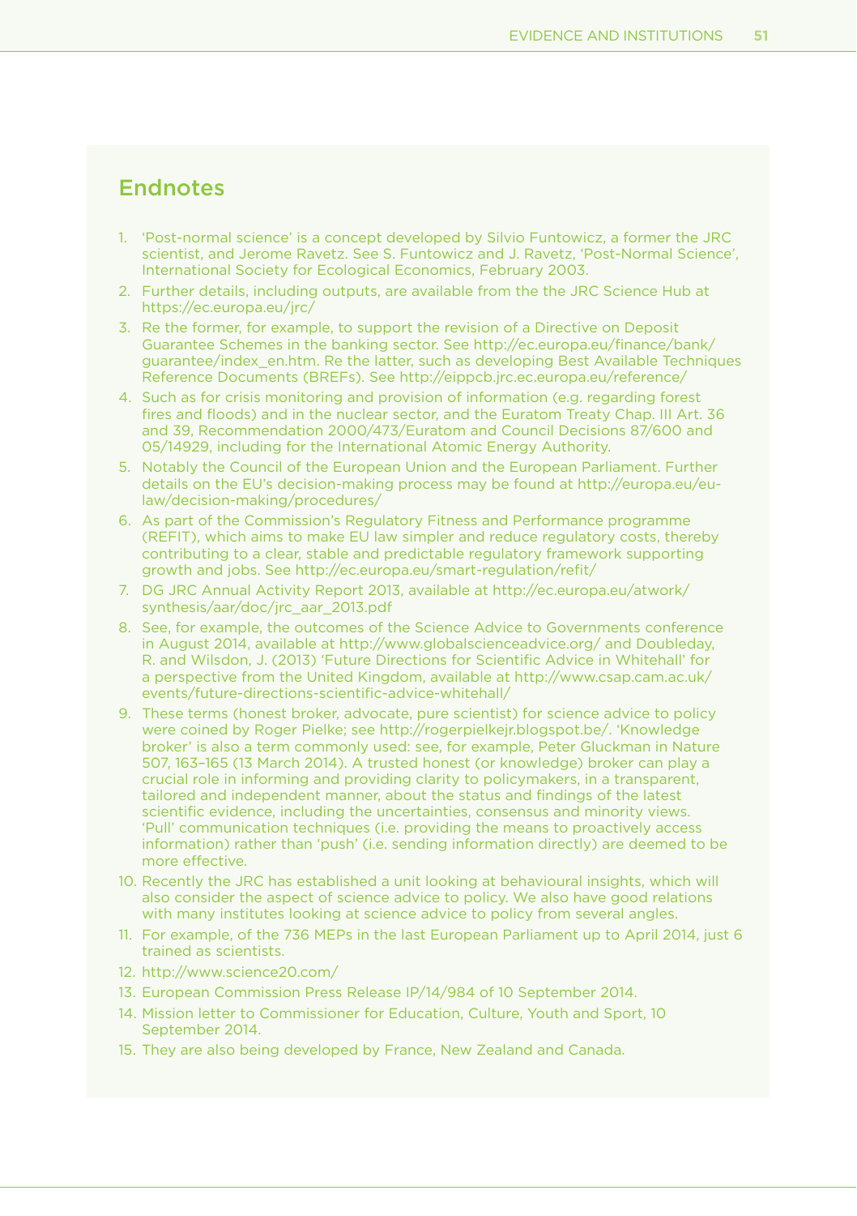## Endnotes

1. 'Post-normal science' is a concept developed by Silvio Funtowicz, a former the JRC scientist, and Jerome Ravetz. See S. Funtowicz and J. Ravetz, 'Post-Normal Science', International Society for Ecological Economics, February 2003.
2. Further details, including outputs, are available from the the JRC Science Hub at https://ec.europa.eu/jrc/
3. Re the former, for example, to support the revision of a Directive on Deposit Guarantee Schemes in the banking sector. See http://ec.europa.eu/finance/bank/guarantee/index_en.htm. Re the latter, such as developing Best Available Techniques Reference Documents (BREFs). See http://eippcb.jrc.ec.europa.eu/reference/
4. Such as for crisis monitoring and provision of information (e.g. regarding forest fires and floods) and in the nuclear sector, and the Euratom Treaty Chap. III Art. 36 and 39, Recommendation 2000/473/Euratom and Council Decisions 87/600 and 05/14929, including for the International Atomic Energy Authority.
5. Notably the Council of the European Union and the European Parliament. Further details on the EU's decision-making process may be found at http://europa.eu/eu-law/decision-making/procedures/
6. As part of the Commission's Regulatory Fitness and Performance programme (REFIT), which aims to make EU law simpler and reduce regulatory costs, thereby contributing to a clear, stable and predictable regulatory framework supporting growth and jobs. See http://ec.europa.eu/smart-regulation/refit/
7. DG JRC Annual Activity Report 2013, available at http://ec.europa.eu/atwork/synthesis/aar/doc/jrc_aar_2013.pdf
8. See, for example, the outcomes of the Science Advice to Governments conference in August 2014, available at http://www.globalscienceadvice.org/ and Doubleday, R. and Wilsdon, J. (2013) 'Future Directions for Scientific Advice in Whitehall' for a perspective from the United Kingdom, available at http://www.csap.cam.ac.uk/events/future-directions-scientific-advice-whitehall/
9. These terms (honest broker, advocate, pure scientist) for science advice to policy were coined by Roger Pielke; see http://rogerpielkejr.blogspot.be/. 'Knowledge broker' is also a term commonly used: see, for example, Peter Gluckman in Nature 507, 163–165 (13 March 2014). A trusted honest (or knowledge) broker can play a crucial role in informing and providing clarity to policymakers, in a transparent, tailored and independent manner, about the status and findings of the latest scientific evidence, including the uncertainties, consensus and minority views. 'Pull' communication techniques (i.e. providing the means to proactively access information) rather than 'push' (i.e. sending information directly) are deemed to be more effective.
10. Recently the JRC has established a unit looking at behavioural insights, which will also consider the aspect of science advice to policy. We also have good relations with many institutes looking at science advice to policy from several angles.
11. For example, of the 736 MEPs in the last European Parliament up to April 2014, just 6 trained as scientists.
12. http://www.science20.com/
13. European Commission Press Release IP/14/984 of 10 September 2014.
14. Mission letter to Commissioner for Education, Culture, Youth and Sport, 10 September 2014.
15. They are also being developed by France, New Zealand and Canada.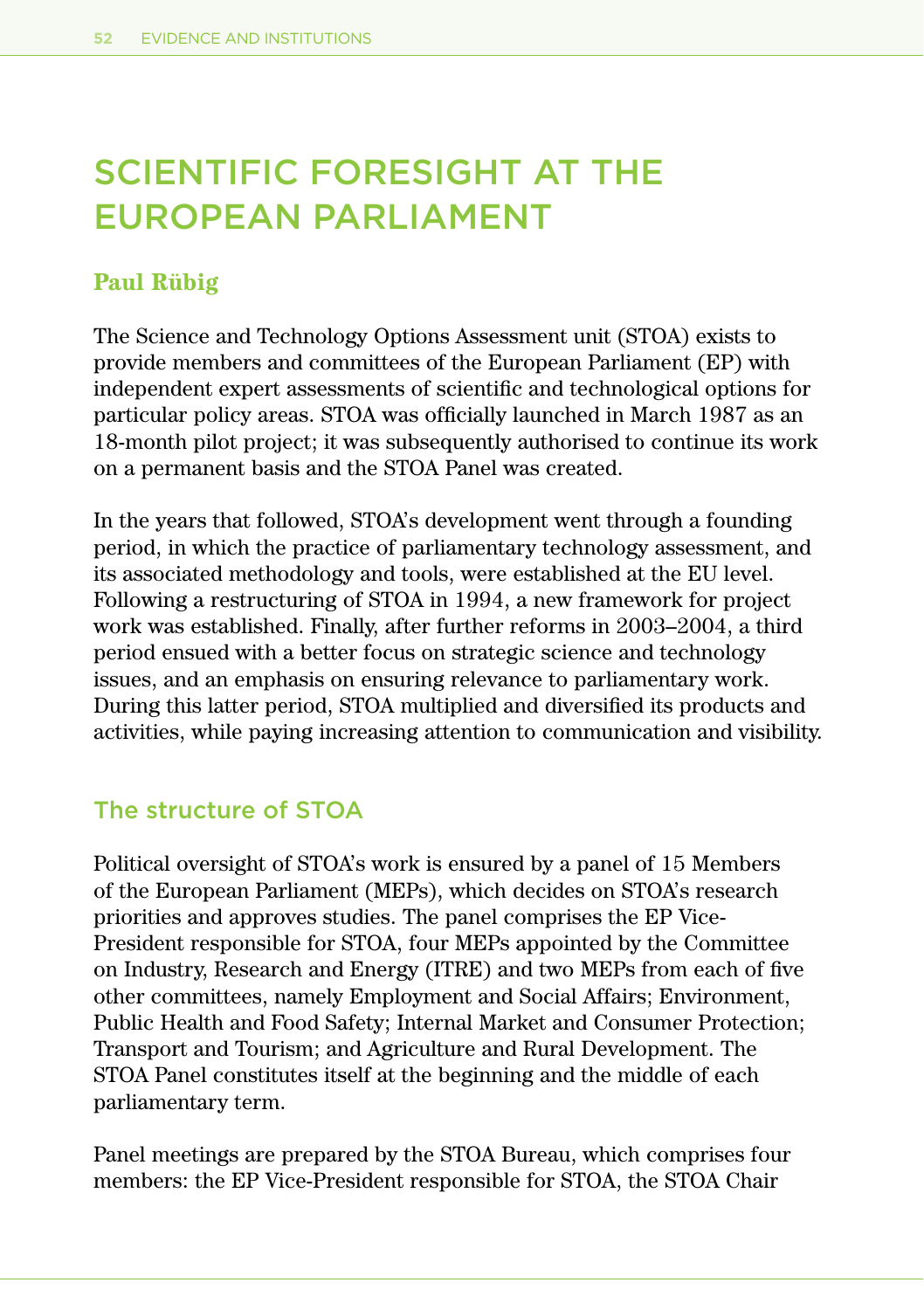# SCIENTIFIC FORESIGHT AT THE EUROPEAN PARLIAMENT

**Paul Rübig**

The Science and Technology Options Assessment unit (STOA) exists to provide members and committees of the European Parliament (EP) with independent expert assessments of scientific and technological options for particular policy areas. STOA was officially launched in March 1987 as an 18-month pilot project; it was subsequently authorised to continue its work on a permanent basis and the STOA Panel was created.

In the years that followed, STOA's development went through a founding period, in which the practice of parliamentary technology assessment, and its associated methodology and tools, were established at the EU level. Following a restructuring of STOA in 1994, a new framework for project work was established. Finally, after further reforms in 2003–2004, a third period ensued with a better focus on strategic science and technology issues, and an emphasis on ensuring relevance to parliamentary work. During this latter period, STOA multiplied and diversified its products and activities, while paying increasing attention to communication and visibility.

## The structure of STOA

Political oversight of STOA's work is ensured by a panel of 15 Members of the European Parliament (MEPs), which decides on STOA's research priorities and approves studies. The panel comprises the EP Vice-President responsible for STOA, four MEPs appointed by the Committee on Industry, Research and Energy (ITRE) and two MEPs from each of five other committees, namely Employment and Social Affairs; Environment, Public Health and Food Safety; Internal Market and Consumer Protection; Transport and Tourism; and Agriculture and Rural Development. The STOA Panel constitutes itself at the beginning and the middle of each parliamentary term.

Panel meetings are prepared by the STOA Bureau, which comprises four members: the EP Vice-President responsible for STOA, the STOA Chair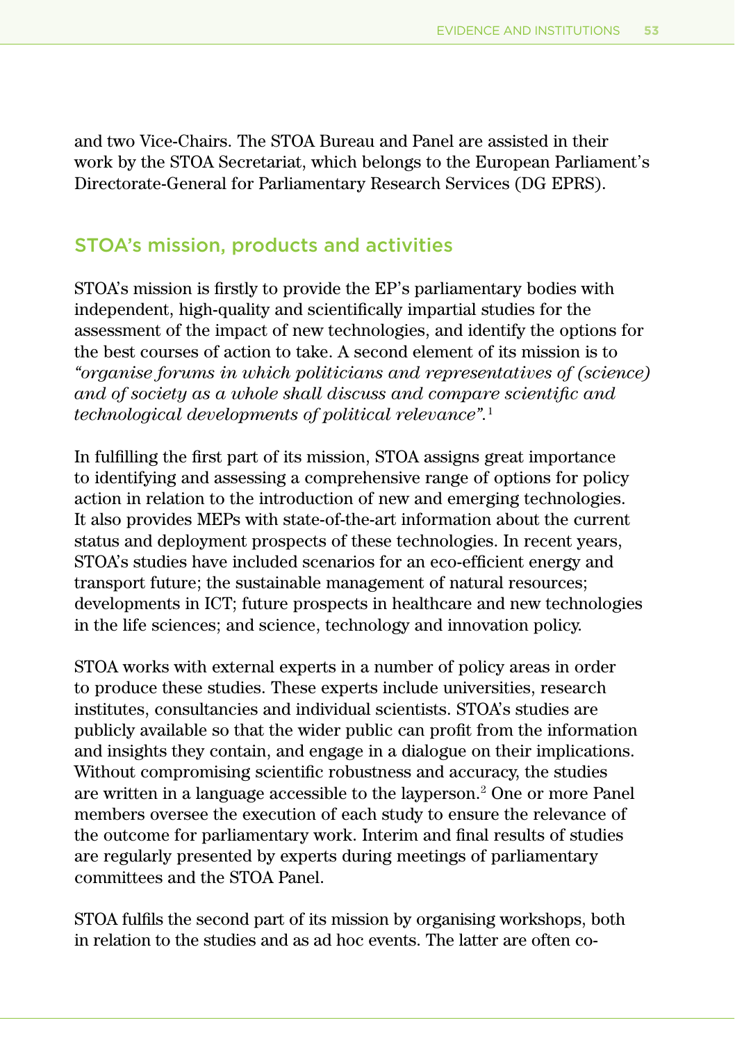and two Vice-Chairs. The STOA Bureau and Panel are assisted in their work by the STOA Secretariat, which belongs to the European Parliament's Directorate-General for Parliamentary Research Services (DG EPRS).

## STOA's mission, products and activities

STOA's mission is firstly to provide the EP's parliamentary bodies with independent, high-quality and scientifically impartial studies for the assessment of the impact of new technologies, and identify the options for the best courses of action to take. A second element of its mission is to *"organise forums in which politicians and representatives of (science) and of society as a whole shall discuss and compare scientific and technological developments of political relevance"*.[1]

In fulfilling the first part of its mission, STOA assigns great importance to identifying and assessing a comprehensive range of options for policy action in relation to the introduction of new and emerging technologies. It also provides MEPs with state-of-the-art information about the current status and deployment prospects of these technologies. In recent years, STOA's studies have included scenarios for an eco-efficient energy and transport future; the sustainable management of natural resources; developments in ICT; future prospects in healthcare and new technologies in the life sciences; and science, technology and innovation policy.

STOA works with external experts in a number of policy areas in order to produce these studies. These experts include universities, research institutes, consultancies and individual scientists. STOA's studies are publicly available so that the wider public can profit from the information and insights they contain, and engage in a dialogue on their implications. Without compromising scientific robustness and accuracy, the studies are written in a language accessible to the layperson.[2] One or more Panel members oversee the execution of each study to ensure the relevance of the outcome for parliamentary work. Interim and final results of studies are regularly presented by experts during meetings of parliamentary committees and the STOA Panel.

STOA fulfils the second part of its mission by organising workshops, both in relation to the studies and as ad hoc events. The latter are often co-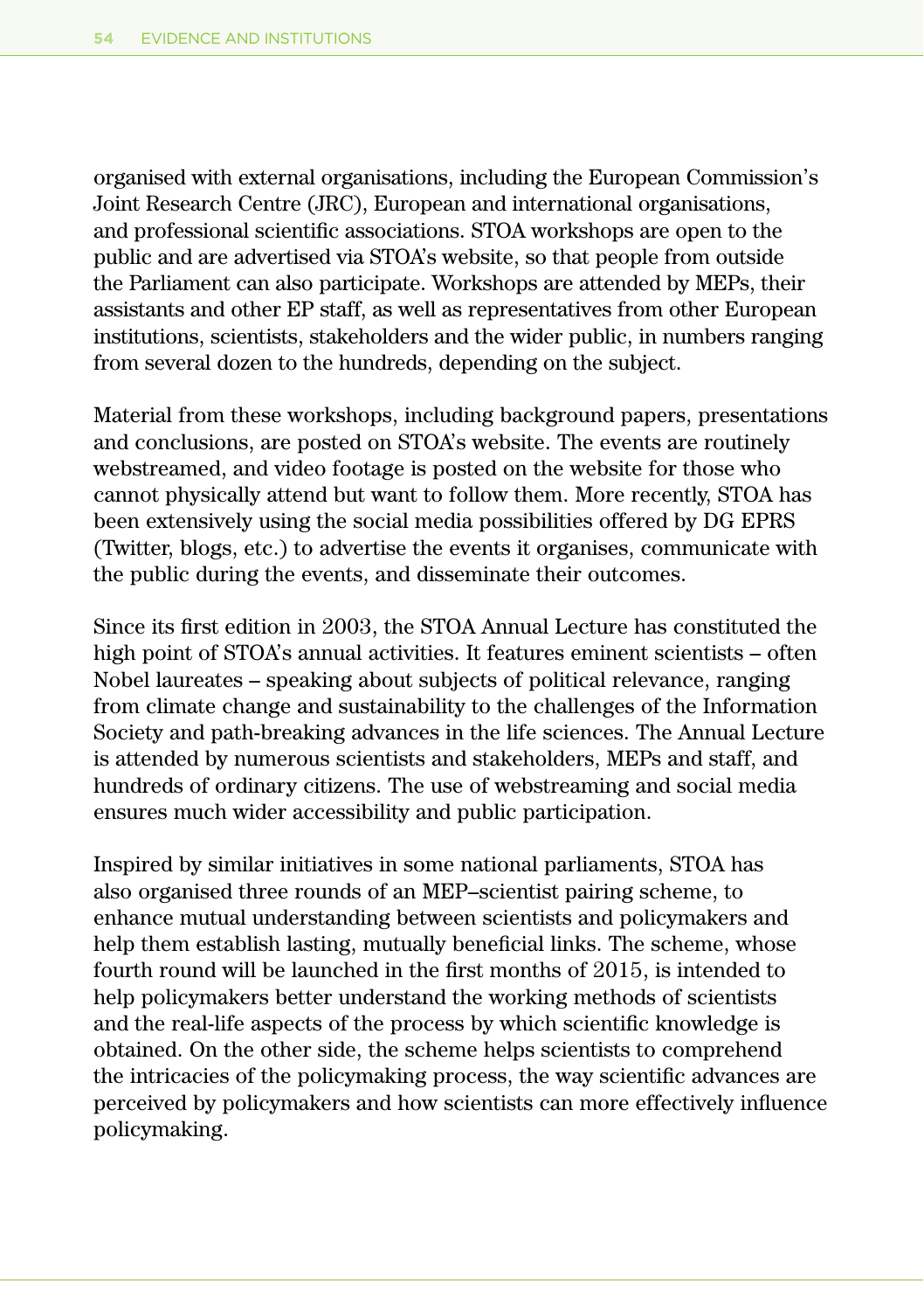organised with external organisations, including the European Commission's Joint Research Centre (JRC), European and international organisations, and professional scientific associations. STOA workshops are open to the public and are advertised via STOA's website, so that people from outside the Parliament can also participate. Workshops are attended by MEPs, their assistants and other EP staff, as well as representatives from other European institutions, scientists, stakeholders and the wider public, in numbers ranging from several dozen to the hundreds, depending on the subject.

Material from these workshops, including background papers, presentations and conclusions, are posted on STOA's website. The events are routinely webstreamed, and video footage is posted on the website for those who cannot physically attend but want to follow them. More recently, STOA has been extensively using the social media possibilities offered by DG EPRS (Twitter, blogs, etc.) to advertise the events it organises, communicate with the public during the events, and disseminate their outcomes.

Since its first edition in 2003, the STOA Annual Lecture has constituted the high point of STOA's annual activities. It features eminent scientists – often Nobel laureates – speaking about subjects of political relevance, ranging from climate change and sustainability to the challenges of the Information Society and path-breaking advances in the life sciences. The Annual Lecture is attended by numerous scientists and stakeholders, MEPs and staff, and hundreds of ordinary citizens. The use of webstreaming and social media ensures much wider accessibility and public participation.

Inspired by similar initiatives in some national parliaments, STOA has also organised three rounds of an MEP–scientist pairing scheme, to enhance mutual understanding between scientists and policymakers and help them establish lasting, mutually beneficial links. The scheme, whose fourth round will be launched in the first months of 2015, is intended to help policymakers better understand the working methods of scientists and the real-life aspects of the process by which scientific knowledge is obtained. On the other side, the scheme helps scientists to comprehend the intricacies of the policymaking process, the way scientific advances are perceived by policymakers and how scientists can more effectively influence policymaking.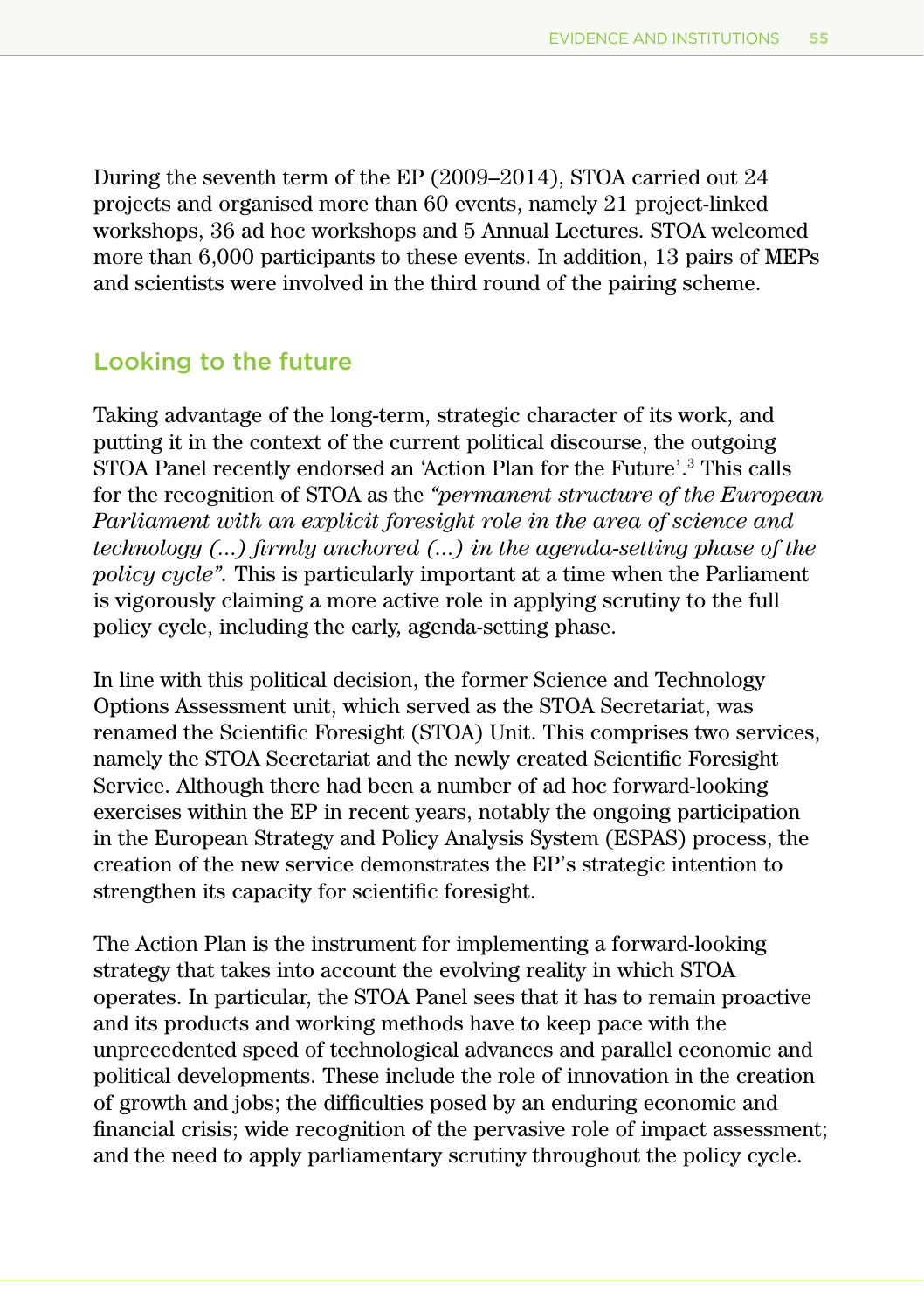During the seventh term of the EP (2009–2014), STOA carried out 24 projects and organised more than 60 events, namely 21 project-linked workshops, 36 ad hoc workshops and 5 Annual Lectures. STOA welcomed more than 6,000 participants to these events. In addition, 13 pairs of MEPs and scientists were involved in the third round of the pairing scheme.

## Looking to the future

Taking advantage of the long-term, strategic character of its work, and putting it in the context of the current political discourse, the outgoing STOA Panel recently endorsed an 'Action Plan for the Future'.[3] This calls for the recognition of STOA as the *"permanent structure of the European Parliament with an explicit foresight role in the area of science and technology (...) firmly anchored (...) in the agenda-setting phase of the policy cycle"*. This is particularly important at a time when the Parliament is vigorously claiming a more active role in applying scrutiny to the full policy cycle, including the early, agenda-setting phase.

In line with this political decision, the former Science and Technology Options Assessment unit, which served as the STOA Secretariat, was renamed the Scientific Foresight (STOA) Unit. This comprises two services, namely the STOA Secretariat and the newly created Scientific Foresight Service. Although there had been a number of ad hoc forward-looking exercises within the EP in recent years, notably the ongoing participation in the European Strategy and Policy Analysis System (ESPAS) process, the creation of the new service demonstrates the EP's strategic intention to strengthen its capacity for scientific foresight.

The Action Plan is the instrument for implementing a forward-looking strategy that takes into account the evolving reality in which STOA operates. In particular, the STOA Panel sees that it has to remain proactive and its products and working methods have to keep pace with the unprecedented speed of technological advances and parallel economic and political developments. These include the role of innovation in the creation of growth and jobs; the difficulties posed by an enduring economic and financial crisis; wide recognition of the pervasive role of impact assessment; and the need to apply parliamentary scrutiny throughout the policy cycle.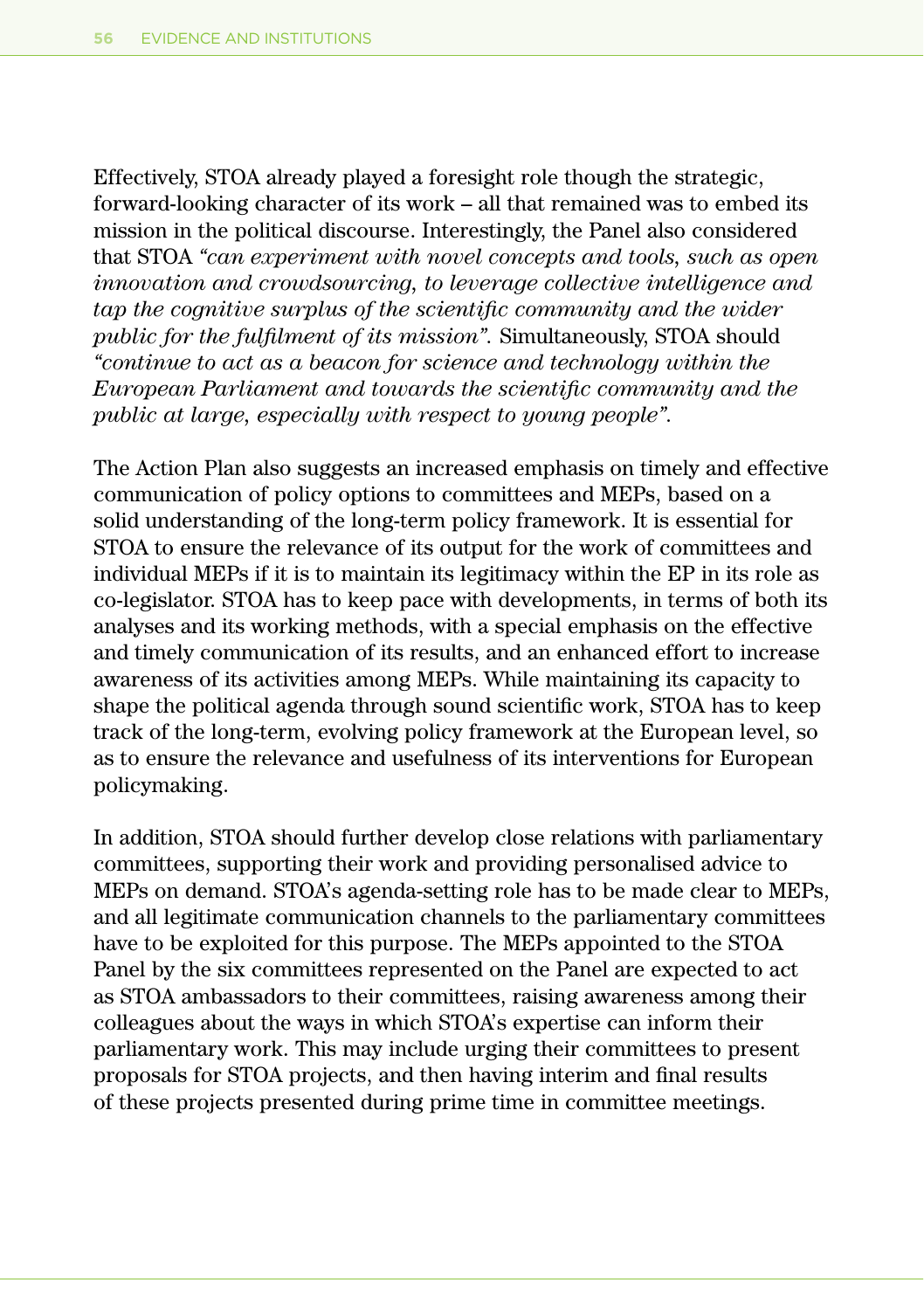Effectively, STOA already played a foresight role though the strategic, forward-looking character of its work – all that remained was to embed its mission in the political discourse. Interestingly, the Panel also considered that STOA *"can experiment with novel concepts and tools, such as open innovation and crowdsourcing, to leverage collective intelligence and tap the cognitive surplus of the scientific community and the wider public for the fulfilment of its mission".* Simultaneously, STOA should *"continue to act as a beacon for science and technology within the European Parliament and towards the scientific community and the public at large, especially with respect to young people".*

The Action Plan also suggests an increased emphasis on timely and effective communication of policy options to committees and MEPs, based on a solid understanding of the long-term policy framework. It is essential for STOA to ensure the relevance of its output for the work of committees and individual MEPs if it is to maintain its legitimacy within the EP in its role as co-legislator. STOA has to keep pace with developments, in terms of both its analyses and its working methods, with a special emphasis on the effective and timely communication of its results, and an enhanced effort to increase awareness of its activities among MEPs. While maintaining its capacity to shape the political agenda through sound scientific work, STOA has to keep track of the long-term, evolving policy framework at the European level, so as to ensure the relevance and usefulness of its interventions for European policymaking.

In addition, STOA should further develop close relations with parliamentary committees, supporting their work and providing personalised advice to MEPs on demand. STOA's agenda-setting role has to be made clear to MEPs, and all legitimate communication channels to the parliamentary committees have to be exploited for this purpose. The MEPs appointed to the STOA Panel by the six committees represented on the Panel are expected to act as STOA ambassadors to their committees, raising awareness among their colleagues about the ways in which STOA's expertise can inform their parliamentary work. This may include urging their committees to present proposals for STOA projects, and then having interim and final results of these projects presented during prime time in committee meetings.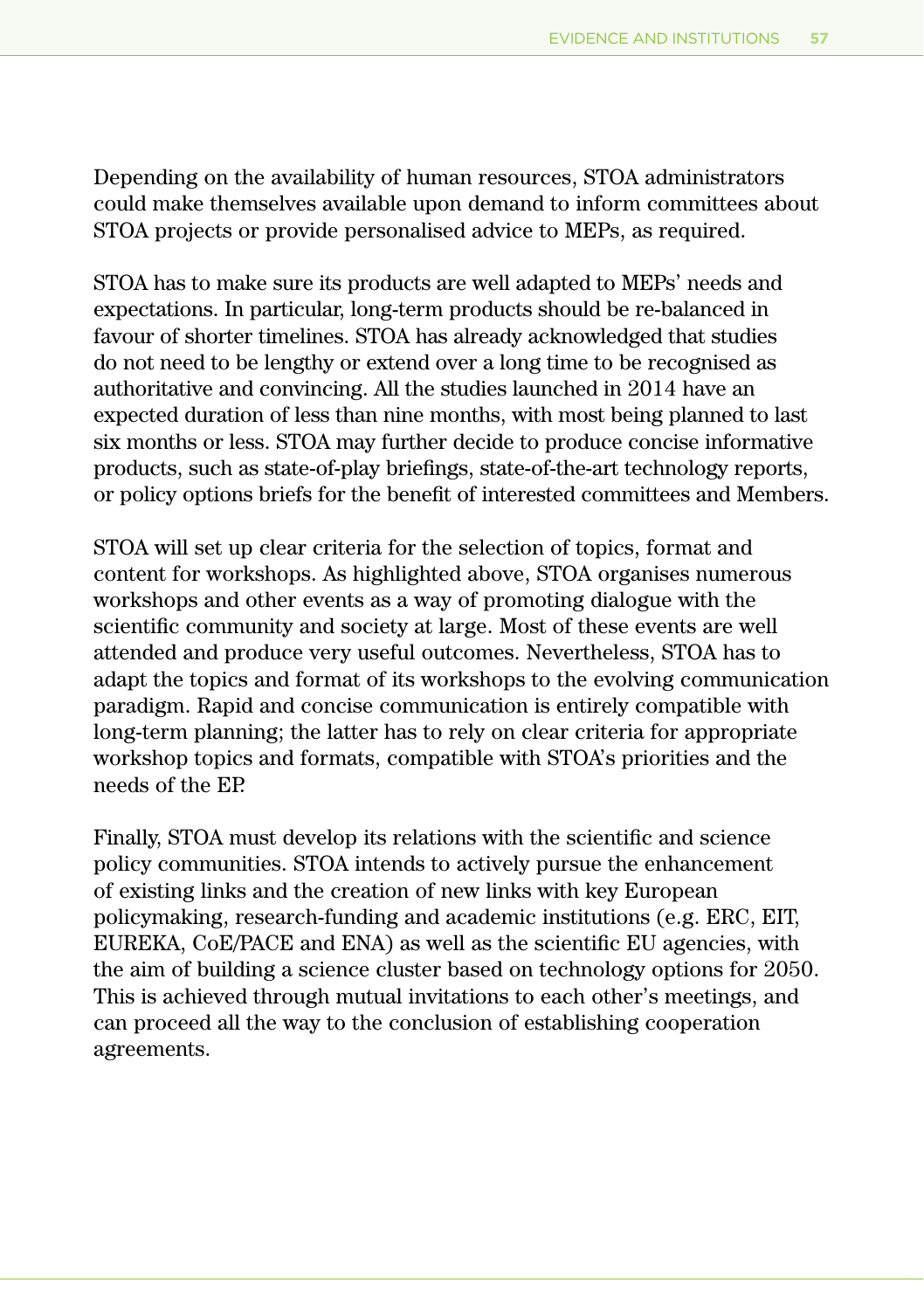Depending on the availability of human resources, STOA administrators could make themselves available upon demand to inform committees about STOA projects or provide personalised advice to MEPs, as required.

STOA has to make sure its products are well adapted to MEPs' needs and expectations. In particular, long-term products should be re-balanced in favour of shorter timelines. STOA has already acknowledged that studies do not need to be lengthy or extend over a long time to be recognised as authoritative and convincing. All the studies launched in 2014 have an expected duration of less than nine months, with most being planned to last six months or less. STOA may further decide to produce concise informative products, such as state-of-play briefings, state-of-the-art technology reports, or policy options briefs for the benefit of interested committees and Members.

STOA will set up clear criteria for the selection of topics, format and content for workshops. As highlighted above, STOA organises numerous workshops and other events as a way of promoting dialogue with the scientific community and society at large. Most of these events are well attended and produce very useful outcomes. Nevertheless, STOA has to adapt the topics and format of its workshops to the evolving communication paradigm. Rapid and concise communication is entirely compatible with long-term planning; the latter has to rely on clear criteria for appropriate workshop topics and formats, compatible with STOA's priorities and the needs of the EP.

Finally, STOA must develop its relations with the scientific and science policy communities. STOA intends to actively pursue the enhancement of existing links and the creation of new links with key European policymaking, research-funding and academic institutions (e.g. ERC, EIT, EUREKA, CoE/PACE and ENA) as well as the scientific EU agencies, with the aim of building a science cluster based on technology options for 2050. This is achieved through mutual invitations to each other's meetings, and can proceed all the way to the conclusion of establishing cooperation agreements.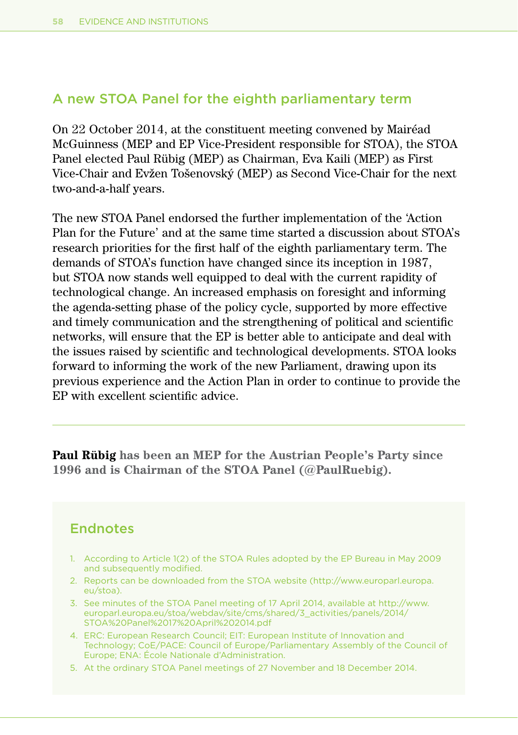## A new STOA Panel for the eighth parliamentary term

On 22 October 2014, at the constituent meeting convened by Mairéad McGuinness (MEP and EP Vice-President responsible for STOA), the STOA Panel elected Paul Rübig (MEP) as Chairman, Eva Kaili (MEP) as First Vice-Chair and Evžen Tošenovský (MEP) as Second Vice-Chair for the next two-and-a-half years.

The new STOA Panel endorsed the further implementation of the 'Action Plan for the Future' and at the same time started a discussion about STOA's research priorities for the first half of the eighth parliamentary term. The demands of STOA's function have changed since its inception in 1987, but STOA now stands well equipped to deal with the current rapidity of technological change. An increased emphasis on foresight and informing the agenda-setting phase of the policy cycle, supported by more effective and timely communication and the strengthening of political and scientific networks, will ensure that the EP is better able to anticipate and deal with the issues raised by scientific and technological developments. STOA looks forward to informing the work of the new Parliament, drawing upon its previous experience and the Action Plan in order to continue to provide the EP with excellent scientific advice.

---

**Paul Rübig has been an MEP for the Austrian People's Party since 1996 and is Chairman of the STOA Panel (@PaulRuebig).**

## Endnotes

1. According to Article 1(2) of the STOA Rules adopted by the EP Bureau in May 2009 and subsequently modified.
2. Reports can be downloaded from the STOA website (http://www.europarl.europa.eu/stoa).
3. See minutes of the STOA Panel meeting of 17 April 2014, available at http://www.europarl.europa.eu/stoa/webdav/site/cms/shared/3_activities/panels/2014/STOA%20Panel%2017%20April%202014.pdf
4. ERC: European Research Council; EIT: European Institute of Innovation and Technology; CoE/PACE: Council of Europe/Parliamentary Assembly of the Council of Europe; ENA: École Nationale d'Administration.
5. At the ordinary STOA Panel meetings of 27 November and 18 December 2014.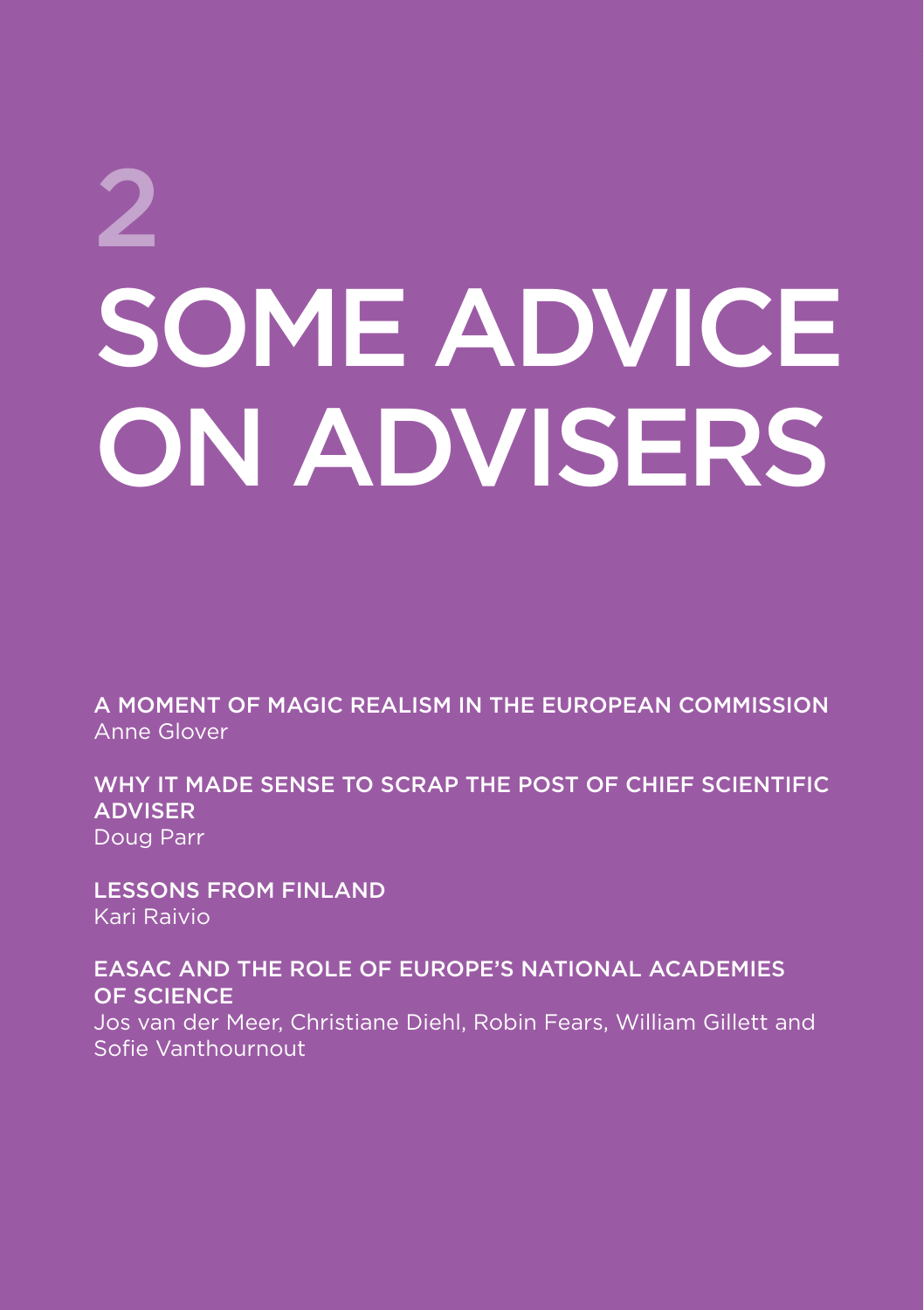# 2

# SOME ADVICE ON ADVISERS

**A MOMENT OF MAGIC REALISM IN THE EUROPEAN COMMISSION**
Anne Glover

**WHY IT MADE SENSE TO SCRAP THE POST OF CHIEF SCIENTIFIC ADVISER**
Doug Parr

**LESSONS FROM FINLAND**
Kari Raivio

**EASAC AND THE ROLE OF EUROPE'S NATIONAL ACADEMIES OF SCIENCE**
Jos van der Meer, Christiane Diehl, Robin Fears, William Gillett and Sofie Vanthournout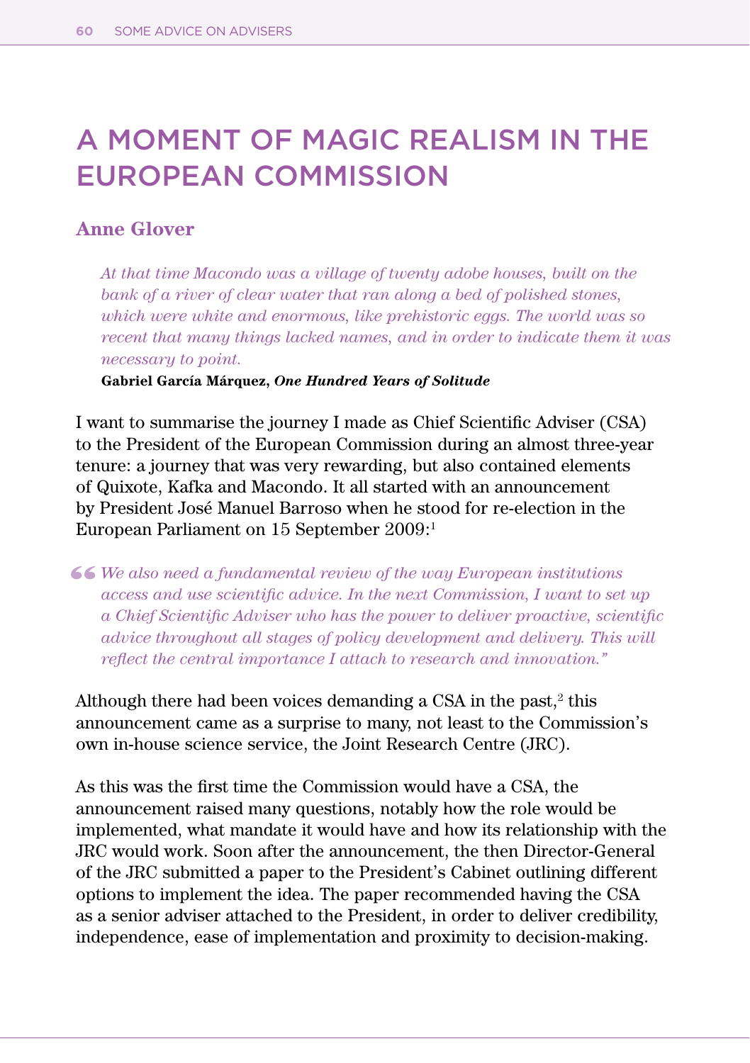# A MOMENT OF MAGIC REALISM IN THE EUROPEAN COMMISSION

## Anne Glover

> *At that time Macondo was a village of twenty adobe houses, built on the bank of a river of clear water that ran along a bed of polished stones, which were white and enormous, like prehistoric eggs. The world was so recent that many things lacked names, and in order to indicate them it was necessary to point.*
>
> **Gabriel García Márquez, *One Hundred Years of Solitude***

I want to summarise the journey I made as Chief Scientific Adviser (CSA) to the President of the European Commission during an almost three-year tenure: a journey that was very rewarding, but also contained elements of Quixote, Kafka and Macondo. It all started with an announcement by President José Manuel Barroso when he stood for re-election in the European Parliament on 15 September 2009:[1]

> *"We also need a fundamental review of the way European institutions access and use scientific advice. In the next Commission, I want to set up a Chief Scientific Adviser who has the power to deliver proactive, scientific advice throughout all stages of policy development and delivery. This will reflect the central importance I attach to research and innovation."*

Although there had been voices demanding a CSA in the past,[2] this announcement came as a surprise to many, not least to the Commission's own in-house science service, the Joint Research Centre (JRC).

As this was the first time the Commission would have a CSA, the announcement raised many questions, notably how the role would be implemented, what mandate it would have and how its relationship with the JRC would work. Soon after the announcement, the then Director-General of the JRC submitted a paper to the President's Cabinet outlining different options to implement the idea. The paper recommended having the CSA as a senior adviser attached to the President, in order to deliver credibility, independence, ease of implementation and proximity to decision-making.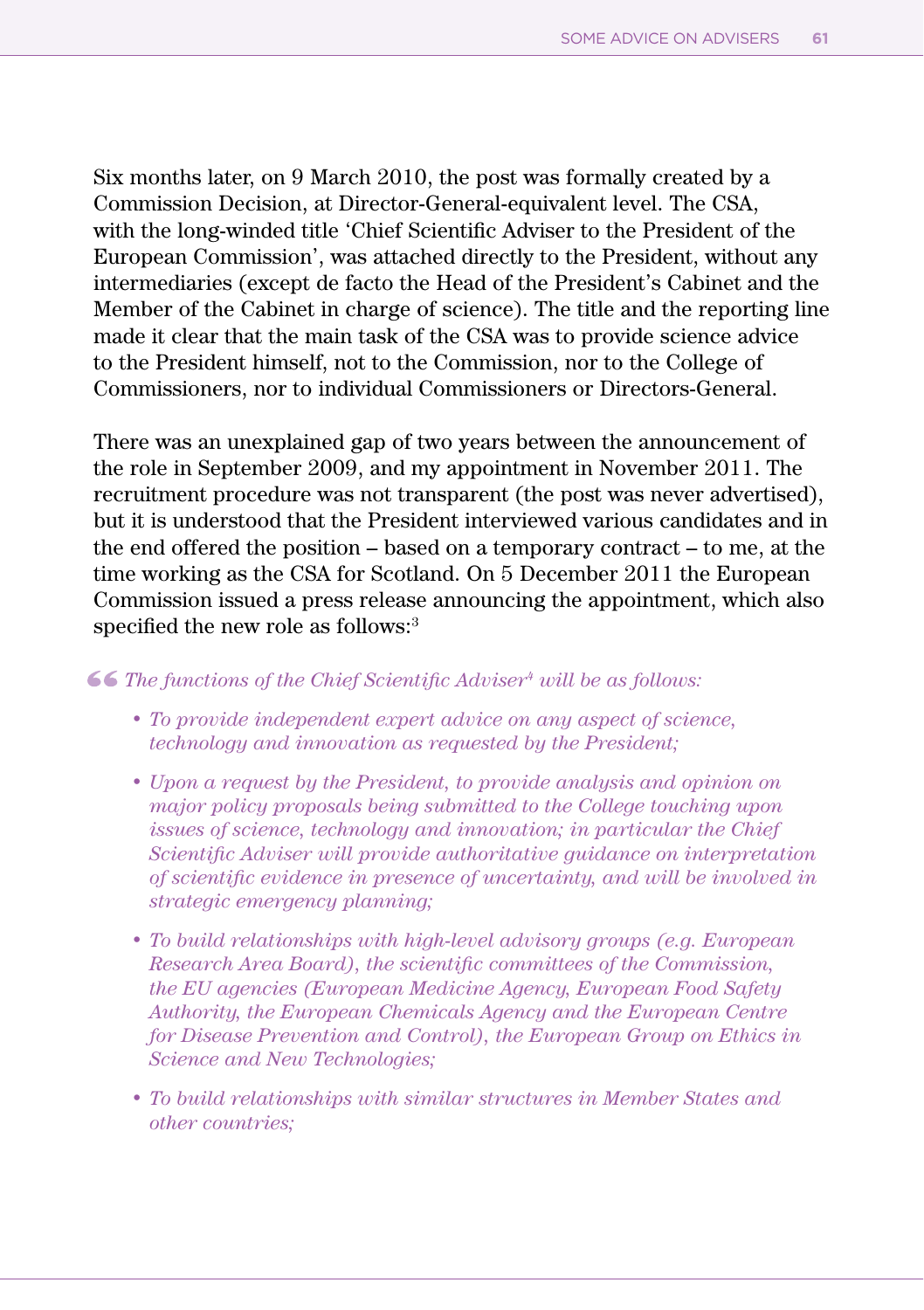Six months later, on 9 March 2010, the post was formally created by a Commission Decision, at Director-General-equivalent level. The CSA, with the long-winded title 'Chief Scientific Adviser to the President of the European Commission', was attached directly to the President, without any intermediaries (except de facto the Head of the President's Cabinet and the Member of the Cabinet in charge of science). The title and the reporting line made it clear that the main task of the CSA was to provide science advice to the President himself, not to the Commission, nor to the College of Commissioners, nor to individual Commissioners or Directors-General.

There was an unexplained gap of two years between the announcement of the role in September 2009, and my appointment in November 2011. The recruitment procedure was not transparent (the post was never advertised), but it is understood that the President interviewed various candidates and in the end offered the position – based on a temporary contract – to me, at the time working as the CSA for Scotland. On 5 December 2011 the European Commission issued a press release announcing the appointment, which also specified the new role as follows:[3]

> *The functions of the Chief Scientific Adviser[4] will be as follows:*
>
> - *To provide independent expert advice on any aspect of science, technology and innovation as requested by the President;*
> - *Upon a request by the President, to provide analysis and opinion on major policy proposals being submitted to the College touching upon issues of science, technology and innovation; in particular the Chief Scientific Adviser will provide authoritative guidance on interpretation of scientific evidence in presence of uncertainty, and will be involved in strategic emergency planning;*
> - *To build relationships with high-level advisory groups (e.g. European Research Area Board), the scientific committees of the Commission, the EU agencies (European Medicine Agency, European Food Safety Authority, the European Chemicals Agency and the European Centre for Disease Prevention and Control), the European Group on Ethics in Science and New Technologies;*
> - *To build relationships with similar structures in Member States and other countries;*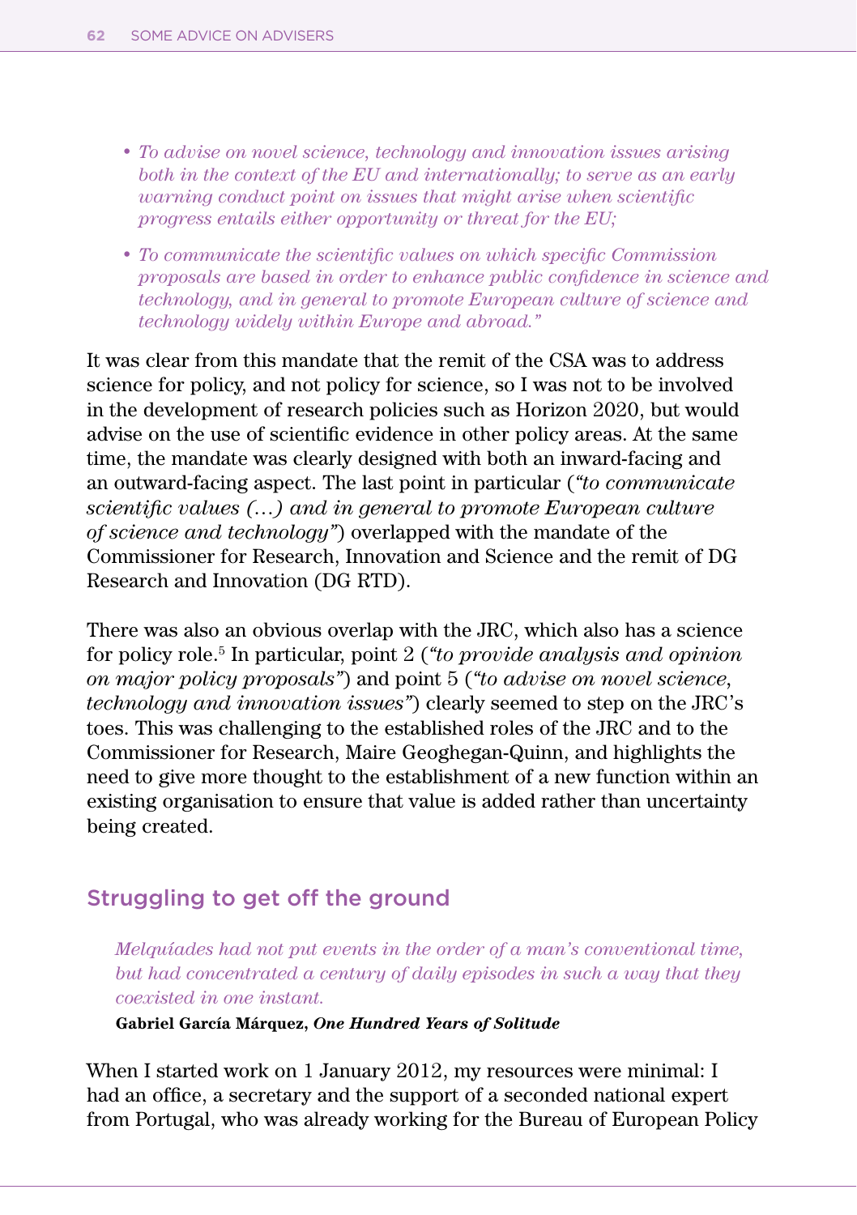- *To advise on novel science, technology and innovation issues arising both in the context of the EU and internationally; to serve as an early warning conduct point on issues that might arise when scientific progress entails either opportunity or threat for the EU;*
- *To communicate the scientific values on which specific Commission proposals are based in order to enhance public confidence in science and technology, and in general to promote European culture of science and technology widely within Europe and abroad."*

It was clear from this mandate that the remit of the CSA was to address science for policy, and not policy for science, so I was not to be involved in the development of research policies such as Horizon 2020, but would advise on the use of scientific evidence in other policy areas. At the same time, the mandate was clearly designed with both an inward-facing and an outward-facing aspect. The last point in particular (*"to communicate scientific values (…) and in general to promote European culture of science and technology"*) overlapped with the mandate of the Commissioner for Research, Innovation and Science and the remit of DG Research and Innovation (DG RTD).

There was also an obvious overlap with the JRC, which also has a science for policy role.[5] In particular, point 2 (*"to provide analysis and opinion on major policy proposals"*) and point 5 (*"to advise on novel science, technology and innovation issues"*) clearly seemed to step on the JRC's toes. This was challenging to the established roles of the JRC and to the Commissioner for Research, Maire Geoghegan-Quinn, and highlights the need to give more thought to the establishment of a new function within an existing organisation to ensure that value is added rather than uncertainty being created.

## Struggling to get off the ground

> *Melquíades had not put events in the order of a man's conventional time, but had concentrated a century of daily episodes in such a way that they coexisted in one instant.*
>
> **Gabriel García Márquez, *One Hundred Years of Solitude***

When I started work on 1 January 2012, my resources were minimal: I had an office, a secretary and the support of a seconded national expert from Portugal, who was already working for the Bureau of European Policy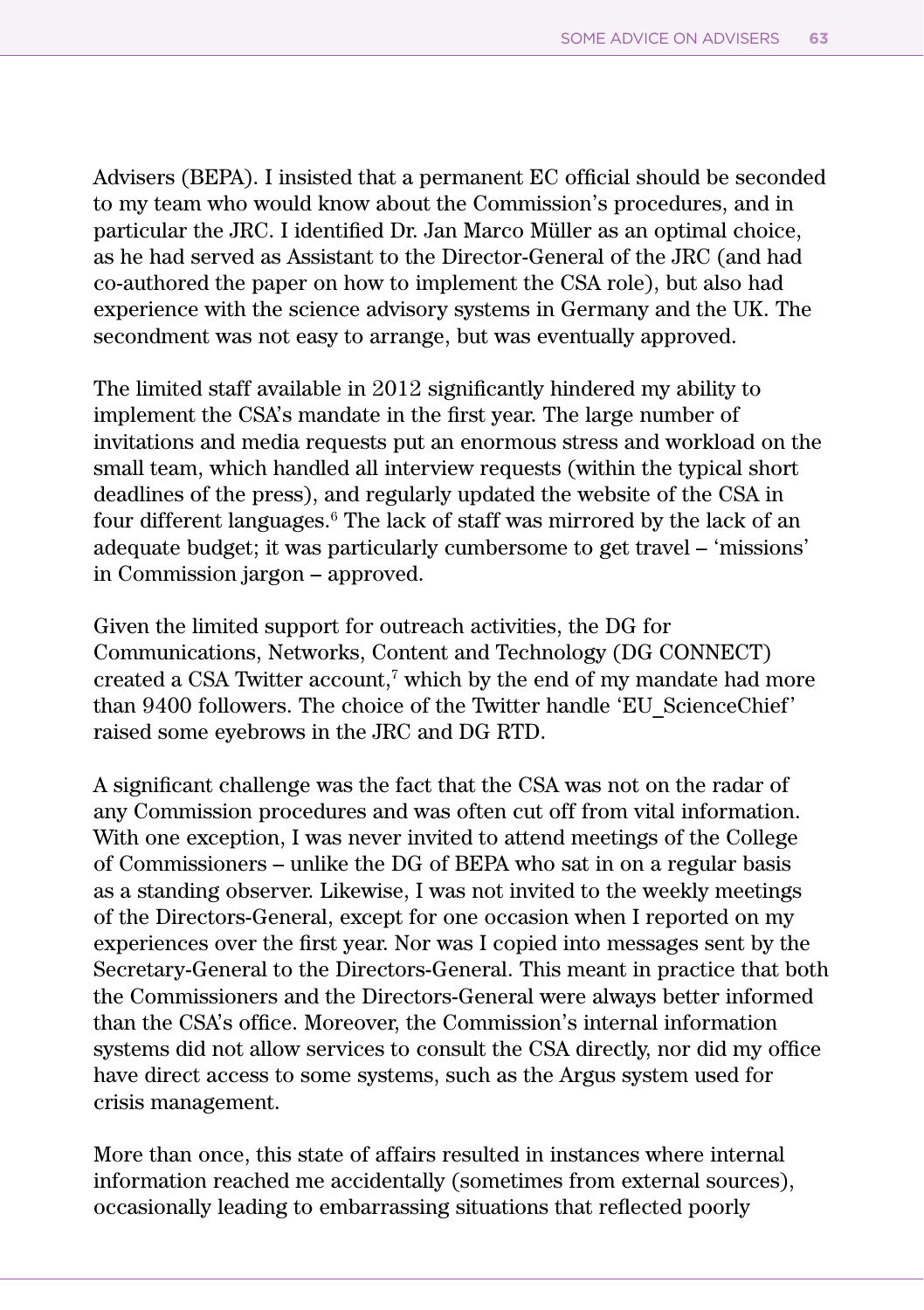Advisers (BEPA). I insisted that a permanent EC official should be seconded to my team who would know about the Commission's procedures, and in particular the JRC. I identified Dr. Jan Marco Müller as an optimal choice, as he had served as Assistant to the Director-General of the JRC (and had co-authored the paper on how to implement the CSA role), but also had experience with the science advisory systems in Germany and the UK. The secondment was not easy to arrange, but was eventually approved.

The limited staff available in 2012 significantly hindered my ability to implement the CSA's mandate in the first year. The large number of invitations and media requests put an enormous stress and workload on the small team, which handled all interview requests (within the typical short deadlines of the press), and regularly updated the website of the CSA in four different languages.[6] The lack of staff was mirrored by the lack of an adequate budget; it was particularly cumbersome to get travel – 'missions' in Commission jargon – approved.

Given the limited support for outreach activities, the DG for Communications, Networks, Content and Technology (DG CONNECT) created a CSA Twitter account,[7] which by the end of my mandate had more than 9400 followers. The choice of the Twitter handle 'EU_ScienceChief' raised some eyebrows in the JRC and DG RTD.

A significant challenge was the fact that the CSA was not on the radar of any Commission procedures and was often cut off from vital information. With one exception, I was never invited to attend meetings of the College of Commissioners – unlike the DG of BEPA who sat in on a regular basis as a standing observer. Likewise, I was not invited to the weekly meetings of the Directors-General, except for one occasion when I reported on my experiences over the first year. Nor was I copied into messages sent by the Secretary-General to the Directors-General. This meant in practice that both the Commissioners and the Directors-General were always better informed than the CSA's office. Moreover, the Commission's internal information systems did not allow services to consult the CSA directly, nor did my office have direct access to some systems, such as the Argus system used for crisis management.

More than once, this state of affairs resulted in instances where internal information reached me accidentally (sometimes from external sources), occasionally leading to embarrassing situations that reflected poorly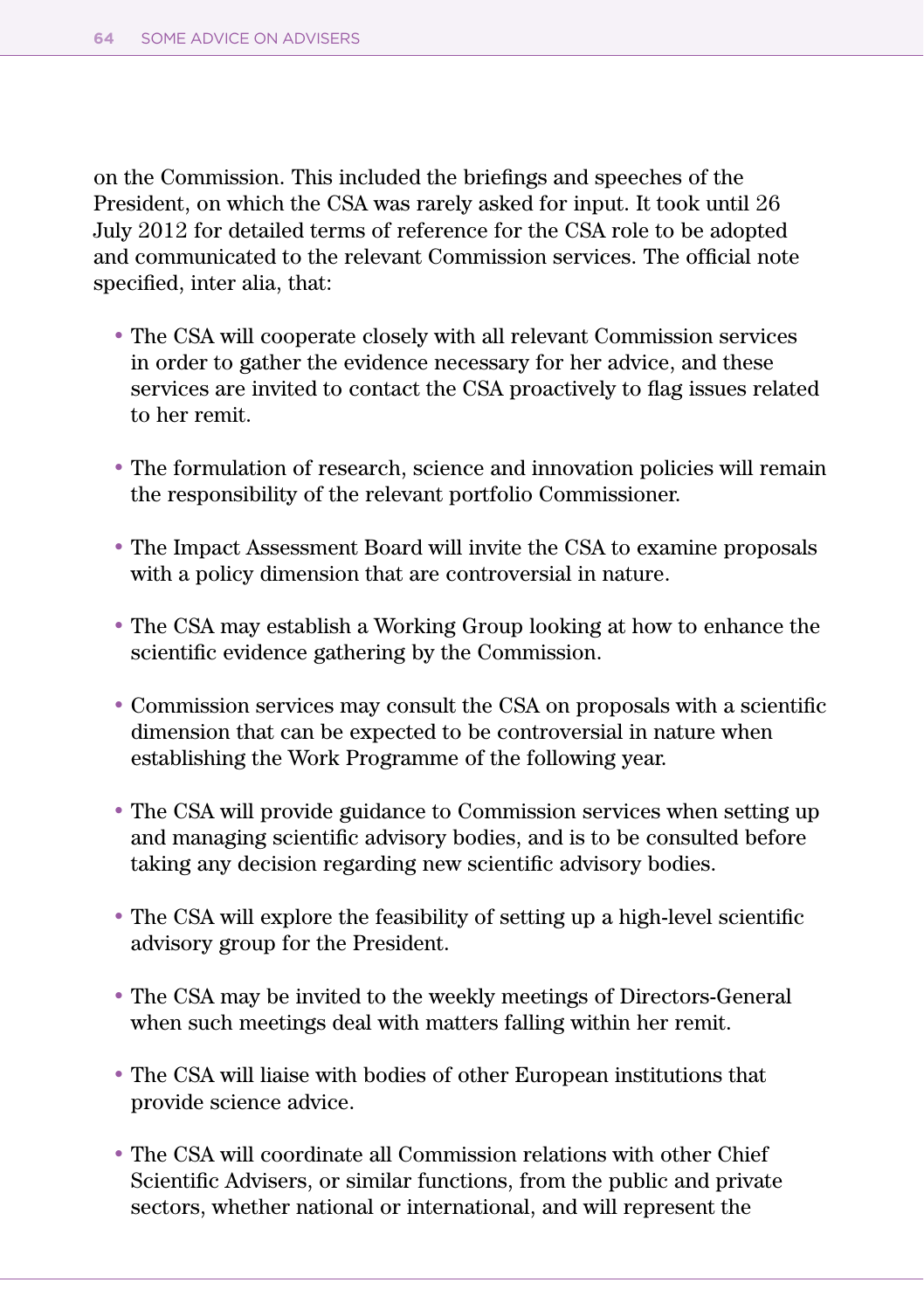on the Commission. This included the briefings and speeches of the President, on which the CSA was rarely asked for input. It took until 26 July 2012 for detailed terms of reference for the CSA role to be adopted and communicated to the relevant Commission services. The official note specified, inter alia, that:

- The CSA will cooperate closely with all relevant Commission services in order to gather the evidence necessary for her advice, and these services are invited to contact the CSA proactively to flag issues related to her remit.
- The formulation of research, science and innovation policies will remain the responsibility of the relevant portfolio Commissioner.
- The Impact Assessment Board will invite the CSA to examine proposals with a policy dimension that are controversial in nature.
- The CSA may establish a Working Group looking at how to enhance the scientific evidence gathering by the Commission.
- Commission services may consult the CSA on proposals with a scientific dimension that can be expected to be controversial in nature when establishing the Work Programme of the following year.
- The CSA will provide guidance to Commission services when setting up and managing scientific advisory bodies, and is to be consulted before taking any decision regarding new scientific advisory bodies.
- The CSA will explore the feasibility of setting up a high-level scientific advisory group for the President.
- The CSA may be invited to the weekly meetings of Directors-General when such meetings deal with matters falling within her remit.
- The CSA will liaise with bodies of other European institutions that provide science advice.
- The CSA will coordinate all Commission relations with other Chief Scientific Advisers, or similar functions, from the public and private sectors, whether national or international, and will represent the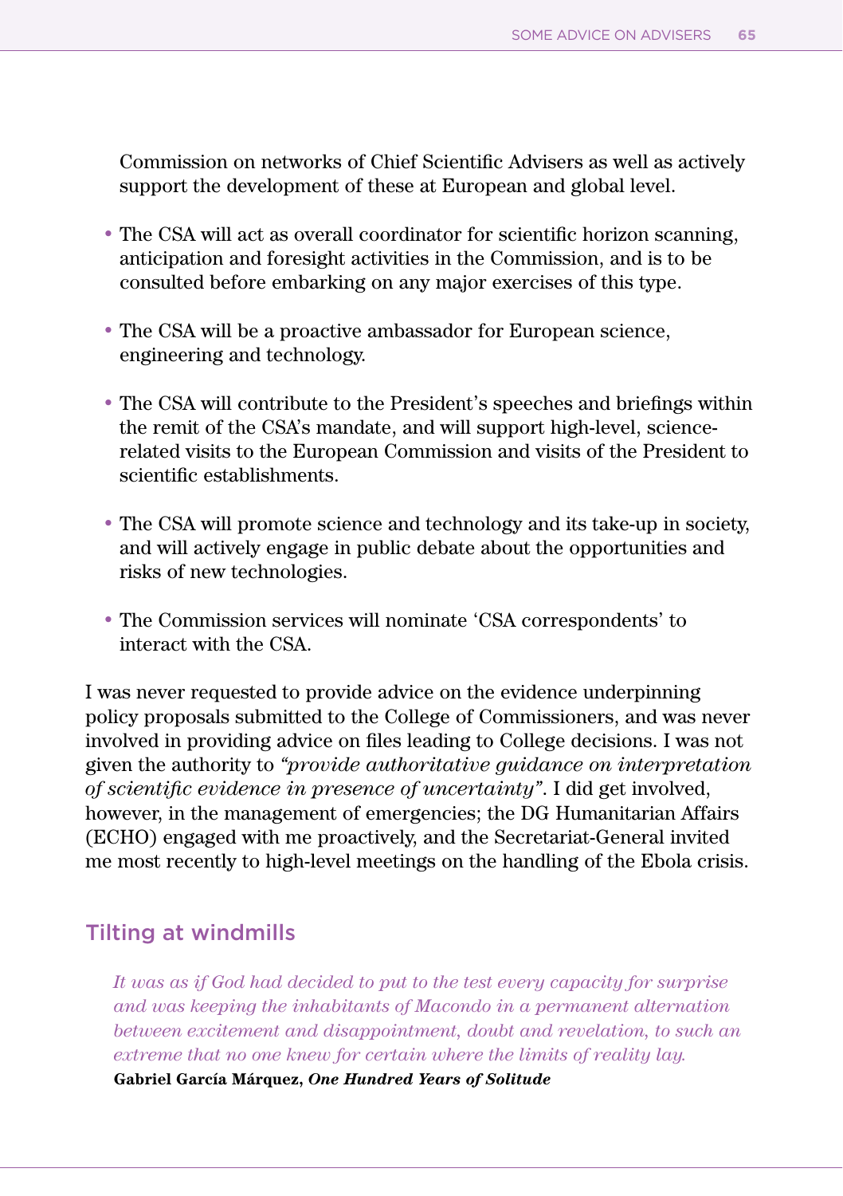Commission on networks of Chief Scientific Advisers as well as actively support the development of these at European and global level.

- The CSA will act as overall coordinator for scientific horizon scanning, anticipation and foresight activities in the Commission, and is to be consulted before embarking on any major exercises of this type.

- The CSA will be a proactive ambassador for European science, engineering and technology.

- The CSA will contribute to the President's speeches and briefings within the remit of the CSA's mandate, and will support high-level, science-related visits to the European Commission and visits of the President to scientific establishments.

- The CSA will promote science and technology and its take-up in society, and will actively engage in public debate about the opportunities and risks of new technologies.

- The Commission services will nominate 'CSA correspondents' to interact with the CSA.

I was never requested to provide advice on the evidence underpinning policy proposals submitted to the College of Commissioners, and was never involved in providing advice on files leading to College decisions. I was not given the authority to *"provide authoritative guidance on interpretation of scientific evidence in presence of uncertainty"*. I did get involved, however, in the management of emergencies; the DG Humanitarian Affairs (ECHO) engaged with me proactively, and the Secretariat-General invited me most recently to high-level meetings on the handling of the Ebola crisis.

## Tilting at windmills

> *It was as if God had decided to put to the test every capacity for surprise and was keeping the inhabitants of Macondo in a permanent alternation between excitement and disappointment, doubt and revelation, to such an extreme that no one knew for certain where the limits of reality lay.*
>
> **Gabriel García Márquez, *One Hundred Years of Solitude***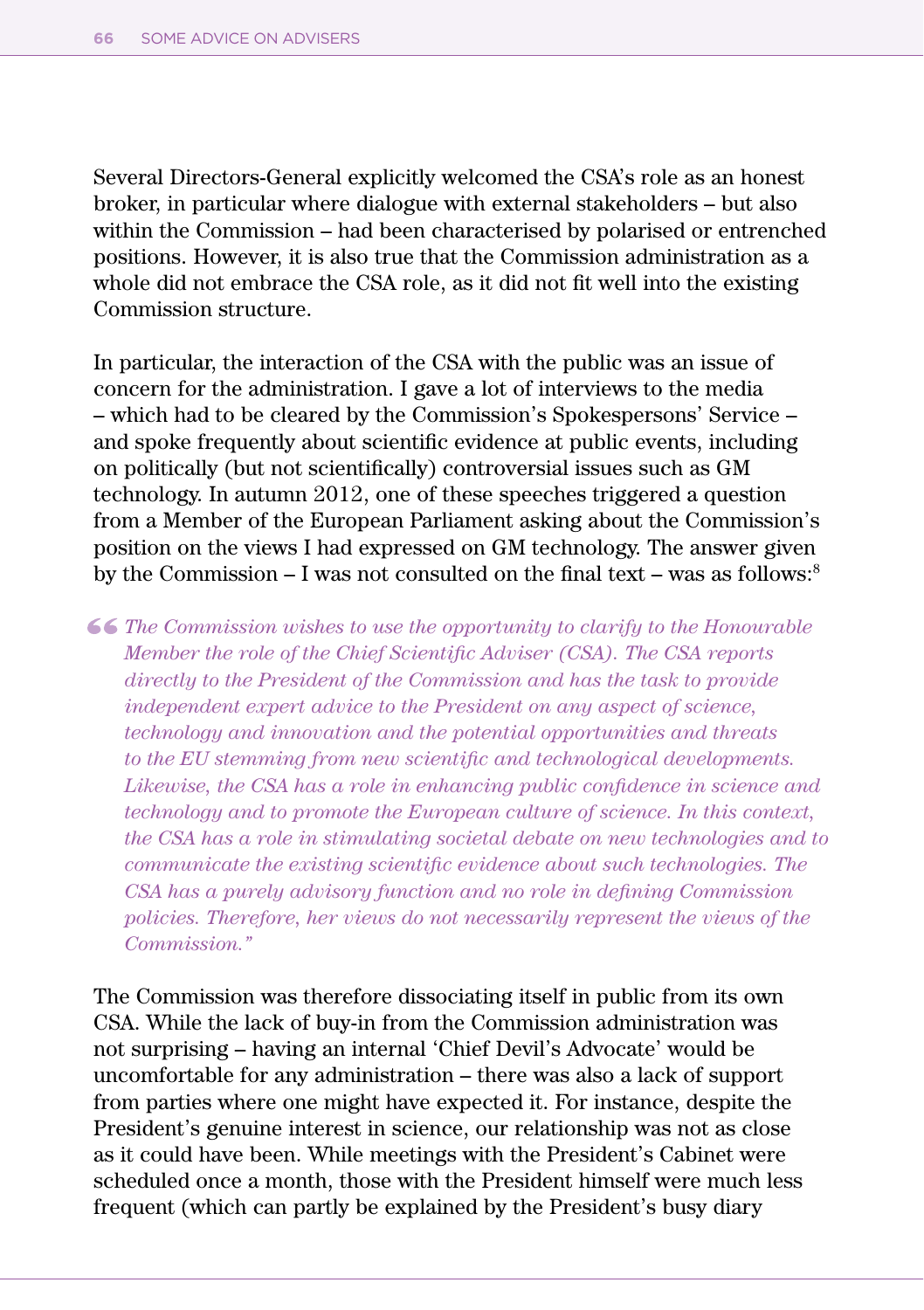Several Directors-General explicitly welcomed the CSA's role as an honest broker, in particular where dialogue with external stakeholders – but also within the Commission – had been characterised by polarised or entrenched positions. However, it is also true that the Commission administration as a whole did not embrace the CSA role, as it did not fit well into the existing Commission structure.

In particular, the interaction of the CSA with the public was an issue of concern for the administration. I gave a lot of interviews to the media – which had to be cleared by the Commission's Spokespersons' Service – and spoke frequently about scientific evidence at public events, including on politically (but not scientifically) controversial issues such as GM technology. In autumn 2012, one of these speeches triggered a question from a Member of the European Parliament asking about the Commission's position on the views I had expressed on GM technology. The answer given by the Commission – I was not consulted on the final text – was as follows:[8]

> *"The Commission wishes to use the opportunity to clarify to the Honourable Member the role of the Chief Scientific Adviser (CSA). The CSA reports directly to the President of the Commission and has the task to provide independent expert advice to the President on any aspect of science, technology and innovation and the potential opportunities and threats to the EU stemming from new scientific and technological developments. Likewise, the CSA has a role in enhancing public confidence in science and technology and to promote the European culture of science. In this context, the CSA has a role in stimulating societal debate on new technologies and to communicate the existing scientific evidence about such technologies. The CSA has a purely advisory function and no role in defining Commission policies. Therefore, her views do not necessarily represent the views of the Commission."*

The Commission was therefore dissociating itself in public from its own CSA. While the lack of buy-in from the Commission administration was not surprising – having an internal 'Chief Devil's Advocate' would be uncomfortable for any administration – there was also a lack of support from parties where one might have expected it. For instance, despite the President's genuine interest in science, our relationship was not as close as it could have been. While meetings with the President's Cabinet were scheduled once a month, those with the President himself were much less frequent (which can partly be explained by the President's busy diary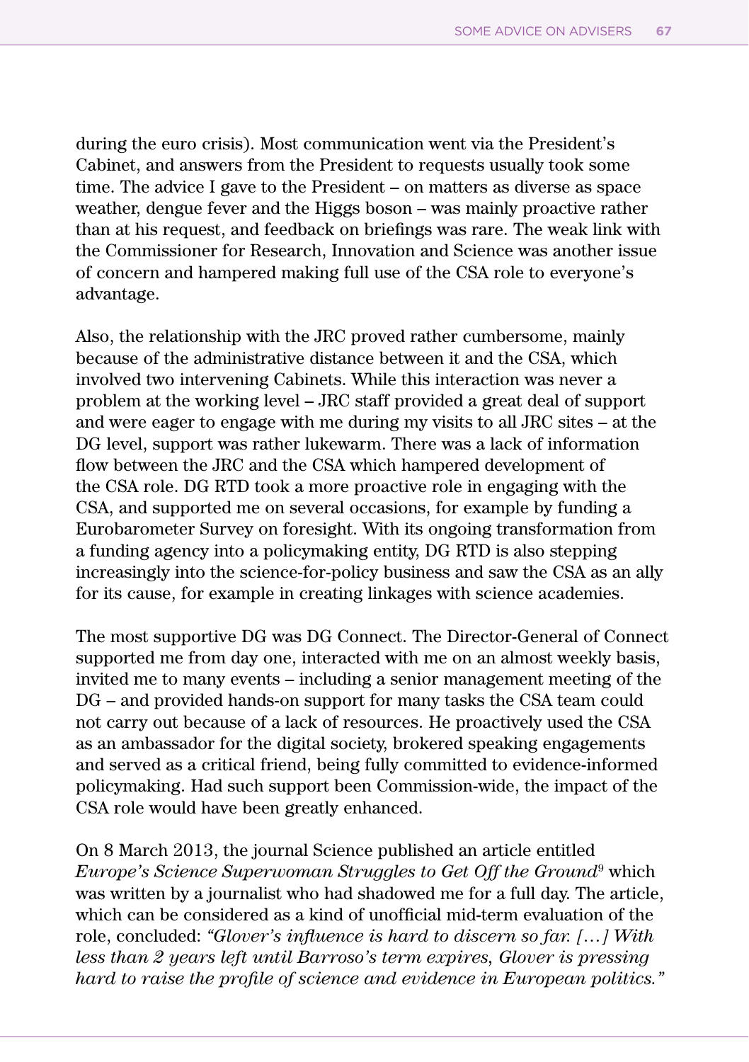during the euro crisis). Most communication went via the President's Cabinet, and answers from the President to requests usually took some time. The advice I gave to the President – on matters as diverse as space weather, dengue fever and the Higgs boson – was mainly proactive rather than at his request, and feedback on briefings was rare. The weak link with the Commissioner for Research, Innovation and Science was another issue of concern and hampered making full use of the CSA role to everyone's advantage.

Also, the relationship with the JRC proved rather cumbersome, mainly because of the administrative distance between it and the CSA, which involved two intervening Cabinets. While this interaction was never a problem at the working level – JRC staff provided a great deal of support and were eager to engage with me during my visits to all JRC sites – at the DG level, support was rather lukewarm. There was a lack of information flow between the JRC and the CSA which hampered development of the CSA role. DG RTD took a more proactive role in engaging with the CSA, and supported me on several occasions, for example by funding a Eurobarometer Survey on foresight. With its ongoing transformation from a funding agency into a policymaking entity, DG RTD is also stepping increasingly into the science-for-policy business and saw the CSA as an ally for its cause, for example in creating linkages with science academies.

The most supportive DG was DG Connect. The Director-General of Connect supported me from day one, interacted with me on an almost weekly basis, invited me to many events – including a senior management meeting of the DG – and provided hands-on support for many tasks the CSA team could not carry out because of a lack of resources. He proactively used the CSA as an ambassador for the digital society, brokered speaking engagements and served as a critical friend, being fully committed to evidence-informed policymaking. Had such support been Commission-wide, the impact of the CSA role would have been greatly enhanced.

On 8 March 2013, the journal Science published an article entitled *Europe's Science Superwoman Struggles to Get Off the Ground*[9] which was written by a journalist who had shadowed me for a full day. The article, which can be considered as a kind of unofficial mid-term evaluation of the role, concluded: *"Glover's influence is hard to discern so far. […] With less than 2 years left until Barroso's term expires, Glover is pressing hard to raise the profile of science and evidence in European politics."*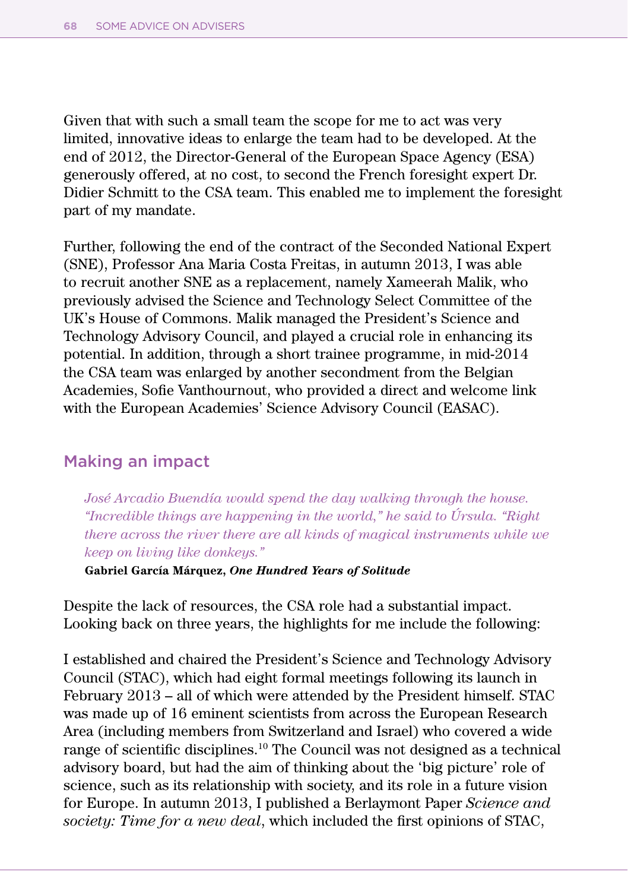Given that with such a small team the scope for me to act was very limited, innovative ideas to enlarge the team had to be developed. At the end of 2012, the Director-General of the European Space Agency (ESA) generously offered, at no cost, to second the French foresight expert Dr. Didier Schmitt to the CSA team. This enabled me to implement the foresight part of my mandate.

Further, following the end of the contract of the Seconded National Expert (SNE), Professor Ana Maria Costa Freitas, in autumn 2013, I was able to recruit another SNE as a replacement, namely Xameerah Malik, who previously advised the Science and Technology Select Committee of the UK's House of Commons. Malik managed the President's Science and Technology Advisory Council, and played a crucial role in enhancing its potential. In addition, through a short trainee programme, in mid-2014 the CSA team was enlarged by another secondment from the Belgian Academies, Sofie Vanthournout, who provided a direct and welcome link with the European Academies' Science Advisory Council (EASAC).

## Making an impact

> *José Arcadio Buendía would spend the day walking through the house. "Incredible things are happening in the world," he said to Úrsula. "Right there across the river there are all kinds of magical instruments while we keep on living like donkeys."*
>
> **Gabriel García Márquez, *One Hundred Years of Solitude***

Despite the lack of resources, the CSA role had a substantial impact. Looking back on three years, the highlights for me include the following:

I established and chaired the President's Science and Technology Advisory Council (STAC), which had eight formal meetings following its launch in February 2013 – all of which were attended by the President himself. STAC was made up of 16 eminent scientists from across the European Research Area (including members from Switzerland and Israel) who covered a wide range of scientific disciplines.[10] The Council was not designed as a technical advisory board, but had the aim of thinking about the 'big picture' role of science, such as its relationship with society, and its role in a future vision for Europe. In autumn 2013, I published a Berlaymont Paper *Science and society: Time for a new deal*, which included the first opinions of STAC,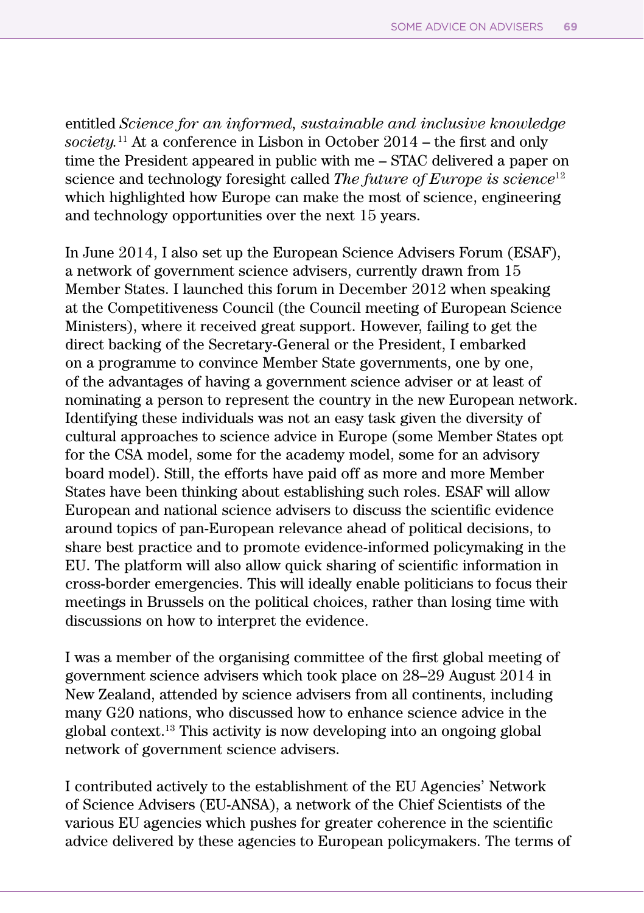entitled *Science for an informed, sustainable and inclusive knowledge society.*[11] At a conference in Lisbon in October 2014 – the first and only time the President appeared in public with me – STAC delivered a paper on science and technology foresight called *The future of Europe is science*[12] which highlighted how Europe can make the most of science, engineering and technology opportunities over the next 15 years.

In June 2014, I also set up the European Science Advisers Forum (ESAF), a network of government science advisers, currently drawn from 15 Member States. I launched this forum in December 2012 when speaking at the Competitiveness Council (the Council meeting of European Science Ministers), where it received great support. However, failing to get the direct backing of the Secretary-General or the President, I embarked on a programme to convince Member State governments, one by one, of the advantages of having a government science adviser or at least of nominating a person to represent the country in the new European network. Identifying these individuals was not an easy task given the diversity of cultural approaches to science advice in Europe (some Member States opt for the CSA model, some for the academy model, some for an advisory board model). Still, the efforts have paid off as more and more Member States have been thinking about establishing such roles. ESAF will allow European and national science advisers to discuss the scientific evidence around topics of pan-European relevance ahead of political decisions, to share best practice and to promote evidence-informed policymaking in the EU. The platform will also allow quick sharing of scientific information in cross-border emergencies. This will ideally enable politicians to focus their meetings in Brussels on the political choices, rather than losing time with discussions on how to interpret the evidence.

I was a member of the organising committee of the first global meeting of government science advisers which took place on 28–29 August 2014 in New Zealand, attended by science advisers from all continents, including many G20 nations, who discussed how to enhance science advice in the global context.[13] This activity is now developing into an ongoing global network of government science advisers.

I contributed actively to the establishment of the EU Agencies' Network of Science Advisers (EU-ANSA), a network of the Chief Scientists of the various EU agencies which pushes for greater coherence in the scientific advice delivered by these agencies to European policymakers. The terms of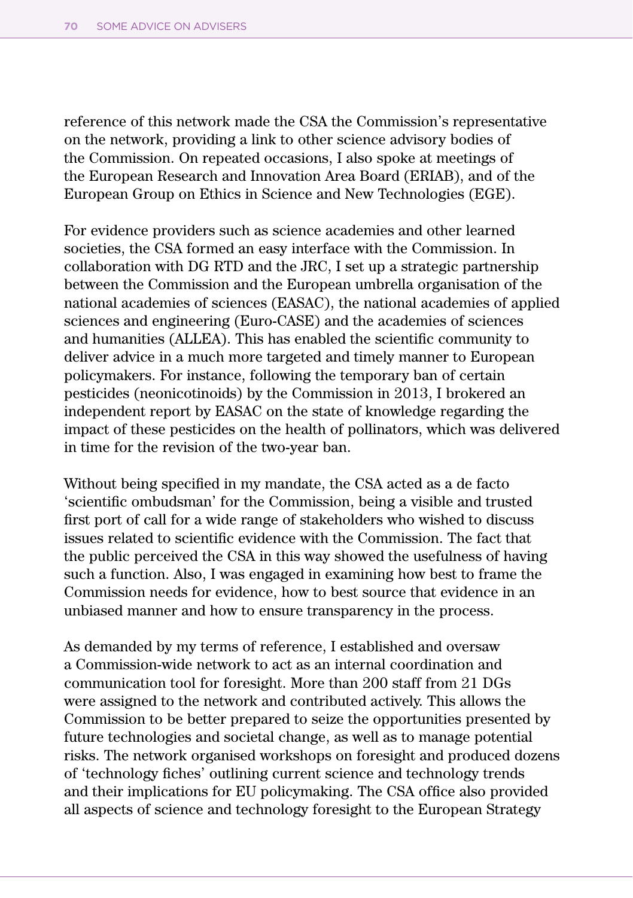reference of this network made the CSA the Commission's representative on the network, providing a link to other science advisory bodies of the Commission. On repeated occasions, I also spoke at meetings of the European Research and Innovation Area Board (ERIAB), and of the European Group on Ethics in Science and New Technologies (EGE).

For evidence providers such as science academies and other learned societies, the CSA formed an easy interface with the Commission. In collaboration with DG RTD and the JRC, I set up a strategic partnership between the Commission and the European umbrella organisation of the national academies of sciences (EASAC), the national academies of applied sciences and engineering (Euro-CASE) and the academies of sciences and humanities (ALLEA). This has enabled the scientific community to deliver advice in a much more targeted and timely manner to European policymakers. For instance, following the temporary ban of certain pesticides (neonicotinoids) by the Commission in 2013, I brokered an independent report by EASAC on the state of knowledge regarding the impact of these pesticides on the health of pollinators, which was delivered in time for the revision of the two-year ban.

Without being specified in my mandate, the CSA acted as a de facto 'scientific ombudsman' for the Commission, being a visible and trusted first port of call for a wide range of stakeholders who wished to discuss issues related to scientific evidence with the Commission. The fact that the public perceived the CSA in this way showed the usefulness of having such a function. Also, I was engaged in examining how best to frame the Commission needs for evidence, how to best source that evidence in an unbiased manner and how to ensure transparency in the process.

As demanded by my terms of reference, I established and oversaw a Commission-wide network to act as an internal coordination and communication tool for foresight. More than 200 staff from 21 DGs were assigned to the network and contributed actively. This allows the Commission to be better prepared to seize the opportunities presented by future technologies and societal change, as well as to manage potential risks. The network organised workshops on foresight and produced dozens of 'technology fiches' outlining current science and technology trends and their implications for EU policymaking. The CSA office also provided all aspects of science and technology foresight to the European Strategy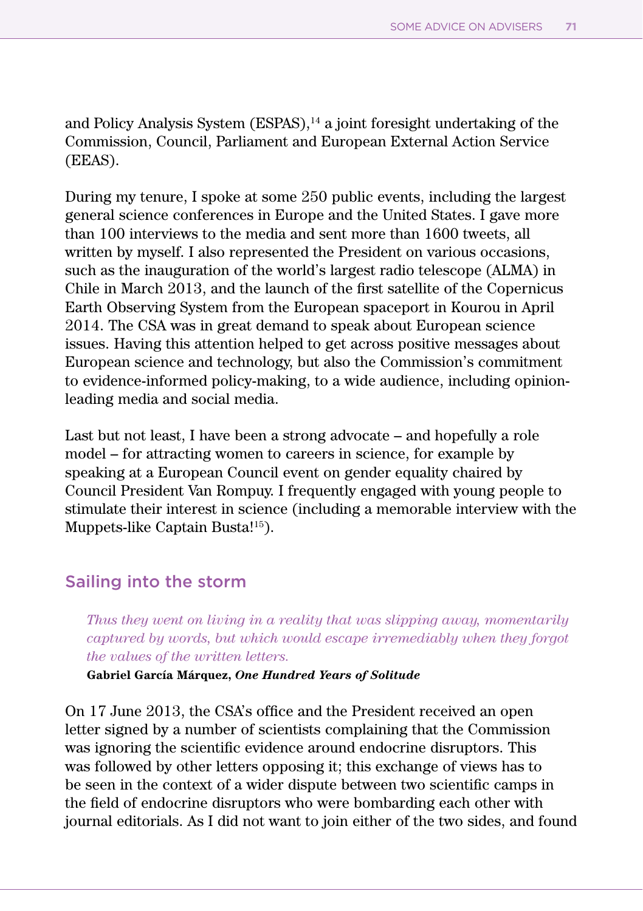and Policy Analysis System (ESPAS),[14] a joint foresight undertaking of the Commission, Council, Parliament and European External Action Service (EEAS).

During my tenure, I spoke at some 250 public events, including the largest general science conferences in Europe and the United States. I gave more than 100 interviews to the media and sent more than 1600 tweets, all written by myself. I also represented the President on various occasions, such as the inauguration of the world's largest radio telescope (ALMA) in Chile in March 2013, and the launch of the first satellite of the Copernicus Earth Observing System from the European spaceport in Kourou in April 2014. The CSA was in great demand to speak about European science issues. Having this attention helped to get across positive messages about European science and technology, but also the Commission's commitment to evidence-informed policy-making, to a wide audience, including opinion-leading media and social media.

Last but not least, I have been a strong advocate – and hopefully a role model – for attracting women to careers in science, for example by speaking at a European Council event on gender equality chaired by Council President Van Rompuy. I frequently engaged with young people to stimulate their interest in science (including a memorable interview with the Muppets-like Captain Busta![15]).

## Sailing into the storm

> *Thus they went on living in a reality that was slipping away, momentarily captured by words, but which would escape irremediably when they forgot the values of the written letters.*
>
> **Gabriel García Márquez, *One Hundred Years of Solitude***

On 17 June 2013, the CSA's office and the President received an open letter signed by a number of scientists complaining that the Commission was ignoring the scientific evidence around endocrine disruptors. This was followed by other letters opposing it; this exchange of views has to be seen in the context of a wider dispute between two scientific camps in the field of endocrine disruptors who were bombarding each other with journal editorials. As I did not want to join either of the two sides, and found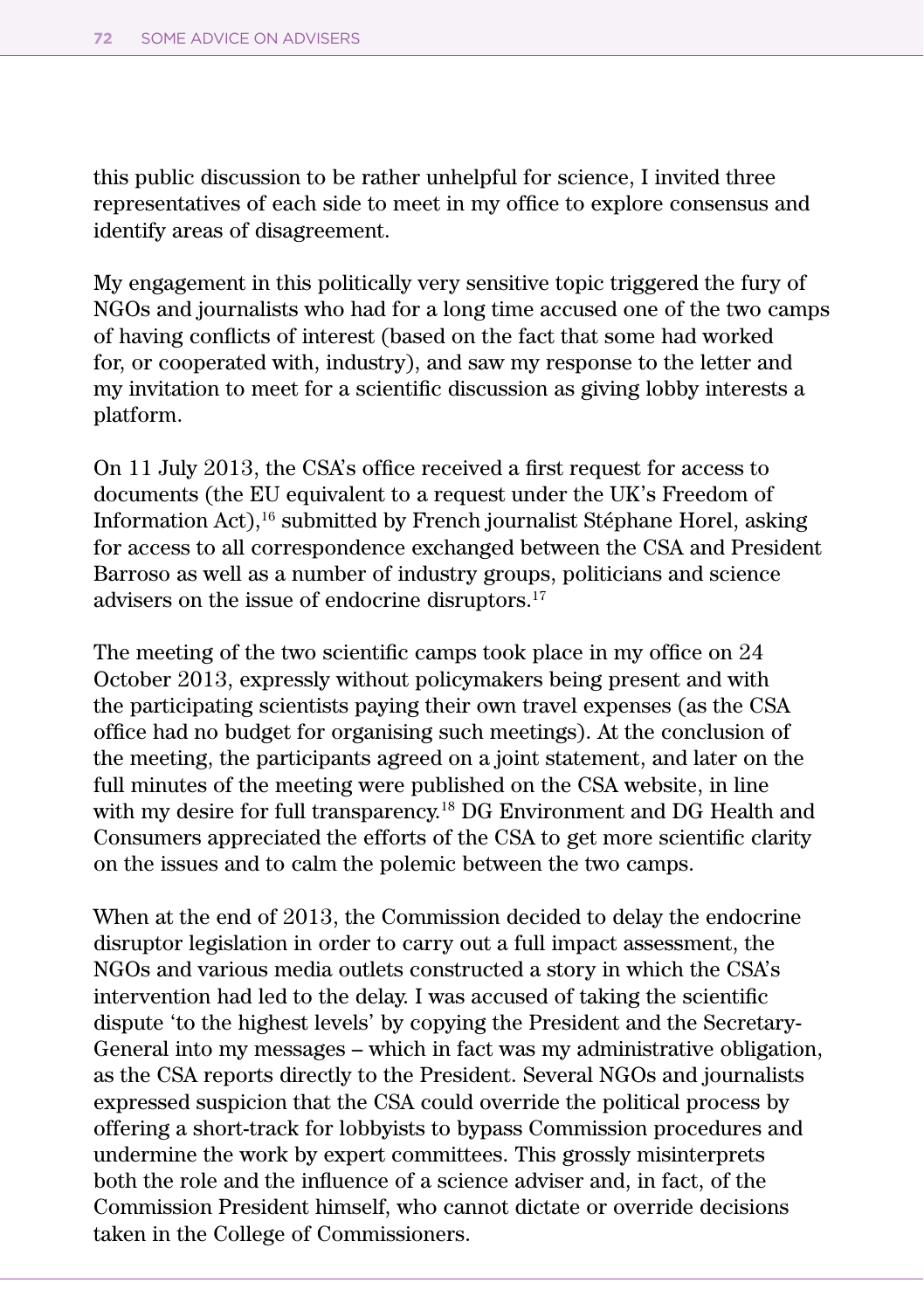this public discussion to be rather unhelpful for science, I invited three representatives of each side to meet in my office to explore consensus and identify areas of disagreement.

My engagement in this politically very sensitive topic triggered the fury of NGOs and journalists who had for a long time accused one of the two camps of having conflicts of interest (based on the fact that some had worked for, or cooperated with, industry), and saw my response to the letter and my invitation to meet for a scientific discussion as giving lobby interests a platform.

On 11 July 2013, the CSA's office received a first request for access to documents (the EU equivalent to a request under the UK's Freedom of Information Act),[16] submitted by French journalist Stéphane Horel, asking for access to all correspondence exchanged between the CSA and President Barroso as well as a number of industry groups, politicians and science advisers on the issue of endocrine disruptors.[17]

The meeting of the two scientific camps took place in my office on 24 October 2013, expressly without policymakers being present and with the participating scientists paying their own travel expenses (as the CSA office had no budget for organising such meetings). At the conclusion of the meeting, the participants agreed on a joint statement, and later on the full minutes of the meeting were published on the CSA website, in line with my desire for full transparency.[18] DG Environment and DG Health and Consumers appreciated the efforts of the CSA to get more scientific clarity on the issues and to calm the polemic between the two camps.

When at the end of 2013, the Commission decided to delay the endocrine disruptor legislation in order to carry out a full impact assessment, the NGOs and various media outlets constructed a story in which the CSA's intervention had led to the delay. I was accused of taking the scientific dispute 'to the highest levels' by copying the President and the Secretary-General into my messages – which in fact was my administrative obligation, as the CSA reports directly to the President. Several NGOs and journalists expressed suspicion that the CSA could override the political process by offering a short-track for lobbyists to bypass Commission procedures and undermine the work by expert committees. This grossly misinterprets both the role and the influence of a science adviser and, in fact, of the Commission President himself, who cannot dictate or override decisions taken in the College of Commissioners.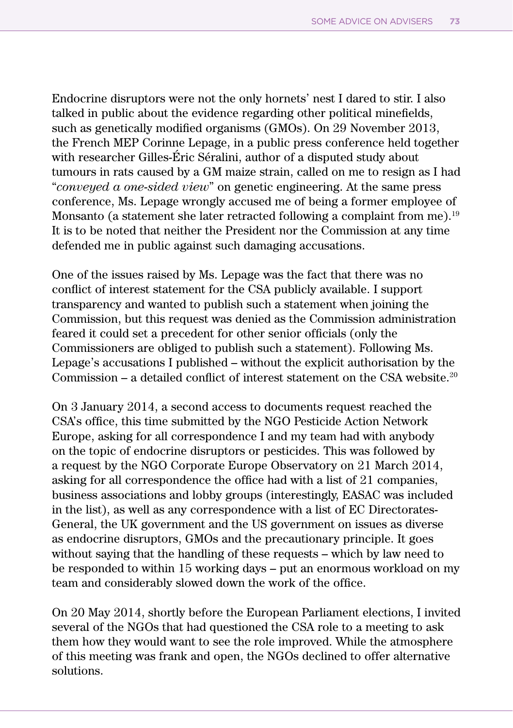Endocrine disruptors were not the only hornets' nest I dared to stir. I also talked in public about the evidence regarding other political minefields, such as genetically modified organisms (GMOs). On 29 November 2013, the French MEP Corinne Lepage, in a public press conference held together with researcher Gilles-Éric Séralini, author of a disputed study about tumours in rats caused by a GM maize strain, called on me to resign as I had "*conveyed a one-sided view*" on genetic engineering. At the same press conference, Ms. Lepage wrongly accused me of being a former employee of Monsanto (a statement she later retracted following a complaint from me).[19] It is to be noted that neither the President nor the Commission at any time defended me in public against such damaging accusations.

One of the issues raised by Ms. Lepage was the fact that there was no conflict of interest statement for the CSA publicly available. I support transparency and wanted to publish such a statement when joining the Commission, but this request was denied as the Commission administration feared it could set a precedent for other senior officials (only the Commissioners are obliged to publish such a statement). Following Ms. Lepage's accusations I published – without the explicit authorisation by the Commission – a detailed conflict of interest statement on the CSA website.[20]

On 3 January 2014, a second access to documents request reached the CSA's office, this time submitted by the NGO Pesticide Action Network Europe, asking for all correspondence I and my team had with anybody on the topic of endocrine disruptors or pesticides. This was followed by a request by the NGO Corporate Europe Observatory on 21 March 2014, asking for all correspondence the office had with a list of 21 companies, business associations and lobby groups (interestingly, EASAC was included in the list), as well as any correspondence with a list of EC Directorates-General, the UK government and the US government on issues as diverse as endocrine disruptors, GMOs and the precautionary principle. It goes without saying that the handling of these requests – which by law need to be responded to within 15 working days – put an enormous workload on my team and considerably slowed down the work of the office.

On 20 May 2014, shortly before the European Parliament elections, I invited several of the NGOs that had questioned the CSA role to a meeting to ask them how they would want to see the role improved. While the atmosphere of this meeting was frank and open, the NGOs declined to offer alternative solutions.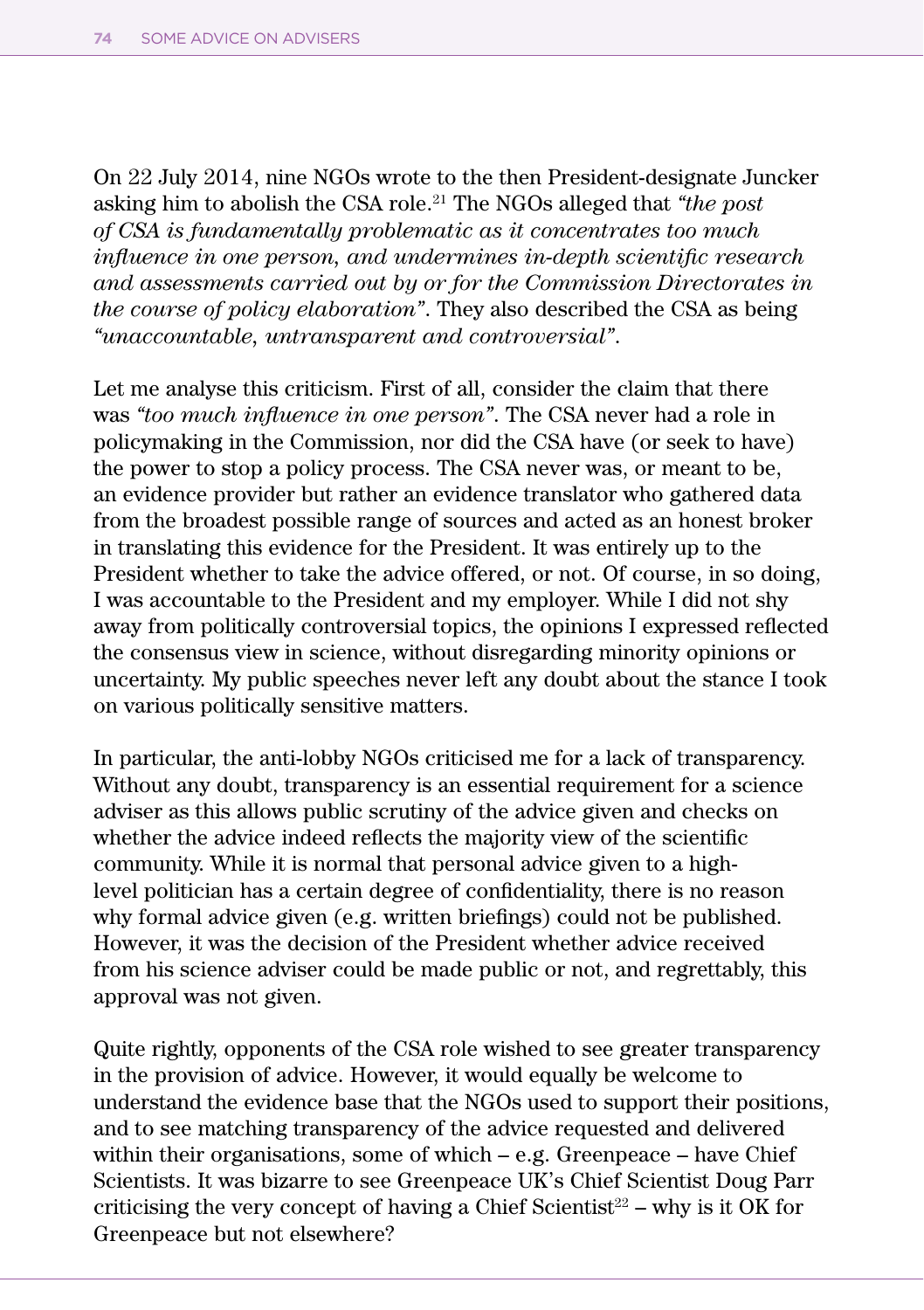On 22 July 2014, nine NGOs wrote to the then President-designate Juncker asking him to abolish the CSA role.[21] The NGOs alleged that *"the post of CSA is fundamentally problematic as it concentrates too much influence in one person, and undermines in-depth scientific research and assessments carried out by or for the Commission Directorates in the course of policy elaboration"*. They also described the CSA as being *"unaccountable, untransparent and controversial"*.

Let me analyse this criticism. First of all, consider the claim that there was *"too much influence in one person"*. The CSA never had a role in policymaking in the Commission, nor did the CSA have (or seek to have) the power to stop a policy process. The CSA never was, or meant to be, an evidence provider but rather an evidence translator who gathered data from the broadest possible range of sources and acted as an honest broker in translating this evidence for the President. It was entirely up to the President whether to take the advice offered, or not. Of course, in so doing, I was accountable to the President and my employer. While I did not shy away from politically controversial topics, the opinions I expressed reflected the consensus view in science, without disregarding minority opinions or uncertainty. My public speeches never left any doubt about the stance I took on various politically sensitive matters.

In particular, the anti-lobby NGOs criticised me for a lack of transparency. Without any doubt, transparency is an essential requirement for a science adviser as this allows public scrutiny of the advice given and checks on whether the advice indeed reflects the majority view of the scientific community. While it is normal that personal advice given to a high-level politician has a certain degree of confidentiality, there is no reason why formal advice given (e.g. written briefings) could not be published. However, it was the decision of the President whether advice received from his science adviser could be made public or not, and regrettably, this approval was not given.

Quite rightly, opponents of the CSA role wished to see greater transparency in the provision of advice. However, it would equally be welcome to understand the evidence base that the NGOs used to support their positions, and to see matching transparency of the advice requested and delivered within their organisations, some of which – e.g. Greenpeace – have Chief Scientists. It was bizarre to see Greenpeace UK's Chief Scientist Doug Parr criticising the very concept of having a Chief Scientist[22] – why is it OK for Greenpeace but not elsewhere?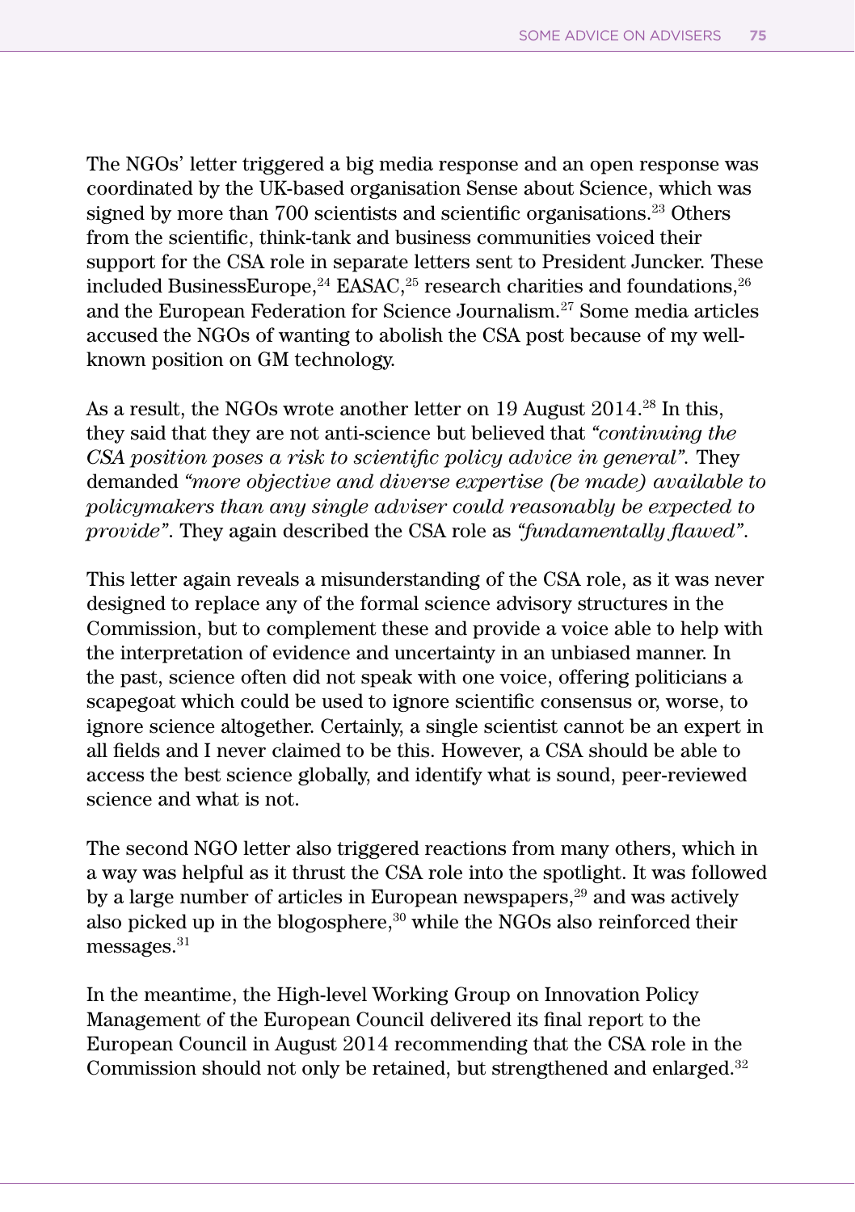The NGOs' letter triggered a big media response and an open response was coordinated by the UK-based organisation Sense about Science, which was signed by more than 700 scientists and scientific organisations.[23] Others from the scientific, think-tank and business communities voiced their support for the CSA role in separate letters sent to President Juncker. These included BusinessEurope,[24] EASAC,[25] research charities and foundations,[26] and the European Federation for Science Journalism.[27] Some media articles accused the NGOs of wanting to abolish the CSA post because of my well-known position on GM technology.

As a result, the NGOs wrote another letter on 19 August 2014.[28] In this, they said that they are not anti-science but believed that *"continuing the CSA position poses a risk to scientific policy advice in general"*. They demanded *"more objective and diverse expertise (be made) available to policymakers than any single adviser could reasonably be expected to provide"*. They again described the CSA role as *"fundamentally flawed"*.

This letter again reveals a misunderstanding of the CSA role, as it was never designed to replace any of the formal science advisory structures in the Commission, but to complement these and provide a voice able to help with the interpretation of evidence and uncertainty in an unbiased manner. In the past, science often did not speak with one voice, offering politicians a scapegoat which could be used to ignore scientific consensus or, worse, to ignore science altogether. Certainly, a single scientist cannot be an expert in all fields and I never claimed to be this. However, a CSA should be able to access the best science globally, and identify what is sound, peer-reviewed science and what is not.

The second NGO letter also triggered reactions from many others, which in a way was helpful as it thrust the CSA role into the spotlight. It was followed by a large number of articles in European newspapers,[29] and was actively also picked up in the blogosphere,[30] while the NGOs also reinforced their messages.[31]

In the meantime, the High-level Working Group on Innovation Policy Management of the European Council delivered its final report to the European Council in August 2014 recommending that the CSA role in the Commission should not only be retained, but strengthened and enlarged.[32]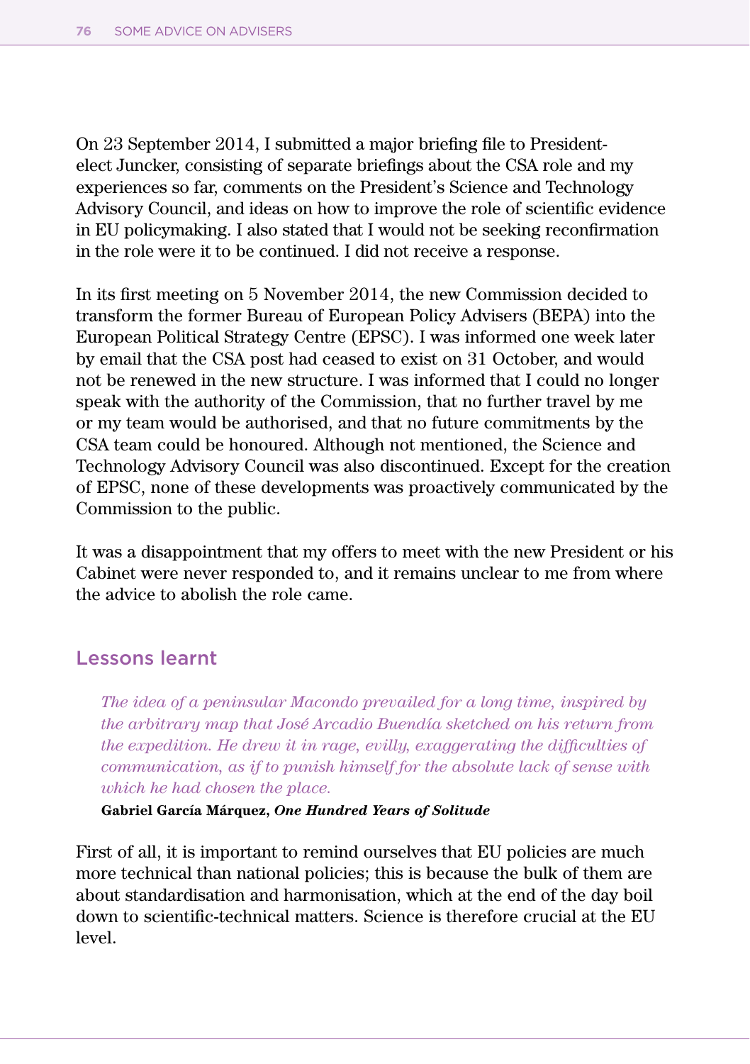On 23 September 2014, I submitted a major briefing file to President-elect Juncker, consisting of separate briefings about the CSA role and my experiences so far, comments on the President's Science and Technology Advisory Council, and ideas on how to improve the role of scientific evidence in EU policymaking. I also stated that I would not be seeking reconfirmation in the role were it to be continued. I did not receive a response.

In its first meeting on 5 November 2014, the new Commission decided to transform the former Bureau of European Policy Advisers (BEPA) into the European Political Strategy Centre (EPSC). I was informed one week later by email that the CSA post had ceased to exist on 31 October, and would not be renewed in the new structure. I was informed that I could no longer speak with the authority of the Commission, that no further travel by me or my team would be authorised, and that no future commitments by the CSA team could be honoured. Although not mentioned, the Science and Technology Advisory Council was also discontinued. Except for the creation of EPSC, none of these developments was proactively communicated by the Commission to the public.

It was a disappointment that my offers to meet with the new President or his Cabinet were never responded to, and it remains unclear to me from where the advice to abolish the role came.

## Lessons learnt

> *The idea of a peninsular Macondo prevailed for a long time, inspired by the arbitrary map that José Arcadio Buendía sketched on his return from the expedition. He drew it in rage, evilly, exaggerating the difficulties of communication, as if to punish himself for the absolute lack of sense with which he had chosen the place.*
>
> **Gabriel García Márquez, *One Hundred Years of Solitude***

First of all, it is important to remind ourselves that EU policies are much more technical than national policies; this is because the bulk of them are about standardisation and harmonisation, which at the end of the day boil down to scientific-technical matters. Science is therefore crucial at the EU level.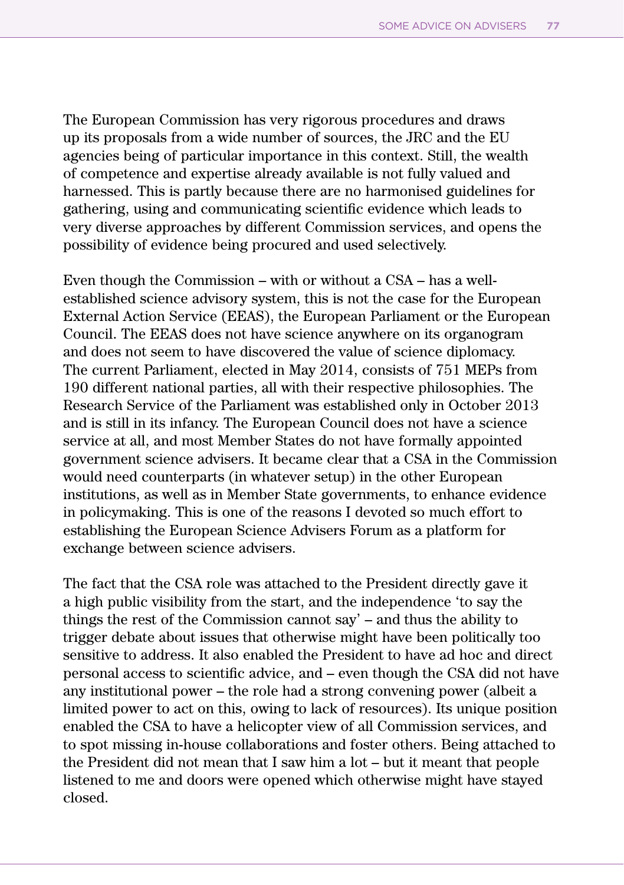The European Commission has very rigorous procedures and draws up its proposals from a wide number of sources, the JRC and the EU agencies being of particular importance in this context. Still, the wealth of competence and expertise already available is not fully valued and harnessed. This is partly because there are no harmonised guidelines for gathering, using and communicating scientific evidence which leads to very diverse approaches by different Commission services, and opens the possibility of evidence being procured and used selectively.

Even though the Commission – with or without a CSA – has a well-established science advisory system, this is not the case for the European External Action Service (EEAS), the European Parliament or the European Council. The EEAS does not have science anywhere on its organogram and does not seem to have discovered the value of science diplomacy. The current Parliament, elected in May 2014, consists of 751 MEPs from 190 different national parties, all with their respective philosophies. The Research Service of the Parliament was established only in October 2013 and is still in its infancy. The European Council does not have a science service at all, and most Member States do not have formally appointed government science advisers. It became clear that a CSA in the Commission would need counterparts (in whatever setup) in the other European institutions, as well as in Member State governments, to enhance evidence in policymaking. This is one of the reasons I devoted so much effort to establishing the European Science Advisers Forum as a platform for exchange between science advisers.

The fact that the CSA role was attached to the President directly gave it a high public visibility from the start, and the independence 'to say the things the rest of the Commission cannot say' – and thus the ability to trigger debate about issues that otherwise might have been politically too sensitive to address. It also enabled the President to have ad hoc and direct personal access to scientific advice, and – even though the CSA did not have any institutional power – the role had a strong convening power (albeit a limited power to act on this, owing to lack of resources). Its unique position enabled the CSA to have a helicopter view of all Commission services, and to spot missing in-house collaborations and foster others. Being attached to the President did not mean that I saw him a lot – but it meant that people listened to me and doors were opened which otherwise might have stayed closed.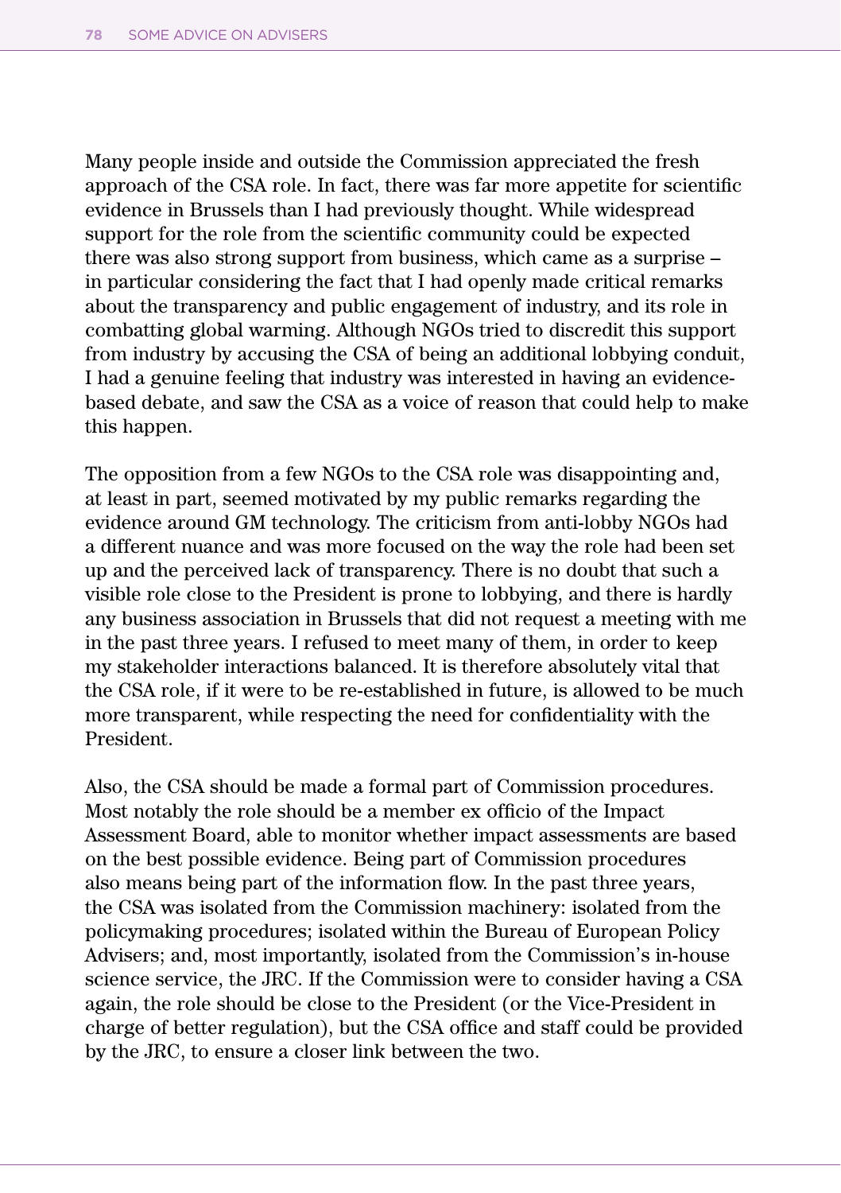Many people inside and outside the Commission appreciated the fresh approach of the CSA role. In fact, there was far more appetite for scientific evidence in Brussels than I had previously thought. While widespread support for the role from the scientific community could be expected there was also strong support from business, which came as a surprise – in particular considering the fact that I had openly made critical remarks about the transparency and public engagement of industry, and its role in combatting global warming. Although NGOs tried to discredit this support from industry by accusing the CSA of being an additional lobbying conduit, I had a genuine feeling that industry was interested in having an evidence-based debate, and saw the CSA as a voice of reason that could help to make this happen.

The opposition from a few NGOs to the CSA role was disappointing and, at least in part, seemed motivated by my public remarks regarding the evidence around GM technology. The criticism from anti-lobby NGOs had a different nuance and was more focused on the way the role had been set up and the perceived lack of transparency. There is no doubt that such a visible role close to the President is prone to lobbying, and there is hardly any business association in Brussels that did not request a meeting with me in the past three years. I refused to meet many of them, in order to keep my stakeholder interactions balanced. It is therefore absolutely vital that the CSA role, if it were to be re-established in future, is allowed to be much more transparent, while respecting the need for confidentiality with the President.

Also, the CSA should be made a formal part of Commission procedures. Most notably the role should be a member ex officio of the Impact Assessment Board, able to monitor whether impact assessments are based on the best possible evidence. Being part of Commission procedures also means being part of the information flow. In the past three years, the CSA was isolated from the Commission machinery: isolated from the policymaking procedures; isolated within the Bureau of European Policy Advisers; and, most importantly, isolated from the Commission's in-house science service, the JRC. If the Commission were to consider having a CSA again, the role should be close to the President (or the Vice-President in charge of better regulation), but the CSA office and staff could be provided by the JRC, to ensure a closer link between the two.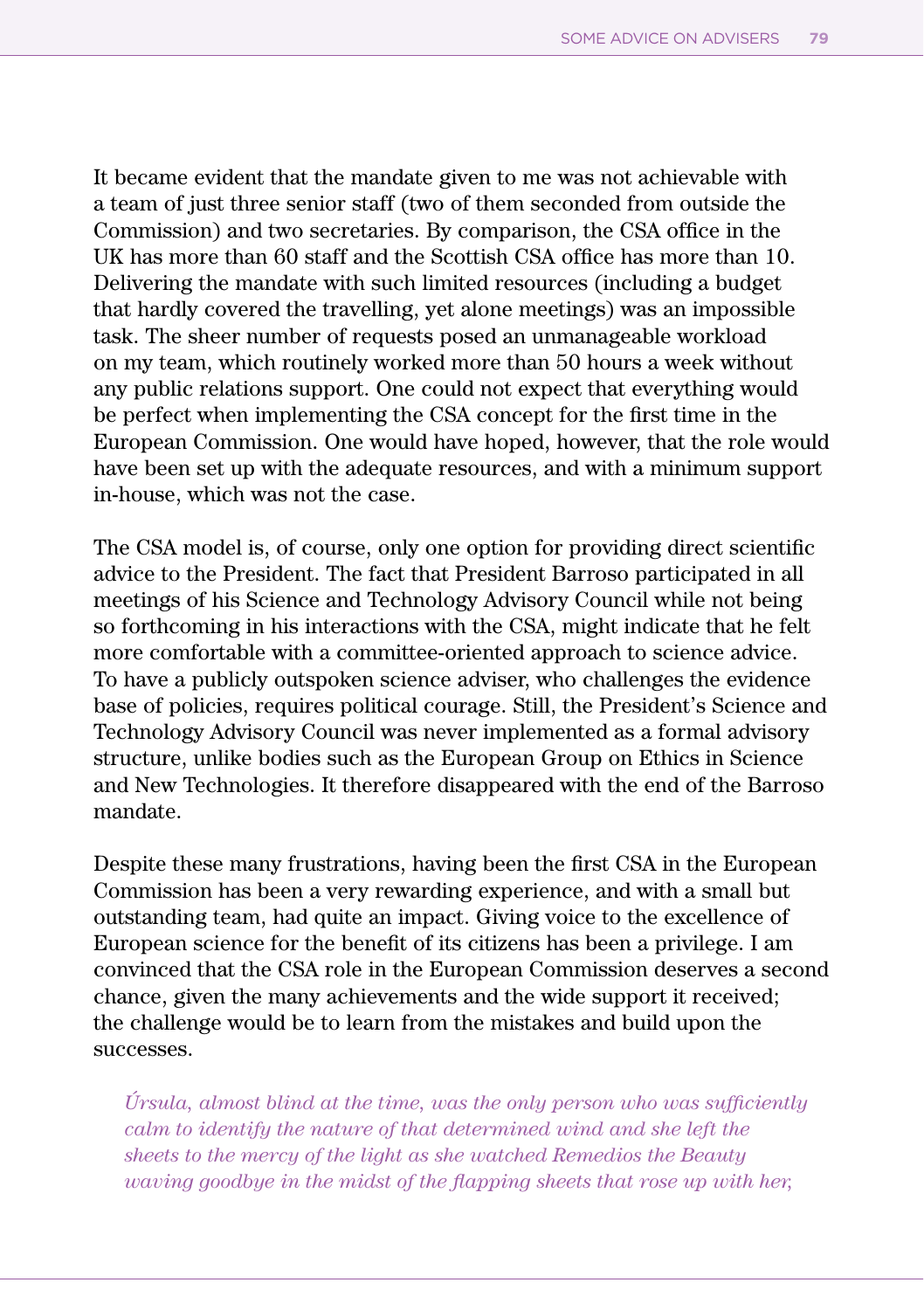It became evident that the mandate given to me was not achievable with a team of just three senior staff (two of them seconded from outside the Commission) and two secretaries. By comparison, the CSA office in the UK has more than 60 staff and the Scottish CSA office has more than 10. Delivering the mandate with such limited resources (including a budget that hardly covered the travelling, yet alone meetings) was an impossible task. The sheer number of requests posed an unmanageable workload on my team, which routinely worked more than 50 hours a week without any public relations support. One could not expect that everything would be perfect when implementing the CSA concept for the first time in the European Commission. One would have hoped, however, that the role would have been set up with the adequate resources, and with a minimum support in-house, which was not the case.

The CSA model is, of course, only one option for providing direct scientific advice to the President. The fact that President Barroso participated in all meetings of his Science and Technology Advisory Council while not being so forthcoming in his interactions with the CSA, might indicate that he felt more comfortable with a committee-oriented approach to science advice. To have a publicly outspoken science adviser, who challenges the evidence base of policies, requires political courage. Still, the President's Science and Technology Advisory Council was never implemented as a formal advisory structure, unlike bodies such as the European Group on Ethics in Science and New Technologies. It therefore disappeared with the end of the Barroso mandate.

Despite these many frustrations, having been the first CSA in the European Commission has been a very rewarding experience, and with a small but outstanding team, had quite an impact. Giving voice to the excellence of European science for the benefit of its citizens has been a privilege. I am convinced that the CSA role in the European Commission deserves a second chance, given the many achievements and the wide support it received; the challenge would be to learn from the mistakes and build upon the successes.

> *Úrsula, almost blind at the time, was the only person who was sufficiently calm to identify the nature of that determined wind and she left the sheets to the mercy of the light as she watched Remedios the Beauty waving goodbye in the midst of the flapping sheets that rose up with her,*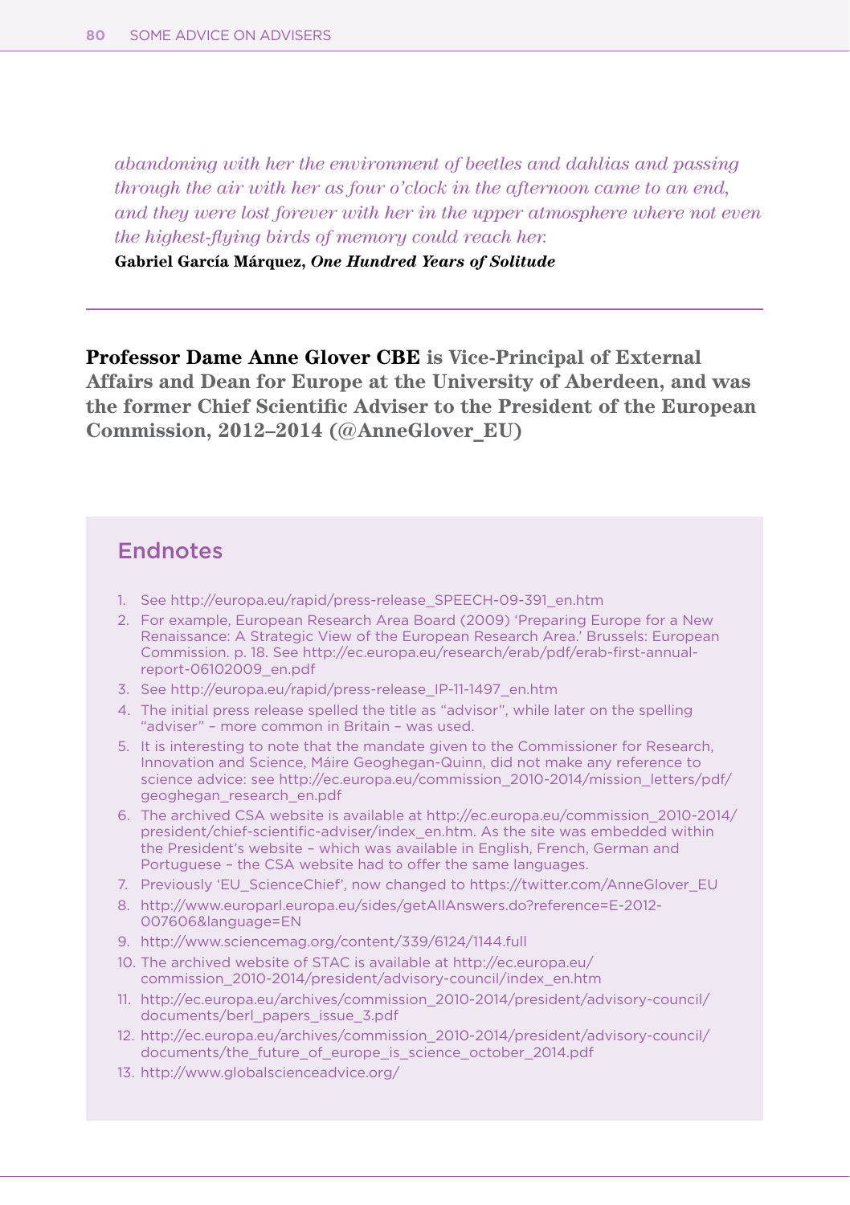*abandoning with her the environment of beetles and dahlias and passing through the air with her as four o'clock in the afternoon came to an end, and they were lost forever with her in the upper atmosphere where not even the highest-flying birds of memory could reach her.*

**Gabriel García Márquez, *One Hundred Years of Solitude***

---

**Professor Dame Anne Glover CBE is Vice-Principal of External Affairs and Dean for Europe at the University of Aberdeen, and was the former Chief Scientific Adviser to the President of the European Commission, 2012–2014 (@AnneGlover_EU)**

## Endnotes

1. See http://europa.eu/rapid/press-release_SPEECH-09-391_en.htm
2. For example, European Research Area Board (2009) 'Preparing Europe for a New Renaissance: A Strategic View of the European Research Area.' Brussels: European Commission. p. 18. See http://ec.europa.eu/research/erab/pdf/erab-first-annual-report-06102009_en.pdf
3. See http://europa.eu/rapid/press-release_IP-11-1497_en.htm
4. The initial press release spelled the title as "advisor", while later on the spelling "adviser" – more common in Britain – was used.
5. It is interesting to note that the mandate given to the Commissioner for Research, Innovation and Science, Máire Geoghegan-Quinn, did not make any reference to science advice: see http://ec.europa.eu/commission_2010-2014/mission_letters/pdf/geoghegan_research_en.pdf
6. The archived CSA website is available at http://ec.europa.eu/commission_2010-2014/president/chief-scientific-adviser/index_en.htm. As the site was embedded within the President's website – which was available in English, French, German and Portuguese – the CSA website had to offer the same languages.
7. Previously 'EU_ScienceChief', now changed to https://twitter.com/AnneGlover_EU
8. http://www.europarl.europa.eu/sides/getAllAnswers.do?reference=E-2012-007606&language=EN
9. http://www.sciencemag.org/content/339/6124/1144.full
10. The archived website of STAC is available at http://ec.europa.eu/commission_2010-2014/president/advisory-council/index_en.htm
11. http://ec.europa.eu/archives/commission_2010-2014/president/advisory-council/documents/berl_papers_issue_3.pdf
12. http://ec.europa.eu/archives/commission_2010-2014/president/advisory-council/documents/the_future_of_europe_is_science_october_2014.pdf
13. http://www.globalscienceadvice.org/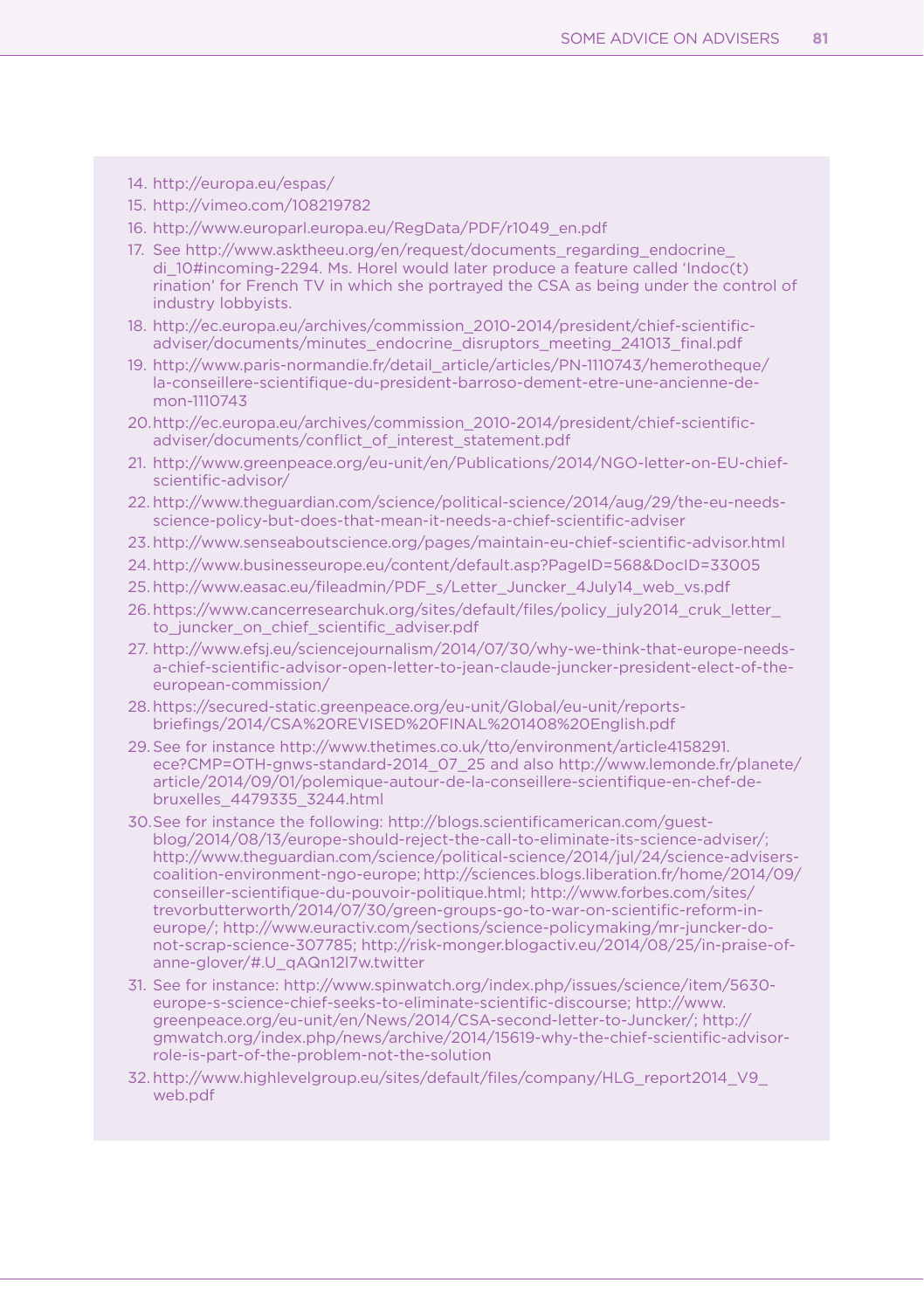14. http://europa.eu/espas/
15. http://vimeo.com/108219782
16. http://www.europarl.europa.eu/RegData/PDF/r1049_en.pdf
17. See http://www.asktheeu.org/en/request/documents_regarding_endocrine_di_10#incoming-2294. Ms. Horel would later produce a feature called 'Indoc(t)rination' for French TV in which she portrayed the CSA as being under the control of industry lobbyists.
18. http://ec.europa.eu/archives/commission_2010-2014/president/chief-scientific-adviser/documents/minutes_endocrine_disruptors_meeting_241013_final.pdf
19. http://www.paris-normandie.fr/detail_article/articles/PN-1110743/hemerotheque/la-conseillere-scientifique-du-president-barroso-dement-etre-une-ancienne-de-mon-1110743
20. http://ec.europa.eu/archives/commission_2010-2014/president/chief-scientific-adviser/documents/conflict_of_interest_statement.pdf
21. http://www.greenpeace.org/eu-unit/en/Publications/2014/NGO-letter-on-EU-chief-scientific-advisor/
22. http://www.theguardian.com/science/political-science/2014/aug/29/the-eu-needs-science-policy-but-does-that-mean-it-needs-a-chief-scientific-adviser
23. http://www.senseaboutscience.org/pages/maintain-eu-chief-scientific-advisor.html
24. http://www.businesseurope.eu/content/default.asp?PageID=568&DocID=33005
25. http://www.easac.eu/fileadmin/PDF_s/Letter_Juncker_4July14_web_vs.pdf
26. https://www.cancerresearchuk.org/sites/default/files/policy_july2014_cruk_letter_to_juncker_on_chief_scientific_adviser.pdf
27. http://www.efsj.eu/sciencejournalism/2014/07/30/why-we-think-that-europe-needs-a-chief-scientific-advisor-open-letter-to-jean-claude-juncker-president-elect-of-the-european-commission/
28. https://secured-static.greenpeace.org/eu-unit/Global/eu-unit/reports-briefings/2014/CSA%20REVISED%20FINAL%201408%20English.pdf
29. See for instance http://www.thetimes.co.uk/tto/environment/article4158291.ece?CMP=OTH-gnws-standard-2014_07_25 and also http://www.lemonde.fr/planete/article/2014/09/01/polemique-autour-de-la-conseillere-scientifique-en-chef-de-bruxelles_4479335_3244.html
30. See for instance the following: http://blogs.scientificamerican.com/guest-blog/2014/08/13/europe-should-reject-the-call-to-eliminate-its-science-adviser/; http://www.theguardian.com/science/political-science/2014/jul/24/science-advisers-coalition-environment-ngo-europe; http://sciences.blogs.liberation.fr/home/2014/09/conseiller-scientifique-du-pouvoir-politique.html; http://www.forbes.com/sites/trevorbutterworth/2014/07/30/green-groups-go-to-war-on-scientific-reform-in-europe/; http://www.euractiv.com/sections/science-policymaking/mr-juncker-do-not-scrap-science-307785; http://risk-monger.blogactiv.eu/2014/08/25/in-praise-of-anne-glover/#.U_qAQn12l7w.twitter
31. See for instance: http://www.spinwatch.org/index.php/issues/science/item/5630-europe-s-science-chief-seeks-to-eliminate-scientific-discourse; http://www.greenpeace.org/eu-unit/en/News/2014/CSA-second-letter-to-Juncker/; http://gmwatch.org/index.php/news/archive/2014/15619-why-the-chief-scientific-advisor-role-is-part-of-the-problem-not-the-solution
32. http://www.highlevelgroup.eu/sites/default/files/company/HLG_report2014_V9_web.pdf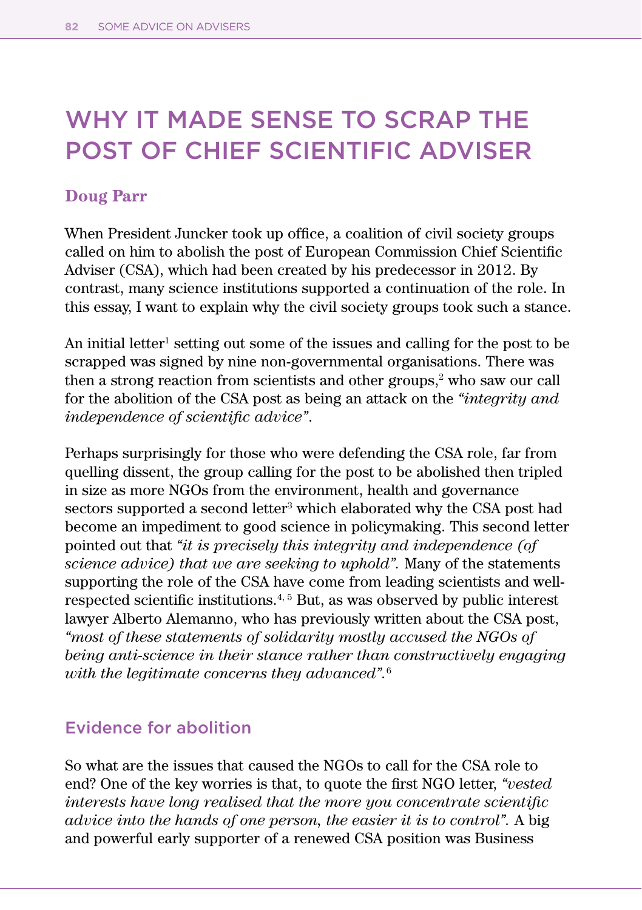# WHY IT MADE SENSE TO SCRAP THE POST OF CHIEF SCIENTIFIC ADVISER

**Doug Parr**

When President Juncker took up office, a coalition of civil society groups called on him to abolish the post of European Commission Chief Scientific Adviser (CSA), which had been created by his predecessor in 2012. By contrast, many science institutions supported a continuation of the role. In this essay, I want to explain why the civil society groups took such a stance.

An initial letter[1] setting out some of the issues and calling for the post to be scrapped was signed by nine non-governmental organisations. There was then a strong reaction from scientists and other groups,[2] who saw our call for the abolition of the CSA post as being an attack on the *"integrity and independence of scientific advice"*.

Perhaps surprisingly for those who were defending the CSA role, far from quelling dissent, the group calling for the post to be abolished then tripled in size as more NGOs from the environment, health and governance sectors supported a second letter[3] which elaborated why the CSA post had become an impediment to good science in policymaking. This second letter pointed out that *"it is precisely this integrity and independence (of science advice) that we are seeking to uphold".* Many of the statements supporting the role of the CSA have come from leading scientists and well-respected scientific institutions.[4, 5] But, as was observed by public interest lawyer Alberto Alemanno, who has previously written about the CSA post, *"most of these statements of solidarity mostly accused the NGOs of being anti-science in their stance rather than constructively engaging with the legitimate concerns they advanced".*[6]

## Evidence for abolition

So what are the issues that caused the NGOs to call for the CSA role to end? One of the key worries is that, to quote the first NGO letter, *"vested interests have long realised that the more you concentrate scientific advice into the hands of one person, the easier it is to control".* A big and powerful early supporter of a renewed CSA position was Business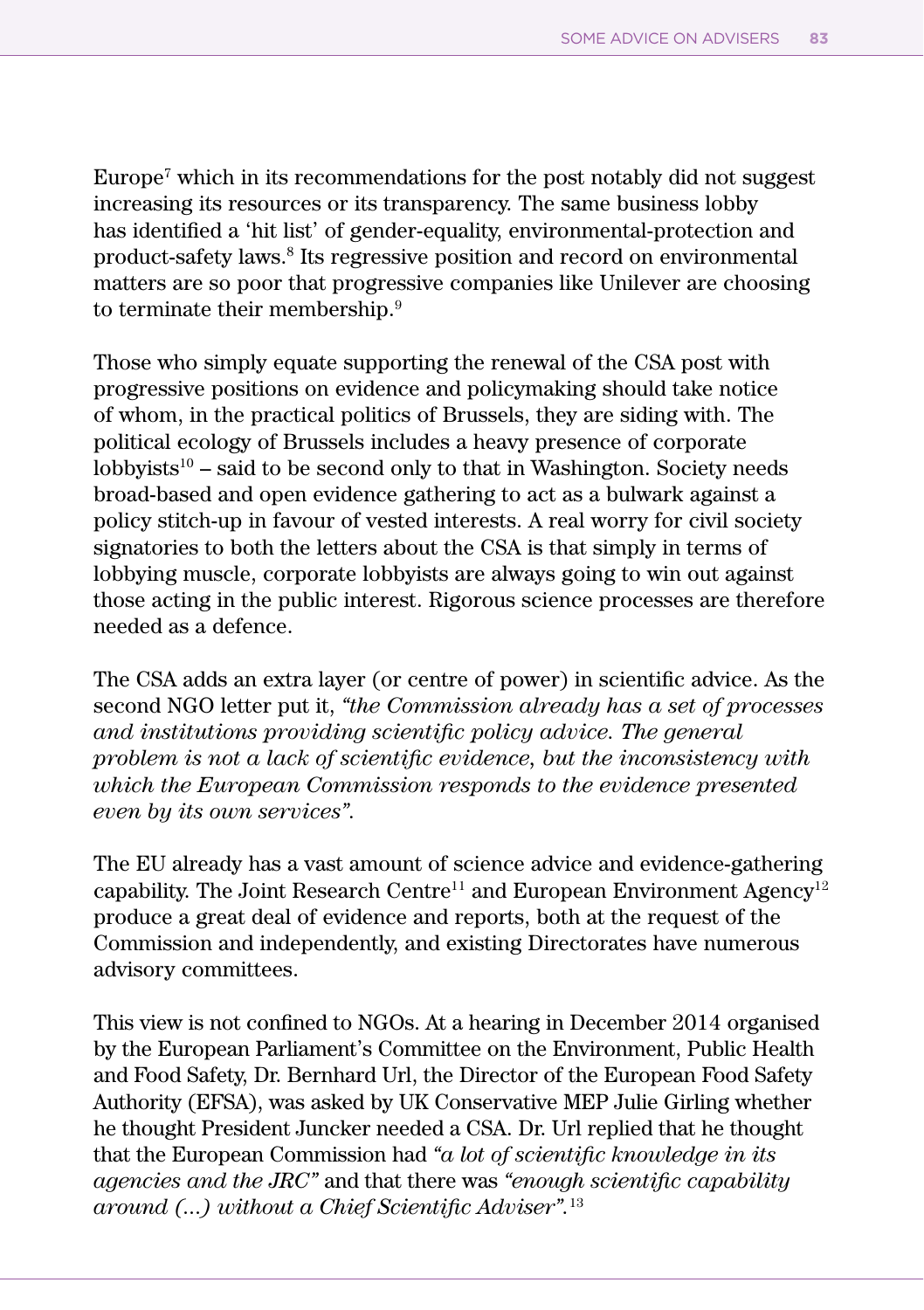Europe[7] which in its recommendations for the post notably did not suggest increasing its resources or its transparency. The same business lobby has identified a 'hit list' of gender-equality, environmental-protection and product-safety laws.[8] Its regressive position and record on environmental matters are so poor that progressive companies like Unilever are choosing to terminate their membership.[9]

Those who simply equate supporting the renewal of the CSA post with progressive positions on evidence and policymaking should take notice of whom, in the practical politics of Brussels, they are siding with. The political ecology of Brussels includes a heavy presence of corporate lobbyists[10] – said to be second only to that in Washington. Society needs broad-based and open evidence gathering to act as a bulwark against a policy stitch-up in favour of vested interests. A real worry for civil society signatories to both the letters about the CSA is that simply in terms of lobbying muscle, corporate lobbyists are always going to win out against those acting in the public interest. Rigorous science processes are therefore needed as a defence.

The CSA adds an extra layer (or centre of power) in scientific advice. As the second NGO letter put it, *"the Commission already has a set of processes and institutions providing scientific policy advice. The general problem is not a lack of scientific evidence, but the inconsistency with which the European Commission responds to the evidence presented even by its own services".*

The EU already has a vast amount of science advice and evidence-gathering capability. The Joint Research Centre[11] and European Environment Agency[12] produce a great deal of evidence and reports, both at the request of the Commission and independently, and existing Directorates have numerous advisory committees.

This view is not confined to NGOs. At a hearing in December 2014 organised by the European Parliament's Committee on the Environment, Public Health and Food Safety, Dr. Bernhard Url, the Director of the European Food Safety Authority (EFSA), was asked by UK Conservative MEP Julie Girling whether he thought President Juncker needed a CSA. Dr. Url replied that he thought that the European Commission had *"a lot of scientific knowledge in its agencies and the JRC"* and that there was *"enough scientific capability around (...) without a Chief Scientific Adviser".*[13]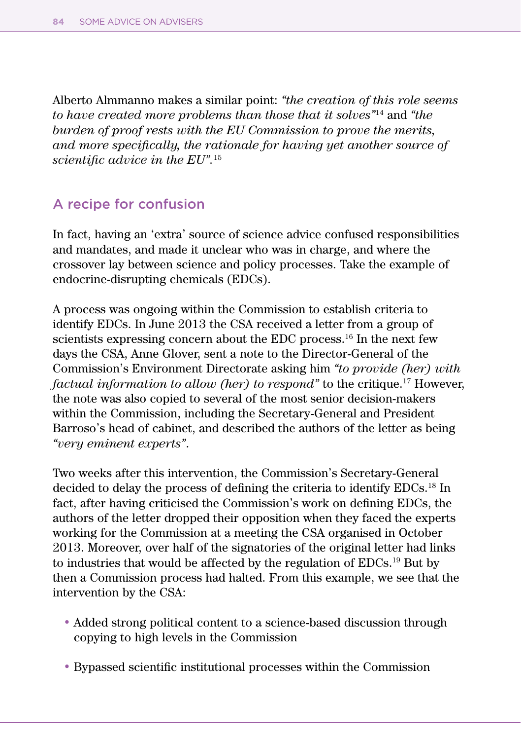Alberto Almmanno makes a similar point: *"the creation of this role seems to have created more problems than those that it solves"*[14] and *"the burden of proof rests with the EU Commission to prove the merits, and more specifically, the rationale for having yet another source of scientific advice in the EU"*.[15]

## A recipe for confusion

In fact, having an 'extra' source of science advice confused responsibilities and mandates, and made it unclear who was in charge, and where the crossover lay between science and policy processes. Take the example of endocrine-disrupting chemicals (EDCs).

A process was ongoing within the Commission to establish criteria to identify EDCs. In June 2013 the CSA received a letter from a group of scientists expressing concern about the EDC process.[16] In the next few days the CSA, Anne Glover, sent a note to the Director-General of the Commission's Environment Directorate asking him *"to provide (her) with factual information to allow (her) to respond"* to the critique.[17] However, the note was also copied to several of the most senior decision-makers within the Commission, including the Secretary-General and President Barroso's head of cabinet, and described the authors of the letter as being *"very eminent experts"*.

Two weeks after this intervention, the Commission's Secretary-General decided to delay the process of defining the criteria to identify EDCs.[18] In fact, after having criticised the Commission's work on defining EDCs, the authors of the letter dropped their opposition when they faced the experts working for the Commission at a meeting the CSA organised in October 2013. Moreover, over half of the signatories of the original letter had links to industries that would be affected by the regulation of EDCs.[19] But by then a Commission process had halted. From this example, we see that the intervention by the CSA:

- Added strong political content to a science-based discussion through copying to high levels in the Commission
- Bypassed scientific institutional processes within the Commission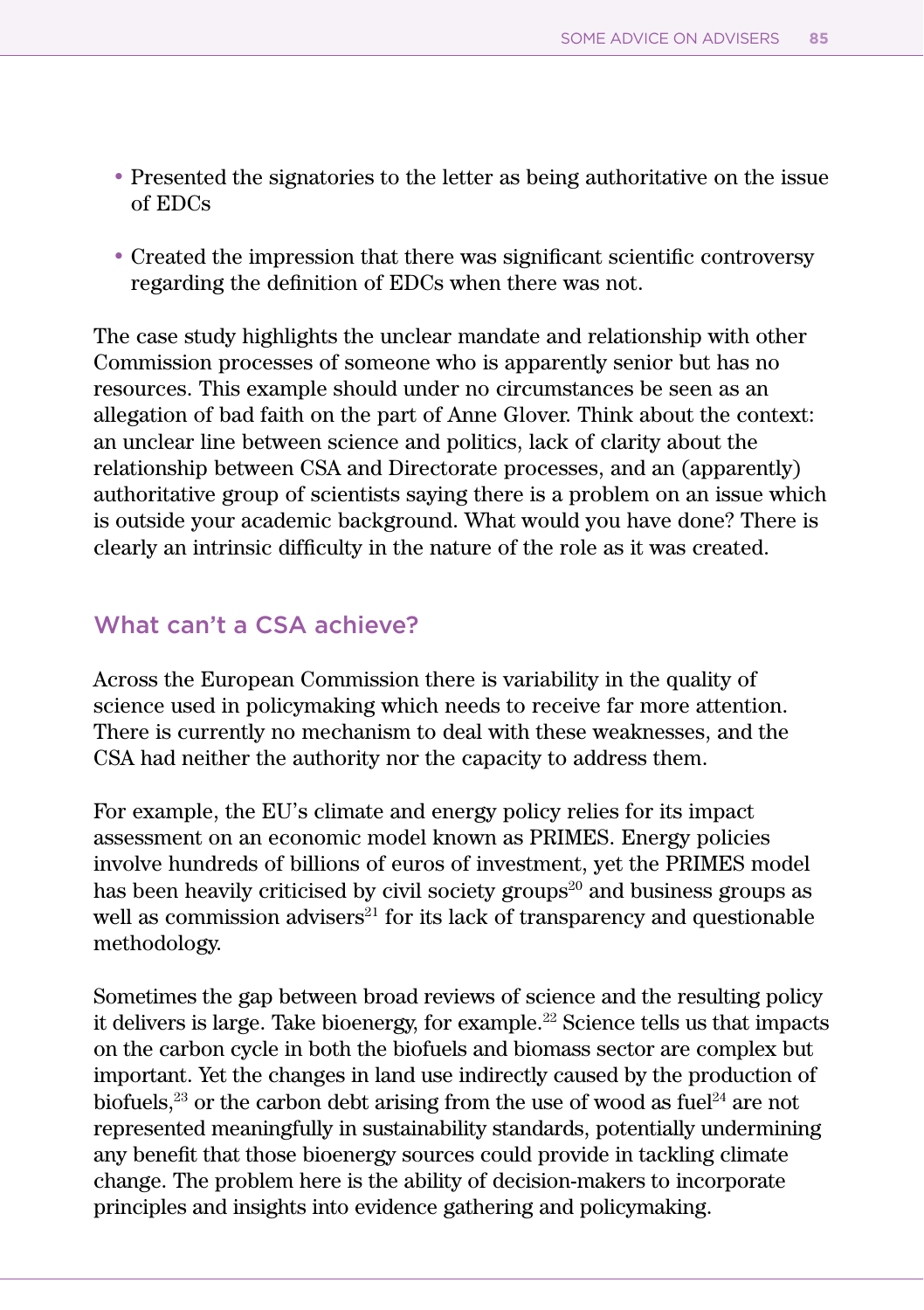- Presented the signatories to the letter as being authoritative on the issue of EDCs
- Created the impression that there was significant scientific controversy regarding the definition of EDCs when there was not.

The case study highlights the unclear mandate and relationship with other Commission processes of someone who is apparently senior but has no resources. This example should under no circumstances be seen as an allegation of bad faith on the part of Anne Glover. Think about the context: an unclear line between science and politics, lack of clarity about the relationship between CSA and Directorate processes, and an (apparently) authoritative group of scientists saying there is a problem on an issue which is outside your academic background. What would you have done? There is clearly an intrinsic difficulty in the nature of the role as it was created.

## What can't a CSA achieve?

Across the European Commission there is variability in the quality of science used in policymaking which needs to receive far more attention. There is currently no mechanism to deal with these weaknesses, and the CSA had neither the authority nor the capacity to address them.

For example, the EU's climate and energy policy relies for its impact assessment on an economic model known as PRIMES. Energy policies involve hundreds of billions of euros of investment, yet the PRIMES model has been heavily criticised by civil society groups[20] and business groups as well as commission advisers[21] for its lack of transparency and questionable methodology.

Sometimes the gap between broad reviews of science and the resulting policy it delivers is large. Take bioenergy, for example.[22] Science tells us that impacts on the carbon cycle in both the biofuels and biomass sector are complex but important. Yet the changes in land use indirectly caused by the production of biofuels,[23] or the carbon debt arising from the use of wood as fuel[24] are not represented meaningfully in sustainability standards, potentially undermining any benefit that those bioenergy sources could provide in tackling climate change. The problem here is the ability of decision-makers to incorporate principles and insights into evidence gathering and policymaking.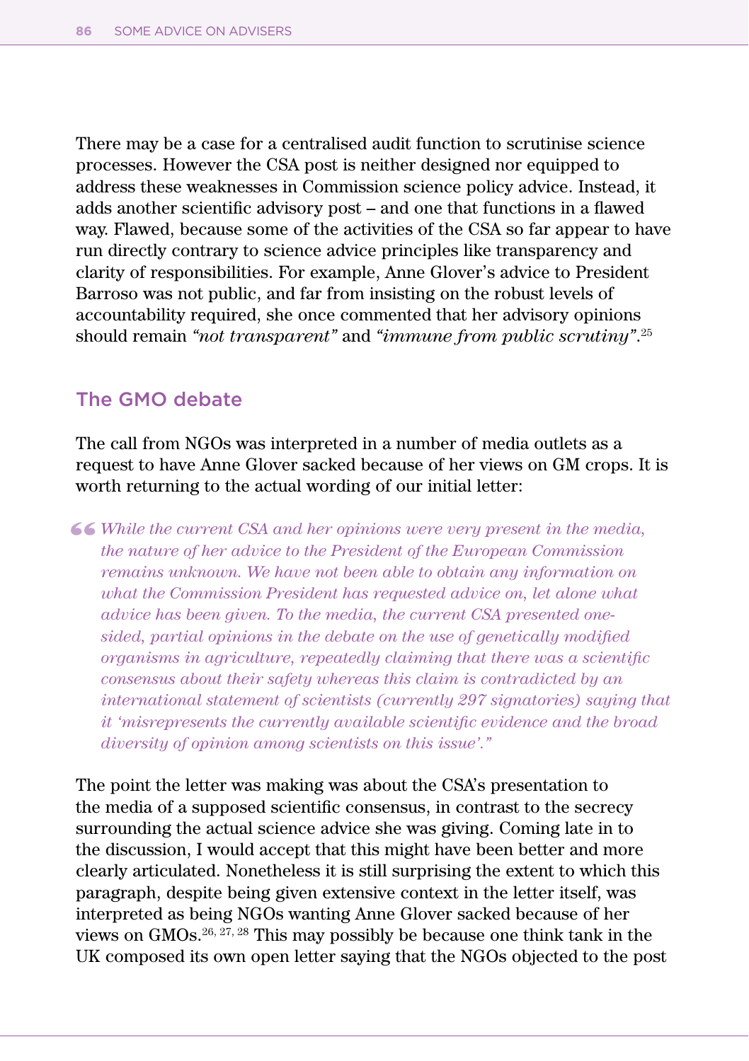There may be a case for a centralised audit function to scrutinise science processes. However the CSA post is neither designed nor equipped to address these weaknesses in Commission science policy advice. Instead, it adds another scientific advisory post – and one that functions in a flawed way. Flawed, because some of the activities of the CSA so far appear to have run directly contrary to science advice principles like transparency and clarity of responsibilities. For example, Anne Glover's advice to President Barroso was not public, and far from insisting on the robust levels of accountability required, she once commented that her advisory opinions should remain *"not transparent"* and *"immune from public scrutiny"*.[25]

## The GMO debate

The call from NGOs was interpreted in a number of media outlets as a request to have Anne Glover sacked because of her views on GM crops. It is worth returning to the actual wording of our initial letter:

> *"While the current CSA and her opinions were very present in the media, the nature of her advice to the President of the European Commission remains unknown. We have not been able to obtain any information on what the Commission President has requested advice on, let alone what advice has been given. To the media, the current CSA presented one-sided, partial opinions in the debate on the use of genetically modified organisms in agriculture, repeatedly claiming that there was a scientific consensus about their safety whereas this claim is contradicted by an international statement of scientists (currently 297 signatories) saying that it 'misrepresents the currently available scientific evidence and the broad diversity of opinion among scientists on this issue'."*

The point the letter was making was about the CSA's presentation to the media of a supposed scientific consensus, in contrast to the secrecy surrounding the actual science advice she was giving. Coming late in to the discussion, I would accept that this might have been better and more clearly articulated. Nonetheless it is still surprising the extent to which this paragraph, despite being given extensive context in the letter itself, was interpreted as being NGOs wanting Anne Glover sacked because of her views on GMOs.[26, 27, 28] This may possibly be because one think tank in the UK composed its own open letter saying that the NGOs objected to the post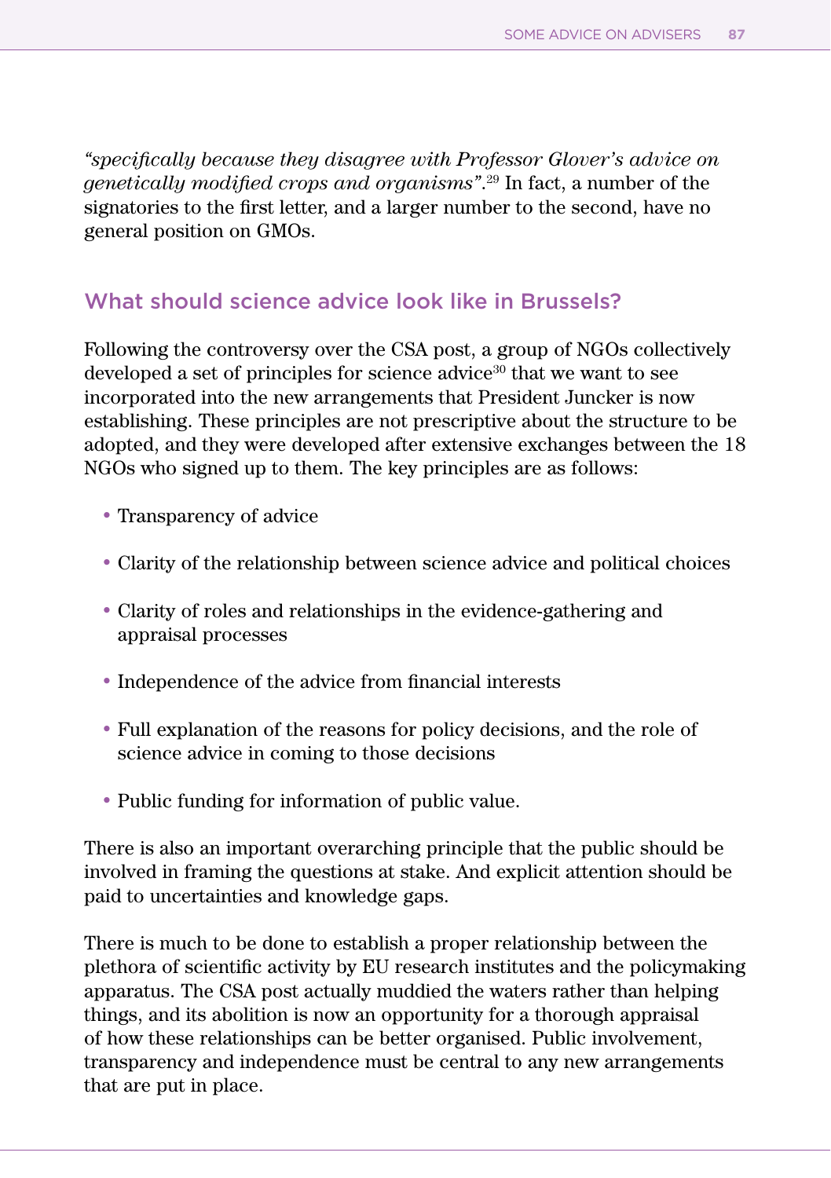*"specifically because they disagree with Professor Glover's advice on genetically modified crops and organisms"*.[29] In fact, a number of the signatories to the first letter, and a larger number to the second, have no general position on GMOs.

## What should science advice look like in Brussels?

Following the controversy over the CSA post, a group of NGOs collectively developed a set of principles for science advice[30] that we want to see incorporated into the new arrangements that President Juncker is now establishing. These principles are not prescriptive about the structure to be adopted, and they were developed after extensive exchanges between the 18 NGOs who signed up to them. The key principles are as follows:

- Transparency of advice
- Clarity of the relationship between science advice and political choices
- Clarity of roles and relationships in the evidence-gathering and appraisal processes
- Independence of the advice from financial interests
- Full explanation of the reasons for policy decisions, and the role of science advice in coming to those decisions
- Public funding for information of public value.

There is also an important overarching principle that the public should be involved in framing the questions at stake. And explicit attention should be paid to uncertainties and knowledge gaps.

There is much to be done to establish a proper relationship between the plethora of scientific activity by EU research institutes and the policymaking apparatus. The CSA post actually muddied the waters rather than helping things, and its abolition is now an opportunity for a thorough appraisal of how these relationships can be better organised. Public involvement, transparency and independence must be central to any new arrangements that are put in place.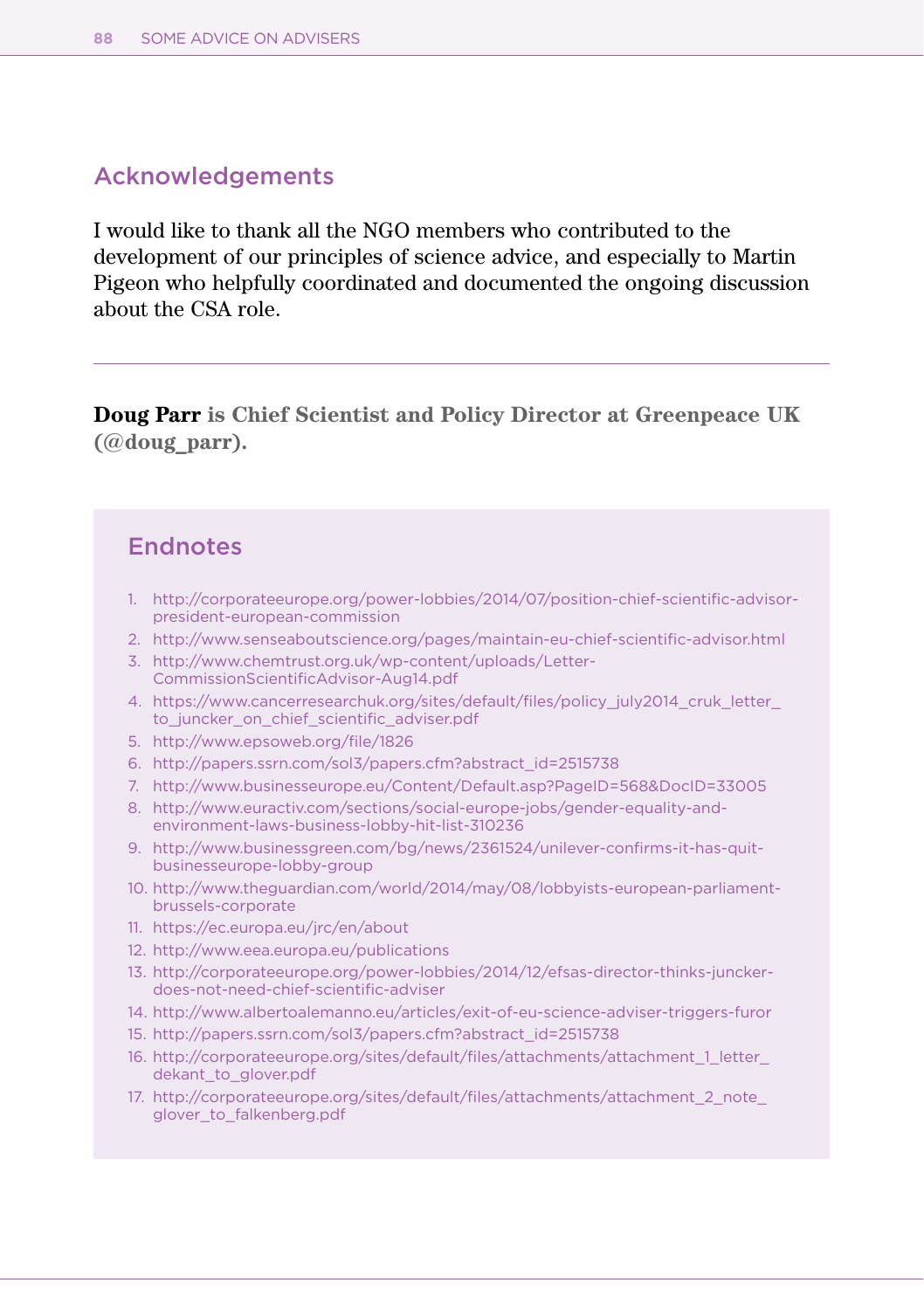## Acknowledgements

I would like to thank all the NGO members who contributed to the development of our principles of science advice, and especially to Martin Pigeon who helpfully coordinated and documented the ongoing discussion about the CSA role.

---

**Doug Parr is Chief Scientist and Policy Director at Greenpeace UK (@doug_parr).**

## Endnotes

1. http://corporateeurope.org/power-lobbies/2014/07/position-chief-scientific-advisor-president-european-commission
2. http://www.senseaboutscience.org/pages/maintain-eu-chief-scientific-advisor.html
3. http://www.chemtrust.org.uk/wp-content/uploads/Letter-CommissionScientificAdvisor-Aug14.pdf
4. https://www.cancerresearchuk.org/sites/default/files/policy_july2014_cruk_letter_to_juncker_on_chief_scientific_adviser.pdf
5. http://www.epsoweb.org/file/1826
6. http://papers.ssrn.com/sol3/papers.cfm?abstract_id=2515738
7. http://www.businesseurope.eu/Content/Default.asp?PageID=568&DocID=33005
8. http://www.euractiv.com/sections/social-europe-jobs/gender-equality-and-environment-laws-business-lobby-hit-list-310236
9. http://www.businessgreen.com/bg/news/2361524/unilever-confirms-it-has-quit-businesseurope-lobby-group
10. http://www.theguardian.com/world/2014/may/08/lobbyists-european-parliament-brussels-corporate
11. https://ec.europa.eu/jrc/en/about
12. http://www.eea.europa.eu/publications
13. http://corporateeurope.org/power-lobbies/2014/12/efsas-director-thinks-juncker-does-not-need-chief-scientific-adviser
14. http://www.albertoalemanno.eu/articles/exit-of-eu-science-adviser-triggers-furor
15. http://papers.ssrn.com/sol3/papers.cfm?abstract_id=2515738
16. http://corporateeurope.org/sites/default/files/attachments/attachment_1_letter_dekant_to_glover.pdf
17. http://corporateeurope.org/sites/default/files/attachments/attachment_2_note_glover_to_falkenberg.pdf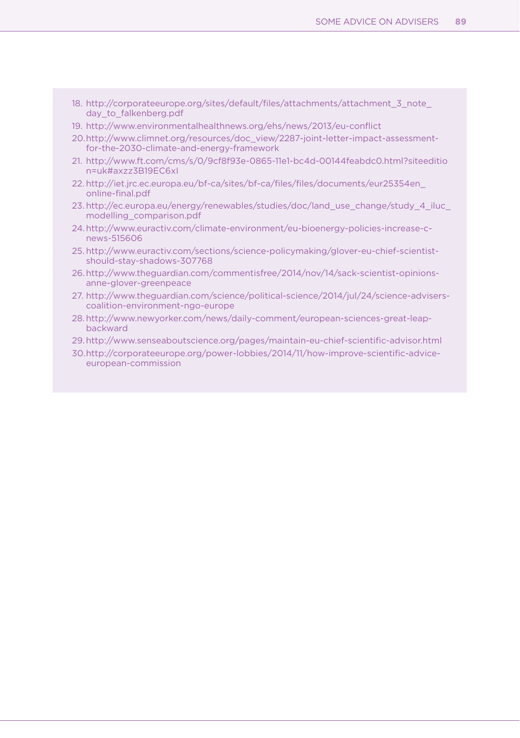18. http://corporateeurope.org/sites/default/files/attachments/attachment_3_note_day_to_falkenberg.pdf
19. http://www.environmentalhealthnews.org/ehs/news/2013/eu-conflict
20. http://www.climnet.org/resources/doc_view/2287-joint-letter-impact-assessment-for-the-2030-climate-and-energy-framework
21. http://www.ft.com/cms/s/0/9cf8f93e-0865-11e1-bc4d-00144feabdc0.html?siteedition=uk#axzz3B19EC6xl
22. http://iet.jrc.ec.europa.eu/bf-ca/sites/bf-ca/files/files/documents/eur25354en_online-final.pdf
23. http://ec.europa.eu/energy/renewables/studies/doc/land_use_change/study_4_iluc_modelling_comparison.pdf
24. http://www.euractiv.com/climate-environment/eu-bioenergy-policies-increase-c-news-515606
25. http://www.euractiv.com/sections/science-policymaking/glover-eu-chief-scientist-should-stay-shadows-307768
26. http://www.theguardian.com/commentisfree/2014/nov/14/sack-scientist-opinions-anne-glover-greenpeace
27. http://www.theguardian.com/science/political-science/2014/jul/24/science-advisers-coalition-environment-ngo-europe
28. http://www.newyorker.com/news/daily-comment/european-sciences-great-leap-backward
29. http://www.senseaboutscience.org/pages/maintain-eu-chief-scientific-advisor.html
30. http://corporateeurope.org/power-lobbies/2014/11/how-improve-scientific-advice-european-commission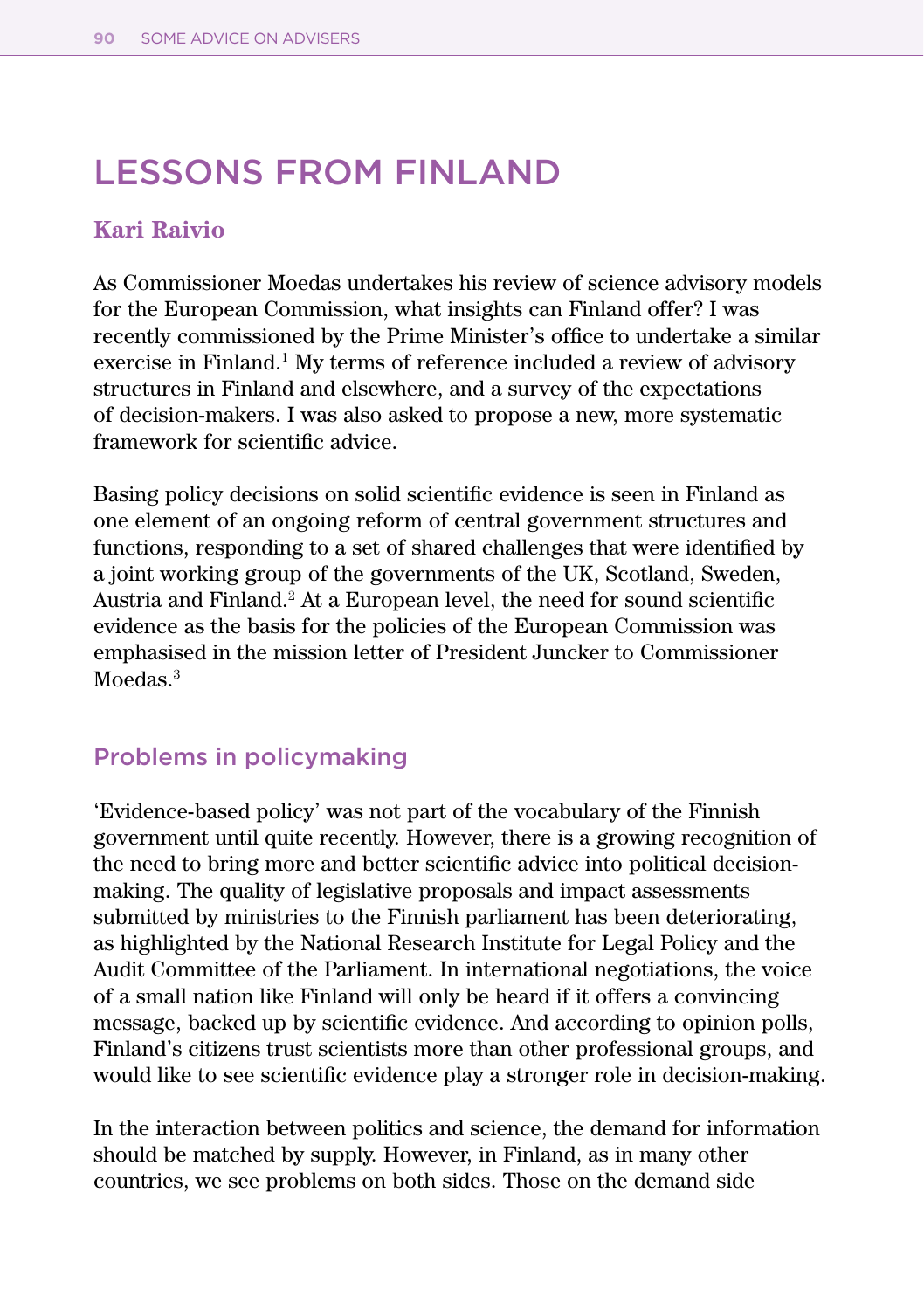# LESSONS FROM FINLAND

**Kari Raivio**

As Commissioner Moedas undertakes his review of science advisory models for the European Commission, what insights can Finland offer? I was recently commissioned by the Prime Minister's office to undertake a similar exercise in Finland.[1] My terms of reference included a review of advisory structures in Finland and elsewhere, and a survey of the expectations of decision-makers. I was also asked to propose a new, more systematic framework for scientific advice.

Basing policy decisions on solid scientific evidence is seen in Finland as one element of an ongoing reform of central government structures and functions, responding to a set of shared challenges that were identified by a joint working group of the governments of the UK, Scotland, Sweden, Austria and Finland.[2] At a European level, the need for sound scientific evidence as the basis for the policies of the European Commission was emphasised in the mission letter of President Juncker to Commissioner Moedas.[3]

## Problems in policymaking

'Evidence-based policy' was not part of the vocabulary of the Finnish government until quite recently. However, there is a growing recognition of the need to bring more and better scientific advice into political decision-making. The quality of legislative proposals and impact assessments submitted by ministries to the Finnish parliament has been deteriorating, as highlighted by the National Research Institute for Legal Policy and the Audit Committee of the Parliament. In international negotiations, the voice of a small nation like Finland will only be heard if it offers a convincing message, backed up by scientific evidence. And according to opinion polls, Finland's citizens trust scientists more than other professional groups, and would like to see scientific evidence play a stronger role in decision-making.

In the interaction between politics and science, the demand for information should be matched by supply. However, in Finland, as in many other countries, we see problems on both sides. Those on the demand side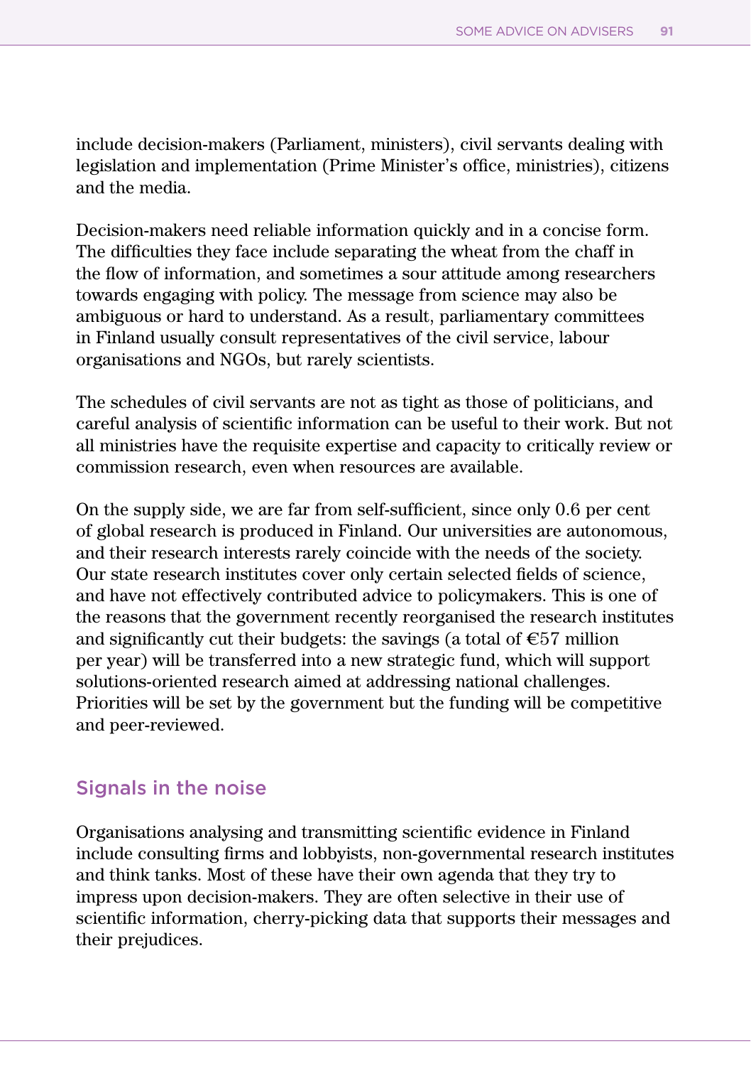include decision-makers (Parliament, ministers), civil servants dealing with legislation and implementation (Prime Minister's office, ministries), citizens and the media.

Decision-makers need reliable information quickly and in a concise form. The difficulties they face include separating the wheat from the chaff in the flow of information, and sometimes a sour attitude among researchers towards engaging with policy. The message from science may also be ambiguous or hard to understand. As a result, parliamentary committees in Finland usually consult representatives of the civil service, labour organisations and NGOs, but rarely scientists.

The schedules of civil servants are not as tight as those of politicians, and careful analysis of scientific information can be useful to their work. But not all ministries have the requisite expertise and capacity to critically review or commission research, even when resources are available.

On the supply side, we are far from self-sufficient, since only 0.6 per cent of global research is produced in Finland. Our universities are autonomous, and their research interests rarely coincide with the needs of the society. Our state research institutes cover only certain selected fields of science, and have not effectively contributed advice to policymakers. This is one of the reasons that the government recently reorganised the research institutes and significantly cut their budgets: the savings (a total of €57 million per year) will be transferred into a new strategic fund, which will support solutions-oriented research aimed at addressing national challenges. Priorities will be set by the government but the funding will be competitive and peer-reviewed.

## Signals in the noise

Organisations analysing and transmitting scientific evidence in Finland include consulting firms and lobbyists, non-governmental research institutes and think tanks. Most of these have their own agenda that they try to impress upon decision-makers. They are often selective in their use of scientific information, cherry-picking data that supports their messages and their prejudices.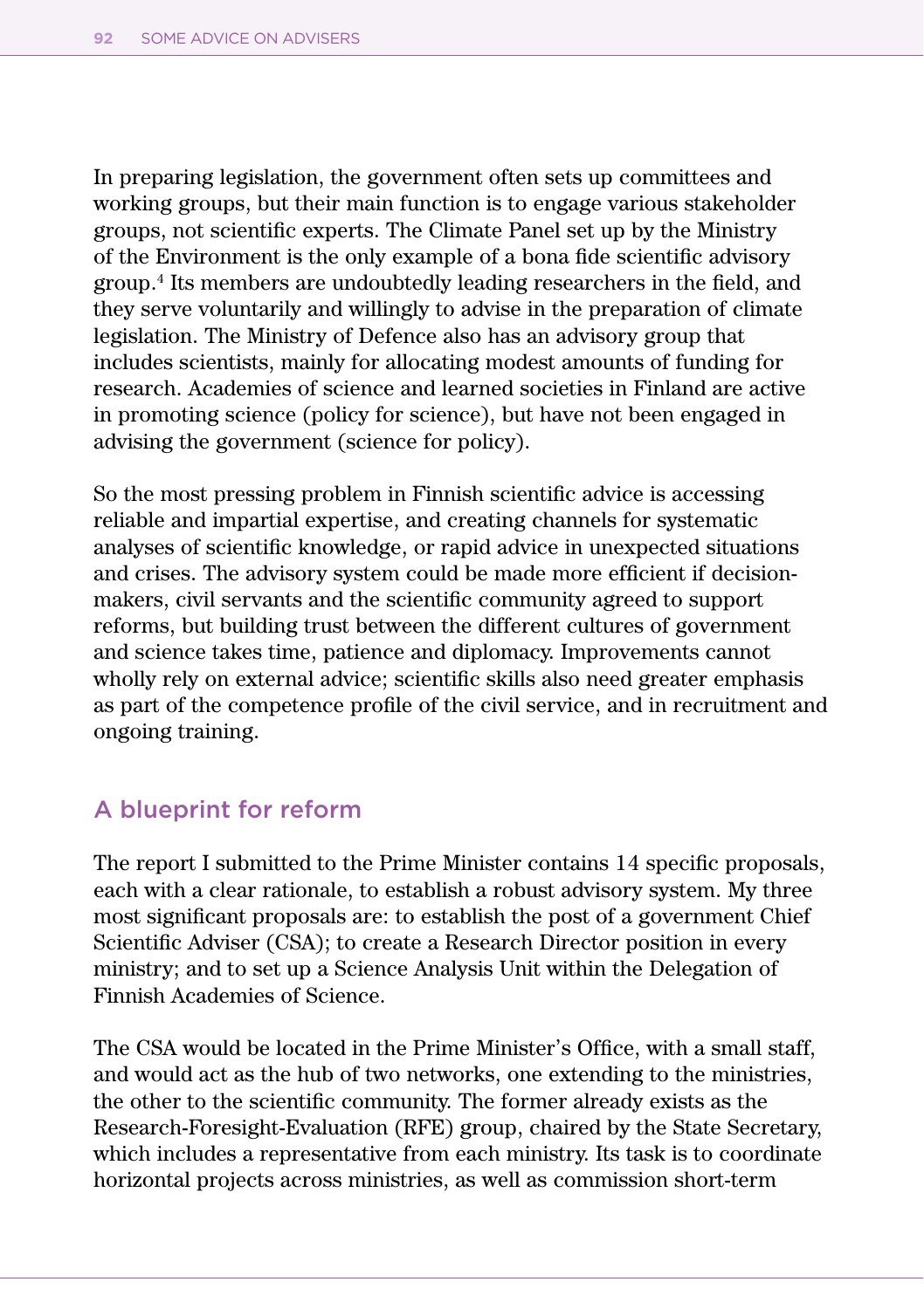In preparing legislation, the government often sets up committees and working groups, but their main function is to engage various stakeholder groups, not scientific experts. The Climate Panel set up by the Ministry of the Environment is the only example of a bona fide scientific advisory group.[4] Its members are undoubtedly leading researchers in the field, and they serve voluntarily and willingly to advise in the preparation of climate legislation. The Ministry of Defence also has an advisory group that includes scientists, mainly for allocating modest amounts of funding for research. Academies of science and learned societies in Finland are active in promoting science (policy for science), but have not been engaged in advising the government (science for policy).

So the most pressing problem in Finnish scientific advice is accessing reliable and impartial expertise, and creating channels for systematic analyses of scientific knowledge, or rapid advice in unexpected situations and crises. The advisory system could be made more efficient if decision-makers, civil servants and the scientific community agreed to support reforms, but building trust between the different cultures of government and science takes time, patience and diplomacy. Improvements cannot wholly rely on external advice; scientific skills also need greater emphasis as part of the competence profile of the civil service, and in recruitment and ongoing training.

## A blueprint for reform

The report I submitted to the Prime Minister contains 14 specific proposals, each with a clear rationale, to establish a robust advisory system. My three most significant proposals are: to establish the post of a government Chief Scientific Adviser (CSA); to create a Research Director position in every ministry; and to set up a Science Analysis Unit within the Delegation of Finnish Academies of Science.

The CSA would be located in the Prime Minister's Office, with a small staff, and would act as the hub of two networks, one extending to the ministries, the other to the scientific community. The former already exists as the Research-Foresight-Evaluation (RFE) group, chaired by the State Secretary, which includes a representative from each ministry. Its task is to coordinate horizontal projects across ministries, as well as commission short-term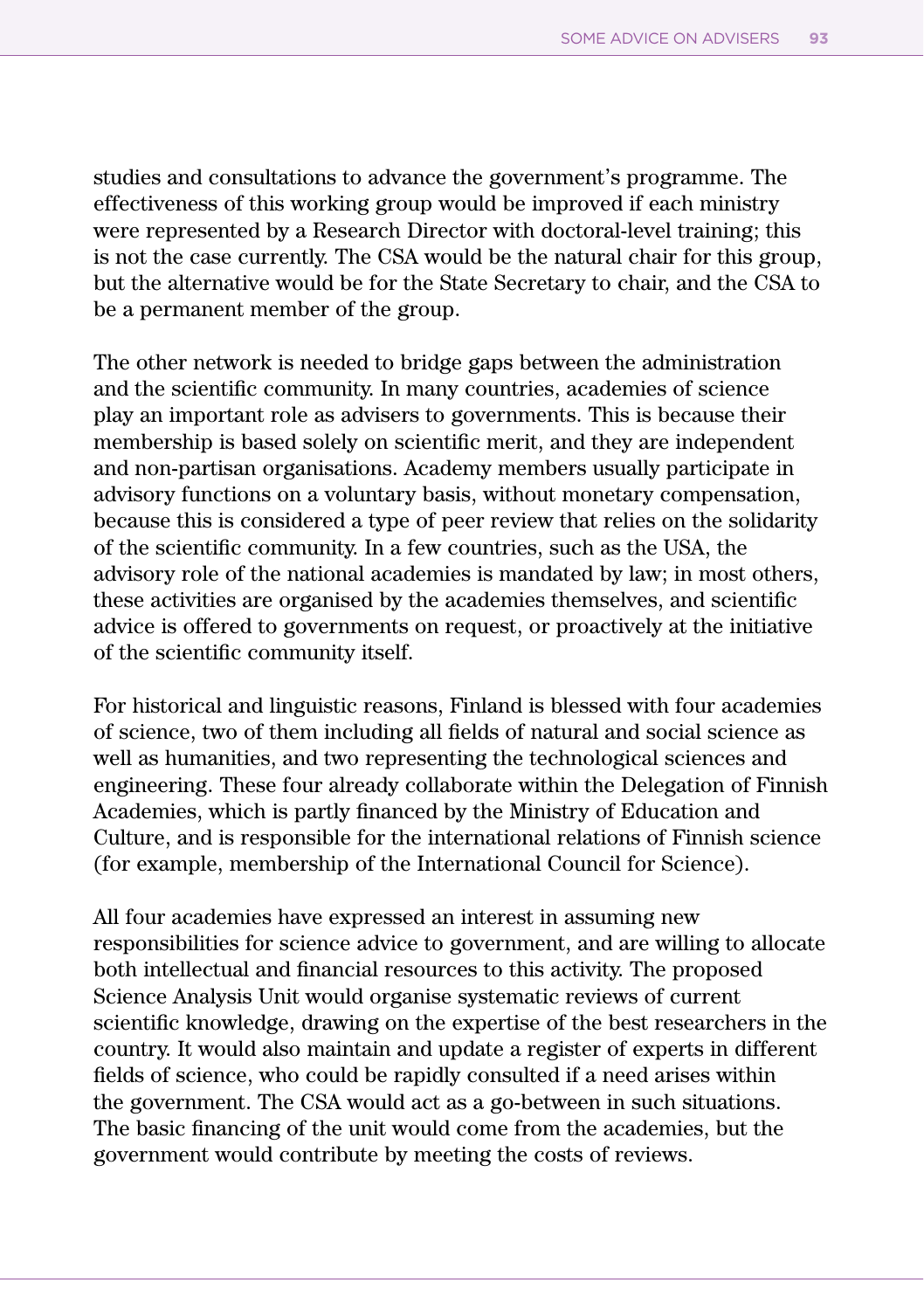studies and consultations to advance the government's programme. The effectiveness of this working group would be improved if each ministry were represented by a Research Director with doctoral-level training; this is not the case currently. The CSA would be the natural chair for this group, but the alternative would be for the State Secretary to chair, and the CSA to be a permanent member of the group.

The other network is needed to bridge gaps between the administration and the scientific community. In many countries, academies of science play an important role as advisers to governments. This is because their membership is based solely on scientific merit, and they are independent and non-partisan organisations. Academy members usually participate in advisory functions on a voluntary basis, without monetary compensation, because this is considered a type of peer review that relies on the solidarity of the scientific community. In a few countries, such as the USA, the advisory role of the national academies is mandated by law; in most others, these activities are organised by the academies themselves, and scientific advice is offered to governments on request, or proactively at the initiative of the scientific community itself.

For historical and linguistic reasons, Finland is blessed with four academies of science, two of them including all fields of natural and social science as well as humanities, and two representing the technological sciences and engineering. These four already collaborate within the Delegation of Finnish Academies, which is partly financed by the Ministry of Education and Culture, and is responsible for the international relations of Finnish science (for example, membership of the International Council for Science).

All four academies have expressed an interest in assuming new responsibilities for science advice to government, and are willing to allocate both intellectual and financial resources to this activity. The proposed Science Analysis Unit would organise systematic reviews of current scientific knowledge, drawing on the expertise of the best researchers in the country. It would also maintain and update a register of experts in different fields of science, who could be rapidly consulted if a need arises within the government. The CSA would act as a go-between in such situations. The basic financing of the unit would come from the academies, but the government would contribute by meeting the costs of reviews.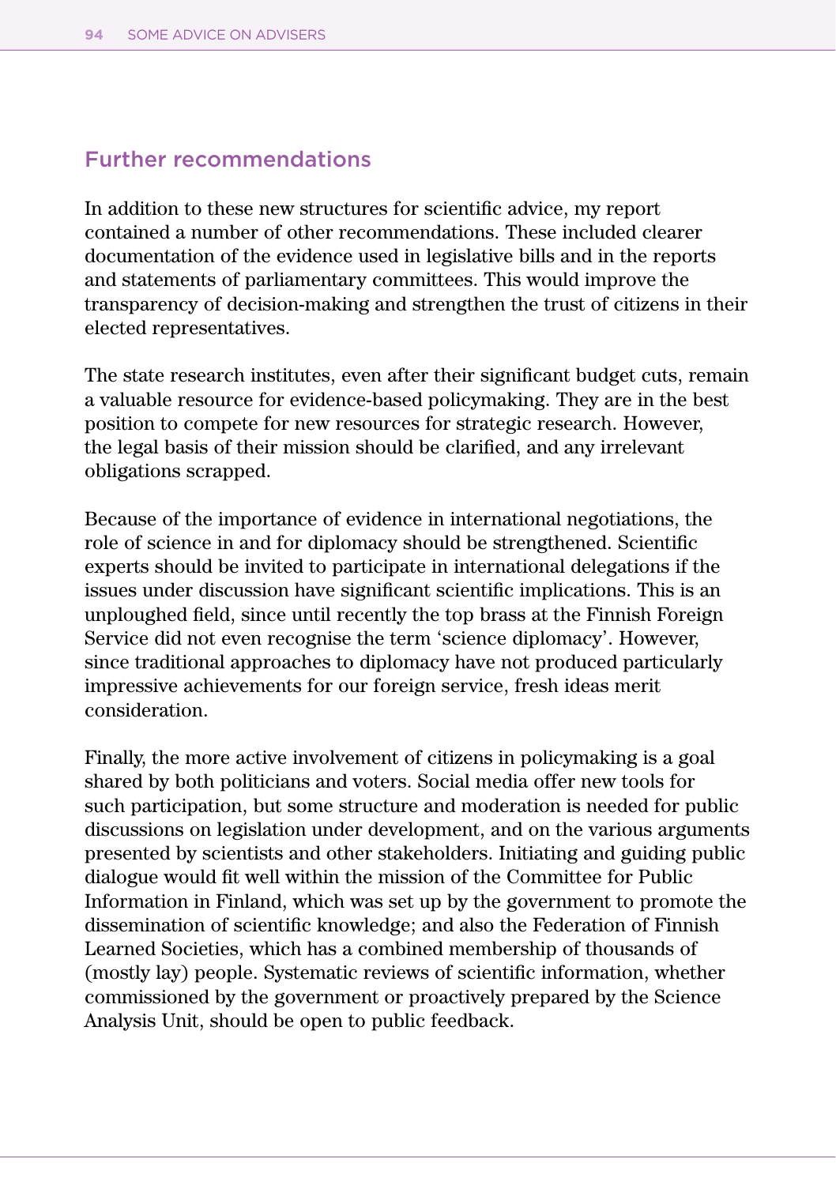## Further recommendations

In addition to these new structures for scientific advice, my report contained a number of other recommendations. These included clearer documentation of the evidence used in legislative bills and in the reports and statements of parliamentary committees. This would improve the transparency of decision-making and strengthen the trust of citizens in their elected representatives.

The state research institutes, even after their significant budget cuts, remain a valuable resource for evidence-based policymaking. They are in the best position to compete for new resources for strategic research. However, the legal basis of their mission should be clarified, and any irrelevant obligations scrapped.

Because of the importance of evidence in international negotiations, the role of science in and for diplomacy should be strengthened. Scientific experts should be invited to participate in international delegations if the issues under discussion have significant scientific implications. This is an unploughed field, since until recently the top brass at the Finnish Foreign Service did not even recognise the term 'science diplomacy'. However, since traditional approaches to diplomacy have not produced particularly impressive achievements for our foreign service, fresh ideas merit consideration.

Finally, the more active involvement of citizens in policymaking is a goal shared by both politicians and voters. Social media offer new tools for such participation, but some structure and moderation is needed for public discussions on legislation under development, and on the various arguments presented by scientists and other stakeholders. Initiating and guiding public dialogue would fit well within the mission of the Committee for Public Information in Finland, which was set up by the government to promote the dissemination of scientific knowledge; and also the Federation of Finnish Learned Societies, which has a combined membership of thousands of (mostly lay) people. Systematic reviews of scientific information, whether commissioned by the government or proactively prepared by the Science Analysis Unit, should be open to public feedback.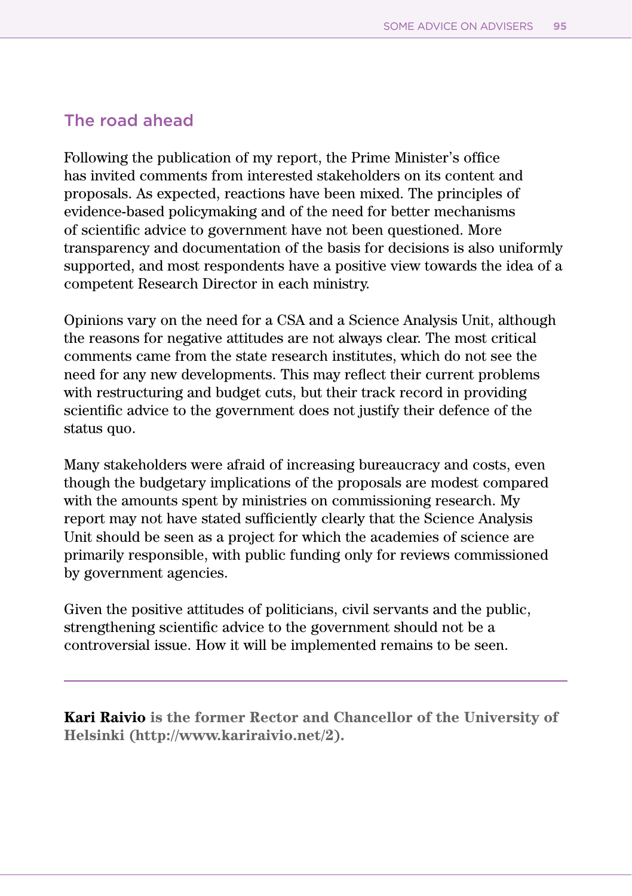## The road ahead

Following the publication of my report, the Prime Minister's office has invited comments from interested stakeholders on its content and proposals. As expected, reactions have been mixed. The principles of evidence-based policymaking and of the need for better mechanisms of scientific advice to government have not been questioned. More transparency and documentation of the basis for decisions is also uniformly supported, and most respondents have a positive view towards the idea of a competent Research Director in each ministry.

Opinions vary on the need for a CSA and a Science Analysis Unit, although the reasons for negative attitudes are not always clear. The most critical comments came from the state research institutes, which do not see the need for any new developments. This may reflect their current problems with restructuring and budget cuts, but their track record in providing scientific advice to the government does not justify their defence of the status quo.

Many stakeholders were afraid of increasing bureaucracy and costs, even though the budgetary implications of the proposals are modest compared with the amounts spent by ministries on commissioning research. My report may not have stated sufficiently clearly that the Science Analysis Unit should be seen as a project for which the academies of science are primarily responsible, with public funding only for reviews commissioned by government agencies.

Given the positive attitudes of politicians, civil servants and the public, strengthening scientific advice to the government should not be a controversial issue. How it will be implemented remains to be seen.

---

**Kari Raivio** **is the former Rector and Chancellor of the University of Helsinki (http://www.kariraivio.net/2).**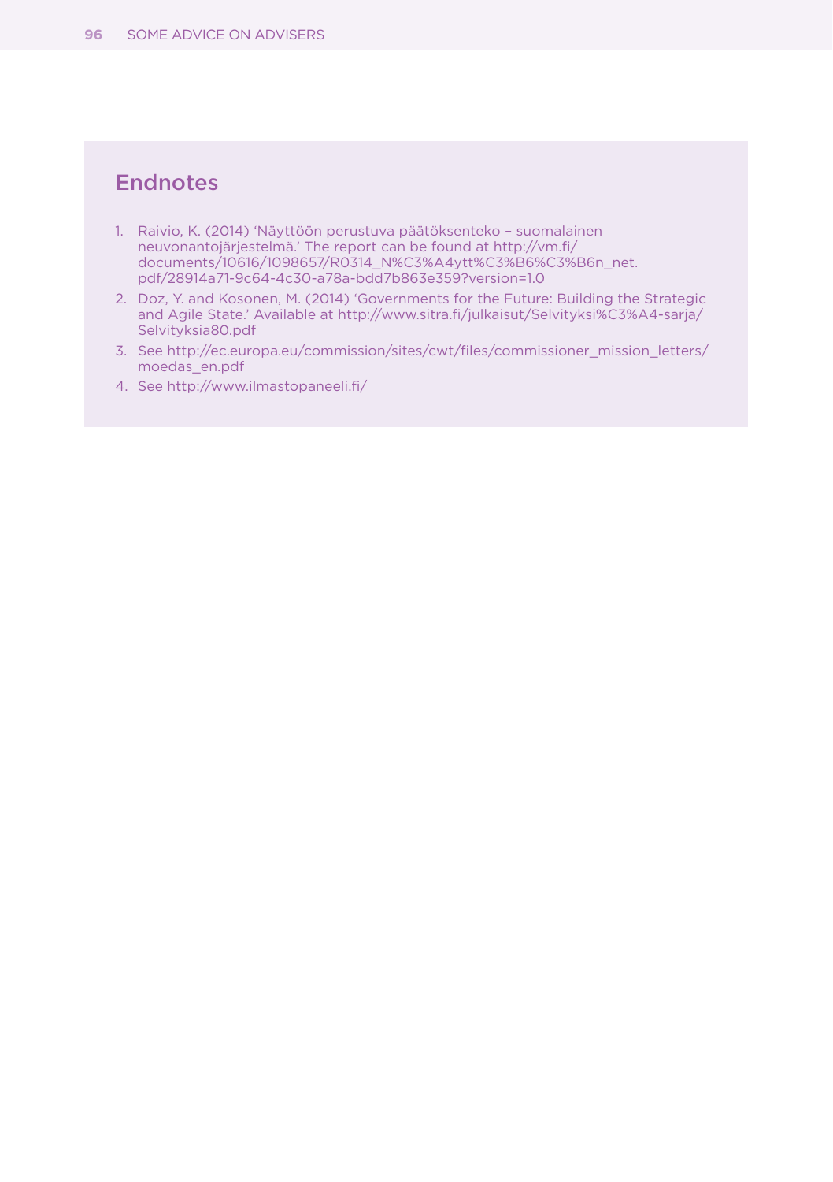## Endnotes

1. Raivio, K. (2014) 'Näyttöön perustuva päätöksenteko – suomalainen neuvonantojärjestelmä.' The report can be found at http://vm.fi/documents/10616/1098657/R0314_N%C3%A4ytt%C3%B6%C3%B6n_net.pdf/28914a71-9c64-4c30-a78a-bdd7b863e359?version=1.0
2. Doz, Y. and Kosonen, M. (2014) 'Governments for the Future: Building the Strategic and Agile State.' Available at http://www.sitra.fi/julkaisut/Selvityksi%C3%A4-sarja/Selvityksia80.pdf
3. See http://ec.europa.eu/commission/sites/cwt/files/commissioner_mission_letters/moedas_en.pdf
4. See http://www.ilmastopaneeli.fi/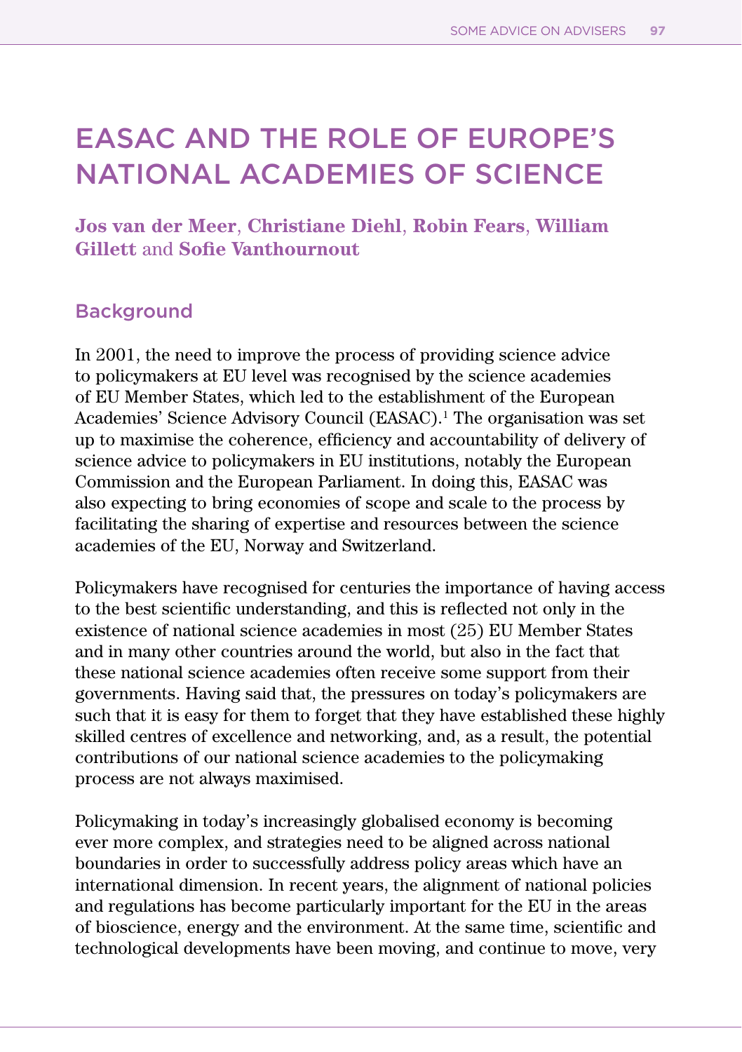# EASAC AND THE ROLE OF EUROPE'S NATIONAL ACADEMIES OF SCIENCE

**Jos van der Meer**, **Christiane Diehl**, **Robin Fears**, **William Gillett** and **Sofie Vanthournout**

## Background

In 2001, the need to improve the process of providing science advice to policymakers at EU level was recognised by the science academies of EU Member States, which led to the establishment of the European Academies' Science Advisory Council (EASAC).[1] The organisation was set up to maximise the coherence, efficiency and accountability of delivery of science advice to policymakers in EU institutions, notably the European Commission and the European Parliament. In doing this, EASAC was also expecting to bring economies of scope and scale to the process by facilitating the sharing of expertise and resources between the science academies of the EU, Norway and Switzerland.

Policymakers have recognised for centuries the importance of having access to the best scientific understanding, and this is reflected not only in the existence of national science academies in most (25) EU Member States and in many other countries around the world, but also in the fact that these national science academies often receive some support from their governments. Having said that, the pressures on today's policymakers are such that it is easy for them to forget that they have established these highly skilled centres of excellence and networking, and, as a result, the potential contributions of our national science academies to the policymaking process are not always maximised.

Policymaking in today's increasingly globalised economy is becoming ever more complex, and strategies need to be aligned across national boundaries in order to successfully address policy areas which have an international dimension. In recent years, the alignment of national policies and regulations has become particularly important for the EU in the areas of bioscience, energy and the environment. At the same time, scientific and technological developments have been moving, and continue to move, very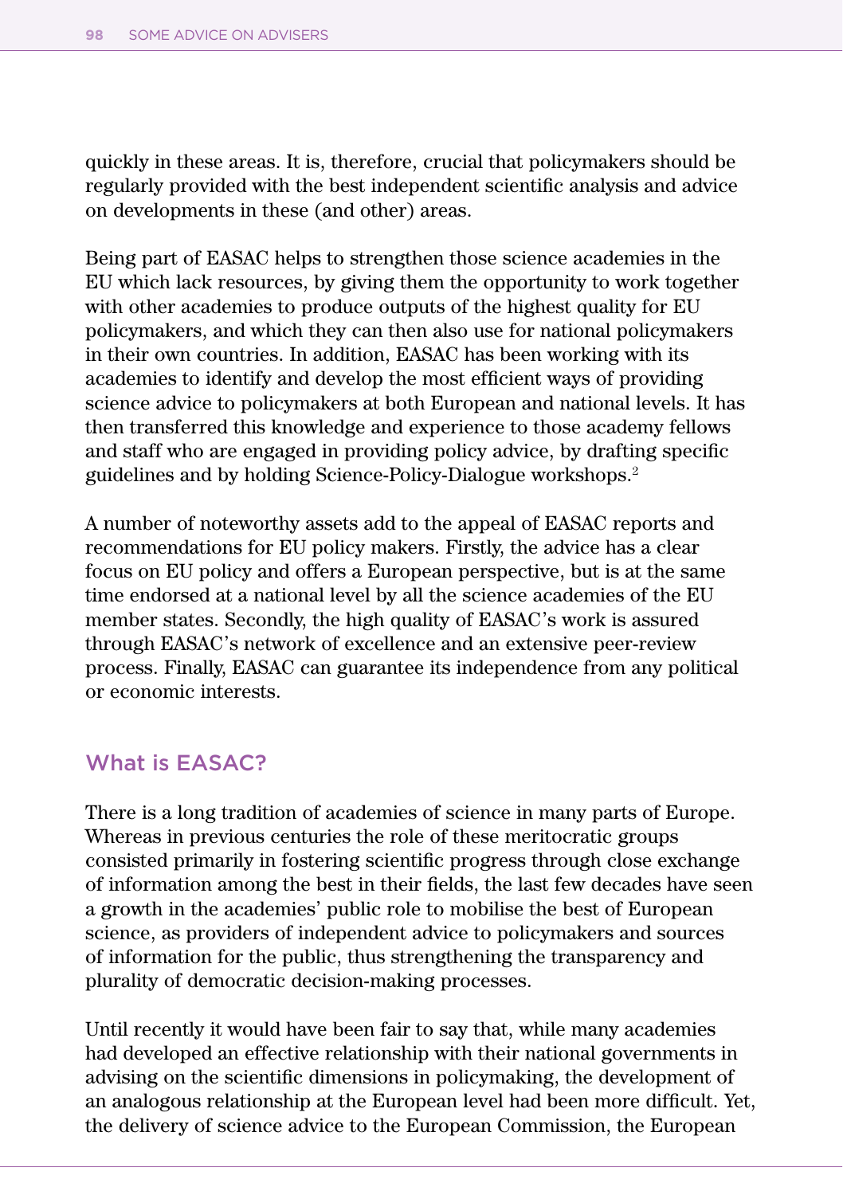quickly in these areas. It is, therefore, crucial that policymakers should be regularly provided with the best independent scientific analysis and advice on developments in these (and other) areas.

Being part of EASAC helps to strengthen those science academies in the EU which lack resources, by giving them the opportunity to work together with other academies to produce outputs of the highest quality for EU policymakers, and which they can then also use for national policymakers in their own countries. In addition, EASAC has been working with its academies to identify and develop the most efficient ways of providing science advice to policymakers at both European and national levels. It has then transferred this knowledge and experience to those academy fellows and staff who are engaged in providing policy advice, by drafting specific guidelines and by holding Science-Policy-Dialogue workshops.[2]

A number of noteworthy assets add to the appeal of EASAC reports and recommendations for EU policy makers. Firstly, the advice has a clear focus on EU policy and offers a European perspective, but is at the same time endorsed at a national level by all the science academies of the EU member states. Secondly, the high quality of EASAC's work is assured through EASAC's network of excellence and an extensive peer-review process. Finally, EASAC can guarantee its independence from any political or economic interests.

## What is EASAC?

There is a long tradition of academies of science in many parts of Europe. Whereas in previous centuries the role of these meritocratic groups consisted primarily in fostering scientific progress through close exchange of information among the best in their fields, the last few decades have seen a growth in the academies' public role to mobilise the best of European science, as providers of independent advice to policymakers and sources of information for the public, thus strengthening the transparency and plurality of democratic decision-making processes.

Until recently it would have been fair to say that, while many academies had developed an effective relationship with their national governments in advising on the scientific dimensions in policymaking, the development of an analogous relationship at the European level had been more difficult. Yet, the delivery of science advice to the European Commission, the European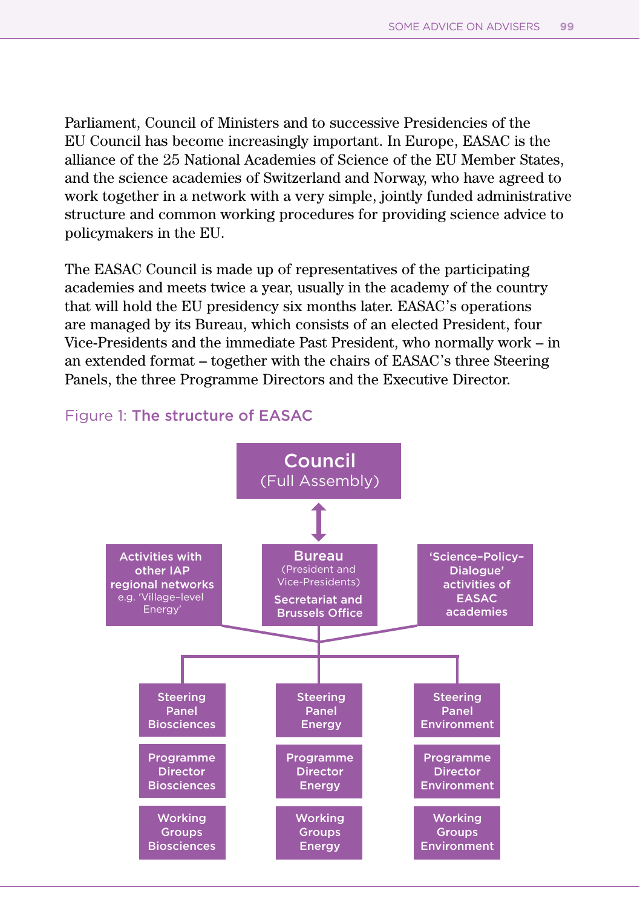Parliament, Council of Ministers and to successive Presidencies of the EU Council has become increasingly important. In Europe, EASAC is the alliance of the 25 National Academies of Science of the EU Member States, and the science academies of Switzerland and Norway, who have agreed to work together in a network with a very simple, jointly funded administrative structure and common working procedures for providing science advice to policymakers in the EU.

The EASAC Council is made up of representatives of the participating academies and meets twice a year, usually in the academy of the country that will hold the EU presidency six months later. EASAC's operations are managed by its Bureau, which consists of an elected President, four Vice-Presidents and the immediate Past President, who normally work – in an extended format – together with the chairs of EASAC's three Steering Panels, the three Programme Directors and the Executive Director.

Figure 1: **The structure of EASAC**

**Council** (Full Assembly)

↕

| Activities with other IAP regional networks e.g. 'Village-level Energy' | **Bureau** (President and Vice-Presidents) Secretariat and Brussels Office | 'Science-Policy-Dialogue' activities of EASAC academies |
|---|---|---|
| Steering Panel Biosciences | Steering Panel Energy | Steering Panel Environment |
| Programme Director Biosciences | Programme Director Energy | Programme Director Environment |
| Working Groups Biosciences | Working Groups Energy | Working Groups Environment |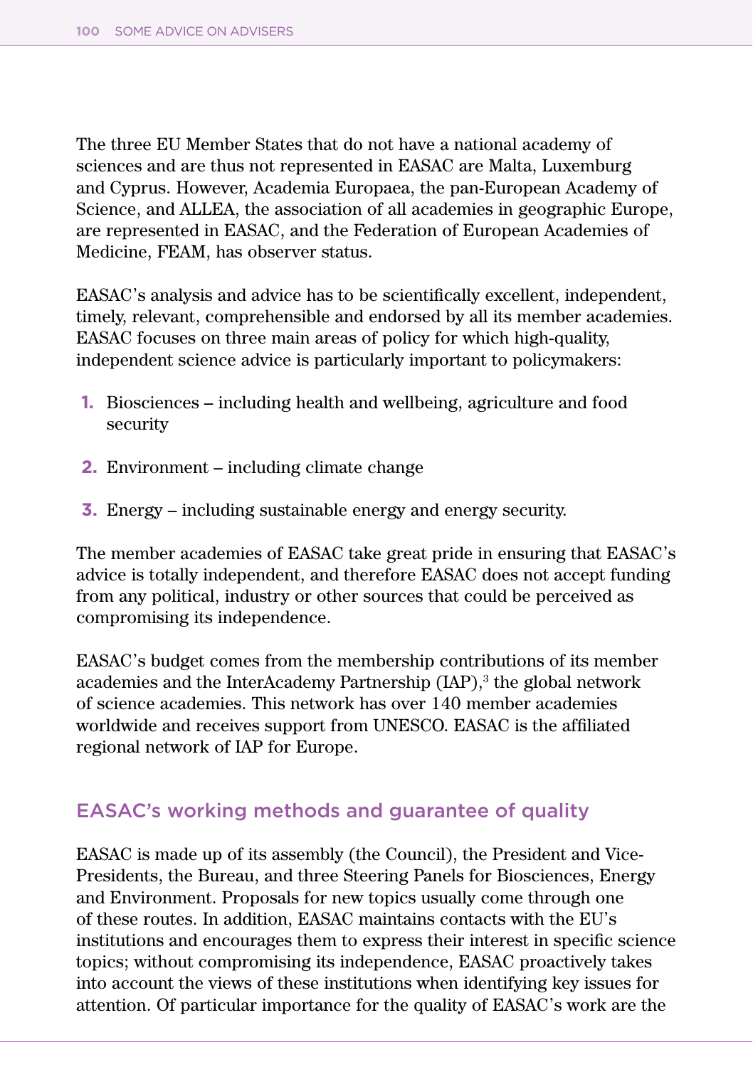The three EU Member States that do not have a national academy of sciences and are thus not represented in EASAC are Malta, Luxemburg and Cyprus. However, Academia Europaea, the pan-European Academy of Science, and ALLEA, the association of all academies in geographic Europe, are represented in EASAC, and the Federation of European Academies of Medicine, FEAM, has observer status.

EASAC's analysis and advice has to be scientifically excellent, independent, timely, relevant, comprehensible and endorsed by all its member academies. EASAC focuses on three main areas of policy for which high-quality, independent science advice is particularly important to policymakers:

1. Biosciences – including health and wellbeing, agriculture and food security
2. Environment – including climate change
3. Energy – including sustainable energy and energy security.

The member academies of EASAC take great pride in ensuring that EASAC's advice is totally independent, and therefore EASAC does not accept funding from any political, industry or other sources that could be perceived as compromising its independence.

EASAC's budget comes from the membership contributions of its member academies and the InterAcademy Partnership (IAP),[3] the global network of science academies. This network has over 140 member academies worldwide and receives support from UNESCO. EASAC is the affiliated regional network of IAP for Europe.

## EASAC's working methods and guarantee of quality

EASAC is made up of its assembly (the Council), the President and Vice-Presidents, the Bureau, and three Steering Panels for Biosciences, Energy and Environment. Proposals for new topics usually come through one of these routes. In addition, EASAC maintains contacts with the EU's institutions and encourages them to express their interest in specific science topics; without compromising its independence, EASAC proactively takes into account the views of these institutions when identifying key issues for attention. Of particular importance for the quality of EASAC's work are the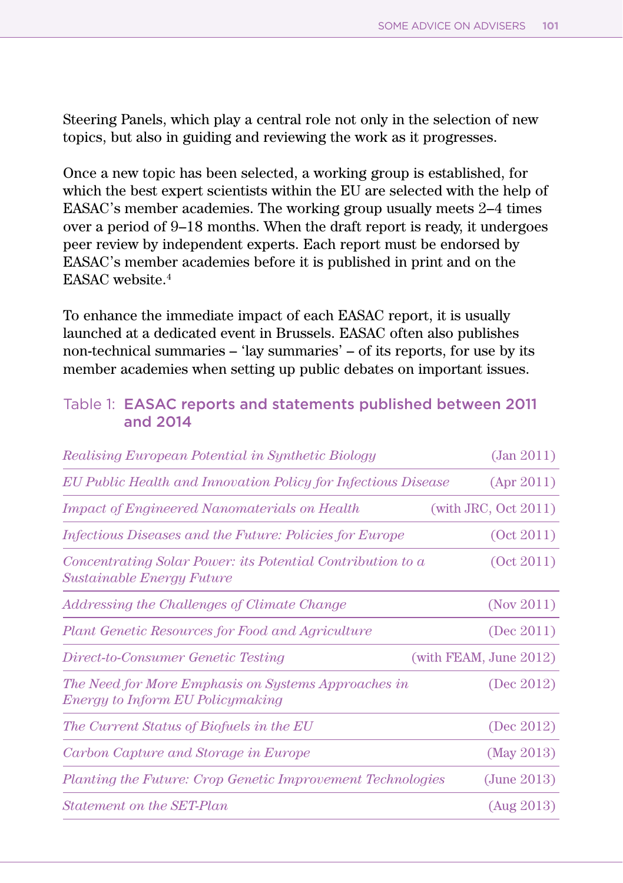Steering Panels, which play a central role not only in the selection of new topics, but also in guiding and reviewing the work as it progresses.

Once a new topic has been selected, a working group is established, for which the best expert scientists within the EU are selected with the help of EASAC's member academies. The working group usually meets 2–4 times over a period of 9–18 months. When the draft report is ready, it undergoes peer review by independent experts. Each report must be endorsed by EASAC's member academies before it is published in print and on the EASAC website.[4]

To enhance the immediate impact of each EASAC report, it is usually launched at a dedicated event in Brussels. EASAC often also publishes non-technical summaries – 'lay summaries' – of its reports, for use by its member academies when setting up public debates on important issues.

Table 1: **EASAC reports and statements published between 2011 and 2014**

| Title | Date |
|---|---|
| *Realising European Potential in Synthetic Biology* | (Jan 2011) |
| *EU Public Health and Innovation Policy for Infectious Disease* | (Apr 2011) |
| *Impact of Engineered Nanomaterials on Health* | (with JRC, Oct 2011) |
| *Infectious Diseases and the Future: Policies for Europe* | (Oct 2011) |
| *Concentrating Solar Power: its Potential Contribution to a Sustainable Energy Future* | (Oct 2011) |
| *Addressing the Challenges of Climate Change* | (Nov 2011) |
| *Plant Genetic Resources for Food and Agriculture* | (Dec 2011) |
| *Direct-to-Consumer Genetic Testing* | (with FEAM, June 2012) |
| *The Need for More Emphasis on Systems Approaches in Energy to Inform EU Policymaking* | (Dec 2012) |
| *The Current Status of Biofuels in the EU* | (Dec 2012) |
| *Carbon Capture and Storage in Europe* | (May 2013) |
| *Planting the Future: Crop Genetic Improvement Technologies* | (June 2013) |
| *Statement on the SET-Plan* | (Aug 2013) |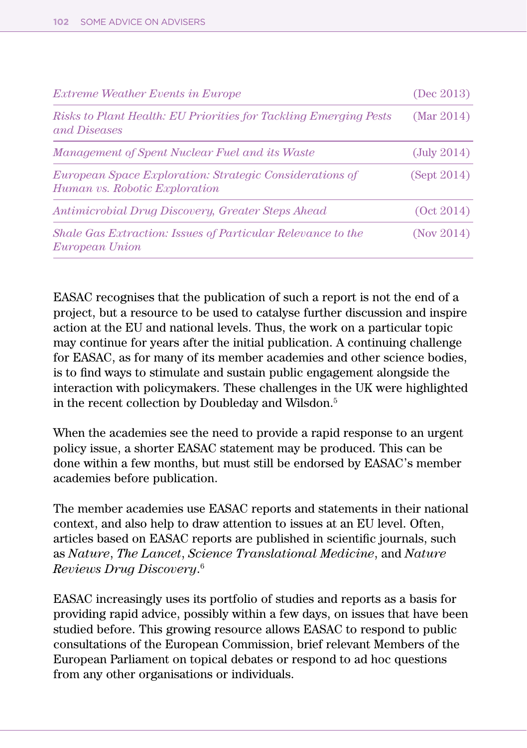| | |
|---|---|
| *Extreme Weather Events in Europe* | (Dec 2013) |
| *Risks to Plant Health: EU Priorities for Tackling Emerging Pests and Diseases* | (Mar 2014) |
| *Management of Spent Nuclear Fuel and its Waste* | (July 2014) |
| *European Space Exploration: Strategic Considerations of Human vs. Robotic Exploration* | (Sept 2014) |
| *Antimicrobial Drug Discovery, Greater Steps Ahead* | (Oct 2014) |
| *Shale Gas Extraction: Issues of Particular Relevance to the European Union* | (Nov 2014) |

EASAC recognises that the publication of such a report is not the end of a project, but a resource to be used to catalyse further discussion and inspire action at the EU and national levels. Thus, the work on a particular topic may continue for years after the initial publication. A continuing challenge for EASAC, as for many of its member academies and other science bodies, is to find ways to stimulate and sustain public engagement alongside the interaction with policymakers. These challenges in the UK were highlighted in the recent collection by Doubleday and Wilsdon.[5]

When the academies see the need to provide a rapid response to an urgent policy issue, a shorter EASAC statement may be produced. This can be done within a few months, but must still be endorsed by EASAC's member academies before publication.

The member academies use EASAC reports and statements in their national context, and also help to draw attention to issues at an EU level. Often, articles based on EASAC reports are published in scientific journals, such as *Nature*, *The Lancet*, *Science Translational Medicine*, and *Nature Reviews Drug Discovery*.[6]

EASAC increasingly uses its portfolio of studies and reports as a basis for providing rapid advice, possibly within a few days, on issues that have been studied before. This growing resource allows EASAC to respond to public consultations of the European Commission, brief relevant Members of the European Parliament on topical debates or respond to ad hoc questions from any other organisations or individuals.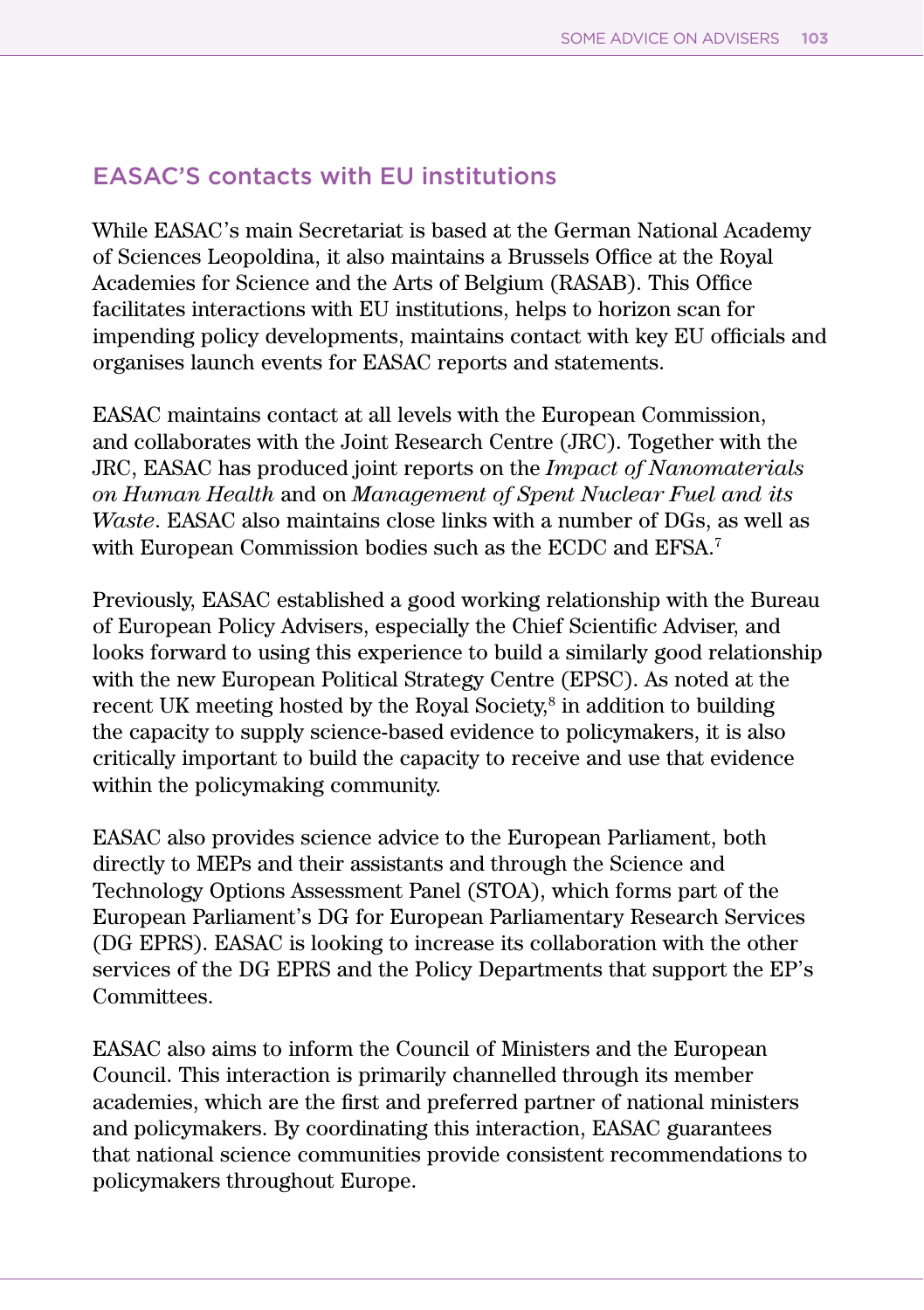## EASAC'S contacts with EU institutions

While EASAC's main Secretariat is based at the German National Academy of Sciences Leopoldina, it also maintains a Brussels Office at the Royal Academies for Science and the Arts of Belgium (RASAB). This Office facilitates interactions with EU institutions, helps to horizon scan for impending policy developments, maintains contact with key EU officials and organises launch events for EASAC reports and statements.

EASAC maintains contact at all levels with the European Commission, and collaborates with the Joint Research Centre (JRC). Together with the JRC, EASAC has produced joint reports on the *Impact of Nanomaterials on Human Health* and on *Management of Spent Nuclear Fuel and its Waste*. EASAC also maintains close links with a number of DGs, as well as with European Commission bodies such as the ECDC and EFSA.[7]

Previously, EASAC established a good working relationship with the Bureau of European Policy Advisers, especially the Chief Scientific Adviser, and looks forward to using this experience to build a similarly good relationship with the new European Political Strategy Centre (EPSC). As noted at the recent UK meeting hosted by the Royal Society,[8] in addition to building the capacity to supply science-based evidence to policymakers, it is also critically important to build the capacity to receive and use that evidence within the policymaking community.

EASAC also provides science advice to the European Parliament, both directly to MEPs and their assistants and through the Science and Technology Options Assessment Panel (STOA), which forms part of the European Parliament's DG for European Parliamentary Research Services (DG EPRS). EASAC is looking to increase its collaboration with the other services of the DG EPRS and the Policy Departments that support the EP's Committees.

EASAC also aims to inform the Council of Ministers and the European Council. This interaction is primarily channelled through its member academies, which are the first and preferred partner of national ministers and policymakers. By coordinating this interaction, EASAC guarantees that national science communities provide consistent recommendations to policymakers throughout Europe.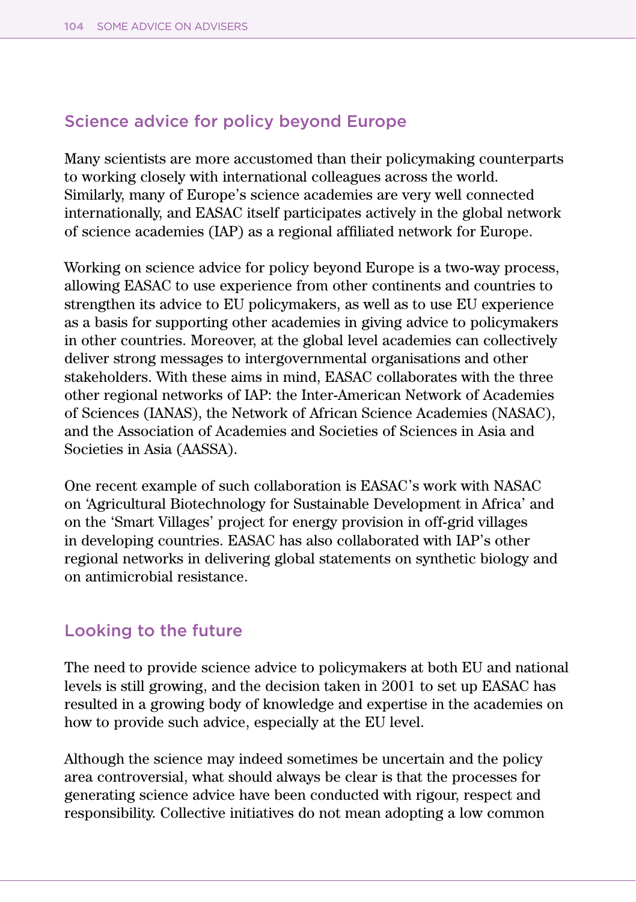## Science advice for policy beyond Europe

Many scientists are more accustomed than their policymaking counterparts to working closely with international colleagues across the world. Similarly, many of Europe's science academies are very well connected internationally, and EASAC itself participates actively in the global network of science academies (IAP) as a regional affiliated network for Europe.

Working on science advice for policy beyond Europe is a two-way process, allowing EASAC to use experience from other continents and countries to strengthen its advice to EU policymakers, as well as to use EU experience as a basis for supporting other academies in giving advice to policymakers in other countries. Moreover, at the global level academies can collectively deliver strong messages to intergovernmental organisations and other stakeholders. With these aims in mind, EASAC collaborates with the three other regional networks of IAP: the Inter-American Network of Academies of Sciences (IANAS), the Network of African Science Academies (NASAC), and the Association of Academies and Societies of Sciences in Asia and Societies in Asia (AASSA).

One recent example of such collaboration is EASAC's work with NASAC on 'Agricultural Biotechnology for Sustainable Development in Africa' and on the 'Smart Villages' project for energy provision in off-grid villages in developing countries. EASAC has also collaborated with IAP's other regional networks in delivering global statements on synthetic biology and on antimicrobial resistance.

## Looking to the future

The need to provide science advice to policymakers at both EU and national levels is still growing, and the decision taken in 2001 to set up EASAC has resulted in a growing body of knowledge and expertise in the academies on how to provide such advice, especially at the EU level.

Although the science may indeed sometimes be uncertain and the policy area controversial, what should always be clear is that the processes for generating science advice have been conducted with rigour, respect and responsibility. Collective initiatives do not mean adopting a low common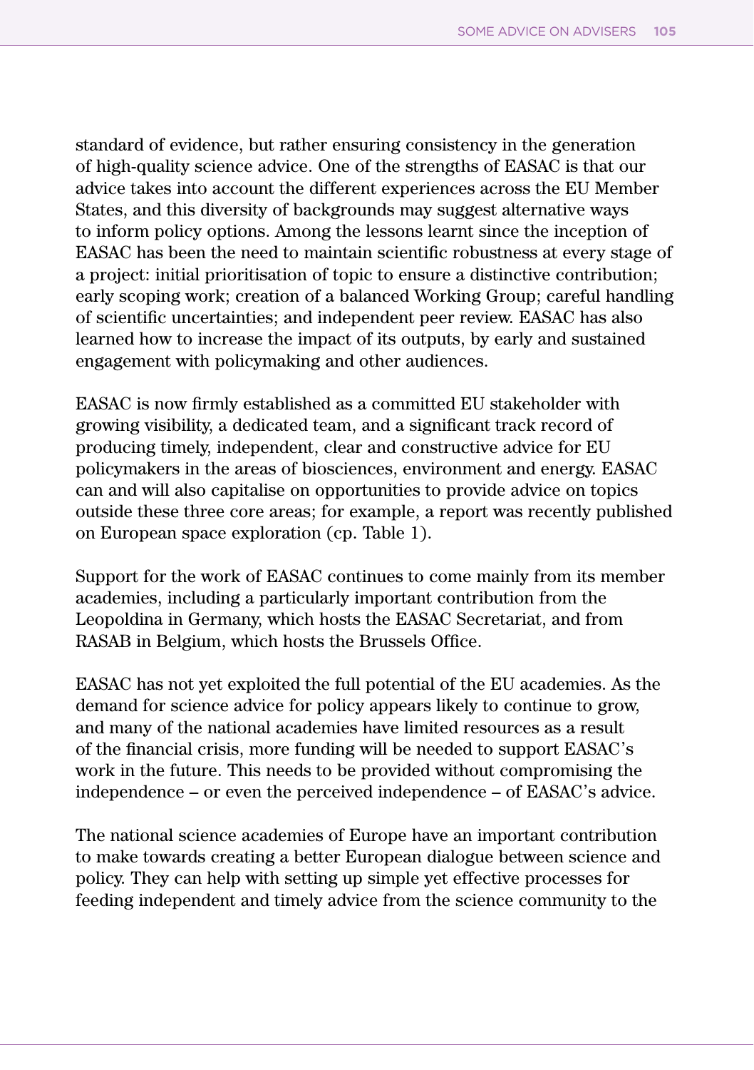standard of evidence, but rather ensuring consistency in the generation of high-quality science advice. One of the strengths of EASAC is that our advice takes into account the different experiences across the EU Member States, and this diversity of backgrounds may suggest alternative ways to inform policy options. Among the lessons learnt since the inception of EASAC has been the need to maintain scientific robustness at every stage of a project: initial prioritisation of topic to ensure a distinctive contribution; early scoping work; creation of a balanced Working Group; careful handling of scientific uncertainties; and independent peer review. EASAC has also learned how to increase the impact of its outputs, by early and sustained engagement with policymaking and other audiences.

EASAC is now firmly established as a committed EU stakeholder with growing visibility, a dedicated team, and a significant track record of producing timely, independent, clear and constructive advice for EU policymakers in the areas of biosciences, environment and energy. EASAC can and will also capitalise on opportunities to provide advice on topics outside these three core areas; for example, a report was recently published on European space exploration (cp. Table 1).

Support for the work of EASAC continues to come mainly from its member academies, including a particularly important contribution from the Leopoldina in Germany, which hosts the EASAC Secretariat, and from RASAB in Belgium, which hosts the Brussels Office.

EASAC has not yet exploited the full potential of the EU academies. As the demand for science advice for policy appears likely to continue to grow, and many of the national academies have limited resources as a result of the financial crisis, more funding will be needed to support EASAC's work in the future. This needs to be provided without compromising the independence – or even the perceived independence – of EASAC's advice.

The national science academies of Europe have an important contribution to make towards creating a better European dialogue between science and policy. They can help with setting up simple yet effective processes for feeding independent and timely advice from the science community to the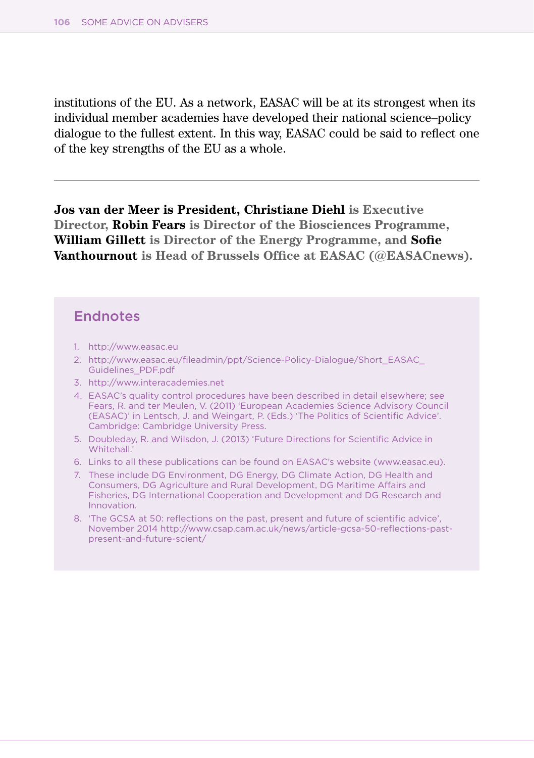institutions of the EU. As a network, EASAC will be at its strongest when its individual member academies have developed their national science–policy dialogue to the fullest extent. In this way, EASAC could be said to reflect one of the key strengths of the EU as a whole.

---

**Jos van der Meer is President, Christiane Diehl is Executive Director, Robin Fears is Director of the Biosciences Programme, William Gillett is Director of the Energy Programme, and Sofie Vanthournout is Head of Brussels Office at EASAC (@EASACnews).**

## Endnotes

1. http://www.easac.eu
2. http://www.easac.eu/fileadmin/ppt/Science-Policy-Dialogue/Short_EASAC_Guidelines_PDF.pdf
3. http://www.interacademies.net
4. EASAC's quality control procedures have been described in detail elsewhere; see Fears, R. and ter Meulen, V. (2011) 'European Academies Science Advisory Council (EASAC)' in Lentsch, J. and Weingart, P. (Eds.) 'The Politics of Scientific Advice'. Cambridge: Cambridge University Press.
5. Doubleday, R. and Wilsdon, J. (2013) 'Future Directions for Scientific Advice in Whitehall.'
6. Links to all these publications can be found on EASAC's website (www.easac.eu).
7. These include DG Environment, DG Energy, DG Climate Action, DG Health and Consumers, DG Agriculture and Rural Development, DG Maritime Affairs and Fisheries, DG International Cooperation and Development and DG Research and Innovation.
8. 'The GCSA at 50: reflections on the past, present and future of scientific advice', November 2014 http://www.csap.cam.ac.uk/news/article-gcsa-50-reflections-past-present-and-future-scient/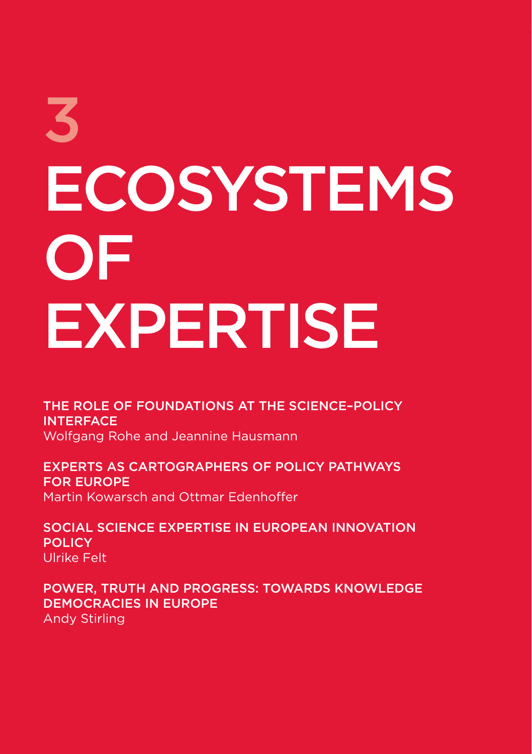# 3 ECOSYSTEMS OF EXPERTISE

**THE ROLE OF FOUNDATIONS AT THE SCIENCE–POLICY INTERFACE**
Wolfgang Rohe and Jeannine Hausmann

**EXPERTS AS CARTOGRAPHERS OF POLICY PATHWAYS FOR EUROPE**
Martin Kowarsch and Ottmar Edenhoffer

**SOCIAL SCIENCE EXPERTISE IN EUROPEAN INNOVATION POLICY**
Ulrike Felt

**POWER, TRUTH AND PROGRESS: TOWARDS KNOWLEDGE DEMOCRACIES IN EUROPE**
Andy Stirling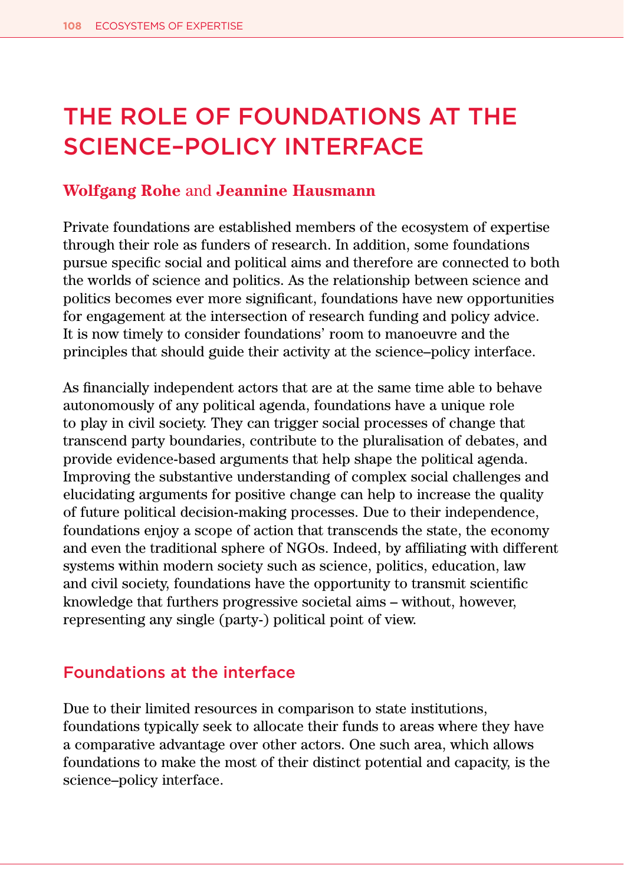# THE ROLE OF FOUNDATIONS AT THE SCIENCE–POLICY INTERFACE

**Wolfgang Rohe** and **Jeannine Hausmann**

Private foundations are established members of the ecosystem of expertise through their role as funders of research. In addition, some foundations pursue specific social and political aims and therefore are connected to both the worlds of science and politics. As the relationship between science and politics becomes ever more significant, foundations have new opportunities for engagement at the intersection of research funding and policy advice. It is now timely to consider foundations' room to manoeuvre and the principles that should guide their activity at the science–policy interface.

As financially independent actors that are at the same time able to behave autonomously of any political agenda, foundations have a unique role to play in civil society. They can trigger social processes of change that transcend party boundaries, contribute to the pluralisation of debates, and provide evidence-based arguments that help shape the political agenda. Improving the substantive understanding of complex social challenges and elucidating arguments for positive change can help to increase the quality of future political decision-making processes. Due to their independence, foundations enjoy a scope of action that transcends the state, the economy and even the traditional sphere of NGOs. Indeed, by affiliating with different systems within modern society such as science, politics, education, law and civil society, foundations have the opportunity to transmit scientific knowledge that furthers progressive societal aims – without, however, representing any single (party-) political point of view.

## Foundations at the interface

Due to their limited resources in comparison to state institutions, foundations typically seek to allocate their funds to areas where they have a comparative advantage over other actors. One such area, which allows foundations to make the most of their distinct potential and capacity, is the science–policy interface.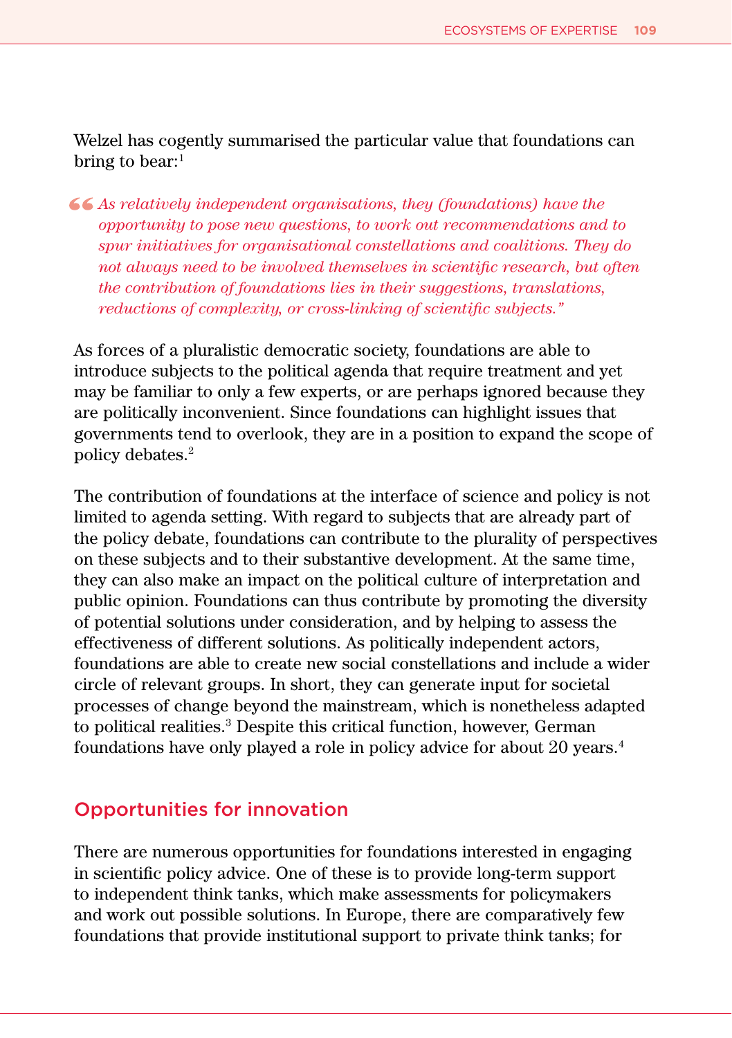Welzel has cogently summarised the particular value that foundations can bring to bear:[1]

> *"As relatively independent organisations, they (foundations) have the opportunity to pose new questions, to work out recommendations and to spur initiatives for organisational constellations and coalitions. They do not always need to be involved themselves in scientific research, but often the contribution of foundations lies in their suggestions, translations, reductions of complexity, or cross-linking of scientific subjects."*

As forces of a pluralistic democratic society, foundations are able to introduce subjects to the political agenda that require treatment and yet may be familiar to only a few experts, or are perhaps ignored because they are politically inconvenient. Since foundations can highlight issues that governments tend to overlook, they are in a position to expand the scope of policy debates.[2]

The contribution of foundations at the interface of science and policy is not limited to agenda setting. With regard to subjects that are already part of the policy debate, foundations can contribute to the plurality of perspectives on these subjects and to their substantive development. At the same time, they can also make an impact on the political culture of interpretation and public opinion. Foundations can thus contribute by promoting the diversity of potential solutions under consideration, and by helping to assess the effectiveness of different solutions. As politically independent actors, foundations are able to create new social constellations and include a wider circle of relevant groups. In short, they can generate input for societal processes of change beyond the mainstream, which is nonetheless adapted to political realities.[3] Despite this critical function, however, German foundations have only played a role in policy advice for about 20 years.[4]

## Opportunities for innovation

There are numerous opportunities for foundations interested in engaging in scientific policy advice. One of these is to provide long-term support to independent think tanks, which make assessments for policymakers and work out possible solutions. In Europe, there are comparatively few foundations that provide institutional support to private think tanks; for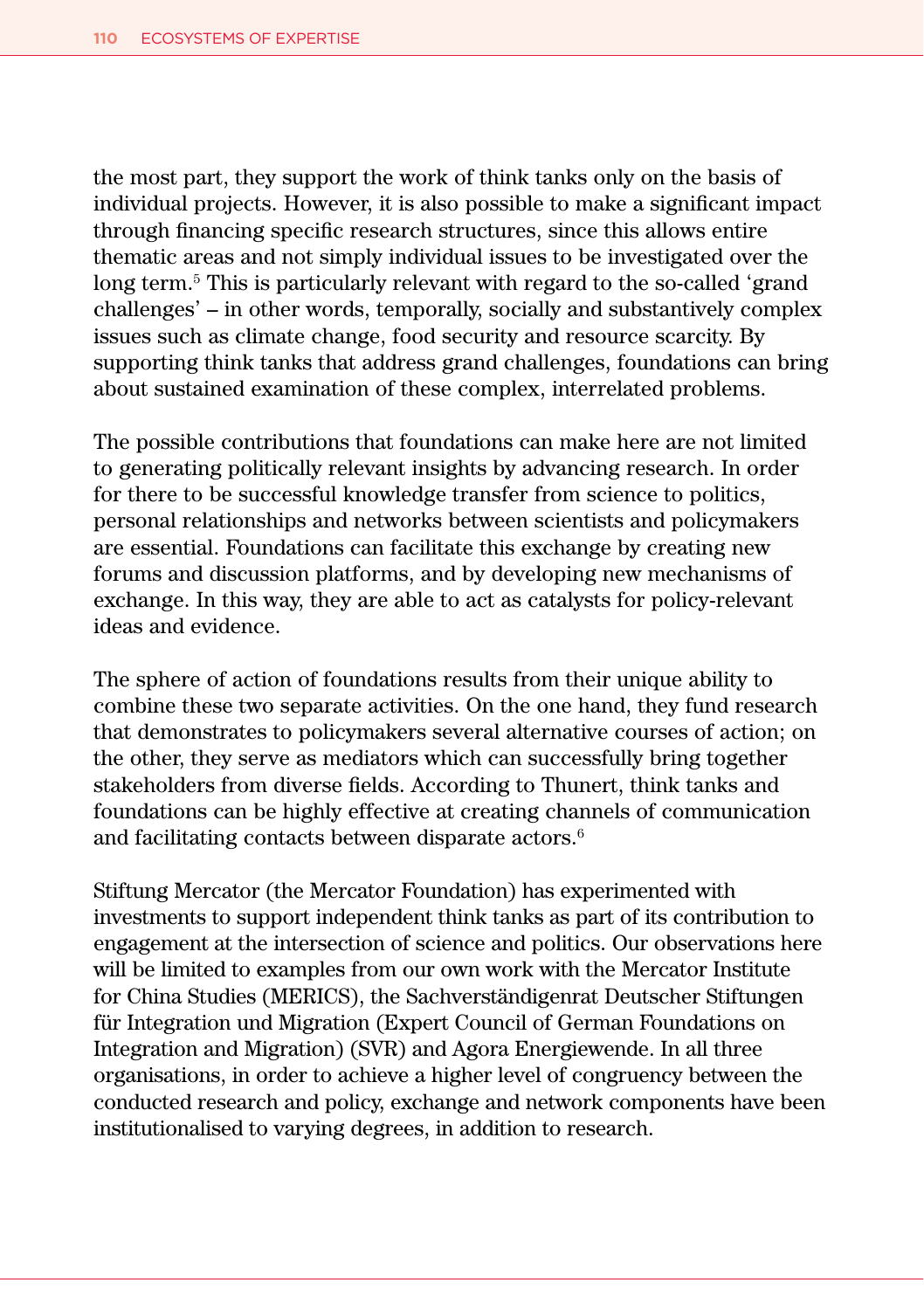the most part, they support the work of think tanks only on the basis of individual projects. However, it is also possible to make a significant impact through financing specific research structures, since this allows entire thematic areas and not simply individual issues to be investigated over the long term.[5] This is particularly relevant with regard to the so-called 'grand challenges' – in other words, temporally, socially and substantively complex issues such as climate change, food security and resource scarcity. By supporting think tanks that address grand challenges, foundations can bring about sustained examination of these complex, interrelated problems.

The possible contributions that foundations can make here are not limited to generating politically relevant insights by advancing research. In order for there to be successful knowledge transfer from science to politics, personal relationships and networks between scientists and policymakers are essential. Foundations can facilitate this exchange by creating new forums and discussion platforms, and by developing new mechanisms of exchange. In this way, they are able to act as catalysts for policy-relevant ideas and evidence.

The sphere of action of foundations results from their unique ability to combine these two separate activities. On the one hand, they fund research that demonstrates to policymakers several alternative courses of action; on the other, they serve as mediators which can successfully bring together stakeholders from diverse fields. According to Thunert, think tanks and foundations can be highly effective at creating channels of communication and facilitating contacts between disparate actors.[6]

Stiftung Mercator (the Mercator Foundation) has experimented with investments to support independent think tanks as part of its contribution to engagement at the intersection of science and politics. Our observations here will be limited to examples from our own work with the Mercator Institute for China Studies (MERICS), the Sachverständigenrat Deutscher Stiftungen für Integration und Migration (Expert Council of German Foundations on Integration and Migration) (SVR) and Agora Energiewende. In all three organisations, in order to achieve a higher level of congruency between the conducted research and policy, exchange and network components have been institutionalised to varying degrees, in addition to research.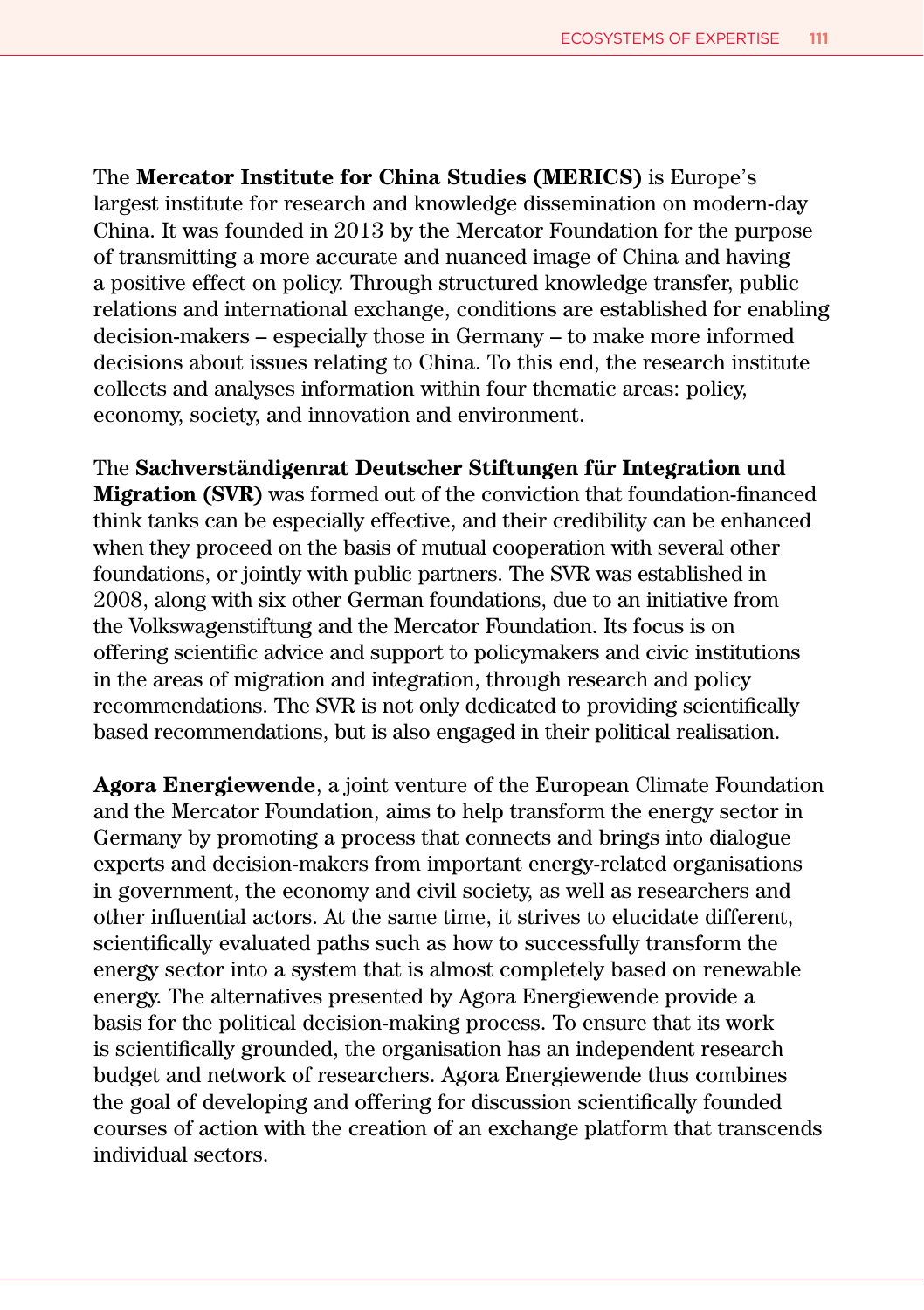The **Mercator Institute for China Studies (MERICS)** is Europe's largest institute for research and knowledge dissemination on modern-day China. It was founded in 2013 by the Mercator Foundation for the purpose of transmitting a more accurate and nuanced image of China and having a positive effect on policy. Through structured knowledge transfer, public relations and international exchange, conditions are established for enabling decision-makers – especially those in Germany – to make more informed decisions about issues relating to China. To this end, the research institute collects and analyses information within four thematic areas: policy, economy, society, and innovation and environment.

The **Sachverständigenrat Deutscher Stiftungen für Integration und Migration (SVR)** was formed out of the conviction that foundation-financed think tanks can be especially effective, and their credibility can be enhanced when they proceed on the basis of mutual cooperation with several other foundations, or jointly with public partners. The SVR was established in 2008, along with six other German foundations, due to an initiative from the Volkswagenstiftung and the Mercator Foundation. Its focus is on offering scientific advice and support to policymakers and civic institutions in the areas of migration and integration, through research and policy recommendations. The SVR is not only dedicated to providing scientifically based recommendations, but is also engaged in their political realisation.

**Agora Energiewende**, a joint venture of the European Climate Foundation and the Mercator Foundation, aims to help transform the energy sector in Germany by promoting a process that connects and brings into dialogue experts and decision-makers from important energy-related organisations in government, the economy and civil society, as well as researchers and other influential actors. At the same time, it strives to elucidate different, scientifically evaluated paths such as how to successfully transform the energy sector into a system that is almost completely based on renewable energy. The alternatives presented by Agora Energiewende provide a basis for the political decision-making process. To ensure that its work is scientifically grounded, the organisation has an independent research budget and network of researchers. Agora Energiewende thus combines the goal of developing and offering for discussion scientifically founded courses of action with the creation of an exchange platform that transcends individual sectors.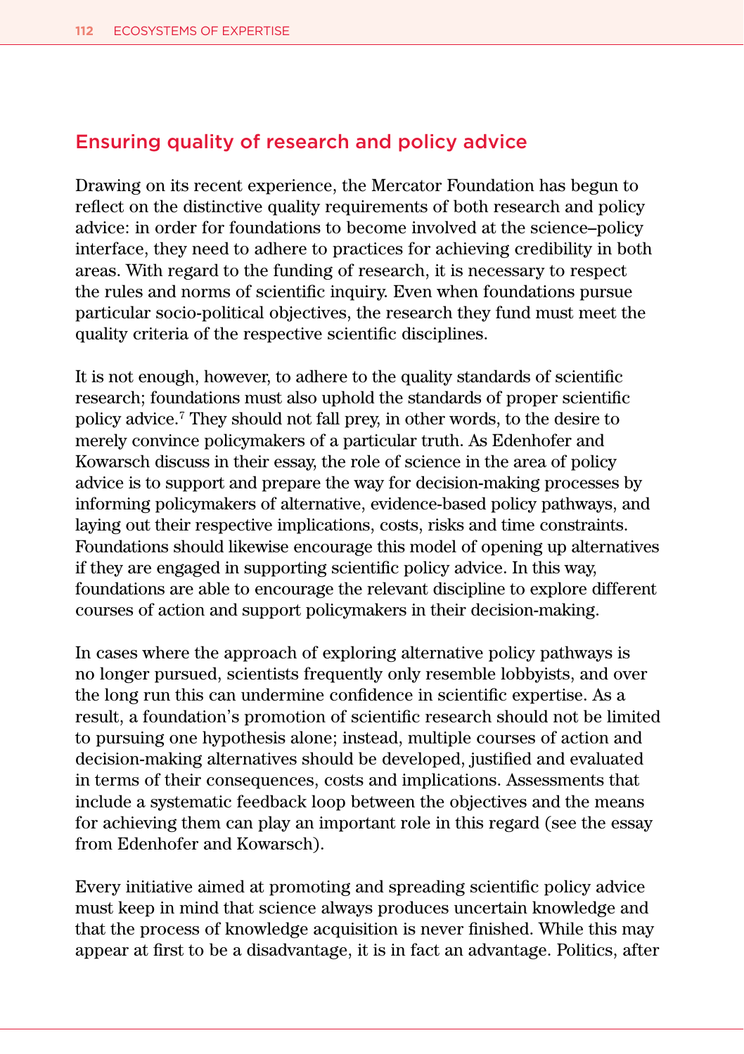## Ensuring quality of research and policy advice

Drawing on its recent experience, the Mercator Foundation has begun to reflect on the distinctive quality requirements of both research and policy advice: in order for foundations to become involved at the science–policy interface, they need to adhere to practices for achieving credibility in both areas. With regard to the funding of research, it is necessary to respect the rules and norms of scientific inquiry. Even when foundations pursue particular socio-political objectives, the research they fund must meet the quality criteria of the respective scientific disciplines.

It is not enough, however, to adhere to the quality standards of scientific research; foundations must also uphold the standards of proper scientific policy advice.[7] They should not fall prey, in other words, to the desire to merely convince policymakers of a particular truth. As Edenhofer and Kowarsch discuss in their essay, the role of science in the area of policy advice is to support and prepare the way for decision-making processes by informing policymakers of alternative, evidence-based policy pathways, and laying out their respective implications, costs, risks and time constraints. Foundations should likewise encourage this model of opening up alternatives if they are engaged in supporting scientific policy advice. In this way, foundations are able to encourage the relevant discipline to explore different courses of action and support policymakers in their decision-making.

In cases where the approach of exploring alternative policy pathways is no longer pursued, scientists frequently only resemble lobbyists, and over the long run this can undermine confidence in scientific expertise. As a result, a foundation's promotion of scientific research should not be limited to pursuing one hypothesis alone; instead, multiple courses of action and decision-making alternatives should be developed, justified and evaluated in terms of their consequences, costs and implications. Assessments that include a systematic feedback loop between the objectives and the means for achieving them can play an important role in this regard (see the essay from Edenhofer and Kowarsch).

Every initiative aimed at promoting and spreading scientific policy advice must keep in mind that science always produces uncertain knowledge and that the process of knowledge acquisition is never finished. While this may appear at first to be a disadvantage, it is in fact an advantage. Politics, after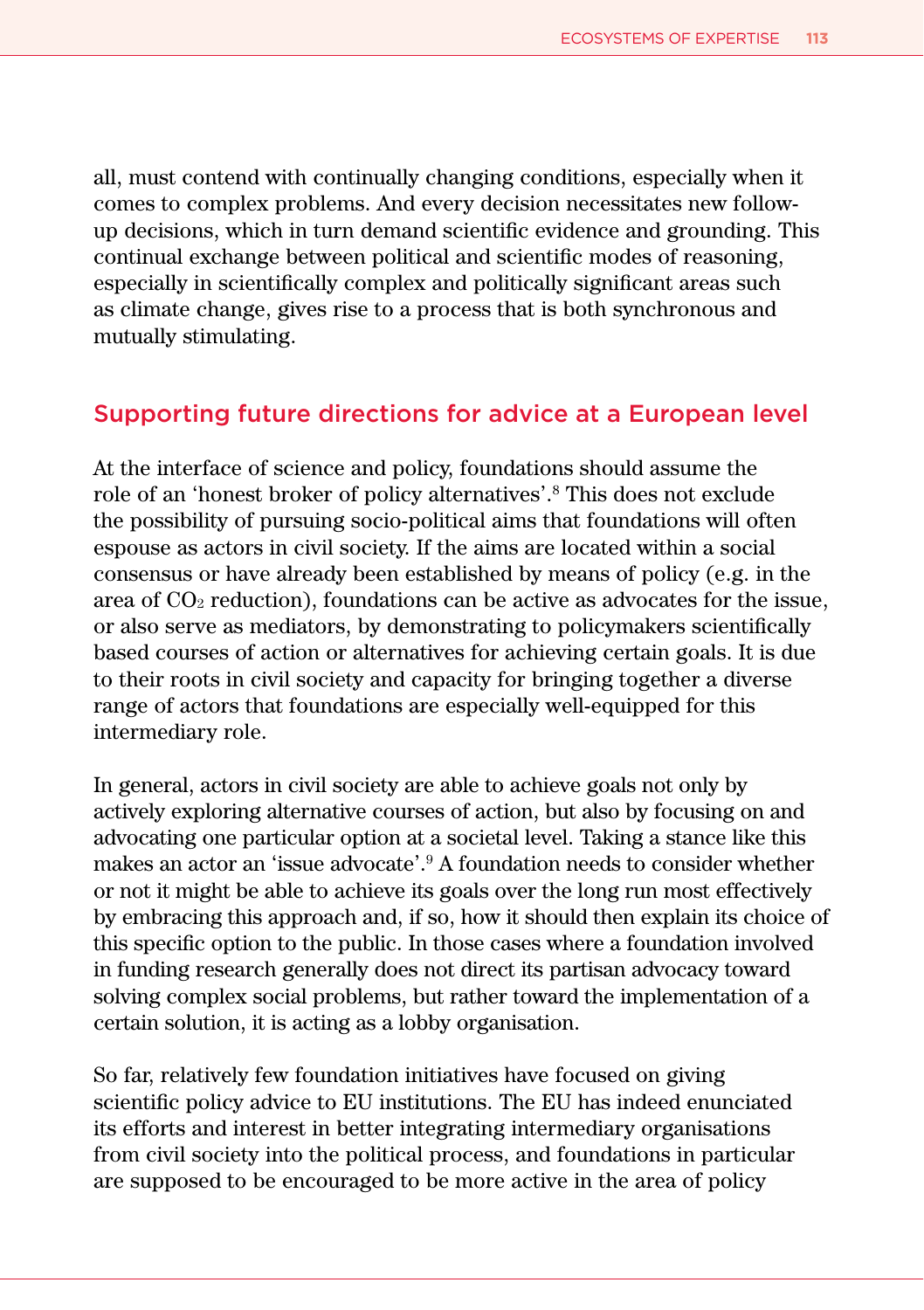all, must contend with continually changing conditions, especially when it comes to complex problems. And every decision necessitates new follow-up decisions, which in turn demand scientific evidence and grounding. This continual exchange between political and scientific modes of reasoning, especially in scientifically complex and politically significant areas such as climate change, gives rise to a process that is both synchronous and mutually stimulating.

## Supporting future directions for advice at a European level

At the interface of science and policy, foundations should assume the role of an 'honest broker of policy alternatives'.[8] This does not exclude the possibility of pursuing socio-political aims that foundations will often espouse as actors in civil society. If the aims are located within a social consensus or have already been established by means of policy (e.g. in the area of $CO_2$ reduction), foundations can be active as advocates for the issue, or also serve as mediators, by demonstrating to policymakers scientifically based courses of action or alternatives for achieving certain goals. It is due to their roots in civil society and capacity for bringing together a diverse range of actors that foundations are especially well-equipped for this intermediary role.

In general, actors in civil society are able to achieve goals not only by actively exploring alternative courses of action, but also by focusing on and advocating one particular option at a societal level. Taking a stance like this makes an actor an 'issue advocate'.[9] A foundation needs to consider whether or not it might be able to achieve its goals over the long run most effectively by embracing this approach and, if so, how it should then explain its choice of this specific option to the public. In those cases where a foundation involved in funding research generally does not direct its partisan advocacy toward solving complex social problems, but rather toward the implementation of a certain solution, it is acting as a lobby organisation.

So far, relatively few foundation initiatives have focused on giving scientific policy advice to EU institutions. The EU has indeed enunciated its efforts and interest in better integrating intermediary organisations from civil society into the political process, and foundations in particular are supposed to be encouraged to be more active in the area of policy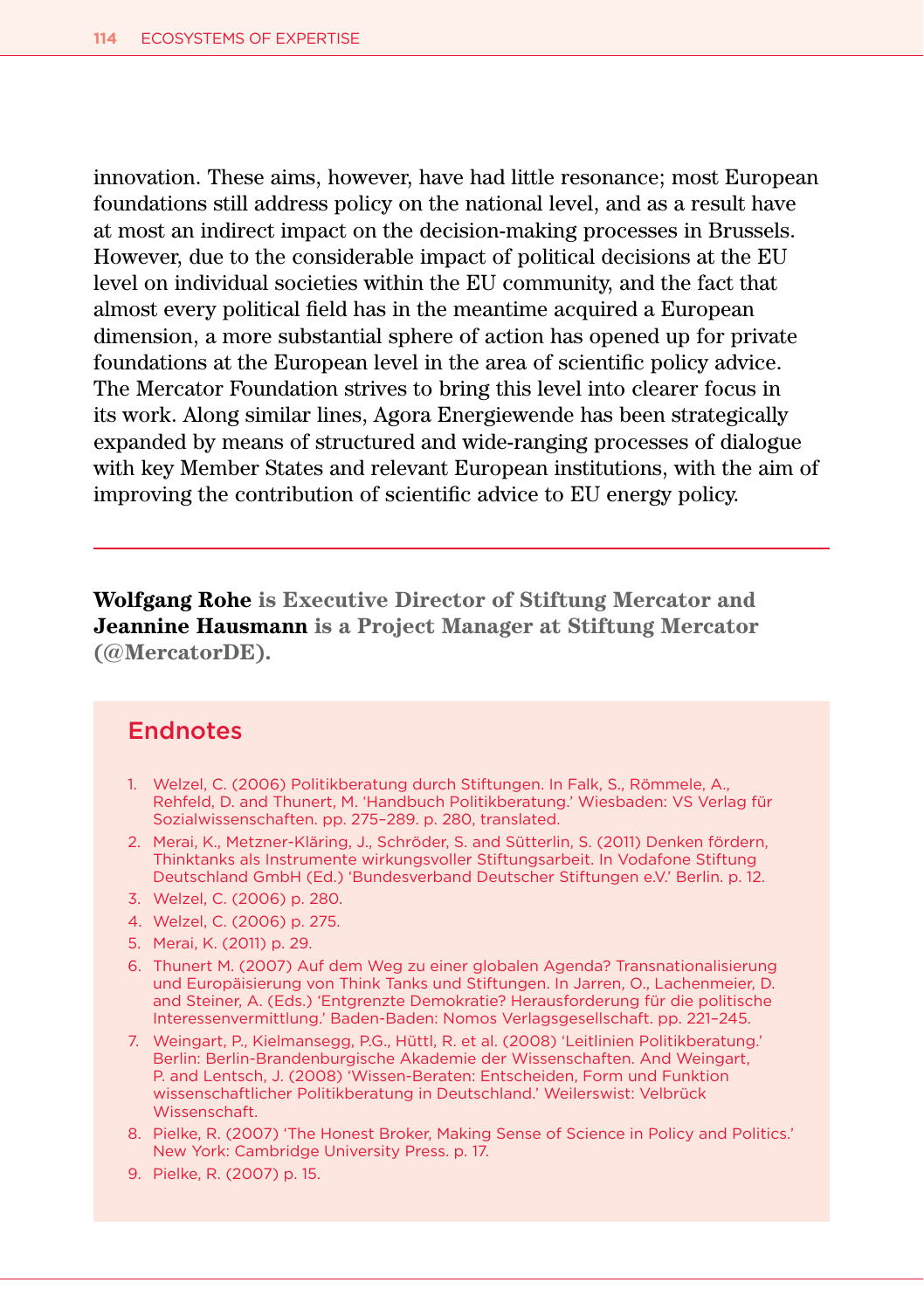innovation. These aims, however, have had little resonance; most European foundations still address policy on the national level, and as a result have at most an indirect impact on the decision-making processes in Brussels. However, due to the considerable impact of political decisions at the EU level on individual societies within the EU community, and the fact that almost every political field has in the meantime acquired a European dimension, a more substantial sphere of action has opened up for private foundations at the European level in the area of scientific policy advice. The Mercator Foundation strives to bring this level into clearer focus in its work. Along similar lines, Agora Energiewende has been strategically expanded by means of structured and wide-ranging processes of dialogue with key Member States and relevant European institutions, with the aim of improving the contribution of scientific advice to EU energy policy.

---

**Wolfgang Rohe is Executive Director of Stiftung Mercator and Jeannine Hausmann is a Project Manager at Stiftung Mercator (@MercatorDE).**

## Endnotes

1. Welzel, C. (2006) Politikberatung durch Stiftungen. In Falk, S., Römmele, A., Rehfeld, D. and Thunert, M. 'Handbuch Politikberatung.' Wiesbaden: VS Verlag für Sozialwissenschaften. pp. 275–289. p. 280, translated.
2. Merai, K., Metzner-Kläring, J., Schröder, S. and Sütterlin, S. (2011) Denken fördern, Thinktanks als Instrumente wirkungsvoller Stiftungsarbeit. In Vodafone Stiftung Deutschland GmbH (Ed.) 'Bundesverband Deutscher Stiftungen e.V.' Berlin. p. 12.
3. Welzel, C. (2006) p. 280.
4. Welzel, C. (2006) p. 275.
5. Merai, K. (2011) p. 29.
6. Thunert M. (2007) Auf dem Weg zu einer globalen Agenda? Transnationalisierung und Europäisierung von Think Tanks und Stiftungen. In Jarren, O., Lachenmeier, D. and Steiner, A. (Eds.) 'Entgrenzte Demokratie? Herausforderung für die politische Interessenvermittlung.' Baden-Baden: Nomos Verlagsgesellschaft. pp. 221–245.
7. Weingart, P., Kielmansegg, P.G., Hüttl, R. et al. (2008) 'Leitlinien Politikberatung.' Berlin: Berlin-Brandenburgische Akademie der Wissenschaften. And Weingart, P. and Lentsch, J. (2008) 'Wissen-Beraten: Entscheiden, Form und Funktion wissenschaftlicher Politikberatung in Deutschland.' Weilerswist: Velbrück Wissenschaft.
8. Pielke, R. (2007) 'The Honest Broker, Making Sense of Science in Policy and Politics.' New York: Cambridge University Press. p. 17.
9. Pielke, R. (2007) p. 15.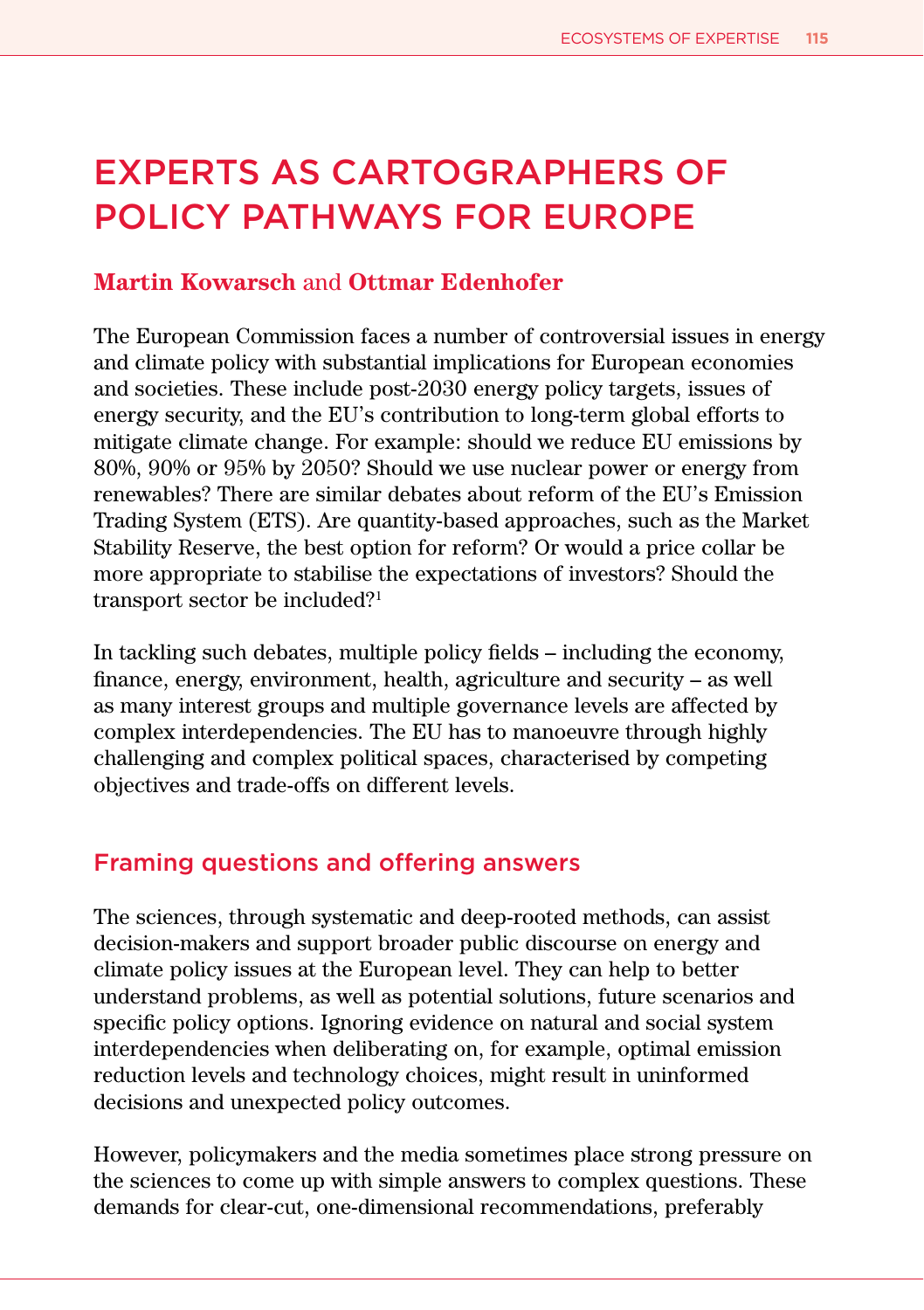# EXPERTS AS CARTOGRAPHERS OF POLICY PATHWAYS FOR EUROPE

**Martin Kowarsch** and **Ottmar Edenhofer**

The European Commission faces a number of controversial issues in energy and climate policy with substantial implications for European economies and societies. These include post-2030 energy policy targets, issues of energy security, and the EU's contribution to long-term global efforts to mitigate climate change. For example: should we reduce EU emissions by 80%, 90% or 95% by 2050? Should we use nuclear power or energy from renewables? There are similar debates about reform of the EU's Emission Trading System (ETS). Are quantity-based approaches, such as the Market Stability Reserve, the best option for reform? Or would a price collar be more appropriate to stabilise the expectations of investors? Should the transport sector be included?[1]

In tackling such debates, multiple policy fields – including the economy, finance, energy, environment, health, agriculture and security – as well as many interest groups and multiple governance levels are affected by complex interdependencies. The EU has to manoeuvre through highly challenging and complex political spaces, characterised by competing objectives and trade-offs on different levels.

## Framing questions and offering answers

The sciences, through systematic and deep-rooted methods, can assist decision-makers and support broader public discourse on energy and climate policy issues at the European level. They can help to better understand problems, as well as potential solutions, future scenarios and specific policy options. Ignoring evidence on natural and social system interdependencies when deliberating on, for example, optimal emission reduction levels and technology choices, might result in uninformed decisions and unexpected policy outcomes.

However, policymakers and the media sometimes place strong pressure on the sciences to come up with simple answers to complex questions. These demands for clear-cut, one-dimensional recommendations, preferably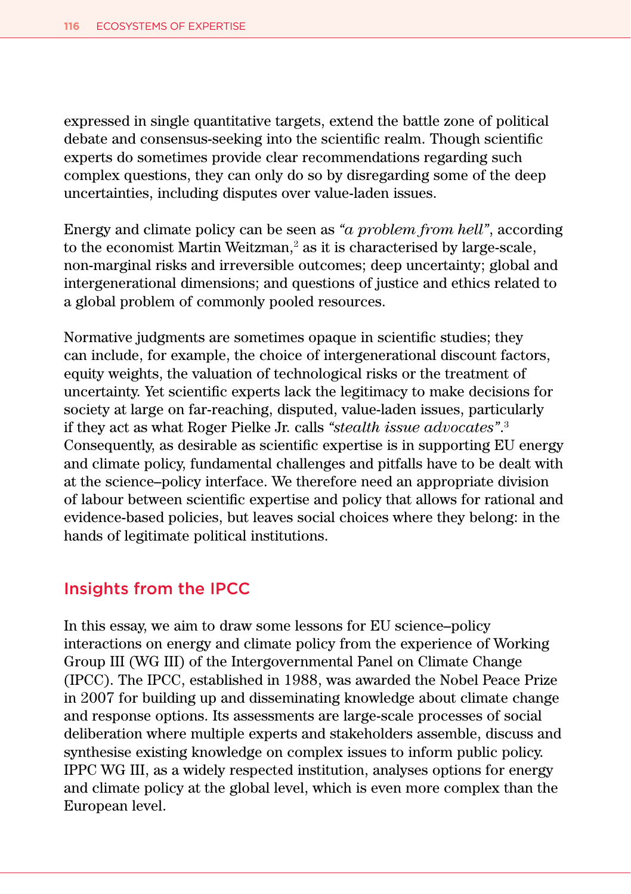expressed in single quantitative targets, extend the battle zone of political debate and consensus-seeking into the scientific realm. Though scientific experts do sometimes provide clear recommendations regarding such complex questions, they can only do so by disregarding some of the deep uncertainties, including disputes over value-laden issues.

Energy and climate policy can be seen as *"a problem from hell"*, according to the economist Martin Weitzman,[2] as it is characterised by large-scale, non-marginal risks and irreversible outcomes; deep uncertainty; global and intergenerational dimensions; and questions of justice and ethics related to a global problem of commonly pooled resources.

Normative judgments are sometimes opaque in scientific studies; they can include, for example, the choice of intergenerational discount factors, equity weights, the valuation of technological risks or the treatment of uncertainty. Yet scientific experts lack the legitimacy to make decisions for society at large on far-reaching, disputed, value-laden issues, particularly if they act as what Roger Pielke Jr. calls *"stealth issue advocates"*.[3] Consequently, as desirable as scientific expertise is in supporting EU energy and climate policy, fundamental challenges and pitfalls have to be dealt with at the science–policy interface. We therefore need an appropriate division of labour between scientific expertise and policy that allows for rational and evidence-based policies, but leaves social choices where they belong: in the hands of legitimate political institutions.

## Insights from the IPCC

In this essay, we aim to draw some lessons for EU science–policy interactions on energy and climate policy from the experience of Working Group III (WG III) of the Intergovernmental Panel on Climate Change (IPCC). The IPCC, established in 1988, was awarded the Nobel Peace Prize in 2007 for building up and disseminating knowledge about climate change and response options. Its assessments are large-scale processes of social deliberation where multiple experts and stakeholders assemble, discuss and synthesise existing knowledge on complex issues to inform public policy. IPPC WG III, as a widely respected institution, analyses options for energy and climate policy at the global level, which is even more complex than the European level.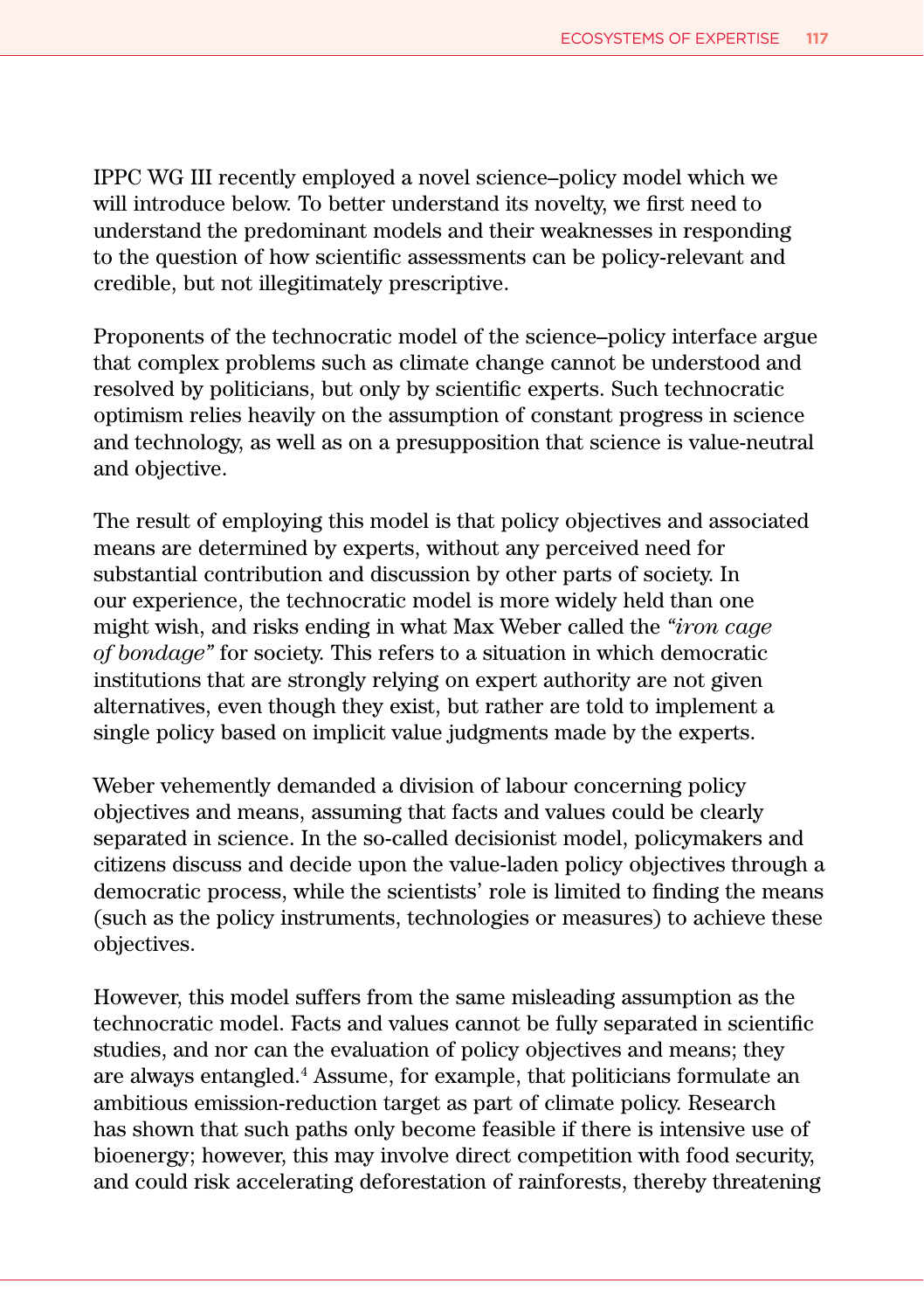IPPC WG III recently employed a novel science–policy model which we will introduce below. To better understand its novelty, we first need to understand the predominant models and their weaknesses in responding to the question of how scientific assessments can be policy-relevant and credible, but not illegitimately prescriptive.

Proponents of the technocratic model of the science–policy interface argue that complex problems such as climate change cannot be understood and resolved by politicians, but only by scientific experts. Such technocratic optimism relies heavily on the assumption of constant progress in science and technology, as well as on a presupposition that science is value-neutral and objective.

The result of employing this model is that policy objectives and associated means are determined by experts, without any perceived need for substantial contribution and discussion by other parts of society. In our experience, the technocratic model is more widely held than one might wish, and risks ending in what Max Weber called the *"iron cage of bondage"* for society. This refers to a situation in which democratic institutions that are strongly relying on expert authority are not given alternatives, even though they exist, but rather are told to implement a single policy based on implicit value judgments made by the experts.

Weber vehemently demanded a division of labour concerning policy objectives and means, assuming that facts and values could be clearly separated in science. In the so-called decisionist model, policymakers and citizens discuss and decide upon the value-laden policy objectives through a democratic process, while the scientists' role is limited to finding the means (such as the policy instruments, technologies or measures) to achieve these objectives.

However, this model suffers from the same misleading assumption as the technocratic model. Facts and values cannot be fully separated in scientific studies, and nor can the evaluation of policy objectives and means; they are always entangled.[4] Assume, for example, that politicians formulate an ambitious emission-reduction target as part of climate policy. Research has shown that such paths only become feasible if there is intensive use of bioenergy; however, this may involve direct competition with food security, and could risk accelerating deforestation of rainforests, thereby threatening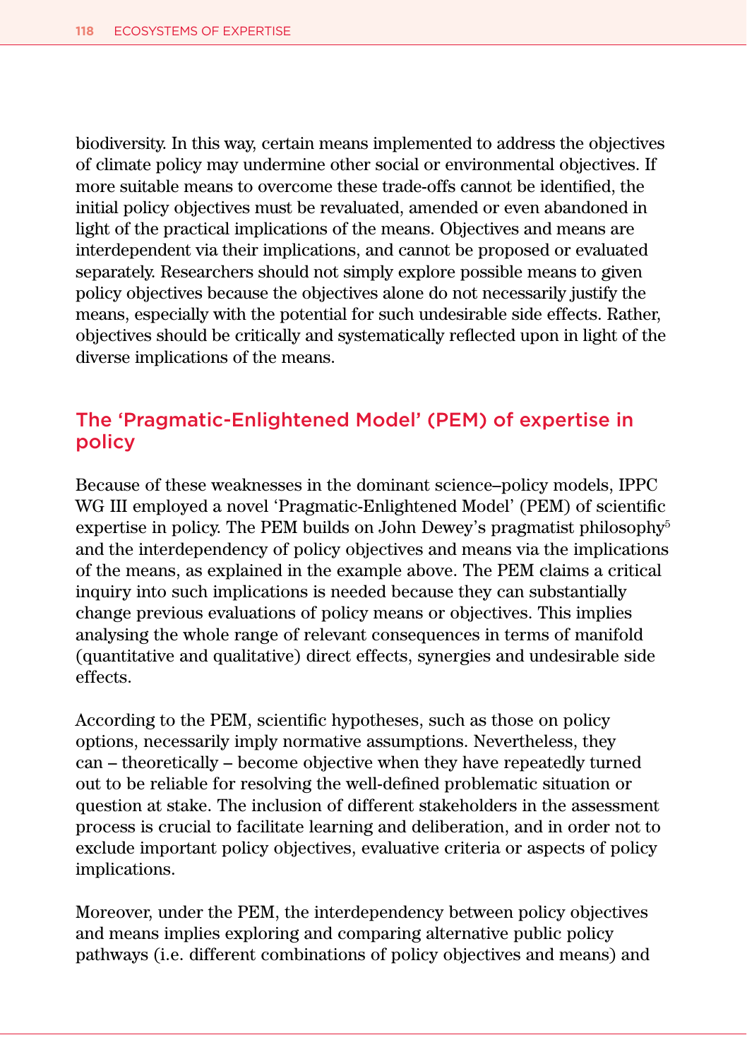biodiversity. In this way, certain means implemented to address the objectives of climate policy may undermine other social or environmental objectives. If more suitable means to overcome these trade-offs cannot be identified, the initial policy objectives must be revaluated, amended or even abandoned in light of the practical implications of the means. Objectives and means are interdependent via their implications, and cannot be proposed or evaluated separately. Researchers should not simply explore possible means to given policy objectives because the objectives alone do not necessarily justify the means, especially with the potential for such undesirable side effects. Rather, objectives should be critically and systematically reflected upon in light of the diverse implications of the means.

## The 'Pragmatic-Enlightened Model' (PEM) of expertise in policy

Because of these weaknesses in the dominant science–policy models, IPPC WG III employed a novel 'Pragmatic-Enlightened Model' (PEM) of scientific expertise in policy. The PEM builds on John Dewey's pragmatist philosophy[5] and the interdependency of policy objectives and means via the implications of the means, as explained in the example above. The PEM claims a critical inquiry into such implications is needed because they can substantially change previous evaluations of policy means or objectives. This implies analysing the whole range of relevant consequences in terms of manifold (quantitative and qualitative) direct effects, synergies and undesirable side effects.

According to the PEM, scientific hypotheses, such as those on policy options, necessarily imply normative assumptions. Nevertheless, they can – theoretically – become objective when they have repeatedly turned out to be reliable for resolving the well-defined problematic situation or question at stake. The inclusion of different stakeholders in the assessment process is crucial to facilitate learning and deliberation, and in order not to exclude important policy objectives, evaluative criteria or aspects of policy implications.

Moreover, under the PEM, the interdependency between policy objectives and means implies exploring and comparing alternative public policy pathways (i.e. different combinations of policy objectives and means) and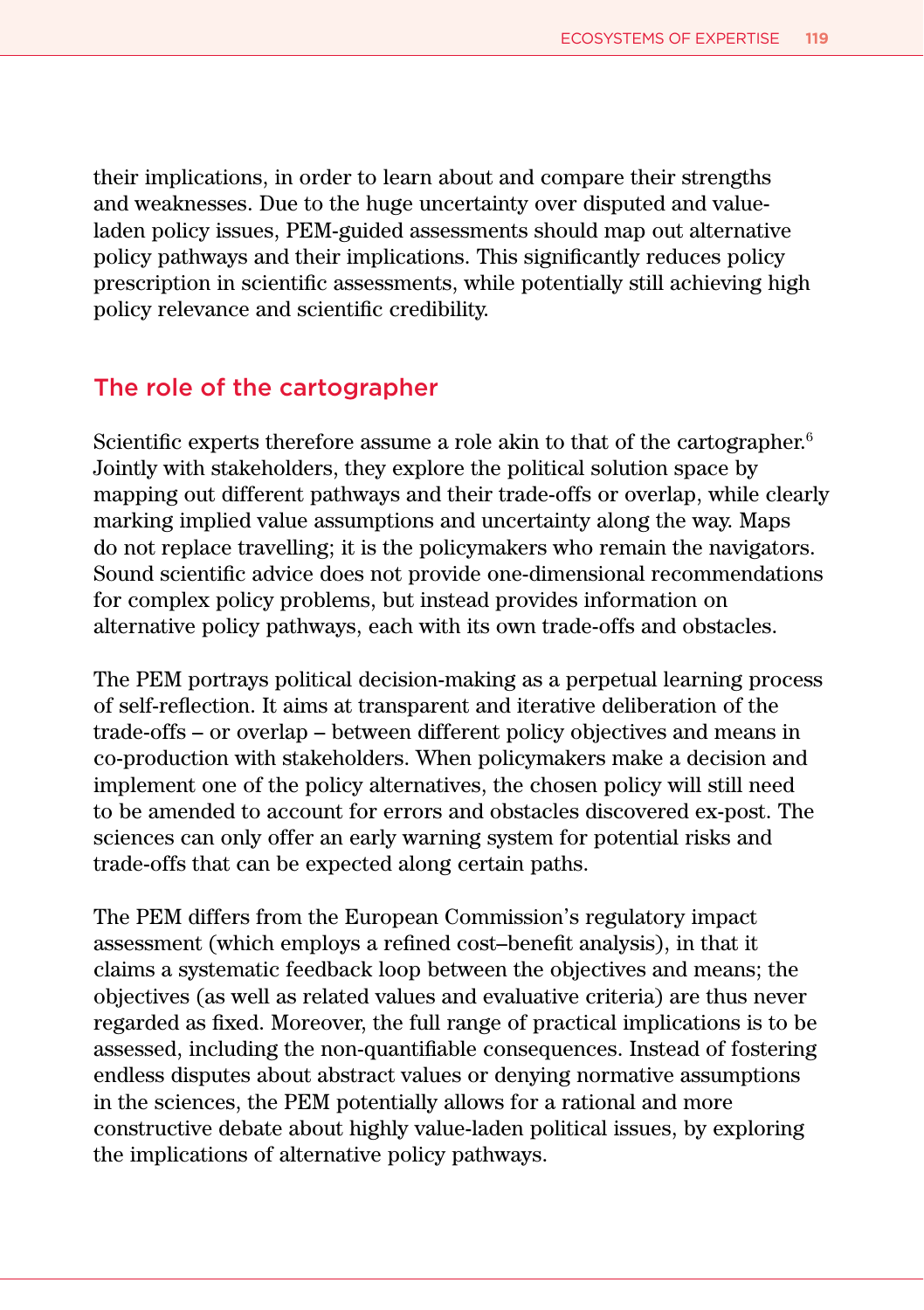their implications, in order to learn about and compare their strengths and weaknesses. Due to the huge uncertainty over disputed and value-laden policy issues, PEM-guided assessments should map out alternative policy pathways and their implications. This significantly reduces policy prescription in scientific assessments, while potentially still achieving high policy relevance and scientific credibility.

## The role of the cartographer

Scientific experts therefore assume a role akin to that of the cartographer.[6] Jointly with stakeholders, they explore the political solution space by mapping out different pathways and their trade-offs or overlap, while clearly marking implied value assumptions and uncertainty along the way. Maps do not replace travelling; it is the policymakers who remain the navigators. Sound scientific advice does not provide one-dimensional recommendations for complex policy problems, but instead provides information on alternative policy pathways, each with its own trade-offs and obstacles.

The PEM portrays political decision-making as a perpetual learning process of self-reflection. It aims at transparent and iterative deliberation of the trade-offs – or overlap – between different policy objectives and means in co-production with stakeholders. When policymakers make a decision and implement one of the policy alternatives, the chosen policy will still need to be amended to account for errors and obstacles discovered ex-post. The sciences can only offer an early warning system for potential risks and trade-offs that can be expected along certain paths.

The PEM differs from the European Commission's regulatory impact assessment (which employs a refined cost–benefit analysis), in that it claims a systematic feedback loop between the objectives and means; the objectives (as well as related values and evaluative criteria) are thus never regarded as fixed. Moreover, the full range of practical implications is to be assessed, including the non-quantifiable consequences. Instead of fostering endless disputes about abstract values or denying normative assumptions in the sciences, the PEM potentially allows for a rational and more constructive debate about highly value-laden political issues, by exploring the implications of alternative policy pathways.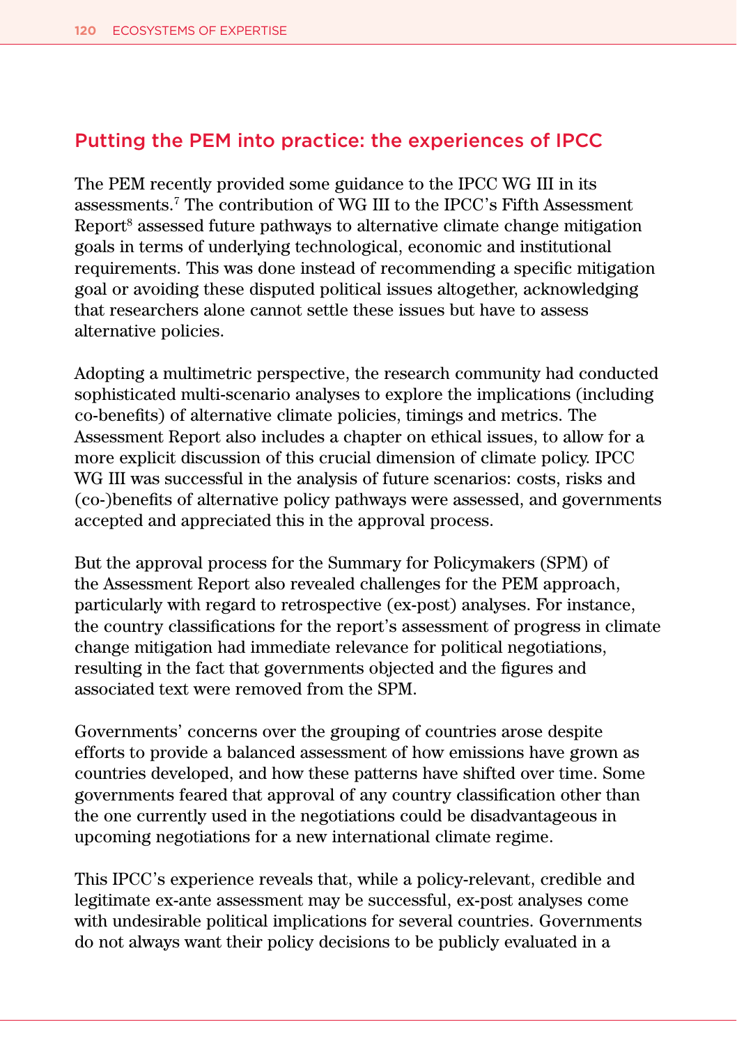## Putting the PEM into practice: the experiences of IPCC

The PEM recently provided some guidance to the IPCC WG III in its assessments.[7] The contribution of WG III to the IPCC's Fifth Assessment Report[8] assessed future pathways to alternative climate change mitigation goals in terms of underlying technological, economic and institutional requirements. This was done instead of recommending a specific mitigation goal or avoiding these disputed political issues altogether, acknowledging that researchers alone cannot settle these issues but have to assess alternative policies.

Adopting a multimetric perspective, the research community had conducted sophisticated multi-scenario analyses to explore the implications (including co-benefits) of alternative climate policies, timings and metrics. The Assessment Report also includes a chapter on ethical issues, to allow for a more explicit discussion of this crucial dimension of climate policy. IPCC WG III was successful in the analysis of future scenarios: costs, risks and (co-)benefits of alternative policy pathways were assessed, and governments accepted and appreciated this in the approval process.

But the approval process for the Summary for Policymakers (SPM) of the Assessment Report also revealed challenges for the PEM approach, particularly with regard to retrospective (ex-post) analyses. For instance, the country classifications for the report's assessment of progress in climate change mitigation had immediate relevance for political negotiations, resulting in the fact that governments objected and the figures and associated text were removed from the SPM.

Governments' concerns over the grouping of countries arose despite efforts to provide a balanced assessment of how emissions have grown as countries developed, and how these patterns have shifted over time. Some governments feared that approval of any country classification other than the one currently used in the negotiations could be disadvantageous in upcoming negotiations for a new international climate regime.

This IPCC's experience reveals that, while a policy-relevant, credible and legitimate ex-ante assessment may be successful, ex-post analyses come with undesirable political implications for several countries. Governments do not always want their policy decisions to be publicly evaluated in a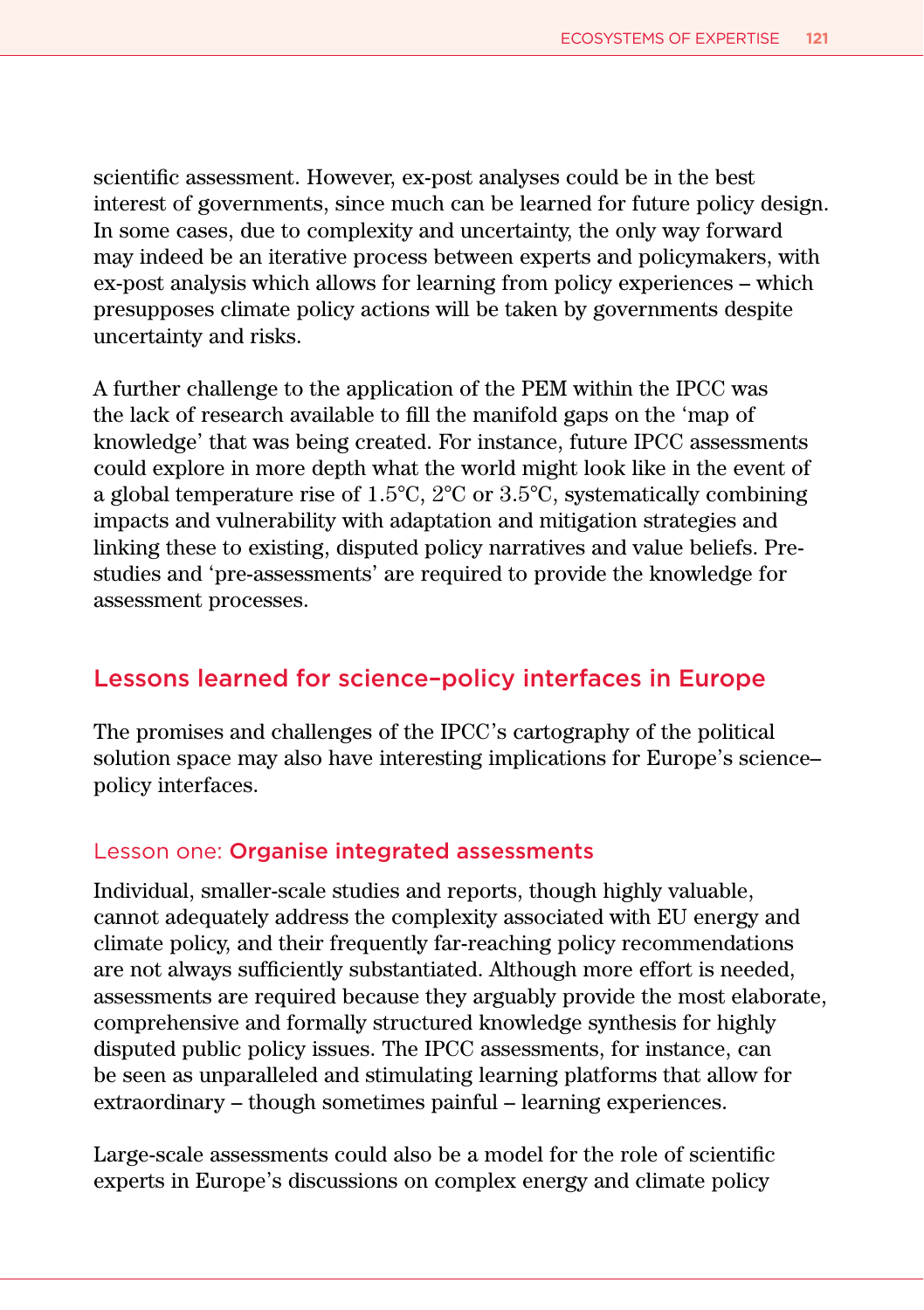scientific assessment. However, ex-post analyses could be in the best interest of governments, since much can be learned for future policy design. In some cases, due to complexity and uncertainty, the only way forward may indeed be an iterative process between experts and policymakers, with ex-post analysis which allows for learning from policy experiences – which presupposes climate policy actions will be taken by governments despite uncertainty and risks.

A further challenge to the application of the PEM within the IPCC was the lack of research available to fill the manifold gaps on the 'map of knowledge' that was being created. For instance, future IPCC assessments could explore in more depth what the world might look like in the event of a global temperature rise of 1.5°C, 2°C or 3.5°C, systematically combining impacts and vulnerability with adaptation and mitigation strategies and linking these to existing, disputed policy narratives and value beliefs. Pre-studies and 'pre-assessments' are required to provide the knowledge for assessment processes.

## Lessons learned for science–policy interfaces in Europe

The promises and challenges of the IPCC's cartography of the political solution space may also have interesting implications for Europe's science–policy interfaces.

### Lesson one: **Organise integrated assessments**

Individual, smaller-scale studies and reports, though highly valuable, cannot adequately address the complexity associated with EU energy and climate policy, and their frequently far-reaching policy recommendations are not always sufficiently substantiated. Although more effort is needed, assessments are required because they arguably provide the most elaborate, comprehensive and formally structured knowledge synthesis for highly disputed public policy issues. The IPCC assessments, for instance, can be seen as unparalleled and stimulating learning platforms that allow for extraordinary – though sometimes painful – learning experiences.

Large-scale assessments could also be a model for the role of scientific experts in Europe's discussions on complex energy and climate policy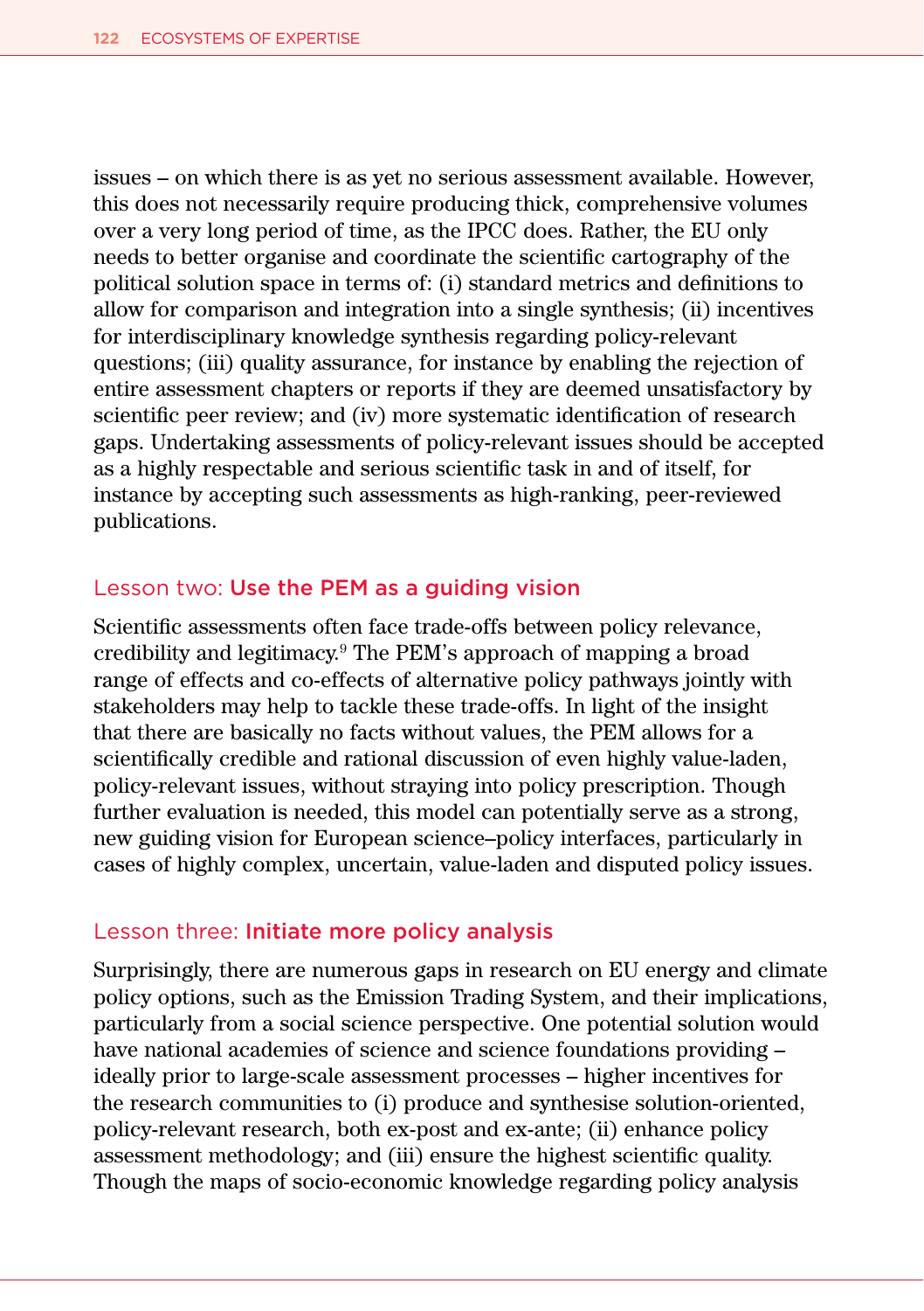issues – on which there is as yet no serious assessment available. However, this does not necessarily require producing thick, comprehensive volumes over a very long period of time, as the IPCC does. Rather, the EU only needs to better organise and coordinate the scientific cartography of the political solution space in terms of: (i) standard metrics and definitions to allow for comparison and integration into a single synthesis; (ii) incentives for interdisciplinary knowledge synthesis regarding policy-relevant questions; (iii) quality assurance, for instance by enabling the rejection of entire assessment chapters or reports if they are deemed unsatisfactory by scientific peer review; and (iv) more systematic identification of research gaps. Undertaking assessments of policy-relevant issues should be accepted as a highly respectable and serious scientific task in and of itself, for instance by accepting such assessments as high-ranking, peer-reviewed publications.

### Lesson two: **Use the PEM as a guiding vision**

Scientific assessments often face trade-offs between policy relevance, credibility and legitimacy.[9] The PEM's approach of mapping a broad range of effects and co-effects of alternative policy pathways jointly with stakeholders may help to tackle these trade-offs. In light of the insight that there are basically no facts without values, the PEM allows for a scientifically credible and rational discussion of even highly value-laden, policy-relevant issues, without straying into policy prescription. Though further evaluation is needed, this model can potentially serve as a strong, new guiding vision for European science–policy interfaces, particularly in cases of highly complex, uncertain, value-laden and disputed policy issues.

### Lesson three: **Initiate more policy analysis**

Surprisingly, there are numerous gaps in research on EU energy and climate policy options, such as the Emission Trading System, and their implications, particularly from a social science perspective. One potential solution would have national academies of science and science foundations providing – ideally prior to large-scale assessment processes – higher incentives for the research communities to (i) produce and synthesise solution-oriented, policy-relevant research, both ex-post and ex-ante; (ii) enhance policy assessment methodology; and (iii) ensure the highest scientific quality. Though the maps of socio-economic knowledge regarding policy analysis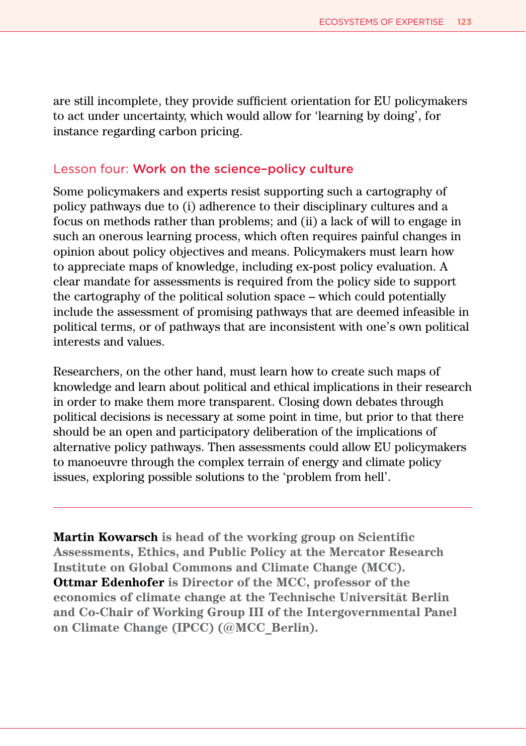are still incomplete, they provide sufficient orientation for EU policymakers to act under uncertainty, which would allow for 'learning by doing', for instance regarding carbon pricing.

### Lesson four: **Work on the science–policy culture**

Some policymakers and experts resist supporting such a cartography of policy pathways due to (i) adherence to their disciplinary cultures and a focus on methods rather than problems; and (ii) a lack of will to engage in such an onerous learning process, which often requires painful changes in opinion about policy objectives and means. Policymakers must learn how to appreciate maps of knowledge, including ex-post policy evaluation. A clear mandate for assessments is required from the policy side to support the cartography of the political solution space – which could potentially include the assessment of promising pathways that are deemed infeasible in political terms, or of pathways that are inconsistent with one's own political interests and values.

Researchers, on the other hand, must learn how to create such maps of knowledge and learn about political and ethical implications in their research in order to make them more transparent. Closing down debates through political decisions is necessary at some point in time, but prior to that there should be an open and participatory deliberation of the implications of alternative policy pathways. Then assessments could allow EU policymakers to manoeuvre through the complex terrain of energy and climate policy issues, exploring possible solutions to the 'problem from hell'.

---

**Martin Kowarsch** is head of the working group on Scientific Assessments, Ethics, and Public Policy at the Mercator Research Institute on Global Commons and Climate Change (MCC).
**Ottmar Edenhofer** is Director of the MCC, professor of the economics of climate change at the Technische Universität Berlin and Co-Chair of Working Group III of the Intergovernmental Panel on Climate Change (IPCC) (@MCC_Berlin).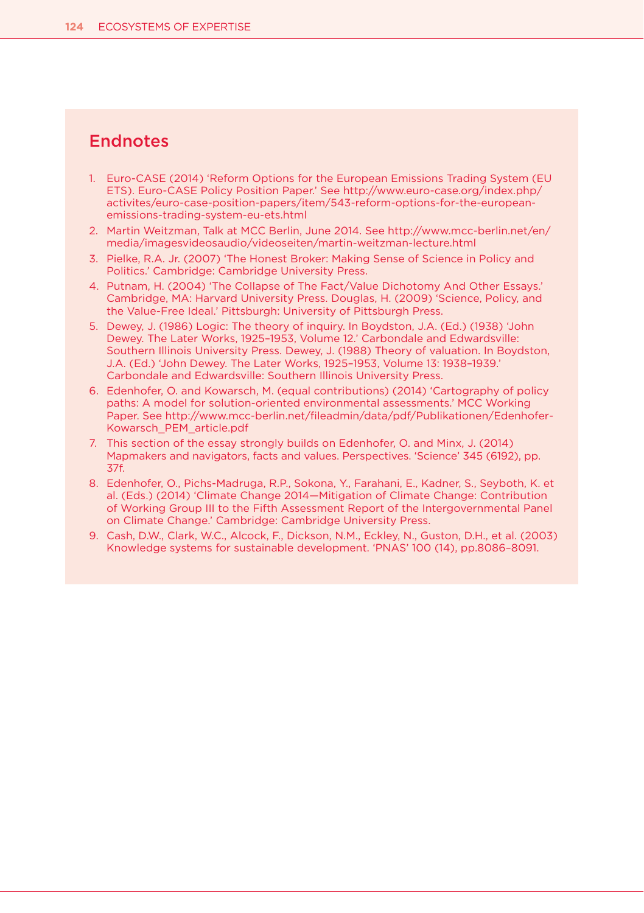## Endnotes

1. Euro-CASE (2014) 'Reform Options for the European Emissions Trading System (EU ETS). Euro-CASE Policy Position Paper.' See http://www.euro-case.org/index.php/activites/euro-case-position-papers/item/543-reform-options-for-the-european-emissions-trading-system-eu-ets.html
2. Martin Weitzman, Talk at MCC Berlin, June 2014. See http://www.mcc-berlin.net/en/media/imagesvideosaudio/videoseiten/martin-weitzman-lecture.html
3. Pielke, R.A. Jr. (2007) 'The Honest Broker: Making Sense of Science in Policy and Politics.' Cambridge: Cambridge University Press.
4. Putnam, H. (2004) 'The Collapse of The Fact/Value Dichotomy And Other Essays.' Cambridge, MA: Harvard University Press. Douglas, H. (2009) 'Science, Policy, and the Value-Free Ideal.' Pittsburgh: University of Pittsburgh Press.
5. Dewey, J. (1986) Logic: The theory of inquiry. In Boydston, J.A. (Ed.) (1938) 'John Dewey. The Later Works, 1925–1953, Volume 12.' Carbondale and Edwardsville: Southern Illinois University Press. Dewey, J. (1988) Theory of valuation. In Boydston, J.A. (Ed.) 'John Dewey. The Later Works, 1925–1953, Volume 13: 1938–1939.' Carbondale and Edwardsville: Southern Illinois University Press.
6. Edenhofer, O. and Kowarsch, M. (equal contributions) (2014) 'Cartography of policy paths: A model for solution-oriented environmental assessments.' MCC Working Paper. See http://www.mcc-berlin.net/fileadmin/data/pdf/Publikationen/Edenhofer-Kowarsch_PEM_article.pdf
7. This section of the essay strongly builds on Edenhofer, O. and Minx, J. (2014) Mapmakers and navigators, facts and values. Perspectives. 'Science' 345 (6192), pp. 37f.
8. Edenhofer, O., Pichs-Madruga, R.P., Sokona, Y., Farahani, E., Kadner, S., Seyboth, K. et al. (Eds.) (2014) 'Climate Change 2014—Mitigation of Climate Change: Contribution of Working Group III to the Fifth Assessment Report of the Intergovernmental Panel on Climate Change.' Cambridge: Cambridge University Press.
9. Cash, D.W., Clark, W.C., Alcock, F., Dickson, N.M., Eckley, N., Guston, D.H., et al. (2003) Knowledge systems for sustainable development. 'PNAS' 100 (14), pp.8086–8091.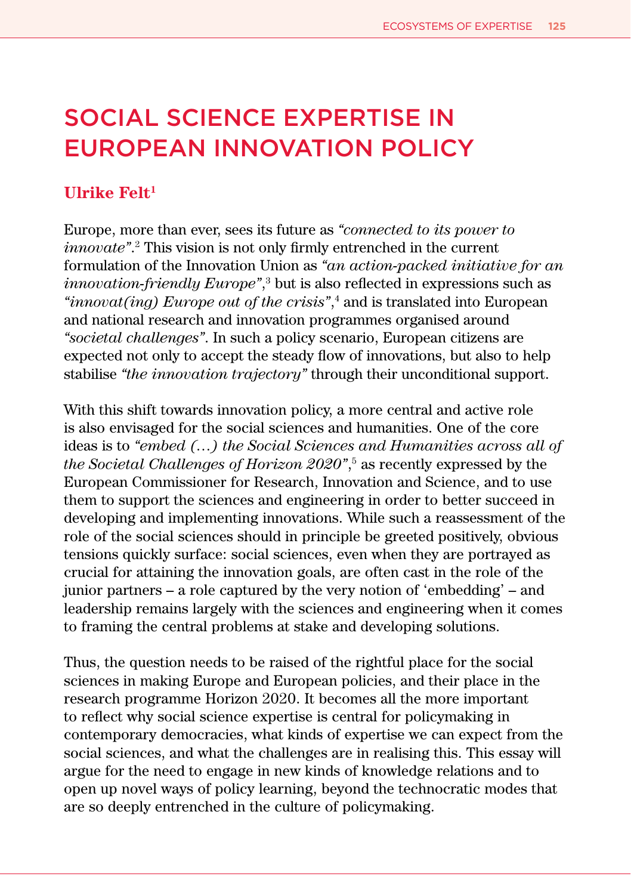# SOCIAL SCIENCE EXPERTISE IN EUROPEAN INNOVATION POLICY

**Ulrike Felt**[1]

Europe, more than ever, sees its future as *"connected to its power to innovate"*.[2] This vision is not only firmly entrenched in the current formulation of the Innovation Union as *"an action-packed initiative for an innovation-friendly Europe"*,[3] but is also reflected in expressions such as *"innovat(ing) Europe out of the crisis"*,[4] and is translated into European and national research and innovation programmes organised around *"societal challenges"*. In such a policy scenario, European citizens are expected not only to accept the steady flow of innovations, but also to help stabilise *"the innovation trajectory"* through their unconditional support.

With this shift towards innovation policy, a more central and active role is also envisaged for the social sciences and humanities. One of the core ideas is to *"embed (…) the Social Sciences and Humanities across all of the Societal Challenges of Horizon 2020"*,[5] as recently expressed by the European Commissioner for Research, Innovation and Science, and to use them to support the sciences and engineering in order to better succeed in developing and implementing innovations. While such a reassessment of the role of the social sciences should in principle be greeted positively, obvious tensions quickly surface: social sciences, even when they are portrayed as crucial for attaining the innovation goals, are often cast in the role of the junior partners – a role captured by the very notion of 'embedding' – and leadership remains largely with the sciences and engineering when it comes to framing the central problems at stake and developing solutions.

Thus, the question needs to be raised of the rightful place for the social sciences in making Europe and European policies, and their place in the research programme Horizon 2020. It becomes all the more important to reflect why social science expertise is central for policymaking in contemporary democracies, what kinds of expertise we can expect from the social sciences, and what the challenges are in realising this. This essay will argue for the need to engage in new kinds of knowledge relations and to open up novel ways of policy learning, beyond the technocratic modes that are so deeply entrenched in the culture of policymaking.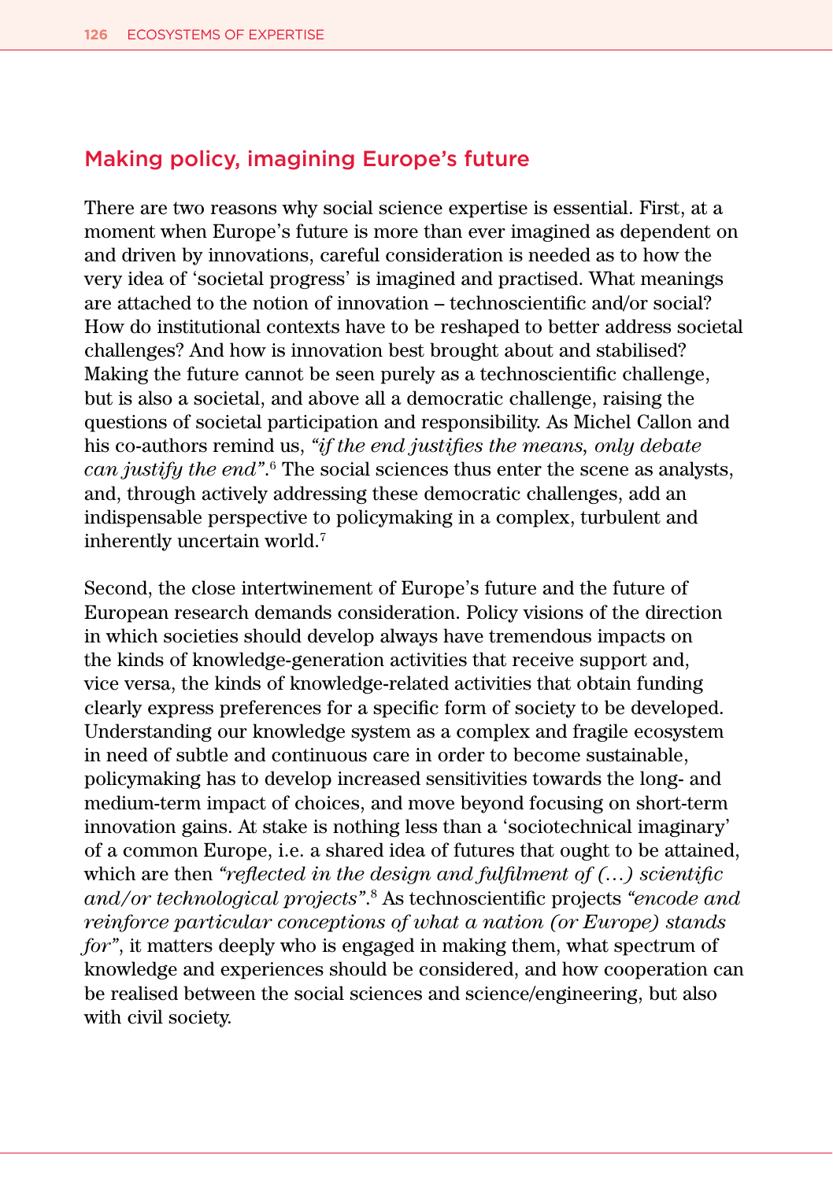## Making policy, imagining Europe's future

There are two reasons why social science expertise is essential. First, at a moment when Europe's future is more than ever imagined as dependent on and driven by innovations, careful consideration is needed as to how the very idea of 'societal progress' is imagined and practised. What meanings are attached to the notion of innovation – technoscientific and/or social? How do institutional contexts have to be reshaped to better address societal challenges? And how is innovation best brought about and stabilised? Making the future cannot be seen purely as a technoscientific challenge, but is also a societal, and above all a democratic challenge, raising the questions of societal participation and responsibility. As Michel Callon and his co-authors remind us, *"if the end justifies the means, only debate can justify the end"*.[6] The social sciences thus enter the scene as analysts, and, through actively addressing these democratic challenges, add an indispensable perspective to policymaking in a complex, turbulent and inherently uncertain world.[7]

Second, the close intertwinement of Europe's future and the future of European research demands consideration. Policy visions of the direction in which societies should develop always have tremendous impacts on the kinds of knowledge-generation activities that receive support and, vice versa, the kinds of knowledge-related activities that obtain funding clearly express preferences for a specific form of society to be developed. Understanding our knowledge system as a complex and fragile ecosystem in need of subtle and continuous care in order to become sustainable, policymaking has to develop increased sensitivities towards the long- and medium-term impact of choices, and move beyond focusing on short-term innovation gains. At stake is nothing less than a 'sociotechnical imaginary' of a common Europe, i.e. a shared idea of futures that ought to be attained, which are then *"reflected in the design and fulfilment of (…) scientific and/or technological projects"*.[8] As technoscientific projects *"encode and reinforce particular conceptions of what a nation (or Europe) stands for"*, it matters deeply who is engaged in making them, what spectrum of knowledge and experiences should be considered, and how cooperation can be realised between the social sciences and science/engineering, but also with civil society.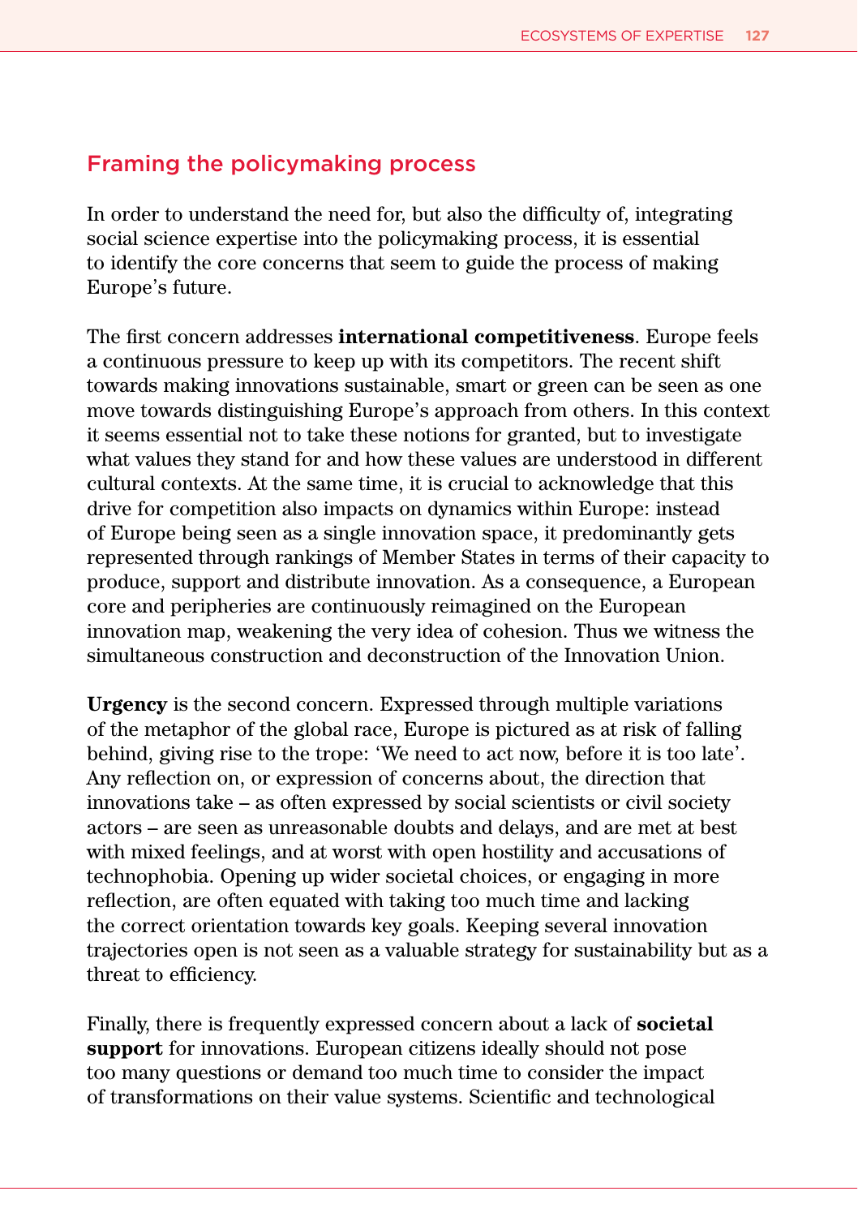## Framing the policymaking process

In order to understand the need for, but also the difficulty of, integrating social science expertise into the policymaking process, it is essential to identify the core concerns that seem to guide the process of making Europe's future.

The first concern addresses **international competitiveness**. Europe feels a continuous pressure to keep up with its competitors. The recent shift towards making innovations sustainable, smart or green can be seen as one move towards distinguishing Europe's approach from others. In this context it seems essential not to take these notions for granted, but to investigate what values they stand for and how these values are understood in different cultural contexts. At the same time, it is crucial to acknowledge that this drive for competition also impacts on dynamics within Europe: instead of Europe being seen as a single innovation space, it predominantly gets represented through rankings of Member States in terms of their capacity to produce, support and distribute innovation. As a consequence, a European core and peripheries are continuously reimagined on the European innovation map, weakening the very idea of cohesion. Thus we witness the simultaneous construction and deconstruction of the Innovation Union.

**Urgency** is the second concern. Expressed through multiple variations of the metaphor of the global race, Europe is pictured as at risk of falling behind, giving rise to the trope: 'We need to act now, before it is too late'. Any reflection on, or expression of concerns about, the direction that innovations take – as often expressed by social scientists or civil society actors – are seen as unreasonable doubts and delays, and are met at best with mixed feelings, and at worst with open hostility and accusations of technophobia. Opening up wider societal choices, or engaging in more reflection, are often equated with taking too much time and lacking the correct orientation towards key goals. Keeping several innovation trajectories open is not seen as a valuable strategy for sustainability but as a threat to efficiency.

Finally, there is frequently expressed concern about a lack of **societal support** for innovations. European citizens ideally should not pose too many questions or demand too much time to consider the impact of transformations on their value systems. Scientific and technological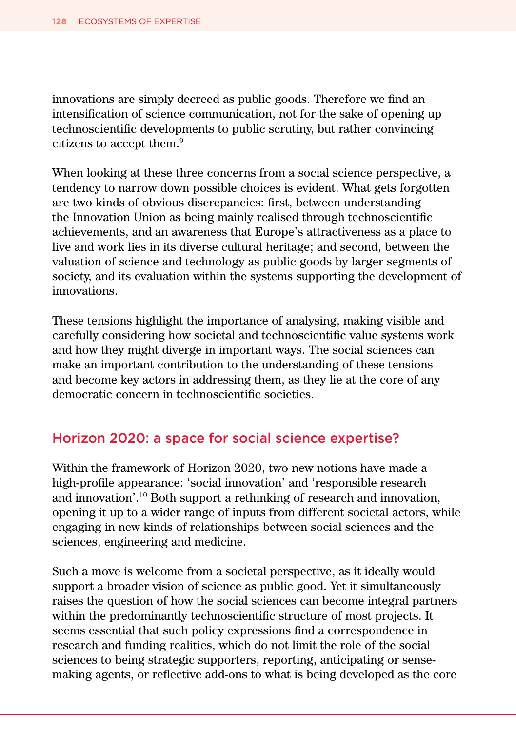innovations are simply decreed as public goods. Therefore we find an intensification of science communication, not for the sake of opening up technoscientific developments to public scrutiny, but rather convincing citizens to accept them.[9]

When looking at these three concerns from a social science perspective, a tendency to narrow down possible choices is evident. What gets forgotten are two kinds of obvious discrepancies: first, between understanding the Innovation Union as being mainly realised through technoscientific achievements, and an awareness that Europe's attractiveness as a place to live and work lies in its diverse cultural heritage; and second, between the valuation of science and technology as public goods by larger segments of society, and its evaluation within the systems supporting the development of innovations.

These tensions highlight the importance of analysing, making visible and carefully considering how societal and technoscientific value systems work and how they might diverge in important ways. The social sciences can make an important contribution to the understanding of these tensions and become key actors in addressing them, as they lie at the core of any democratic concern in technoscientific societies.

## Horizon 2020: a space for social science expertise?

Within the framework of Horizon 2020, two new notions have made a high-profile appearance: 'social innovation' and 'responsible research and innovation'.[10] Both support a rethinking of research and innovation, opening it up to a wider range of inputs from different societal actors, while engaging in new kinds of relationships between social sciences and the sciences, engineering and medicine.

Such a move is welcome from a societal perspective, as it ideally would support a broader vision of science as public good. Yet it simultaneously raises the question of how the social sciences can become integral partners within the predominantly technoscientific structure of most projects. It seems essential that such policy expressions find a correspondence in research and funding realities, which do not limit the role of the social sciences to being strategic supporters, reporting, anticipating or sense-making agents, or reflective add-ons to what is being developed as the core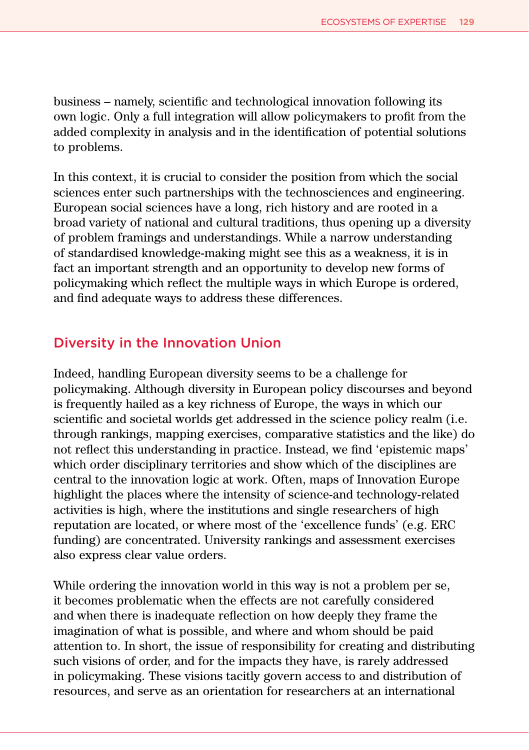business – namely, scientific and technological innovation following its own logic. Only a full integration will allow policymakers to profit from the added complexity in analysis and in the identification of potential solutions to problems.

In this context, it is crucial to consider the position from which the social sciences enter such partnerships with the technosciences and engineering. European social sciences have a long, rich history and are rooted in a broad variety of national and cultural traditions, thus opening up a diversity of problem framings and understandings. While a narrow understanding of standardised knowledge-making might see this as a weakness, it is in fact an important strength and an opportunity to develop new forms of policymaking which reflect the multiple ways in which Europe is ordered, and find adequate ways to address these differences.

## Diversity in the Innovation Union

Indeed, handling European diversity seems to be a challenge for policymaking. Although diversity in European policy discourses and beyond is frequently hailed as a key richness of Europe, the ways in which our scientific and societal worlds get addressed in the science policy realm (i.e. through rankings, mapping exercises, comparative statistics and the like) do not reflect this understanding in practice. Instead, we find 'epistemic maps' which order disciplinary territories and show which of the disciplines are central to the innovation logic at work. Often, maps of Innovation Europe highlight the places where the intensity of science-and technology-related activities is high, where the institutions and single researchers of high reputation are located, or where most of the 'excellence funds' (e.g. ERC funding) are concentrated. University rankings and assessment exercises also express clear value orders.

While ordering the innovation world in this way is not a problem per se, it becomes problematic when the effects are not carefully considered and when there is inadequate reflection on how deeply they frame the imagination of what is possible, and where and whom should be paid attention to. In short, the issue of responsibility for creating and distributing such visions of order, and for the impacts they have, is rarely addressed in policymaking. These visions tacitly govern access to and distribution of resources, and serve as an orientation for researchers at an international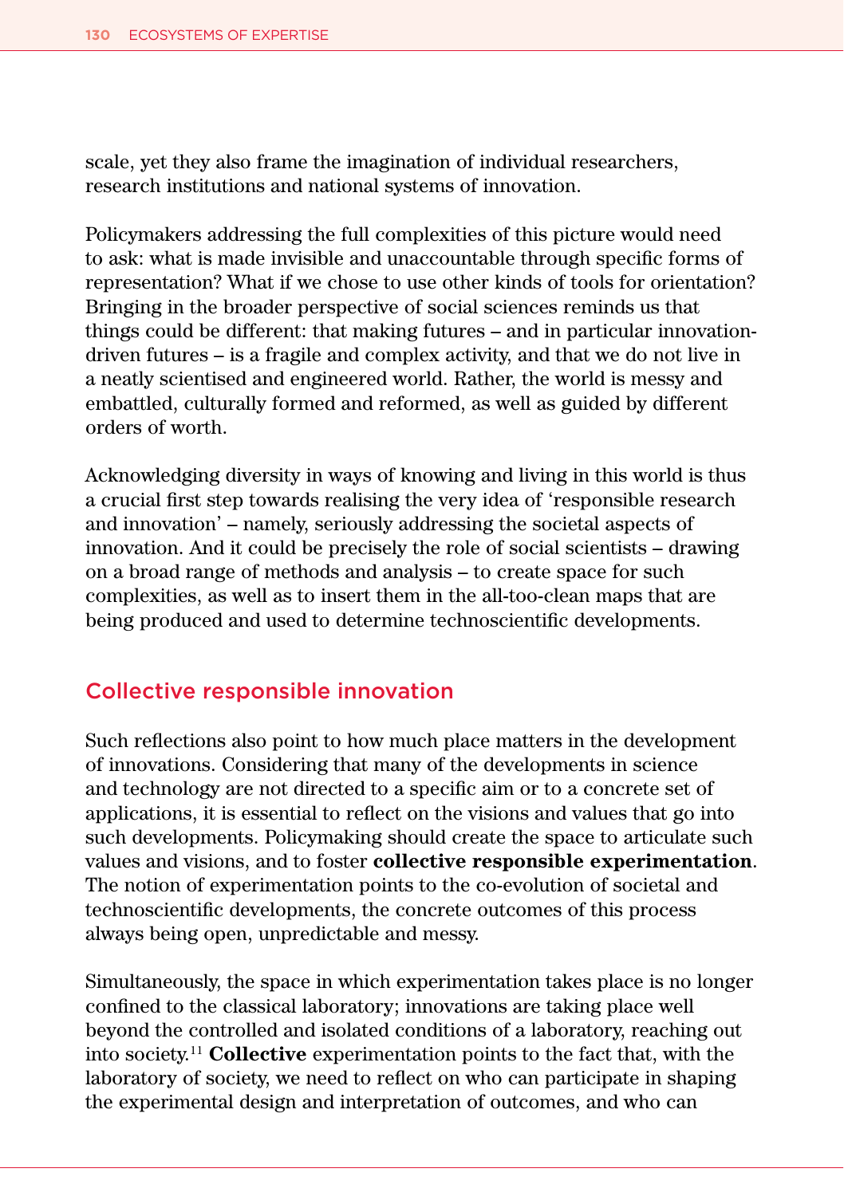scale, yet they also frame the imagination of individual researchers, research institutions and national systems of innovation.

Policymakers addressing the full complexities of this picture would need to ask: what is made invisible and unaccountable through specific forms of representation? What if we chose to use other kinds of tools for orientation? Bringing in the broader perspective of social sciences reminds us that things could be different: that making futures – and in particular innovation-driven futures – is a fragile and complex activity, and that we do not live in a neatly scientised and engineered world. Rather, the world is messy and embattled, culturally formed and reformed, as well as guided by different orders of worth.

Acknowledging diversity in ways of knowing and living in this world is thus a crucial first step towards realising the very idea of 'responsible research and innovation' – namely, seriously addressing the societal aspects of innovation. And it could be precisely the role of social scientists – drawing on a broad range of methods and analysis – to create space for such complexities, as well as to insert them in the all-too-clean maps that are being produced and used to determine technoscientific developments.

## Collective responsible innovation

Such reflections also point to how much place matters in the development of innovations. Considering that many of the developments in science and technology are not directed to a specific aim or to a concrete set of applications, it is essential to reflect on the visions and values that go into such developments. Policymaking should create the space to articulate such values and visions, and to foster **collective responsible experimentation**. The notion of experimentation points to the co-evolution of societal and technoscientific developments, the concrete outcomes of this process always being open, unpredictable and messy.

Simultaneously, the space in which experimentation takes place is no longer confined to the classical laboratory; innovations are taking place well beyond the controlled and isolated conditions of a laboratory, reaching out into society.[11] **Collective** experimentation points to the fact that, with the laboratory of society, we need to reflect on who can participate in shaping the experimental design and interpretation of outcomes, and who can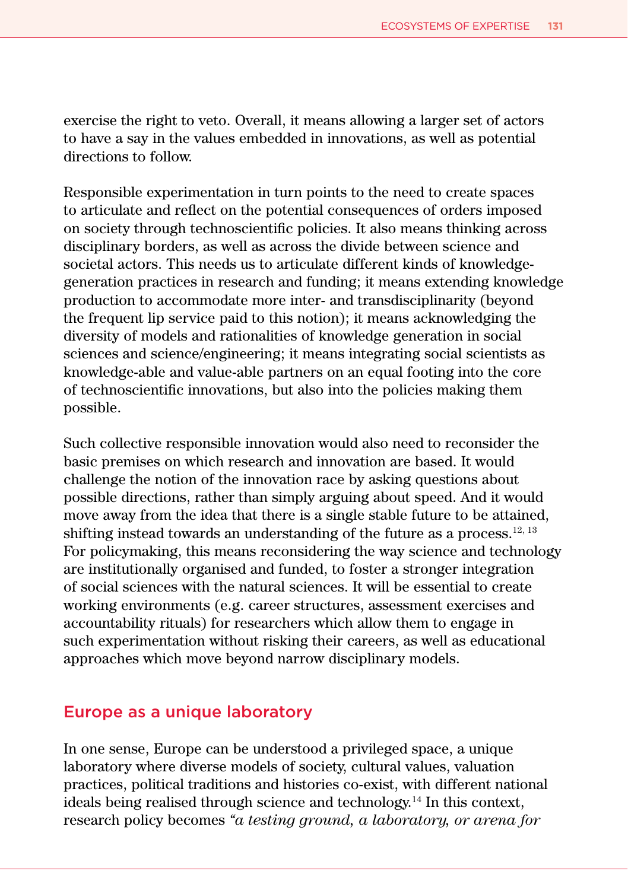exercise the right to veto. Overall, it means allowing a larger set of actors to have a say in the values embedded in innovations, as well as potential directions to follow.

Responsible experimentation in turn points to the need to create spaces to articulate and reflect on the potential consequences of orders imposed on society through technoscientific policies. It also means thinking across disciplinary borders, as well as across the divide between science and societal actors. This needs us to articulate different kinds of knowledge-generation practices in research and funding; it means extending knowledge production to accommodate more inter- and transdisciplinarity (beyond the frequent lip service paid to this notion); it means acknowledging the diversity of models and rationalities of knowledge generation in social sciences and science/engineering; it means integrating social scientists as knowledge-able and value-able partners on an equal footing into the core of technoscientific innovations, but also into the policies making them possible.

Such collective responsible innovation would also need to reconsider the basic premises on which research and innovation are based. It would challenge the notion of the innovation race by asking questions about possible directions, rather than simply arguing about speed. And it would move away from the idea that there is a single stable future to be attained, shifting instead towards an understanding of the future as a process.[12, 13] For policymaking, this means reconsidering the way science and technology are institutionally organised and funded, to foster a stronger integration of social sciences with the natural sciences. It will be essential to create working environments (e.g. career structures, assessment exercises and accountability rituals) for researchers which allow them to engage in such experimentation without risking their careers, as well as educational approaches which move beyond narrow disciplinary models.

## Europe as a unique laboratory

In one sense, Europe can be understood a privileged space, a unique laboratory where diverse models of society, cultural values, valuation practices, political traditions and histories co-exist, with different national ideals being realised through science and technology.[14] In this context, research policy becomes *"a testing ground, a laboratory, or arena for*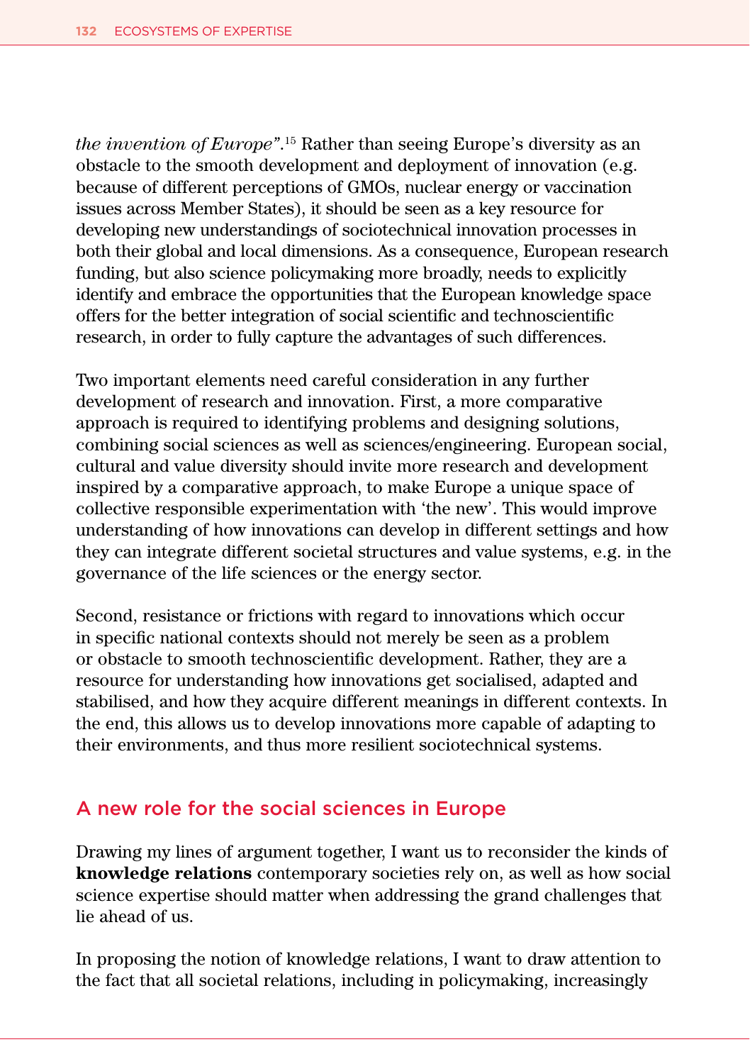*the invention of Europe"*.[15] Rather than seeing Europe's diversity as an obstacle to the smooth development and deployment of innovation (e.g. because of different perceptions of GMOs, nuclear energy or vaccination issues across Member States), it should be seen as a key resource for developing new understandings of sociotechnical innovation processes in both their global and local dimensions. As a consequence, European research funding, but also science policymaking more broadly, needs to explicitly identify and embrace the opportunities that the European knowledge space offers for the better integration of social scientific and technoscientific research, in order to fully capture the advantages of such differences.

Two important elements need careful consideration in any further development of research and innovation. First, a more comparative approach is required to identifying problems and designing solutions, combining social sciences as well as sciences/engineering. European social, cultural and value diversity should invite more research and development inspired by a comparative approach, to make Europe a unique space of collective responsible experimentation with 'the new'. This would improve understanding of how innovations can develop in different settings and how they can integrate different societal structures and value systems, e.g. in the governance of the life sciences or the energy sector.

Second, resistance or frictions with regard to innovations which occur in specific national contexts should not merely be seen as a problem or obstacle to smooth technoscientific development. Rather, they are a resource for understanding how innovations get socialised, adapted and stabilised, and how they acquire different meanings in different contexts. In the end, this allows us to develop innovations more capable of adapting to their environments, and thus more resilient sociotechnical systems.

## A new role for the social sciences in Europe

Drawing my lines of argument together, I want us to reconsider the kinds of **knowledge relations** contemporary societies rely on, as well as how social science expertise should matter when addressing the grand challenges that lie ahead of us.

In proposing the notion of knowledge relations, I want to draw attention to the fact that all societal relations, including in policymaking, increasingly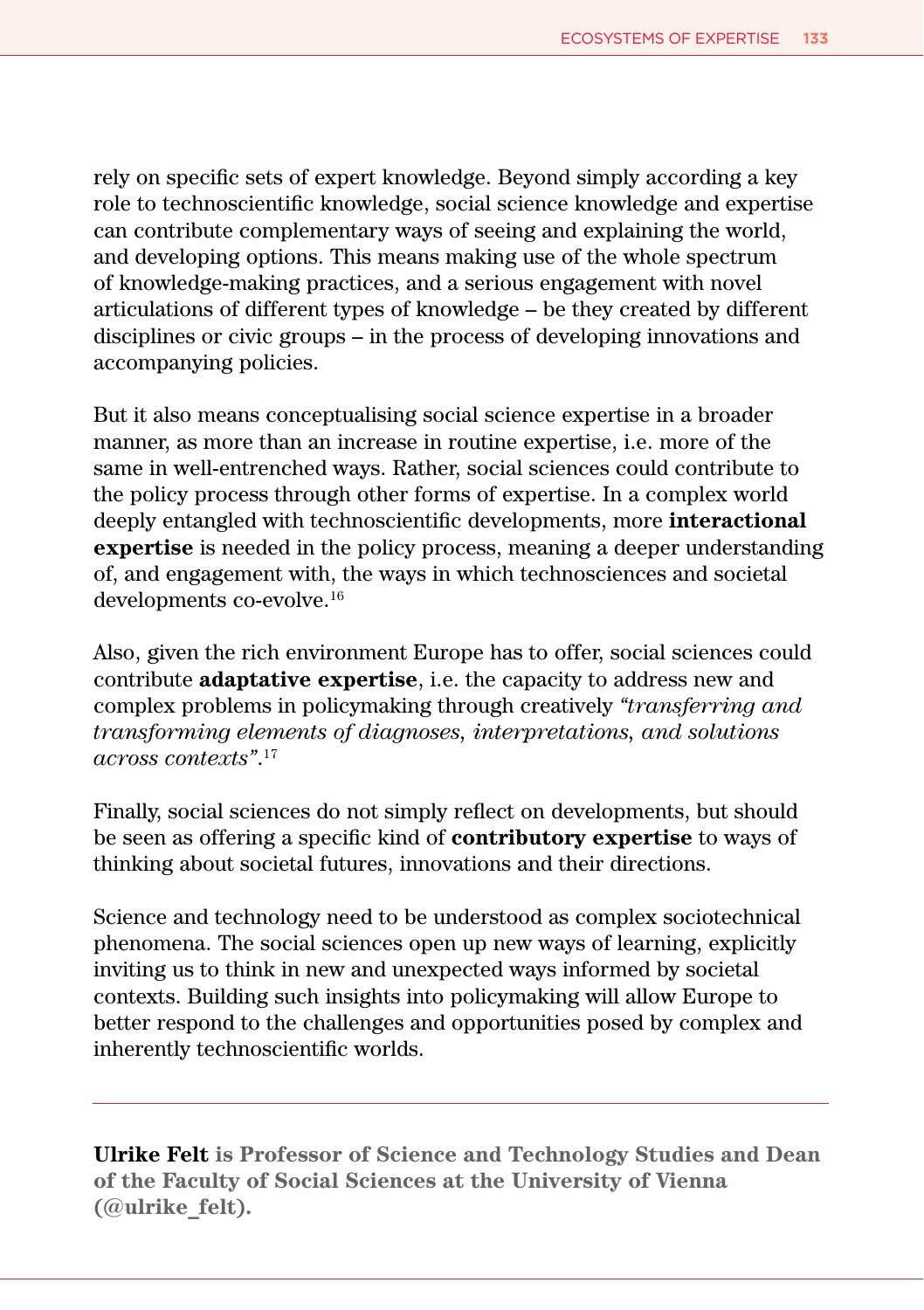rely on specific sets of expert knowledge. Beyond simply according a key role to technoscientific knowledge, social science knowledge and expertise can contribute complementary ways of seeing and explaining the world, and developing options. This means making use of the whole spectrum of knowledge-making practices, and a serious engagement with novel articulations of different types of knowledge – be they created by different disciplines or civic groups – in the process of developing innovations and accompanying policies.

But it also means conceptualising social science expertise in a broader manner, as more than an increase in routine expertise, i.e. more of the same in well-entrenched ways. Rather, social sciences could contribute to the policy process through other forms of expertise. In a complex world deeply entangled with technoscientific developments, more **interactional expertise** is needed in the policy process, meaning a deeper understanding of, and engagement with, the ways in which technosciences and societal developments co-evolve.[16]

Also, given the rich environment Europe has to offer, social sciences could contribute **adaptative expertise**, i.e. the capacity to address new and complex problems in policymaking through creatively *"transferring and transforming elements of diagnoses, interpretations, and solutions across contexts"*.[17]

Finally, social sciences do not simply reflect on developments, but should be seen as offering a specific kind of **contributory expertise** to ways of thinking about societal futures, innovations and their directions.

Science and technology need to be understood as complex sociotechnical phenomena. The social sciences open up new ways of learning, explicitly inviting us to think in new and unexpected ways informed by societal contexts. Building such insights into policymaking will allow Europe to better respond to the challenges and opportunities posed by complex and inherently technoscientific worlds.

---

**Ulrike Felt is Professor of Science and Technology Studies and Dean of the Faculty of Social Sciences at the University of Vienna (@ulrike_felt).**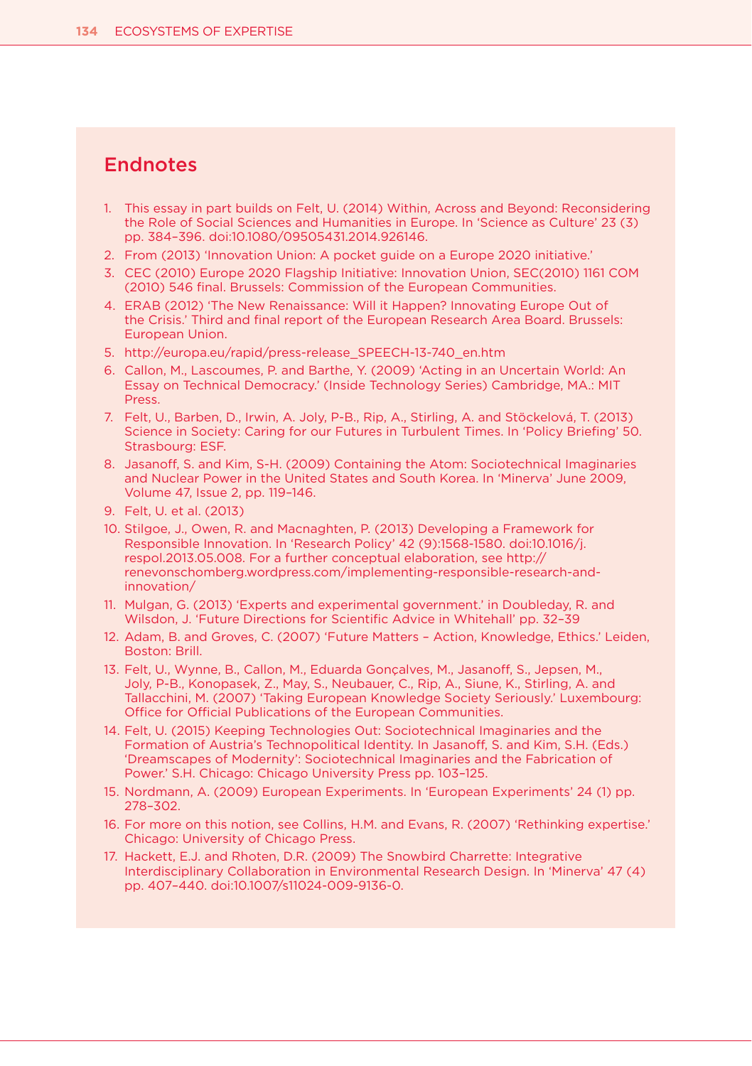## Endnotes

1. This essay in part builds on Felt, U. (2014) Within, Across and Beyond: Reconsidering the Role of Social Sciences and Humanities in Europe. In 'Science as Culture' 23 (3) pp. 384–396. doi:10.1080/09505431.2014.926146.
2. From (2013) 'Innovation Union: A pocket guide on a Europe 2020 initiative.'
3. CEC (2010) Europe 2020 Flagship Initiative: Innovation Union, SEC(2010) 1161 COM (2010) 546 final. Brussels: Commission of the European Communities.
4. ERAB (2012) 'The New Renaissance: Will it Happen? Innovating Europe Out of the Crisis.' Third and final report of the European Research Area Board. Brussels: European Union.
5. http://europa.eu/rapid/press-release_SPEECH-13-740_en.htm
6. Callon, M., Lascoumes, P. and Barthe, Y. (2009) 'Acting in an Uncertain World: An Essay on Technical Democracy.' (Inside Technology Series) Cambridge, MA.: MIT Press.
7. Felt, U., Barben, D., Irwin, A. Joly, P-B., Rip, A., Stirling, A. and Stöckelová, T. (2013) Science in Society: Caring for our Futures in Turbulent Times. In 'Policy Briefing' 50. Strasbourg: ESF.
8. Jasanoff, S. and Kim, S-H. (2009) Containing the Atom: Sociotechnical Imaginaries and Nuclear Power in the United States and South Korea. In 'Minerva' June 2009, Volume 47, Issue 2, pp. 119–146.
9. Felt, U. et al. (2013)
10. Stilgoe, J., Owen, R. and Macnaghten, P. (2013) Developing a Framework for Responsible Innovation. In 'Research Policy' 42 (9):1568-1580. doi:10.1016/j.respol.2013.05.008. For a further conceptual elaboration, see http://renevonschomberg.wordpress.com/implementing-responsible-research-and-innovation/
11. Mulgan, G. (2013) 'Experts and experimental government.' in Doubleday, R. and Wilsdon, J. 'Future Directions for Scientific Advice in Whitehall' pp. 32–39
12. Adam, B. and Groves, C. (2007) 'Future Matters – Action, Knowledge, Ethics.' Leiden, Boston: Brill.
13. Felt, U., Wynne, B., Callon, M., Eduarda Gonçalves, M., Jasanoff, S., Jepsen, M., Joly, P-B., Konopasek, Z., May, S., Neubauer, C., Rip, A., Siune, K., Stirling, A. and Tallacchini, M. (2007) 'Taking European Knowledge Society Seriously.' Luxembourg: Office for Official Publications of the European Communities.
14. Felt, U. (2015) Keeping Technologies Out: Sociotechnical Imaginaries and the Formation of Austria's Technopolitical Identity. In Jasanoff, S. and Kim, S.H. (Eds.) 'Dreamscapes of Modernity': Sociotechnical Imaginaries and the Fabrication of Power.' S.H. Chicago: Chicago University Press pp. 103–125.
15. Nordmann, A. (2009) European Experiments. In 'European Experiments' 24 (1) pp. 278–302.
16. For more on this notion, see Collins, H.M. and Evans, R. (2007) 'Rethinking expertise.' Chicago: University of Chicago Press.
17. Hackett, E.J. and Rhoten, D.R. (2009) The Snowbird Charrette: Integrative Interdisciplinary Collaboration in Environmental Research Design. In 'Minerva' 47 (4) pp. 407–440. doi:10.1007/s11024-009-9136-0.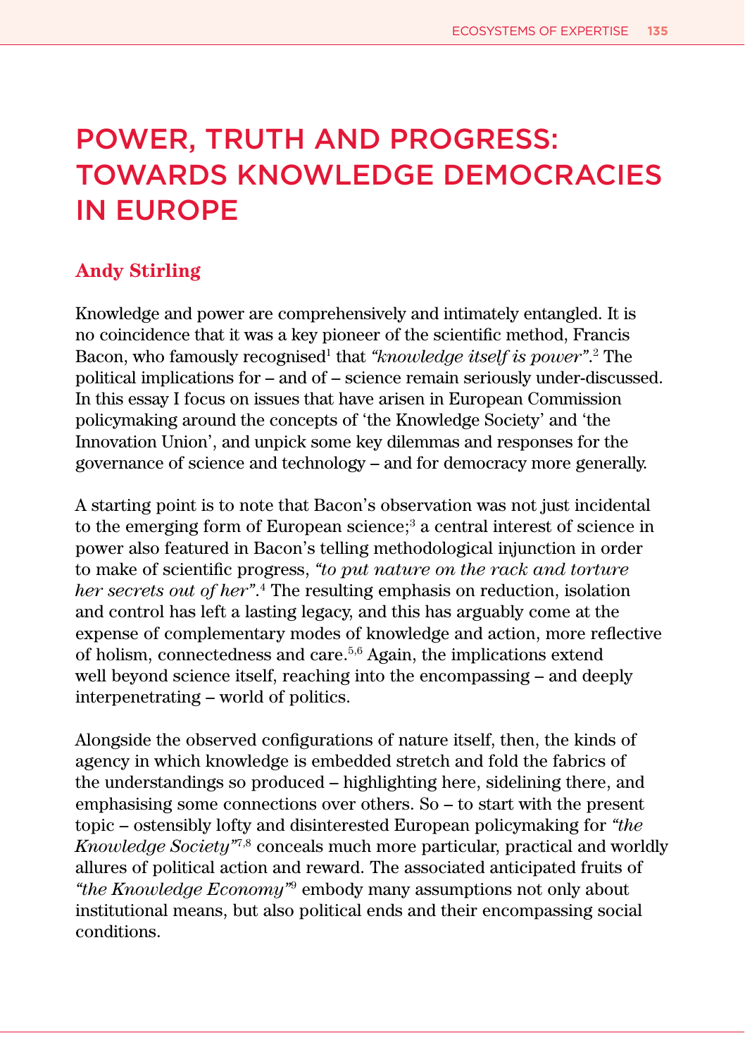# POWER, TRUTH AND PROGRESS: TOWARDS KNOWLEDGE DEMOCRACIES IN EUROPE

**Andy Stirling**

Knowledge and power are comprehensively and intimately entangled. It is no coincidence that it was a key pioneer of the scientific method, Francis Bacon, who famously recognised[1] that *"knowledge itself is power"*.[2] The political implications for – and of – science remain seriously under-discussed. In this essay I focus on issues that have arisen in European Commission policymaking around the concepts of 'the Knowledge Society' and 'the Innovation Union', and unpick some key dilemmas and responses for the governance of science and technology – and for democracy more generally.

A starting point is to note that Bacon's observation was not just incidental to the emerging form of European science;[3] a central interest of science in power also featured in Bacon's telling methodological injunction in order to make of scientific progress, *"to put nature on the rack and torture her secrets out of her"*.[4] The resulting emphasis on reduction, isolation and control has left a lasting legacy, and this has arguably come at the expense of complementary modes of knowledge and action, more reflective of holism, connectedness and care.[5,6] Again, the implications extend well beyond science itself, reaching into the encompassing – and deeply interpenetrating – world of politics.

Alongside the observed configurations of nature itself, then, the kinds of agency in which knowledge is embedded stretch and fold the fabrics of the understandings so produced – highlighting here, sidelining there, and emphasising some connections over others. So – to start with the present topic – ostensibly lofty and disinterested European policymaking for *"the Knowledge Society"*[7,8] conceals much more particular, practical and worldly allures of political action and reward. The associated anticipated fruits of *"the Knowledge Economy"*[9] embody many assumptions not only about institutional means, but also political ends and their encompassing social conditions.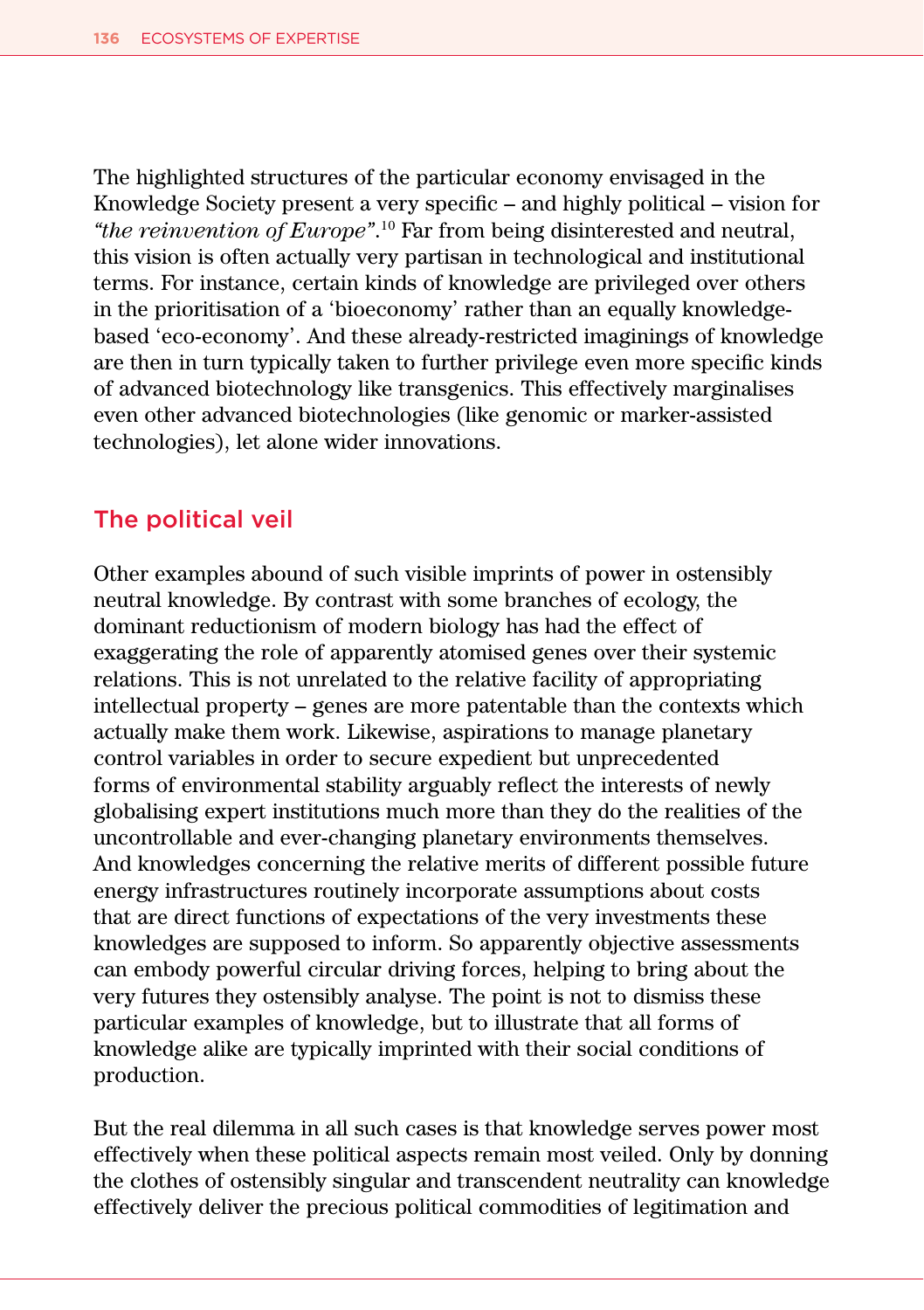The highlighted structures of the particular economy envisaged in the Knowledge Society present a very specific – and highly political – vision for *"the reinvention of Europe"*.[10] Far from being disinterested and neutral, this vision is often actually very partisan in technological and institutional terms. For instance, certain kinds of knowledge are privileged over others in the prioritisation of a 'bioeconomy' rather than an equally knowledge-based 'eco-economy'. And these already-restricted imaginings of knowledge are then in turn typically taken to further privilege even more specific kinds of advanced biotechnology like transgenics. This effectively marginalises even other advanced biotechnologies (like genomic or marker-assisted technologies), let alone wider innovations.

## The political veil

Other examples abound of such visible imprints of power in ostensibly neutral knowledge. By contrast with some branches of ecology, the dominant reductionism of modern biology has had the effect of exaggerating the role of apparently atomised genes over their systemic relations. This is not unrelated to the relative facility of appropriating intellectual property – genes are more patentable than the contexts which actually make them work. Likewise, aspirations to manage planetary control variables in order to secure expedient but unprecedented forms of environmental stability arguably reflect the interests of newly globalising expert institutions much more than they do the realities of the uncontrollable and ever-changing planetary environments themselves. And knowledges concerning the relative merits of different possible future energy infrastructures routinely incorporate assumptions about costs that are direct functions of expectations of the very investments these knowledges are supposed to inform. So apparently objective assessments can embody powerful circular driving forces, helping to bring about the very futures they ostensibly analyse. The point is not to dismiss these particular examples of knowledge, but to illustrate that all forms of knowledge alike are typically imprinted with their social conditions of production.

But the real dilemma in all such cases is that knowledge serves power most effectively when these political aspects remain most veiled. Only by donning the clothes of ostensibly singular and transcendent neutrality can knowledge effectively deliver the precious political commodities of legitimation and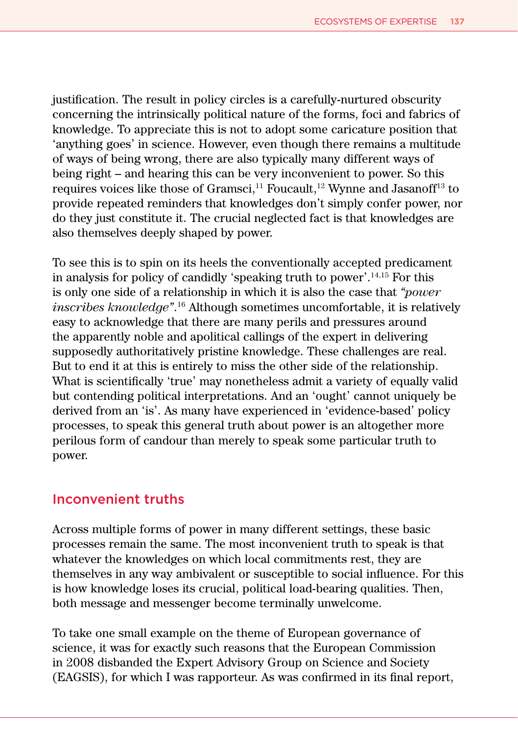justification. The result in policy circles is a carefully-nurtured obscurity concerning the intrinsically political nature of the forms, foci and fabrics of knowledge. To appreciate this is not to adopt some caricature position that 'anything goes' in science. However, even though there remains a multitude of ways of being wrong, there are also typically many different ways of being right – and hearing this can be very inconvenient to power. So this requires voices like those of Gramsci,[11] Foucault,[12] Wynne and Jasanoff[13] to provide repeated reminders that knowledges don't simply confer power, nor do they just constitute it. The crucial neglected fact is that knowledges are also themselves deeply shaped by power.

To see this is to spin on its heels the conventionally accepted predicament in analysis for policy of candidly 'speaking truth to power'.[14,15] For this is only one side of a relationship in which it is also the case that *"power inscribes knowledge"*.[16] Although sometimes uncomfortable, it is relatively easy to acknowledge that there are many perils and pressures around the apparently noble and apolitical callings of the expert in delivering supposedly authoritatively pristine knowledge. These challenges are real. But to end it at this is entirely to miss the other side of the relationship. What is scientifically 'true' may nonetheless admit a variety of equally valid but contending political interpretations. And an 'ought' cannot uniquely be derived from an 'is'. As many have experienced in 'evidence-based' policy processes, to speak this general truth about power is an altogether more perilous form of candour than merely to speak some particular truth to power.

## Inconvenient truths

Across multiple forms of power in many different settings, these basic processes remain the same. The most inconvenient truth to speak is that whatever the knowledges on which local commitments rest, they are themselves in any way ambivalent or susceptible to social influence. For this is how knowledge loses its crucial, political load-bearing qualities. Then, both message and messenger become terminally unwelcome.

To take one small example on the theme of European governance of science, it was for exactly such reasons that the European Commission in 2008 disbanded the Expert Advisory Group on Science and Society (EAGSIS), for which I was rapporteur. As was confirmed in its final report,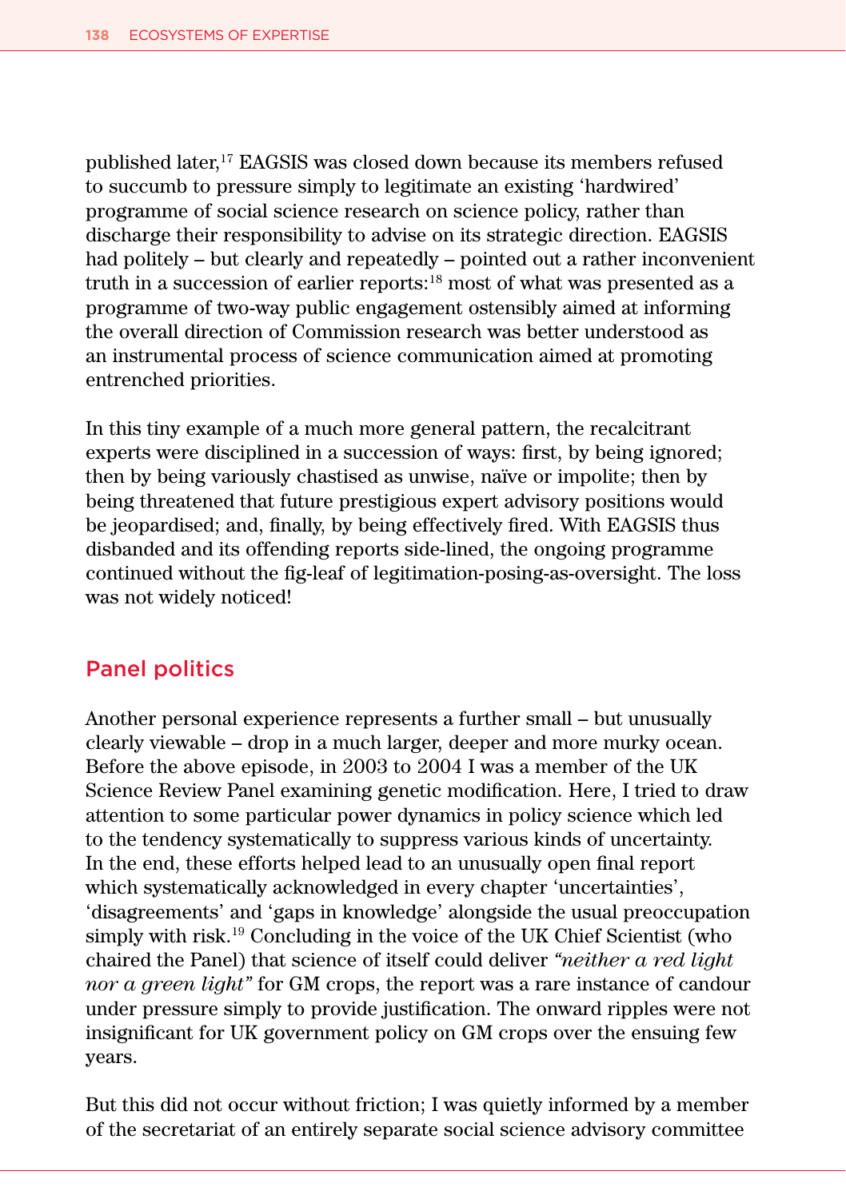published later,[17] EAGSIS was closed down because its members refused to succumb to pressure simply to legitimate an existing 'hardwired' programme of social science research on science policy, rather than discharge their responsibility to advise on its strategic direction. EAGSIS had politely – but clearly and repeatedly – pointed out a rather inconvenient truth in a succession of earlier reports:[18] most of what was presented as a programme of two-way public engagement ostensibly aimed at informing the overall direction of Commission research was better understood as an instrumental process of science communication aimed at promoting entrenched priorities.

In this tiny example of a much more general pattern, the recalcitrant experts were disciplined in a succession of ways: first, by being ignored; then by being variously chastised as unwise, naïve or impolite; then by being threatened that future prestigious expert advisory positions would be jeopardised; and, finally, by being effectively fired. With EAGSIS thus disbanded and its offending reports side-lined, the ongoing programme continued without the fig-leaf of legitimation-posing-as-oversight. The loss was not widely noticed!

## Panel politics

Another personal experience represents a further small – but unusually clearly viewable – drop in a much larger, deeper and more murky ocean. Before the above episode, in 2003 to 2004 I was a member of the UK Science Review Panel examining genetic modification. Here, I tried to draw attention to some particular power dynamics in policy science which led to the tendency systematically to suppress various kinds of uncertainty. In the end, these efforts helped lead to an unusually open final report which systematically acknowledged in every chapter 'uncertainties', 'disagreements' and 'gaps in knowledge' alongside the usual preoccupation simply with risk.[19] Concluding in the voice of the UK Chief Scientist (who chaired the Panel) that science of itself could deliver *"neither a red light nor a green light"* for GM crops, the report was a rare instance of candour under pressure simply to provide justification. The onward ripples were not insignificant for UK government policy on GM crops over the ensuing few years.

But this did not occur without friction; I was quietly informed by a member of the secretariat of an entirely separate social science advisory committee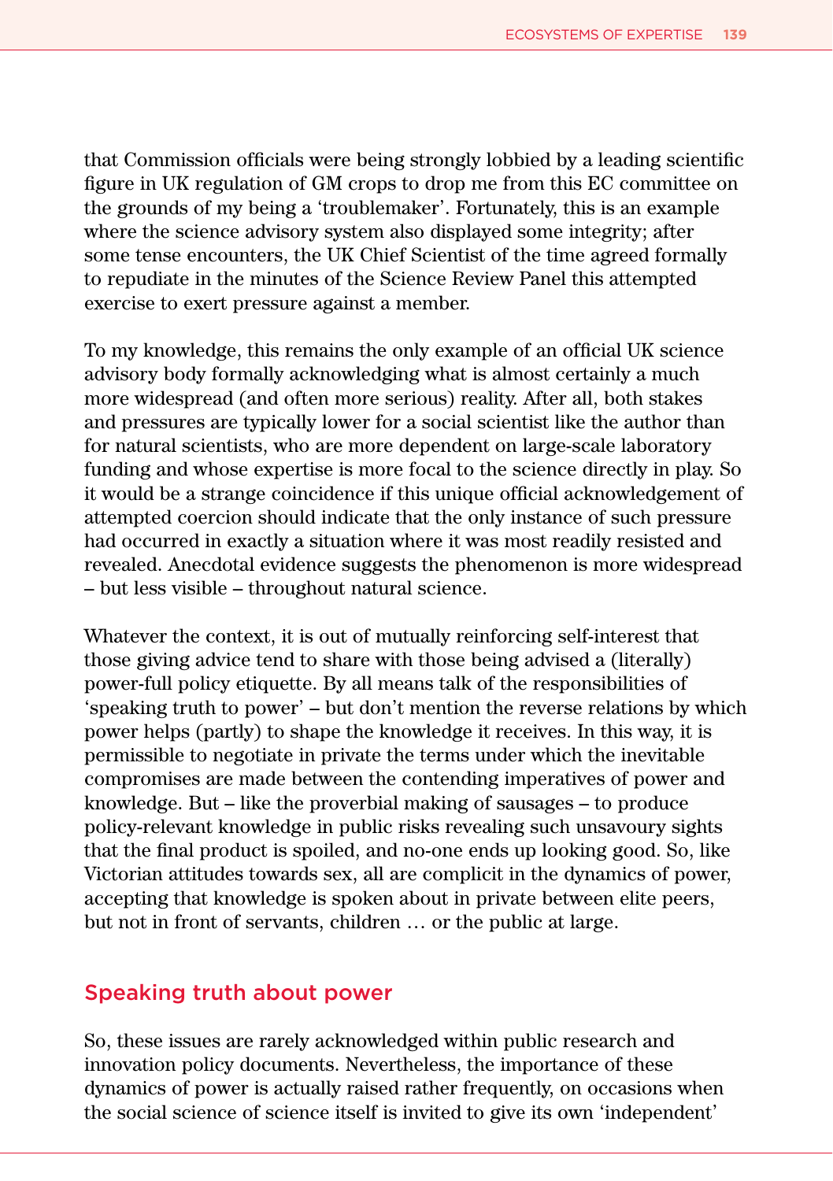that Commission officials were being strongly lobbied by a leading scientific figure in UK regulation of GM crops to drop me from this EC committee on the grounds of my being a 'troublemaker'. Fortunately, this is an example where the science advisory system also displayed some integrity; after some tense encounters, the UK Chief Scientist of the time agreed formally to repudiate in the minutes of the Science Review Panel this attempted exercise to exert pressure against a member.

To my knowledge, this remains the only example of an official UK science advisory body formally acknowledging what is almost certainly a much more widespread (and often more serious) reality. After all, both stakes and pressures are typically lower for a social scientist like the author than for natural scientists, who are more dependent on large-scale laboratory funding and whose expertise is more focal to the science directly in play. So it would be a strange coincidence if this unique official acknowledgement of attempted coercion should indicate that the only instance of such pressure had occurred in exactly a situation where it was most readily resisted and revealed. Anecdotal evidence suggests the phenomenon is more widespread – but less visible – throughout natural science.

Whatever the context, it is out of mutually reinforcing self-interest that those giving advice tend to share with those being advised a (literally) power-full policy etiquette. By all means talk of the responsibilities of 'speaking truth to power' – but don't mention the reverse relations by which power helps (partly) to shape the knowledge it receives. In this way, it is permissible to negotiate in private the terms under which the inevitable compromises are made between the contending imperatives of power and knowledge. But – like the proverbial making of sausages – to produce policy-relevant knowledge in public risks revealing such unsavoury sights that the final product is spoiled, and no-one ends up looking good. So, like Victorian attitudes towards sex, all are complicit in the dynamics of power, accepting that knowledge is spoken about in private between elite peers, but not in front of servants, children … or the public at large.

## Speaking truth about power

So, these issues are rarely acknowledged within public research and innovation policy documents. Nevertheless, the importance of these dynamics of power is actually raised rather frequently, on occasions when the social science of science itself is invited to give its own 'independent'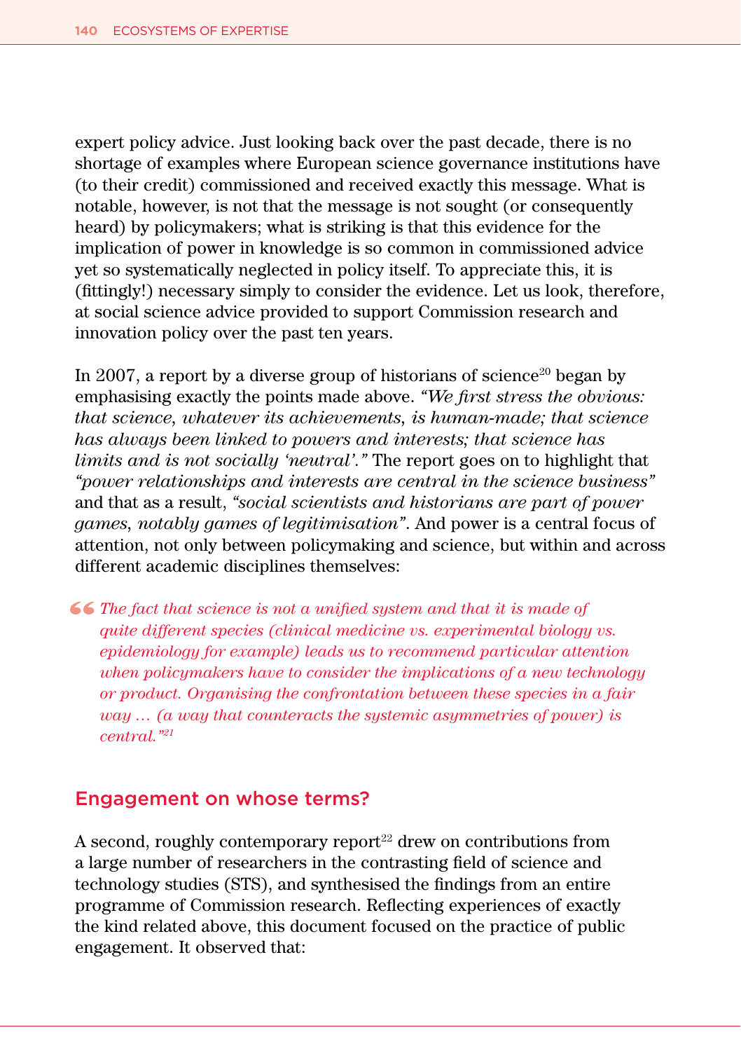expert policy advice. Just looking back over the past decade, there is no shortage of examples where European science governance institutions have (to their credit) commissioned and received exactly this message. What is notable, however, is not that the message is not sought (or consequently heard) by policymakers; what is striking is that this evidence for the implication of power in knowledge is so common in commissioned advice yet so systematically neglected in policy itself. To appreciate this, it is (fittingly!) necessary simply to consider the evidence. Let us look, therefore, at social science advice provided to support Commission research and innovation policy over the past ten years.

In 2007, a report by a diverse group of historians of science[20] began by emphasising exactly the points made above. *"We first stress the obvious: that science, whatever its achievements, is human-made; that science has always been linked to powers and interests; that science has limits and is not socially 'neutral'."* The report goes on to highlight that *"power relationships and interests are central in the science business"* and that as a result, *"social scientists and historians are part of power games, notably games of legitimisation"*. And power is a central focus of attention, not only between policymaking and science, but within and across different academic disciplines themselves:

> *"The fact that science is not a unified system and that it is made of quite different species (clinical medicine vs. experimental biology vs. epidemiology for example) leads us to recommend particular attention when policymakers have to consider the implications of a new technology or product. Organising the confrontation between these species in a fair way … (a way that counteracts the systemic asymmetries of power) is central."*[21]

## Engagement on whose terms?

A second, roughly contemporary report[22] drew on contributions from a large number of researchers in the contrasting field of science and technology studies (STS), and synthesised the findings from an entire programme of Commission research. Reflecting experiences of exactly the kind related above, this document focused on the practice of public engagement. It observed that: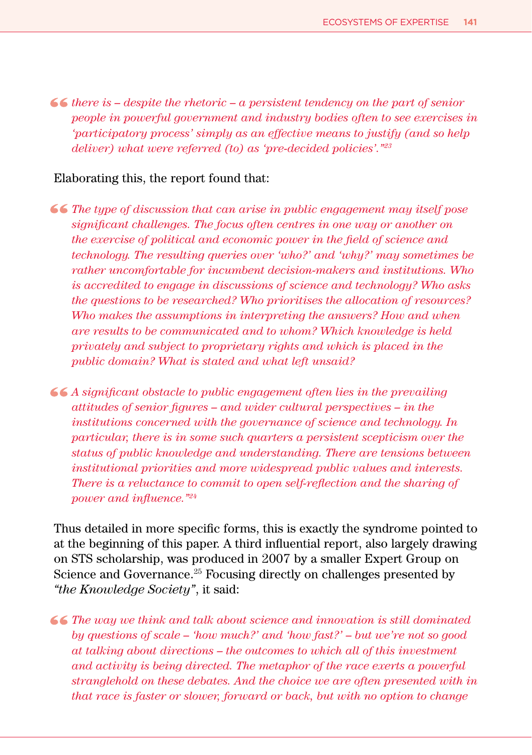> *there is – despite the rhetoric – a persistent tendency on the part of senior people in powerful government and industry bodies often to see exercises in 'participatory process' simply as an effective means to justify (and so help deliver) what were referred (to) as 'pre-decided policies'."*[23]

Elaborating this, the report found that:

> *The type of discussion that can arise in public engagement may itself pose significant challenges. The focus often centres in one way or another on the exercise of political and economic power in the field of science and technology. The resulting queries over 'who?' and 'why?' may sometimes be rather uncomfortable for incumbent decision-makers and institutions. Who is accredited to engage in discussions of science and technology? Who asks the questions to be researched? Who prioritises the allocation of resources? Who makes the assumptions in interpreting the answers? How and when are results to be communicated and to whom? Which knowledge is held privately and subject to proprietary rights and which is placed in the public domain? What is stated and what left unsaid?*

> *A significant obstacle to public engagement often lies in the prevailing attitudes of senior figures – and wider cultural perspectives – in the institutions concerned with the governance of science and technology. In particular, there is in some such quarters a persistent scepticism over the status of public knowledge and understanding. There are tensions between institutional priorities and more widespread public values and interests. There is a reluctance to commit to open self-reflection and the sharing of power and influence."*[24]

Thus detailed in more specific forms, this is exactly the syndrome pointed to at the beginning of this paper. A third influential report, also largely drawing on STS scholarship, was produced in 2007 by a smaller Expert Group on Science and Governance.[25] Focusing directly on challenges presented by *"the Knowledge Society"*, it said:

> *The way we think and talk about science and innovation is still dominated by questions of scale – 'how much?' and 'how fast?' – but we're not so good at talking about directions – the outcomes to which all of this investment and activity is being directed. The metaphor of the race exerts a powerful stranglehold on these debates. And the choice we are often presented with in that race is faster or slower, forward or back, but with no option to change*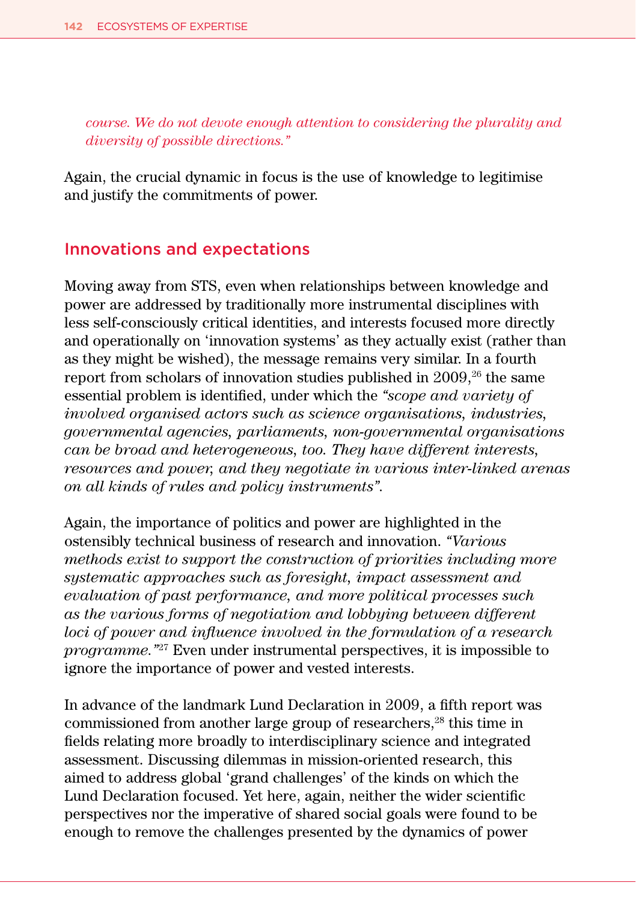*course. We do not devote enough attention to considering the plurality and diversity of possible directions."*

Again, the crucial dynamic in focus is the use of knowledge to legitimise and justify the commitments of power.

## Innovations and expectations

Moving away from STS, even when relationships between knowledge and power are addressed by traditionally more instrumental disciplines with less self-consciously critical identities, and interests focused more directly and operationally on 'innovation systems' as they actually exist (rather than as they might be wished), the message remains very similar. In a fourth report from scholars of innovation studies published in 2009,[26] the same essential problem is identified, under which the *"scope and variety of involved organised actors such as science organisations, industries, governmental agencies, parliaments, non-governmental organisations can be broad and heterogeneous, too. They have different interests, resources and power, and they negotiate in various inter-linked arenas on all kinds of rules and policy instruments"*.

Again, the importance of politics and power are highlighted in the ostensibly technical business of research and innovation. *"Various methods exist to support the construction of priorities including more systematic approaches such as foresight, impact assessment and evaluation of past performance, and more political processes such as the various forms of negotiation and lobbying between different loci of power and influence involved in the formulation of a research programme."*[27] Even under instrumental perspectives, it is impossible to ignore the importance of power and vested interests.

In advance of the landmark Lund Declaration in 2009, a fifth report was commissioned from another large group of researchers,[28] this time in fields relating more broadly to interdisciplinary science and integrated assessment. Discussing dilemmas in mission-oriented research, this aimed to address global 'grand challenges' of the kinds on which the Lund Declaration focused. Yet here, again, neither the wider scientific perspectives nor the imperative of shared social goals were found to be enough to remove the challenges presented by the dynamics of power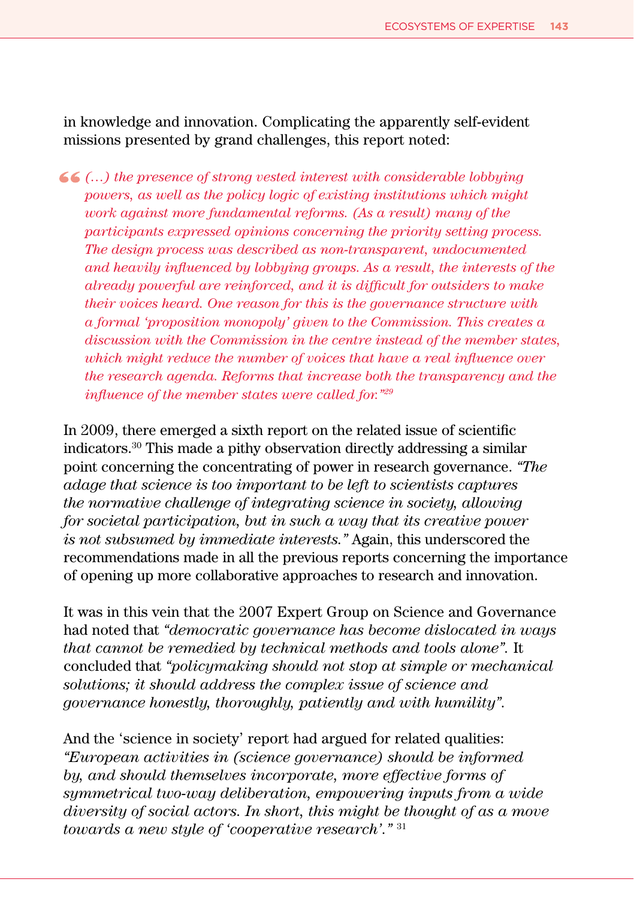in knowledge and innovation. Complicating the apparently self-evident missions presented by grand challenges, this report noted:

> *(…) the presence of strong vested interest with considerable lobbying powers, as well as the policy logic of existing institutions which might work against more fundamental reforms. (As a result) many of the participants expressed opinions concerning the priority setting process. The design process was described as non-transparent, undocumented and heavily influenced by lobbying groups. As a result, the interests of the already powerful are reinforced, and it is difficult for outsiders to make their voices heard. One reason for this is the governance structure with a formal 'proposition monopoly' given to the Commission. This creates a discussion with the Commission in the centre instead of the member states, which might reduce the number of voices that have a real influence over the research agenda. Reforms that increase both the transparency and the influence of the member states were called for."*[29]

In 2009, there emerged a sixth report on the related issue of scientific indicators.[30] This made a pithy observation directly addressing a similar point concerning the concentrating of power in research governance. *"The adage that science is too important to be left to scientists captures the normative challenge of integrating science in society, allowing for societal participation, but in such a way that its creative power is not subsumed by immediate interests."* Again, this underscored the recommendations made in all the previous reports concerning the importance of opening up more collaborative approaches to research and innovation.

It was in this vein that the 2007 Expert Group on Science and Governance had noted that *"democratic governance has become dislocated in ways that cannot be remedied by technical methods and tools alone"*. It concluded that *"policymaking should not stop at simple or mechanical solutions; it should address the complex issue of science and governance honestly, thoroughly, patiently and with humility"*.

And the 'science in society' report had argued for related qualities: *"European activities in (science governance) should be informed by, and should themselves incorporate, more effective forms of symmetrical two-way deliberation, empowering inputs from a wide diversity of social actors. In short, this might be thought of as a move towards a new style of 'cooperative research'."* [31]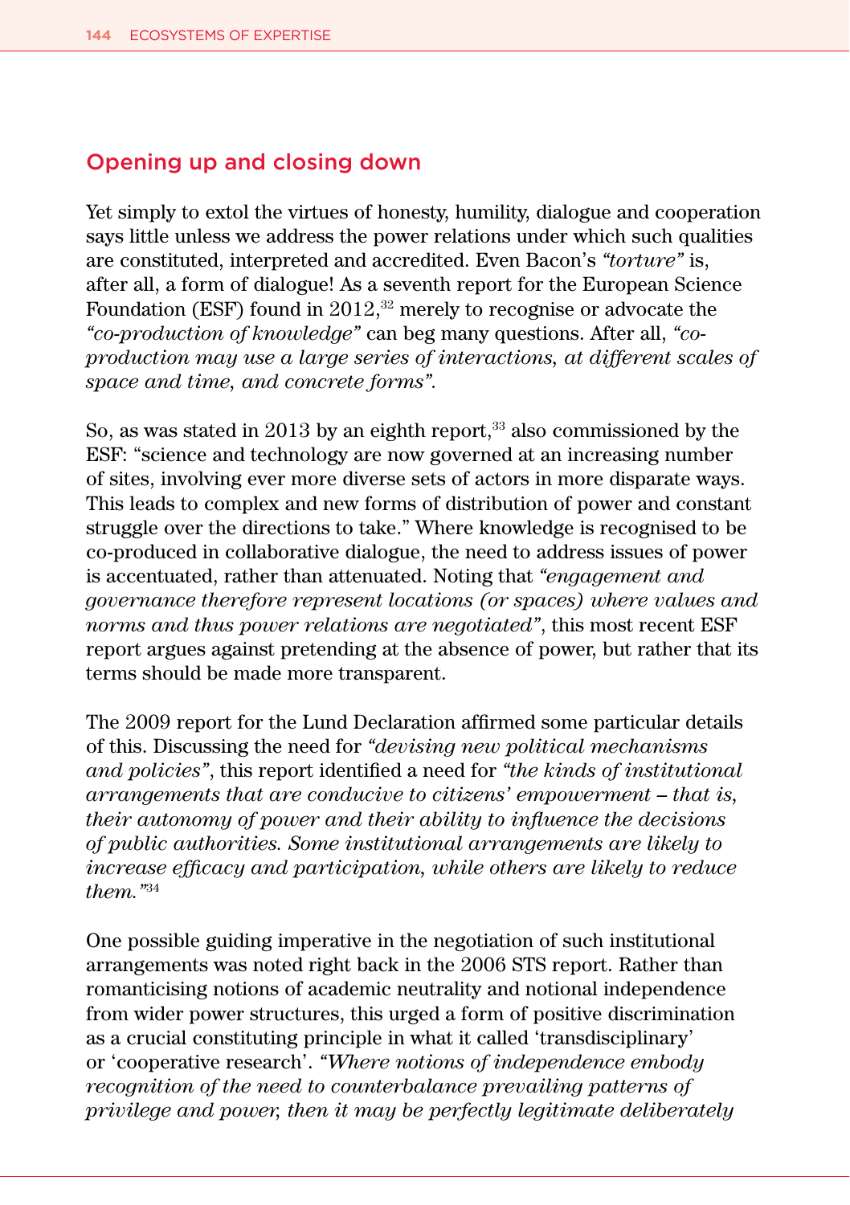## Opening up and closing down

Yet simply to extol the virtues of honesty, humility, dialogue and cooperation says little unless we address the power relations under which such qualities are constituted, interpreted and accredited. Even Bacon's *"torture"* is, after all, a form of dialogue! As a seventh report for the European Science Foundation (ESF) found in 2012,[32] merely to recognise or advocate the *"co-production of knowledge"* can beg many questions. After all, *"co-production may use a large series of interactions, at different scales of space and time, and concrete forms"*.

So, as was stated in 2013 by an eighth report,[33] also commissioned by the ESF: "science and technology are now governed at an increasing number of sites, involving ever more diverse sets of actors in more disparate ways. This leads to complex and new forms of distribution of power and constant struggle over the directions to take." Where knowledge is recognised to be co-produced in collaborative dialogue, the need to address issues of power is accentuated, rather than attenuated. Noting that *"engagement and governance therefore represent locations (or spaces) where values and norms and thus power relations are negotiated"*, this most recent ESF report argues against pretending at the absence of power, but rather that its terms should be made more transparent.

The 2009 report for the Lund Declaration affirmed some particular details of this. Discussing the need for *"devising new political mechanisms and policies"*, this report identified a need for *"the kinds of institutional arrangements that are conducive to citizens' empowerment – that is, their autonomy of power and their ability to influence the decisions of public authorities. Some institutional arrangements are likely to increase efficacy and participation, while others are likely to reduce them."*[34]

One possible guiding imperative in the negotiation of such institutional arrangements was noted right back in the 2006 STS report. Rather than romanticising notions of academic neutrality and notional independence from wider power structures, this urged a form of positive discrimination as a crucial constituting principle in what it called 'transdisciplinary' or 'cooperative research'. *"Where notions of independence embody recognition of the need to counterbalance prevailing patterns of privilege and power, then it may be perfectly legitimate deliberately*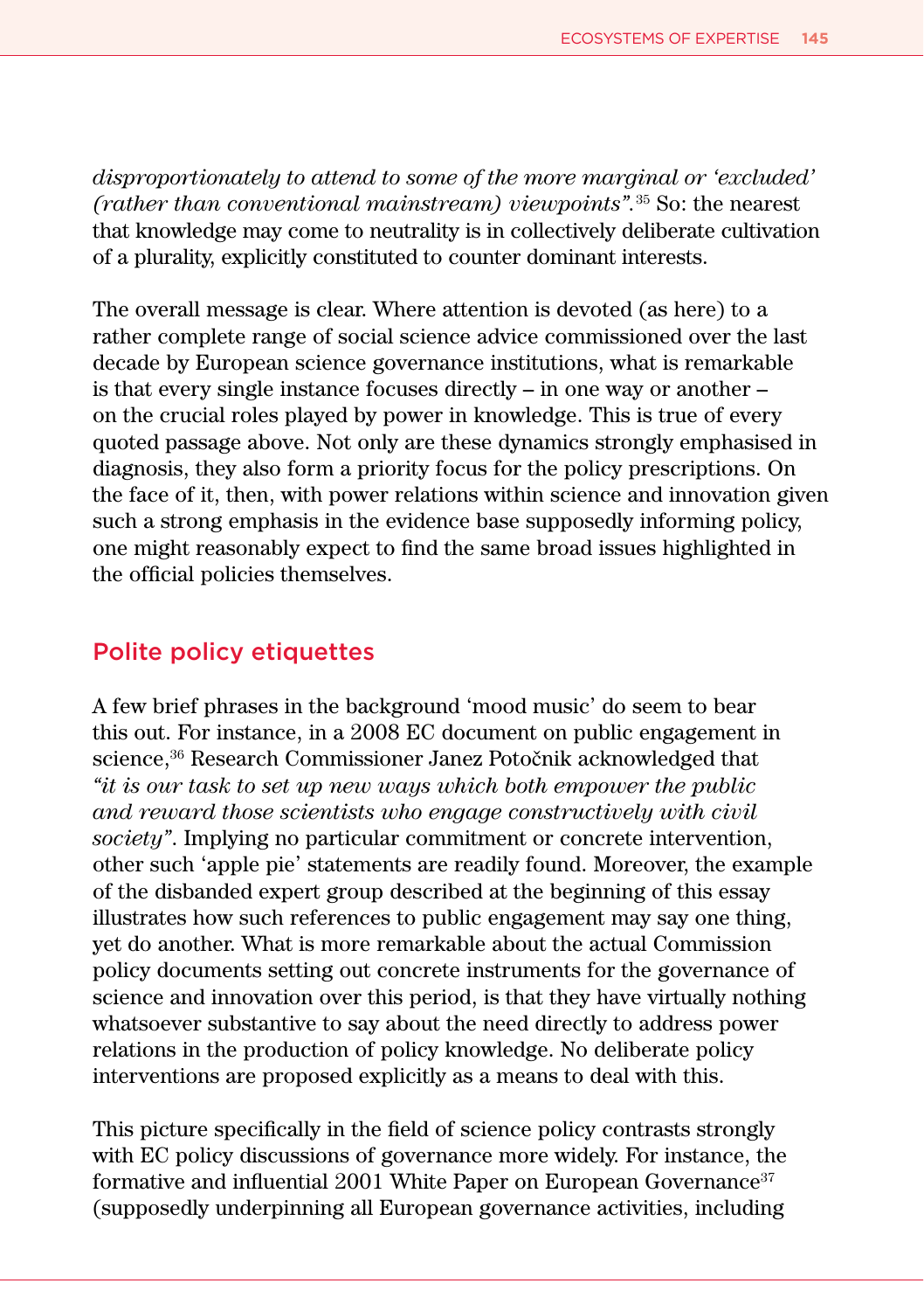*disproportionately to attend to some of the more marginal or 'excluded' (rather than conventional mainstream) viewpoints"*.[35] So: the nearest that knowledge may come to neutrality is in collectively deliberate cultivation of a plurality, explicitly constituted to counter dominant interests.

The overall message is clear. Where attention is devoted (as here) to a rather complete range of social science advice commissioned over the last decade by European science governance institutions, what is remarkable is that every single instance focuses directly – in one way or another – on the crucial roles played by power in knowledge. This is true of every quoted passage above. Not only are these dynamics strongly emphasised in diagnosis, they also form a priority focus for the policy prescriptions. On the face of it, then, with power relations within science and innovation given such a strong emphasis in the evidence base supposedly informing policy, one might reasonably expect to find the same broad issues highlighted in the official policies themselves.

## Polite policy etiquettes

A few brief phrases in the background 'mood music' do seem to bear this out. For instance, in a 2008 EC document on public engagement in science,[36] Research Commissioner Janez Potočnik acknowledged that *"it is our task to set up new ways which both empower the public and reward those scientists who engage constructively with civil society"*. Implying no particular commitment or concrete intervention, other such 'apple pie' statements are readily found. Moreover, the example of the disbanded expert group described at the beginning of this essay illustrates how such references to public engagement may say one thing, yet do another. What is more remarkable about the actual Commission policy documents setting out concrete instruments for the governance of science and innovation over this period, is that they have virtually nothing whatsoever substantive to say about the need directly to address power relations in the production of policy knowledge. No deliberate policy interventions are proposed explicitly as a means to deal with this.

This picture specifically in the field of science policy contrasts strongly with EC policy discussions of governance more widely. For instance, the formative and influential 2001 White Paper on European Governance[37] (supposedly underpinning all European governance activities, including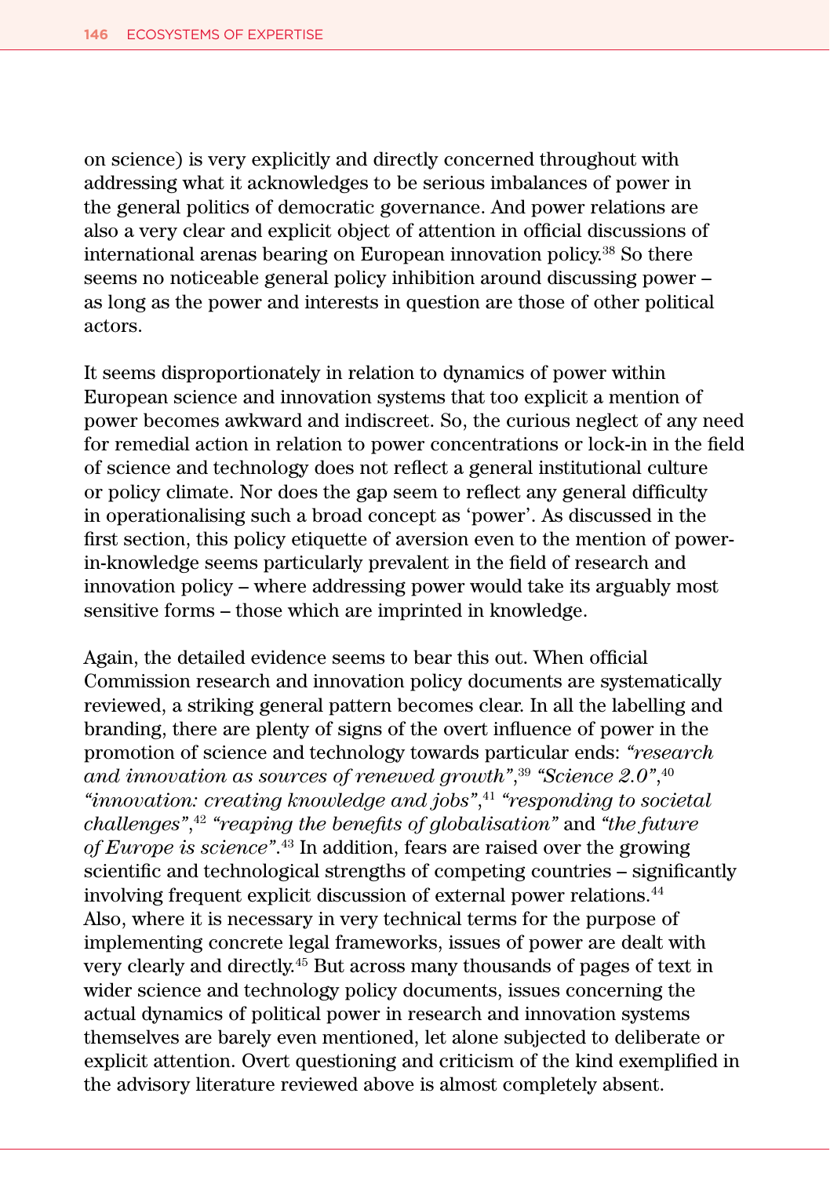on science) is very explicitly and directly concerned throughout with addressing what it acknowledges to be serious imbalances of power in the general politics of democratic governance. And power relations are also a very clear and explicit object of attention in official discussions of international arenas bearing on European innovation policy.[38] So there seems no noticeable general policy inhibition around discussing power – as long as the power and interests in question are those of other political actors.

It seems disproportionately in relation to dynamics of power within European science and innovation systems that too explicit a mention of power becomes awkward and indiscreet. So, the curious neglect of any need for remedial action in relation to power concentrations or lock-in in the field of science and technology does not reflect a general institutional culture or policy climate. Nor does the gap seem to reflect any general difficulty in operationalising such a broad concept as 'power'. As discussed in the first section, this policy etiquette of aversion even to the mention of power-in-knowledge seems particularly prevalent in the field of research and innovation policy – where addressing power would take its arguably most sensitive forms – those which are imprinted in knowledge.

Again, the detailed evidence seems to bear this out. When official Commission research and innovation policy documents are systematically reviewed, a striking general pattern becomes clear. In all the labelling and branding, there are plenty of signs of the overt influence of power in the promotion of science and technology towards particular ends: *"research and innovation as sources of renewed growth"*,[39] *"Science 2.0"*,[40] *"innovation: creating knowledge and jobs"*,[41] *"responding to societal challenges"*,[42] *"reaping the benefits of globalisation"* and *"the future of Europe is science"*.[43] In addition, fears are raised over the growing scientific and technological strengths of competing countries – significantly involving frequent explicit discussion of external power relations.[44] Also, where it is necessary in very technical terms for the purpose of implementing concrete legal frameworks, issues of power are dealt with very clearly and directly.[45] But across many thousands of pages of text in wider science and technology policy documents, issues concerning the actual dynamics of political power in research and innovation systems themselves are barely even mentioned, let alone subjected to deliberate or explicit attention. Overt questioning and criticism of the kind exemplified in the advisory literature reviewed above is almost completely absent.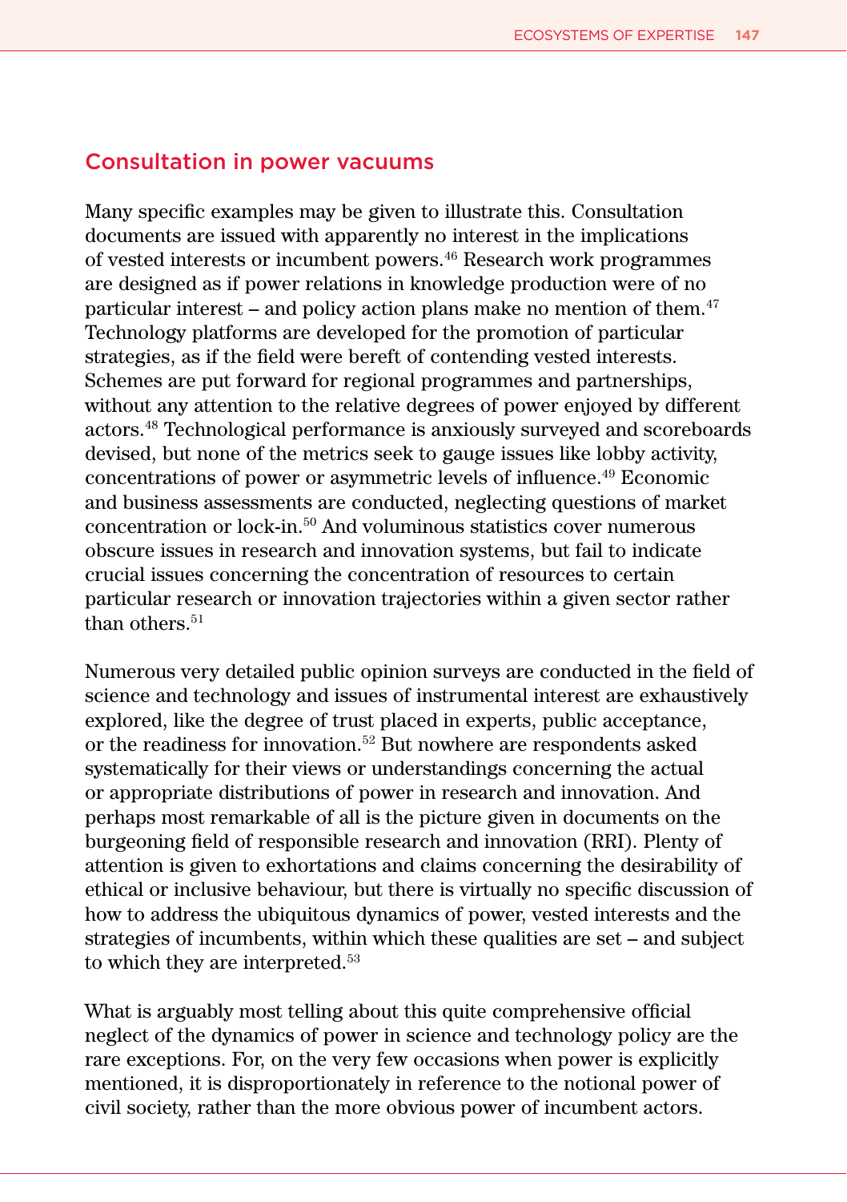## Consultation in power vacuums

Many specific examples may be given to illustrate this. Consultation documents are issued with apparently no interest in the implications of vested interests or incumbent powers.[46] Research work programmes are designed as if power relations in knowledge production were of no particular interest – and policy action plans make no mention of them.[47] Technology platforms are developed for the promotion of particular strategies, as if the field were bereft of contending vested interests. Schemes are put forward for regional programmes and partnerships, without any attention to the relative degrees of power enjoyed by different actors.[48] Technological performance is anxiously surveyed and scoreboards devised, but none of the metrics seek to gauge issues like lobby activity, concentrations of power or asymmetric levels of influence.[49] Economic and business assessments are conducted, neglecting questions of market concentration or lock-in.[50] And voluminous statistics cover numerous obscure issues in research and innovation systems, but fail to indicate crucial issues concerning the concentration of resources to certain particular research or innovation trajectories within a given sector rather than others.[51]

Numerous very detailed public opinion surveys are conducted in the field of science and technology and issues of instrumental interest are exhaustively explored, like the degree of trust placed in experts, public acceptance, or the readiness for innovation.[52] But nowhere are respondents asked systematically for their views or understandings concerning the actual or appropriate distributions of power in research and innovation. And perhaps most remarkable of all is the picture given in documents on the burgeoning field of responsible research and innovation (RRI). Plenty of attention is given to exhortations and claims concerning the desirability of ethical or inclusive behaviour, but there is virtually no specific discussion of how to address the ubiquitous dynamics of power, vested interests and the strategies of incumbents, within which these qualities are set – and subject to which they are interpreted.[53]

What is arguably most telling about this quite comprehensive official neglect of the dynamics of power in science and technology policy are the rare exceptions. For, on the very few occasions when power is explicitly mentioned, it is disproportionately in reference to the notional power of civil society, rather than the more obvious power of incumbent actors.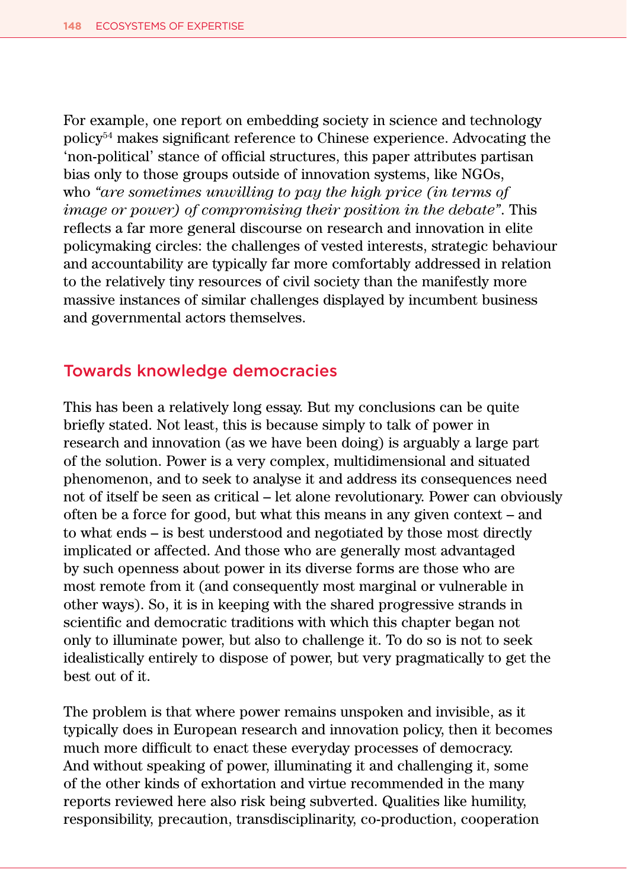For example, one report on embedding society in science and technology policy[54] makes significant reference to Chinese experience. Advocating the 'non-political' stance of official structures, this paper attributes partisan bias only to those groups outside of innovation systems, like NGOs, who *"are sometimes unwilling to pay the high price (in terms of image or power) of compromising their position in the debate"*. This reflects a far more general discourse on research and innovation in elite policymaking circles: the challenges of vested interests, strategic behaviour and accountability are typically far more comfortably addressed in relation to the relatively tiny resources of civil society than the manifestly more massive instances of similar challenges displayed by incumbent business and governmental actors themselves.

## Towards knowledge democracies

This has been a relatively long essay. But my conclusions can be quite briefly stated. Not least, this is because simply to talk of power in research and innovation (as we have been doing) is arguably a large part of the solution. Power is a very complex, multidimensional and situated phenomenon, and to seek to analyse it and address its consequences need not of itself be seen as critical – let alone revolutionary. Power can obviously often be a force for good, but what this means in any given context – and to what ends – is best understood and negotiated by those most directly implicated or affected. And those who are generally most advantaged by such openness about power in its diverse forms are those who are most remote from it (and consequently most marginal or vulnerable in other ways). So, it is in keeping with the shared progressive strands in scientific and democratic traditions with which this chapter began not only to illuminate power, but also to challenge it. To do so is not to seek idealistically entirely to dispose of power, but very pragmatically to get the best out of it.

The problem is that where power remains unspoken and invisible, as it typically does in European research and innovation policy, then it becomes much more difficult to enact these everyday processes of democracy. And without speaking of power, illuminating it and challenging it, some of the other kinds of exhortation and virtue recommended in the many reports reviewed here also risk being subverted. Qualities like humility, responsibility, precaution, transdisciplinarity, co-production, cooperation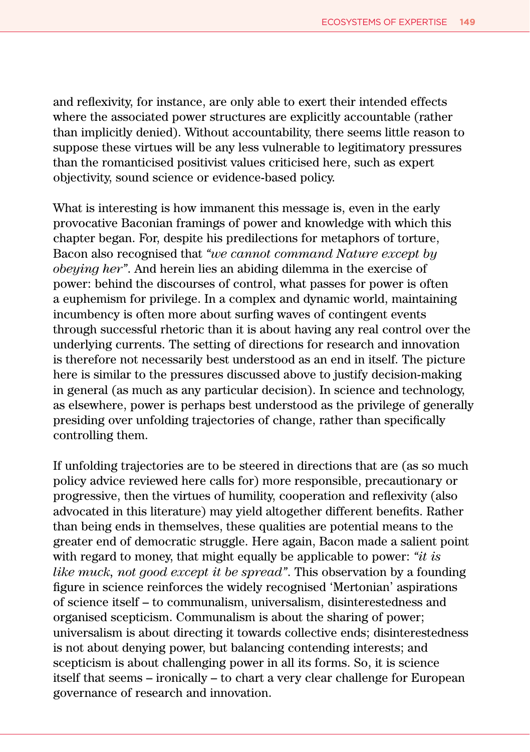and reflexivity, for instance, are only able to exert their intended effects where the associated power structures are explicitly accountable (rather than implicitly denied). Without accountability, there seems little reason to suppose these virtues will be any less vulnerable to legitimatory pressures than the romanticised positivist values criticised here, such as expert objectivity, sound science or evidence-based policy.

What is interesting is how immanent this message is, even in the early provocative Baconian framings of power and knowledge with which this chapter began. For, despite his predilections for metaphors of torture, Bacon also recognised that *"we cannot command Nature except by obeying her"*. And herein lies an abiding dilemma in the exercise of power: behind the discourses of control, what passes for power is often a euphemism for privilege. In a complex and dynamic world, maintaining incumbency is often more about surfing waves of contingent events through successful rhetoric than it is about having any real control over the underlying currents. The setting of directions for research and innovation is therefore not necessarily best understood as an end in itself. The picture here is similar to the pressures discussed above to justify decision-making in general (as much as any particular decision). In science and technology, as elsewhere, power is perhaps best understood as the privilege of generally presiding over unfolding trajectories of change, rather than specifically controlling them.

If unfolding trajectories are to be steered in directions that are (as so much policy advice reviewed here calls for) more responsible, precautionary or progressive, then the virtues of humility, cooperation and reflexivity (also advocated in this literature) may yield altogether different benefits. Rather than being ends in themselves, these qualities are potential means to the greater end of democratic struggle. Here again, Bacon made a salient point with regard to money, that might equally be applicable to power: *"it is like muck, not good except it be spread"*. This observation by a founding figure in science reinforces the widely recognised 'Mertonian' aspirations of science itself – to communalism, universalism, disinterestedness and organised scepticism. Communalism is about the sharing of power; universalism is about directing it towards collective ends; disinterestedness is not about denying power, but balancing contending interests; and scepticism is about challenging power in all its forms. So, it is science itself that seems – ironically – to chart a very clear challenge for European governance of research and innovation.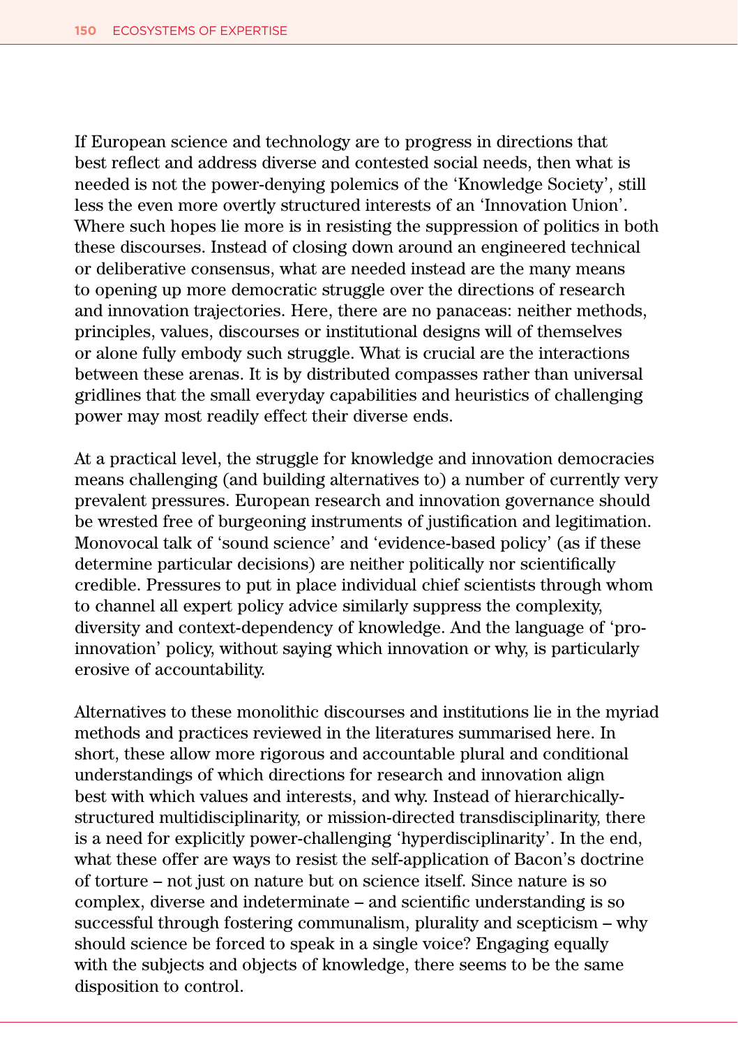If European science and technology are to progress in directions that best reflect and address diverse and contested social needs, then what is needed is not the power-denying polemics of the 'Knowledge Society', still less the even more overtly structured interests of an 'Innovation Union'. Where such hopes lie more is in resisting the suppression of politics in both these discourses. Instead of closing down around an engineered technical or deliberative consensus, what are needed instead are the many means to opening up more democratic struggle over the directions of research and innovation trajectories. Here, there are no panaceas: neither methods, principles, values, discourses or institutional designs will of themselves or alone fully embody such struggle. What is crucial are the interactions between these arenas. It is by distributed compasses rather than universal gridlines that the small everyday capabilities and heuristics of challenging power may most readily effect their diverse ends.

At a practical level, the struggle for knowledge and innovation democracies means challenging (and building alternatives to) a number of currently very prevalent pressures. European research and innovation governance should be wrested free of burgeoning instruments of justification and legitimation. Monovocal talk of 'sound science' and 'evidence-based policy' (as if these determine particular decisions) are neither politically nor scientifically credible. Pressures to put in place individual chief scientists through whom to channel all expert policy advice similarly suppress the complexity, diversity and context-dependency of knowledge. And the language of 'pro-innovation' policy, without saying which innovation or why, is particularly erosive of accountability.

Alternatives to these monolithic discourses and institutions lie in the myriad methods and practices reviewed in the literatures summarised here. In short, these allow more rigorous and accountable plural and conditional understandings of which directions for research and innovation align best with which values and interests, and why. Instead of hierarchically-structured multidisciplinarity, or mission-directed transdisciplinarity, there is a need for explicitly power-challenging 'hyperdisciplinarity'. In the end, what these offer are ways to resist the self-application of Bacon's doctrine of torture – not just on nature but on science itself. Since nature is so complex, diverse and indeterminate – and scientific understanding is so successful through fostering communalism, plurality and scepticism – why should science be forced to speak in a single voice? Engaging equally with the subjects and objects of knowledge, there seems to be the same disposition to control.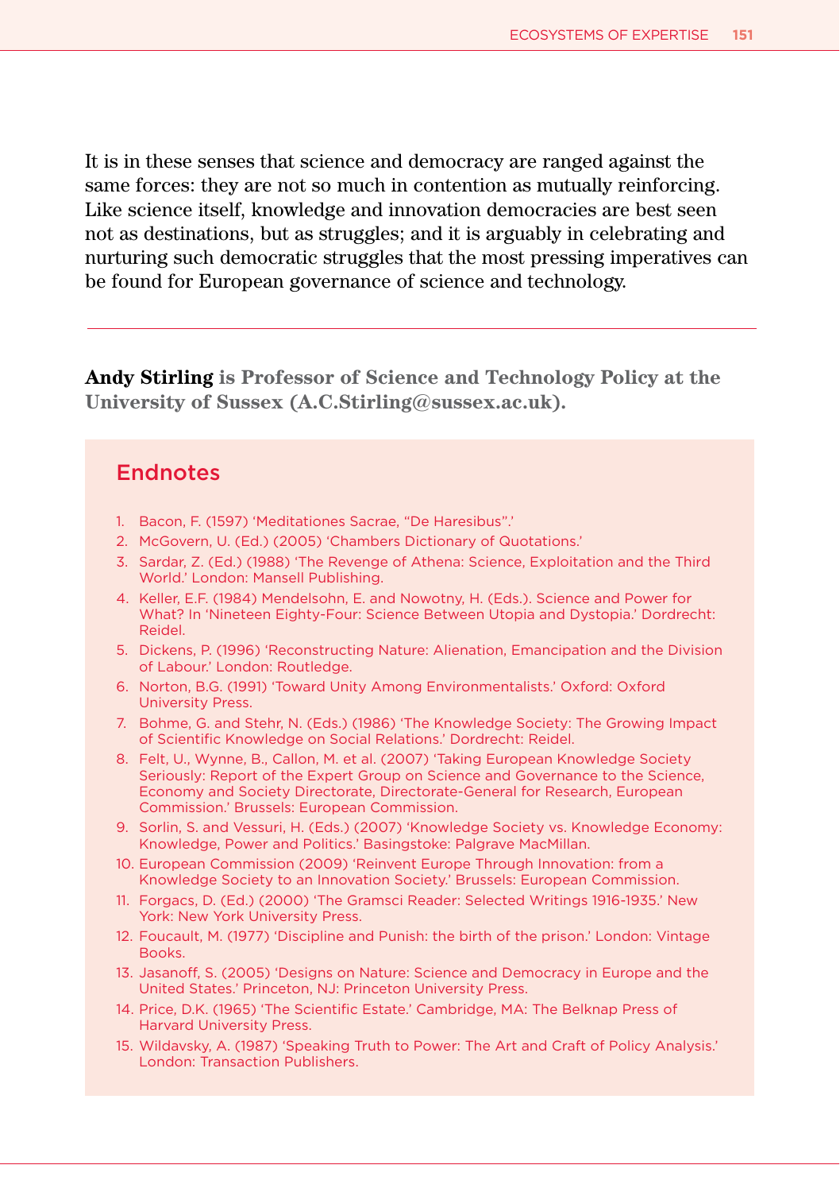It is in these senses that science and democracy are ranged against the same forces: they are not so much in contention as mutually reinforcing. Like science itself, knowledge and innovation democracies are best seen not as destinations, but as struggles; and it is arguably in celebrating and nurturing such democratic struggles that the most pressing imperatives can be found for European governance of science and technology.

---

**Andy Stirling is Professor of Science and Technology Policy at the University of Sussex (A.C.Stirling@sussex.ac.uk).**

## Endnotes

1. Bacon, F. (1597) 'Meditationes Sacrae, "De Haresibus".'
2. McGovern, U. (Ed.) (2005) 'Chambers Dictionary of Quotations.'
3. Sardar, Z. (Ed.) (1988) 'The Revenge of Athena: Science, Exploitation and the Third World.' London: Mansell Publishing.
4. Keller, E.F. (1984) Mendelsohn, E. and Nowotny, H. (Eds.). Science and Power for What? In 'Nineteen Eighty-Four: Science Between Utopia and Dystopia.' Dordrecht: Reidel.
5. Dickens, P. (1996) 'Reconstructing Nature: Alienation, Emancipation and the Division of Labour.' London: Routledge.
6. Norton, B.G. (1991) 'Toward Unity Among Environmentalists.' Oxford: Oxford University Press.
7. Bohme, G. and Stehr, N. (Eds.) (1986) 'The Knowledge Society: The Growing Impact of Scientific Knowledge on Social Relations.' Dordrecht: Reidel.
8. Felt, U., Wynne, B., Callon, M. et al. (2007) 'Taking European Knowledge Society Seriously: Report of the Expert Group on Science and Governance to the Science, Economy and Society Directorate, Directorate-General for Research, European Commission.' Brussels: European Commission.
9. Sorlin, S. and Vessuri, H. (Eds.) (2007) 'Knowledge Society vs. Knowledge Economy: Knowledge, Power and Politics.' Basingstoke: Palgrave MacMillan.
10. European Commission (2009) 'Reinvent Europe Through Innovation: from a Knowledge Society to an Innovation Society.' Brussels: European Commission.
11. Forgacs, D. (Ed.) (2000) 'The Gramsci Reader: Selected Writings 1916-1935.' New York: New York University Press.
12. Foucault, M. (1977) 'Discipline and Punish: the birth of the prison.' London: Vintage Books.
13. Jasanoff, S. (2005) 'Designs on Nature: Science and Democracy in Europe and the United States.' Princeton, NJ: Princeton University Press.
14. Price, D.K. (1965) 'The Scientific Estate.' Cambridge, MA: The Belknap Press of Harvard University Press.
15. Wildavsky, A. (1987) 'Speaking Truth to Power: The Art and Craft of Policy Analysis.' London: Transaction Publishers.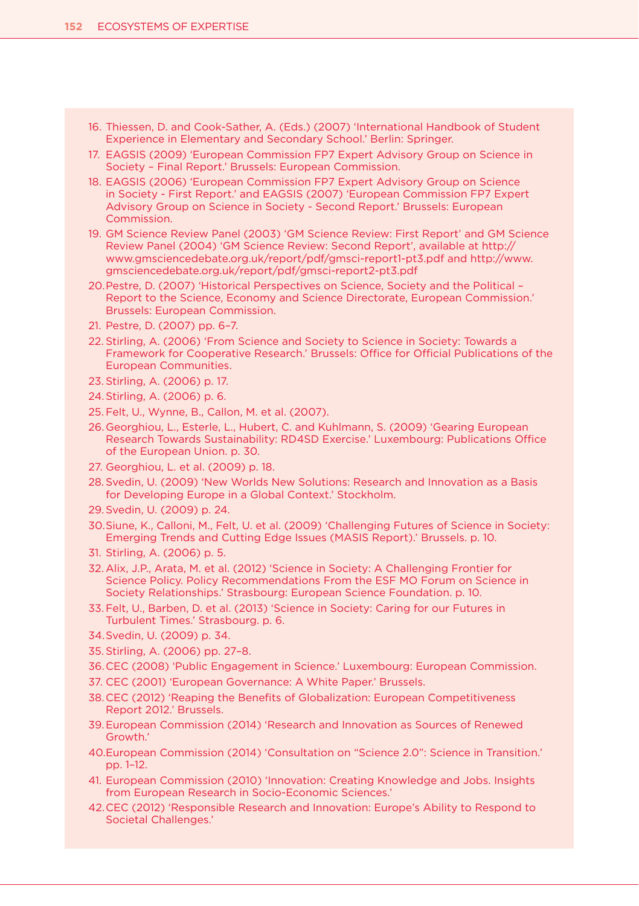16. Thiessen, D. and Cook-Sather, A. (Eds.) (2007) 'International Handbook of Student Experience in Elementary and Secondary School.' Berlin: Springer.
17. EAGSIS (2009) 'European Commission FP7 Expert Advisory Group on Science in Society – Final Report.' Brussels: European Commission.
18. EAGSIS (2006) 'European Commission FP7 Expert Advisory Group on Science in Society - First Report.' and EAGSIS (2007) 'European Commission FP7 Expert Advisory Group on Science in Society - Second Report.' Brussels: European Commission.
19. GM Science Review Panel (2003) 'GM Science Review: First Report' and GM Science Review Panel (2004) 'GM Science Review: Second Report', available at http://www.gmsciencedebate.org.uk/report/pdf/gmsci-report1-pt3.pdf and http://www.gmsciencedebate.org.uk/report/pdf/gmsci-report2-pt3.pdf
20. Pestre, D. (2007) 'Historical Perspectives on Science, Society and the Political – Report to the Science, Economy and Science Directorate, European Commission.' Brussels: European Commission.
21. Pestre, D. (2007) pp. 6–7.
22. Stirling, A. (2006) 'From Science and Society to Science in Society: Towards a Framework for Cooperative Research.' Brussels: Office for Official Publications of the European Communities.
23. Stirling, A. (2006) p. 17.
24. Stirling, A. (2006) p. 6.
25. Felt, U., Wynne, B., Callon, M. et al. (2007).
26. Georghiou, L., Esterle, L., Hubert, C. and Kuhlmann, S. (2009) 'Gearing European Research Towards Sustainability: RD4SD Exercise.' Luxembourg: Publications Office of the European Union. p. 30.
27. Georghiou, L. et al. (2009) p. 18.
28. Svedin, U. (2009) 'New Worlds New Solutions: Research and Innovation as a Basis for Developing Europe in a Global Context.' Stockholm.
29. Svedin, U. (2009) p. 24.
30. Siune, K., Calloni, M., Felt, U. et al. (2009) 'Challenging Futures of Science in Society: Emerging Trends and Cutting Edge Issues (MASIS Report).' Brussels. p. 10.
31. Stirling, A. (2006) p. 5.
32. Alix, J.P., Arata, M. et al. (2012) 'Science in Society: A Challenging Frontier for Science Policy. Policy Recommendations From the ESF MO Forum on Science in Society Relationships.' Strasbourg: European Science Foundation. p. 10.
33. Felt, U., Barben, D. et al. (2013) 'Science in Society: Caring for our Futures in Turbulent Times.' Strasbourg. p. 6.
34. Svedin, U. (2009) p. 34.
35. Stirling, A. (2006) pp. 27–8.
36. CEC (2008) 'Public Engagement in Science.' Luxembourg: European Commission.
37. CEC (2001) 'European Governance: A White Paper.' Brussels.
38. CEC (2012) 'Reaping the Benefits of Globalization: European Competitiveness Report 2012.' Brussels.
39. European Commission (2014) 'Research and Innovation as Sources of Renewed Growth.'
40. European Commission (2014) 'Consultation on "Science 2.0": Science in Transition.' pp. 1–12.
41. European Commission (2010) 'Innovation: Creating Knowledge and Jobs. Insights from European Research in Socio-Economic Sciences.'
42. CEC (2012) 'Responsible Research and Innovation: Europe's Ability to Respond to Societal Challenges.'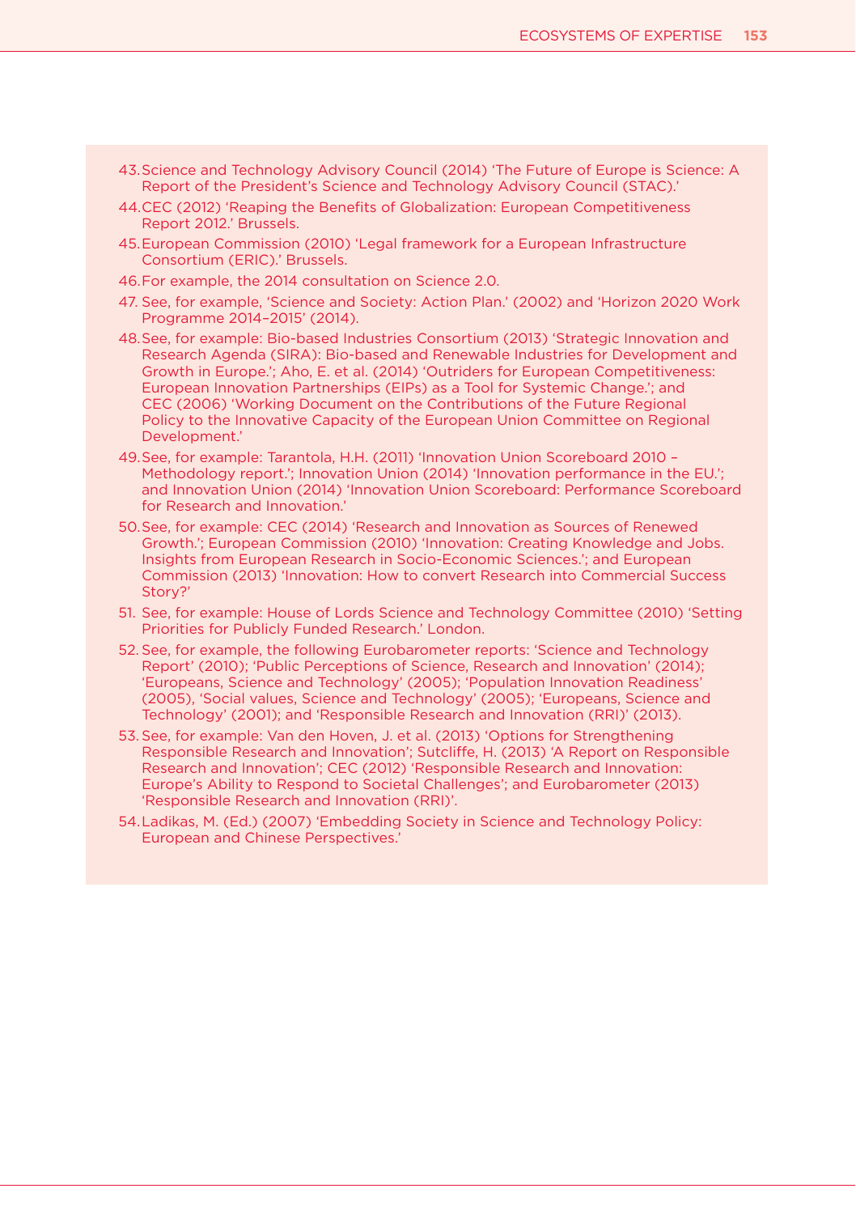43. Science and Technology Advisory Council (2014) 'The Future of Europe is Science: A Report of the President's Science and Technology Advisory Council (STAC).'
44. CEC (2012) 'Reaping the Benefits of Globalization: European Competitiveness Report 2012.' Brussels.
45. European Commission (2010) 'Legal framework for a European Infrastructure Consortium (ERIC).' Brussels.
46. For example, the 2014 consultation on Science 2.0.
47. See, for example, 'Science and Society: Action Plan.' (2002) and 'Horizon 2020 Work Programme 2014–2015' (2014).
48. See, for example: Bio-based Industries Consortium (2013) 'Strategic Innovation and Research Agenda (SIRA): Bio-based and Renewable Industries for Development and Growth in Europe.'; Aho, E. et al. (2014) 'Outriders for European Competitiveness: European Innovation Partnerships (EIPs) as a Tool for Systemic Change.'; and CEC (2006) 'Working Document on the Contributions of the Future Regional Policy to the Innovative Capacity of the European Union Committee on Regional Development.'
49. See, for example: Tarantola, H.H. (2011) 'Innovation Union Scoreboard 2010 – Methodology report.'; Innovation Union (2014) 'Innovation performance in the EU.'; and Innovation Union (2014) 'Innovation Union Scoreboard: Performance Scoreboard for Research and Innovation.'
50. See, for example: CEC (2014) 'Research and Innovation as Sources of Renewed Growth.'; European Commission (2010) 'Innovation: Creating Knowledge and Jobs. Insights from European Research in Socio-Economic Sciences.'; and European Commission (2013) 'Innovation: How to convert Research into Commercial Success Story?'
51. See, for example: House of Lords Science and Technology Committee (2010) 'Setting Priorities for Publicly Funded Research.' London.
52. See, for example, the following Eurobarometer reports: 'Science and Technology Report' (2010); 'Public Perceptions of Science, Research and Innovation' (2014); 'Europeans, Science and Technology' (2005); 'Population Innovation Readiness' (2005), 'Social values, Science and Technology' (2005); 'Europeans, Science and Technology' (2001); and 'Responsible Research and Innovation (RRI)' (2013).
53. See, for example: Van den Hoven, J. et al. (2013) 'Options for Strengthening Responsible Research and Innovation'; Sutcliffe, H. (2013) 'A Report on Responsible Research and Innovation'; CEC (2012) 'Responsible Research and Innovation: Europe's Ability to Respond to Societal Challenges'; and Eurobarometer (2013) 'Responsible Research and Innovation (RRI)'.
54. Ladikas, M. (Ed.) (2007) 'Embedding Society in Science and Technology Policy: European and Chinese Perspectives.'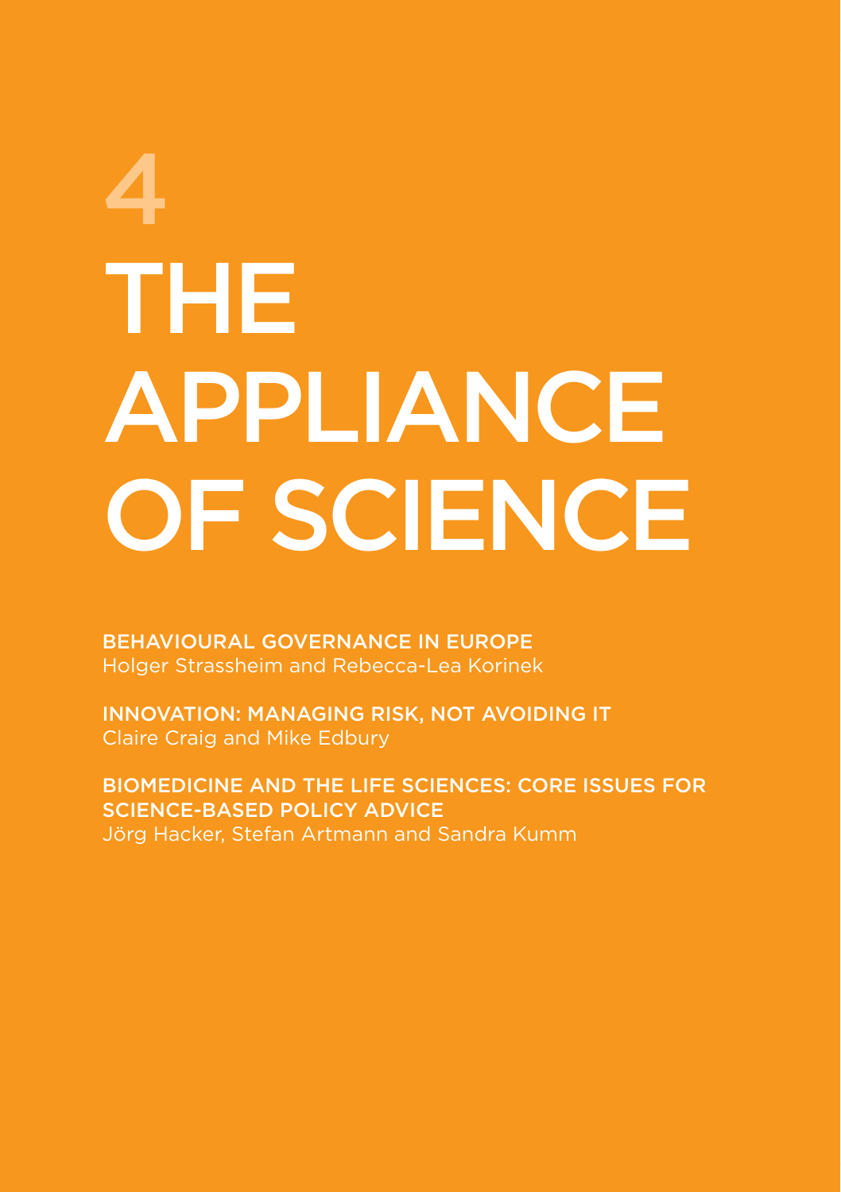# 4

# THE APPLIANCE OF SCIENCE

**BEHAVIOURAL GOVERNANCE IN EUROPE**
Holger Strassheim and Rebecca-Lea Korinek

**INNOVATION: MANAGING RISK, NOT AVOIDING IT**
Claire Craig and Mike Edbury

**BIOMEDICINE AND THE LIFE SCIENCES: CORE ISSUES FOR SCIENCE-BASED POLICY ADVICE**
Jörg Hacker, Stefan Artmann and Sandra Kumm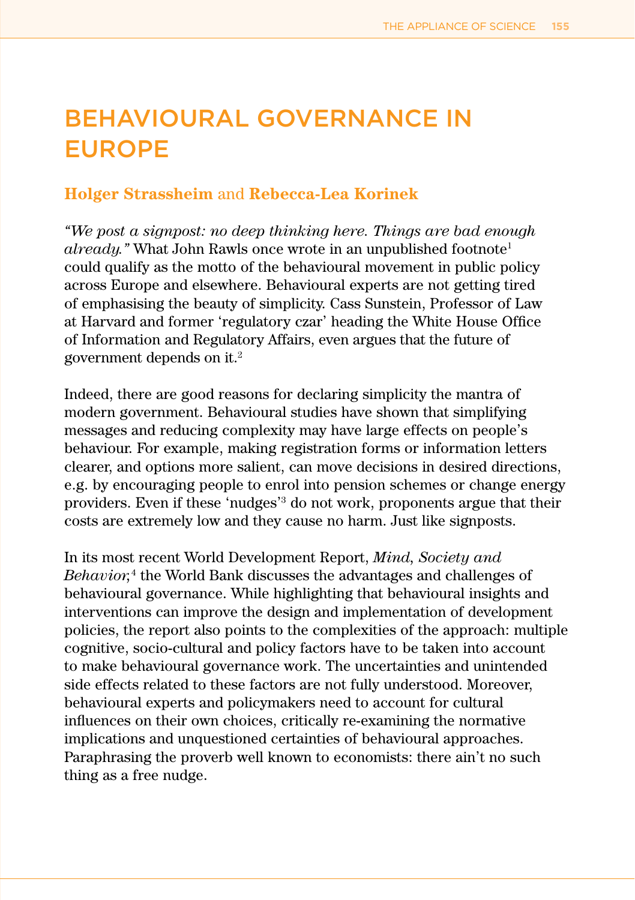# BEHAVIOURAL GOVERNANCE IN EUROPE

**Holger Strassheim** and **Rebecca-Lea Korinek**

*"We post a signpost: no deep thinking here. Things are bad enough already."* What John Rawls once wrote in an unpublished footnote[1] could qualify as the motto of the behavioural movement in public policy across Europe and elsewhere. Behavioural experts are not getting tired of emphasising the beauty of simplicity. Cass Sunstein, Professor of Law at Harvard and former 'regulatory czar' heading the White House Office of Information and Regulatory Affairs, even argues that the future of government depends on it.[2]

Indeed, there are good reasons for declaring simplicity the mantra of modern government. Behavioural studies have shown that simplifying messages and reducing complexity may have large effects on people's behaviour. For example, making registration forms or information letters clearer, and options more salient, can move decisions in desired directions, e.g. by encouraging people to enrol into pension schemes or change energy providers. Even if these 'nudges'[3] do not work, proponents argue that their costs are extremely low and they cause no harm. Just like signposts.

In its most recent World Development Report, *Mind, Society and Behavior*,[4] the World Bank discusses the advantages and challenges of behavioural governance. While highlighting that behavioural insights and interventions can improve the design and implementation of development policies, the report also points to the complexities of the approach: multiple cognitive, socio-cultural and policy factors have to be taken into account to make behavioural governance work. The uncertainties and unintended side effects related to these factors are not fully understood. Moreover, behavioural experts and policymakers need to account for cultural influences on their own choices, critically re-examining the normative implications and unquestioned certainties of behavioural approaches. Paraphrasing the proverb well known to economists: there ain't no such thing as a free nudge.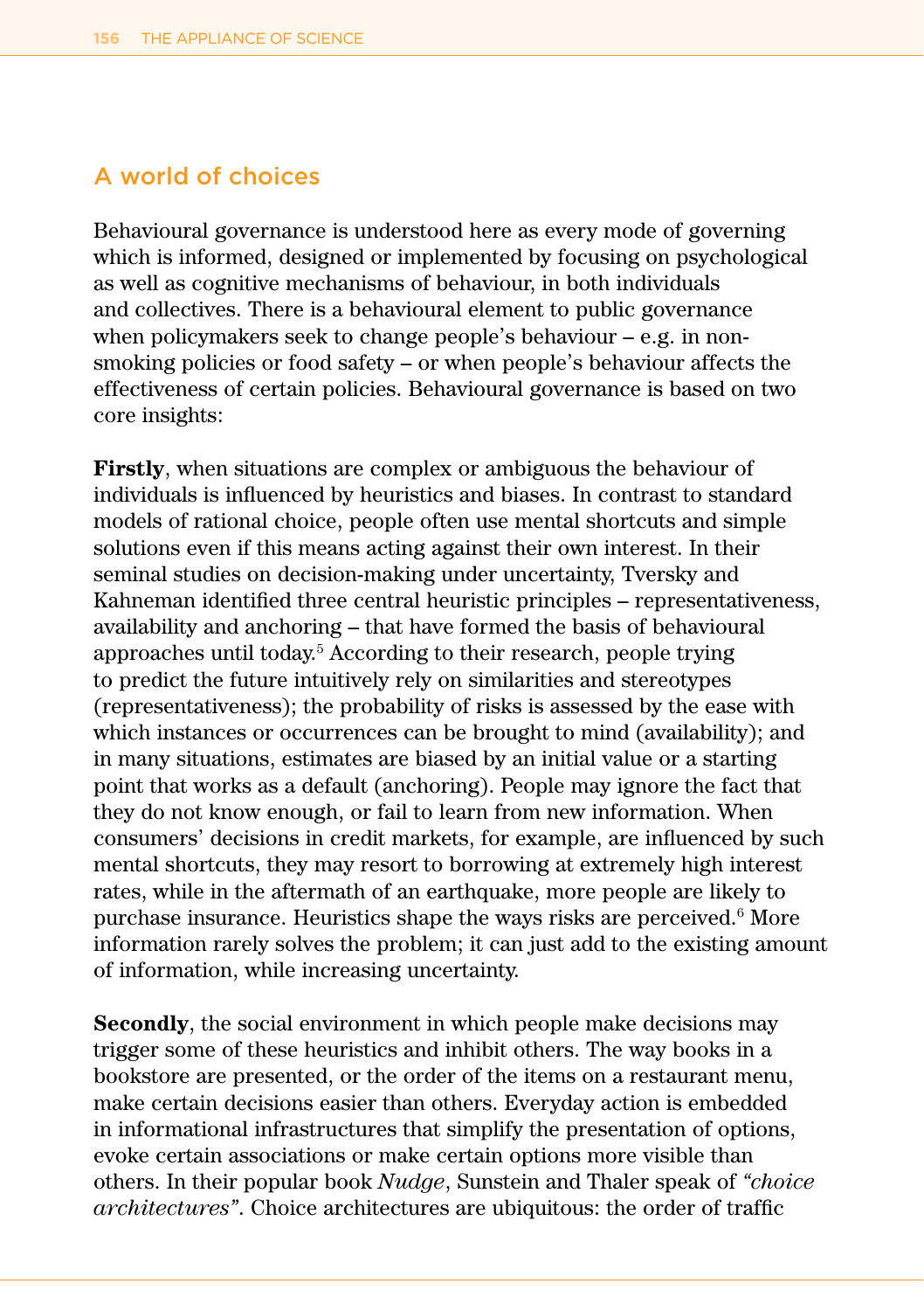## A world of choices

Behavioural governance is understood here as every mode of governing which is informed, designed or implemented by focusing on psychological as well as cognitive mechanisms of behaviour, in both individuals and collectives. There is a behavioural element to public governance when policymakers seek to change people's behaviour – e.g. in non-smoking policies or food safety – or when people's behaviour affects the effectiveness of certain policies. Behavioural governance is based on two core insights:

**Firstly**, when situations are complex or ambiguous the behaviour of individuals is influenced by heuristics and biases. In contrast to standard models of rational choice, people often use mental shortcuts and simple solutions even if this means acting against their own interest. In their seminal studies on decision-making under uncertainty, Tversky and Kahneman identified three central heuristic principles – representativeness, availability and anchoring – that have formed the basis of behavioural approaches until today.[5] According to their research, people trying to predict the future intuitively rely on similarities and stereotypes (representativeness); the probability of risks is assessed by the ease with which instances or occurrences can be brought to mind (availability); and in many situations, estimates are biased by an initial value or a starting point that works as a default (anchoring). People may ignore the fact that they do not know enough, or fail to learn from new information. When consumers' decisions in credit markets, for example, are influenced by such mental shortcuts, they may resort to borrowing at extremely high interest rates, while in the aftermath of an earthquake, more people are likely to purchase insurance. Heuristics shape the ways risks are perceived.[6] More information rarely solves the problem; it can just add to the existing amount of information, while increasing uncertainty.

**Secondly**, the social environment in which people make decisions may trigger some of these heuristics and inhibit others. The way books in a bookstore are presented, or the order of the items on a restaurant menu, make certain decisions easier than others. Everyday action is embedded in informational infrastructures that simplify the presentation of options, evoke certain associations or make certain options more visible than others. In their popular book *Nudge*, Sunstein and Thaler speak of *"choice architectures"*. Choice architectures are ubiquitous: the order of traffic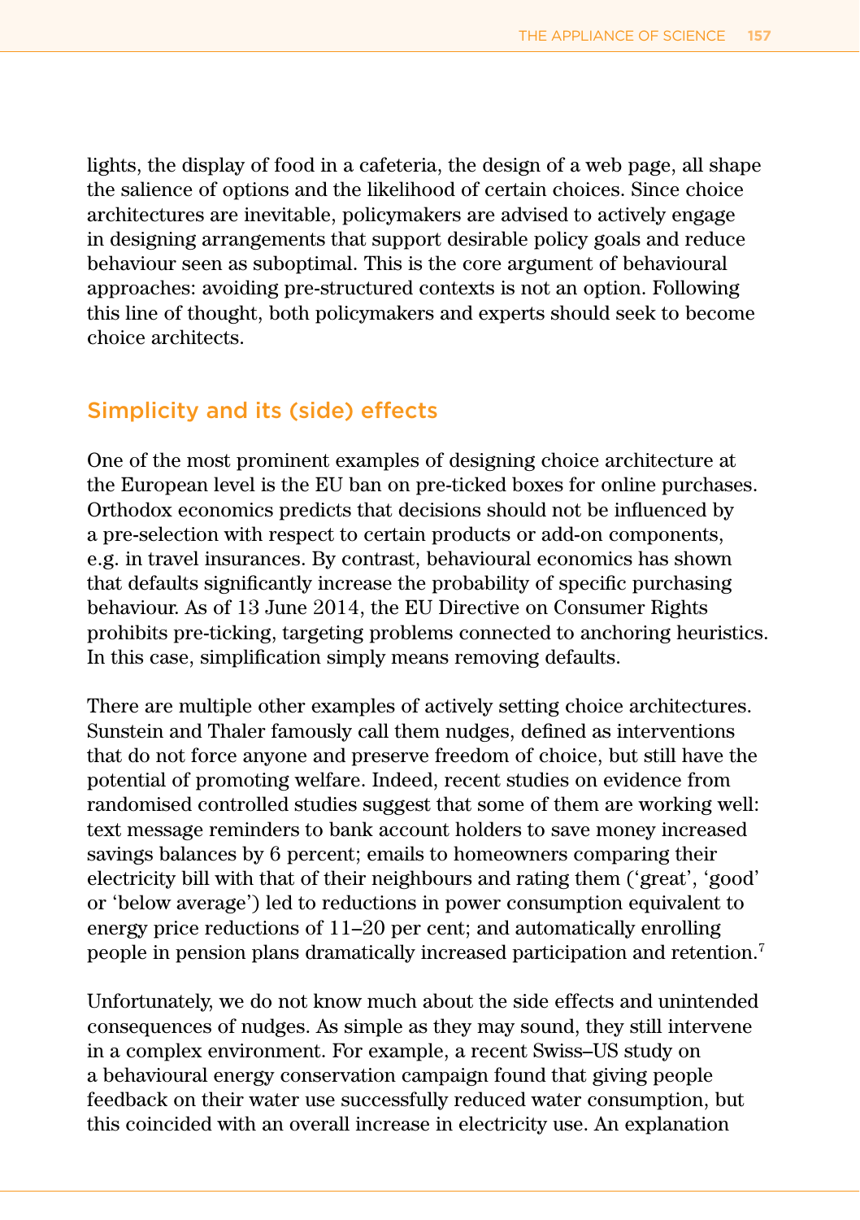lights, the display of food in a cafeteria, the design of a web page, all shape the salience of options and the likelihood of certain choices. Since choice architectures are inevitable, policymakers are advised to actively engage in designing arrangements that support desirable policy goals and reduce behaviour seen as suboptimal. This is the core argument of behavioural approaches: avoiding pre-structured contexts is not an option. Following this line of thought, both policymakers and experts should seek to become choice architects.

## Simplicity and its (side) effects

One of the most prominent examples of designing choice architecture at the European level is the EU ban on pre-ticked boxes for online purchases. Orthodox economics predicts that decisions should not be influenced by a pre-selection with respect to certain products or add-on components, e.g. in travel insurances. By contrast, behavioural economics has shown that defaults significantly increase the probability of specific purchasing behaviour. As of 13 June 2014, the EU Directive on Consumer Rights prohibits pre-ticking, targeting problems connected to anchoring heuristics. In this case, simplification simply means removing defaults.

There are multiple other examples of actively setting choice architectures. Sunstein and Thaler famously call them nudges, defined as interventions that do not force anyone and preserve freedom of choice, but still have the potential of promoting welfare. Indeed, recent studies on evidence from randomised controlled studies suggest that some of them are working well: text message reminders to bank account holders to save money increased savings balances by 6 percent; emails to homeowners comparing their electricity bill with that of their neighbours and rating them ('great', 'good' or 'below average') led to reductions in power consumption equivalent to energy price reductions of 11–20 per cent; and automatically enrolling people in pension plans dramatically increased participation and retention.[7]

Unfortunately, we do not know much about the side effects and unintended consequences of nudges. As simple as they may sound, they still intervene in a complex environment. For example, a recent Swiss–US study on a behavioural energy conservation campaign found that giving people feedback on their water use successfully reduced water consumption, but this coincided with an overall increase in electricity use. An explanation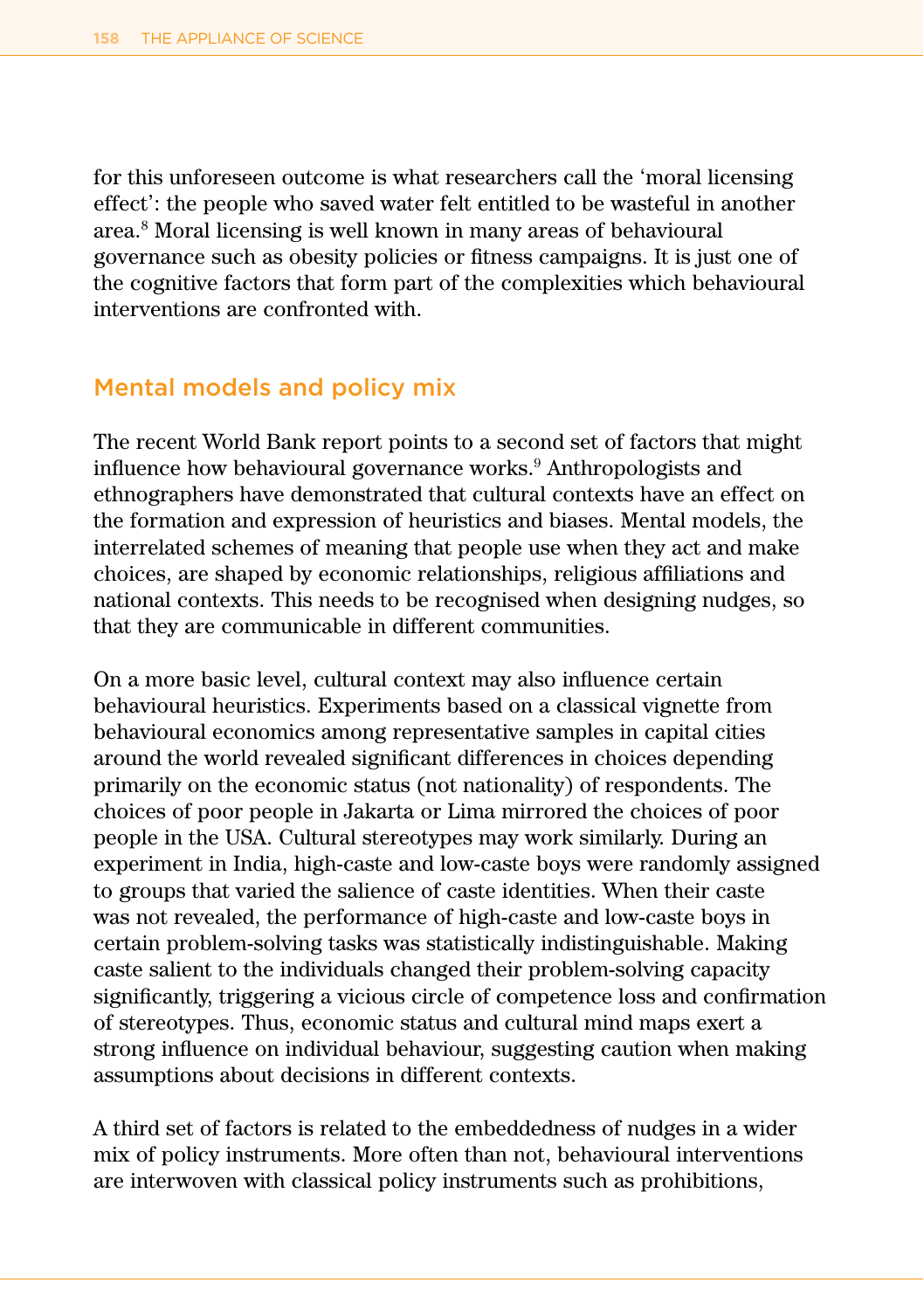for this unforeseen outcome is what researchers call the 'moral licensing effect': the people who saved water felt entitled to be wasteful in another area.[8] Moral licensing is well known in many areas of behavioural governance such as obesity policies or fitness campaigns. It is just one of the cognitive factors that form part of the complexities which behavioural interventions are confronted with.

## Mental models and policy mix

The recent World Bank report points to a second set of factors that might influence how behavioural governance works.[9] Anthropologists and ethnographers have demonstrated that cultural contexts have an effect on the formation and expression of heuristics and biases. Mental models, the interrelated schemes of meaning that people use when they act and make choices, are shaped by economic relationships, religious affiliations and national contexts. This needs to be recognised when designing nudges, so that they are communicable in different communities.

On a more basic level, cultural context may also influence certain behavioural heuristics. Experiments based on a classical vignette from behavioural economics among representative samples in capital cities around the world revealed significant differences in choices depending primarily on the economic status (not nationality) of respondents. The choices of poor people in Jakarta or Lima mirrored the choices of poor people in the USA. Cultural stereotypes may work similarly. During an experiment in India, high-caste and low-caste boys were randomly assigned to groups that varied the salience of caste identities. When their caste was not revealed, the performance of high-caste and low-caste boys in certain problem-solving tasks was statistically indistinguishable. Making caste salient to the individuals changed their problem-solving capacity significantly, triggering a vicious circle of competence loss and confirmation of stereotypes. Thus, economic status and cultural mind maps exert a strong influence on individual behaviour, suggesting caution when making assumptions about decisions in different contexts.

A third set of factors is related to the embeddedness of nudges in a wider mix of policy instruments. More often than not, behavioural interventions are interwoven with classical policy instruments such as prohibitions,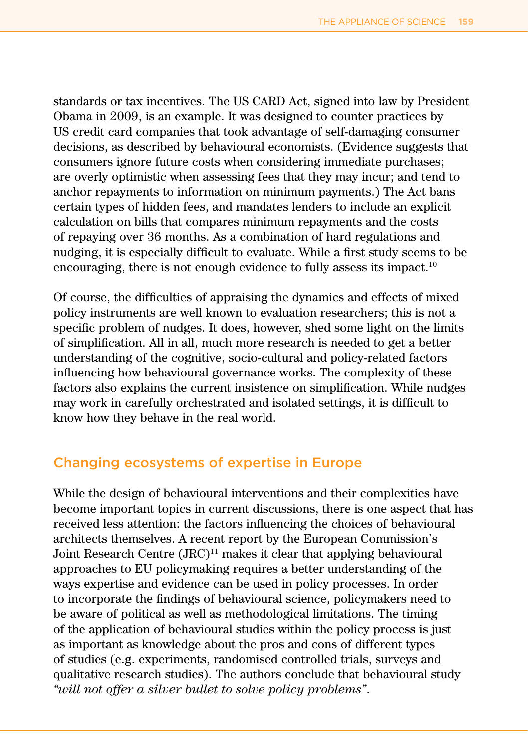standards or tax incentives. The US CARD Act, signed into law by President Obama in 2009, is an example. It was designed to counter practices by US credit card companies that took advantage of self-damaging consumer decisions, as described by behavioural economists. (Evidence suggests that consumers ignore future costs when considering immediate purchases; are overly optimistic when assessing fees that they may incur; and tend to anchor repayments to information on minimum payments.) The Act bans certain types of hidden fees, and mandates lenders to include an explicit calculation on bills that compares minimum repayments and the costs of repaying over 36 months. As a combination of hard regulations and nudging, it is especially difficult to evaluate. While a first study seems to be encouraging, there is not enough evidence to fully assess its impact.[10]

Of course, the difficulties of appraising the dynamics and effects of mixed policy instruments are well known to evaluation researchers; this is not a specific problem of nudges. It does, however, shed some light on the limits of simplification. All in all, much more research is needed to get a better understanding of the cognitive, socio-cultural and policy-related factors influencing how behavioural governance works. The complexity of these factors also explains the current insistence on simplification. While nudges may work in carefully orchestrated and isolated settings, it is difficult to know how they behave in the real world.

## Changing ecosystems of expertise in Europe

While the design of behavioural interventions and their complexities have become important topics in current discussions, there is one aspect that has received less attention: the factors influencing the choices of behavioural architects themselves. A recent report by the European Commission's Joint Research Centre (JRC)[11] makes it clear that applying behavioural approaches to EU policymaking requires a better understanding of the ways expertise and evidence can be used in policy processes. In order to incorporate the findings of behavioural science, policymakers need to be aware of political as well as methodological limitations. The timing of the application of behavioural studies within the policy process is just as important as knowledge about the pros and cons of different types of studies (e.g. experiments, randomised controlled trials, surveys and qualitative research studies). The authors conclude that behavioural study *"will not offer a silver bullet to solve policy problems"*.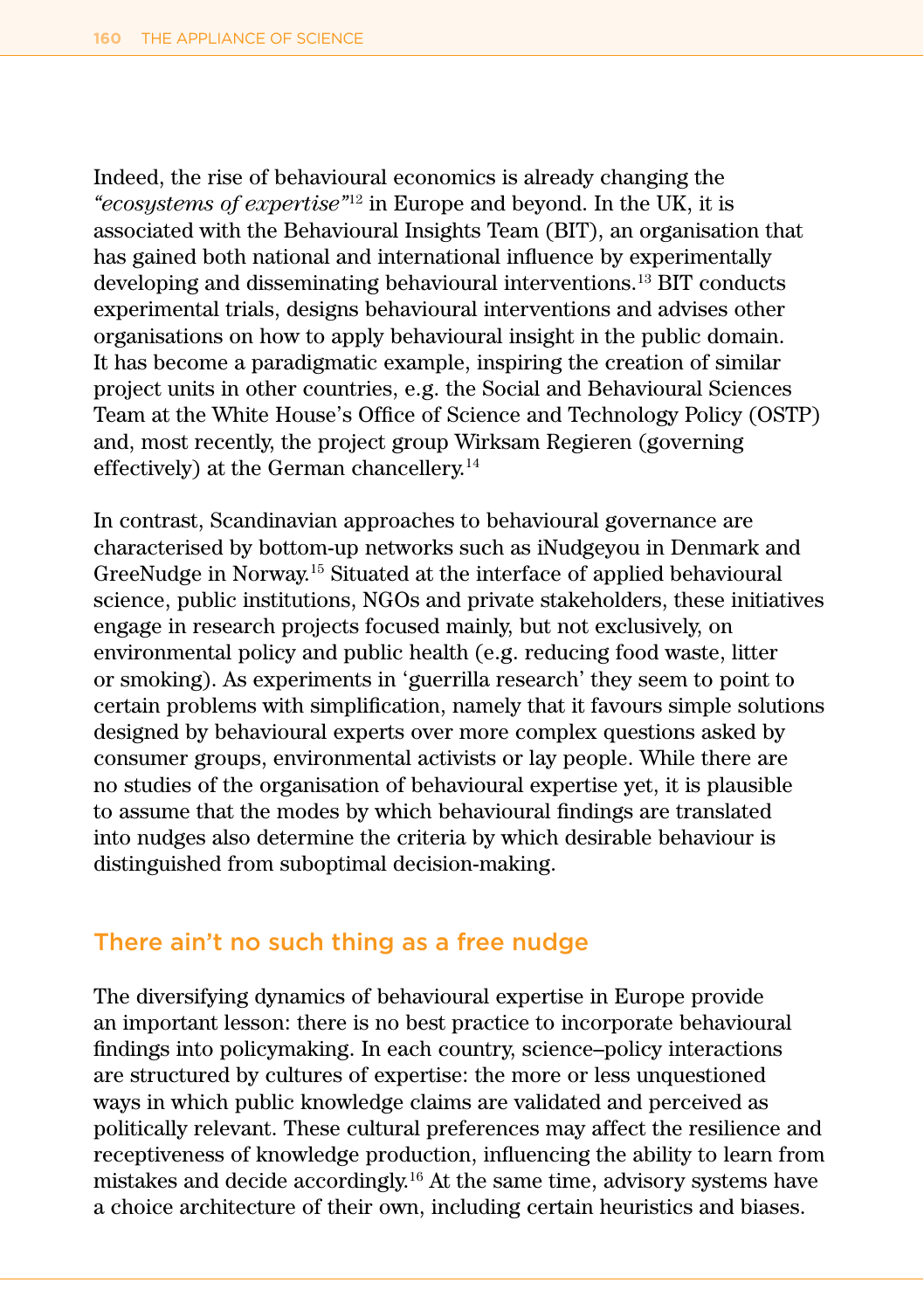Indeed, the rise of behavioural economics is already changing the *"ecosystems of expertise"*[12] in Europe and beyond. In the UK, it is associated with the Behavioural Insights Team (BIT), an organisation that has gained both national and international influence by experimentally developing and disseminating behavioural interventions.[13] BIT conducts experimental trials, designs behavioural interventions and advises other organisations on how to apply behavioural insight in the public domain. It has become a paradigmatic example, inspiring the creation of similar project units in other countries, e.g. the Social and Behavioural Sciences Team at the White House's Office of Science and Technology Policy (OSTP) and, most recently, the project group Wirksam Regieren (governing effectively) at the German chancellery.[14]

In contrast, Scandinavian approaches to behavioural governance are characterised by bottom-up networks such as iNudgeyou in Denmark and GreeNudge in Norway.[15] Situated at the interface of applied behavioural science, public institutions, NGOs and private stakeholders, these initiatives engage in research projects focused mainly, but not exclusively, on environmental policy and public health (e.g. reducing food waste, litter or smoking). As experiments in 'guerrilla research' they seem to point to certain problems with simplification, namely that it favours simple solutions designed by behavioural experts over more complex questions asked by consumer groups, environmental activists or lay people. While there are no studies of the organisation of behavioural expertise yet, it is plausible to assume that the modes by which behavioural findings are translated into nudges also determine the criteria by which desirable behaviour is distinguished from suboptimal decision-making.

## There ain't no such thing as a free nudge

The diversifying dynamics of behavioural expertise in Europe provide an important lesson: there is no best practice to incorporate behavioural findings into policymaking. In each country, science–policy interactions are structured by cultures of expertise: the more or less unquestioned ways in which public knowledge claims are validated and perceived as politically relevant. These cultural preferences may affect the resilience and receptiveness of knowledge production, influencing the ability to learn from mistakes and decide accordingly.[16] At the same time, advisory systems have a choice architecture of their own, including certain heuristics and biases.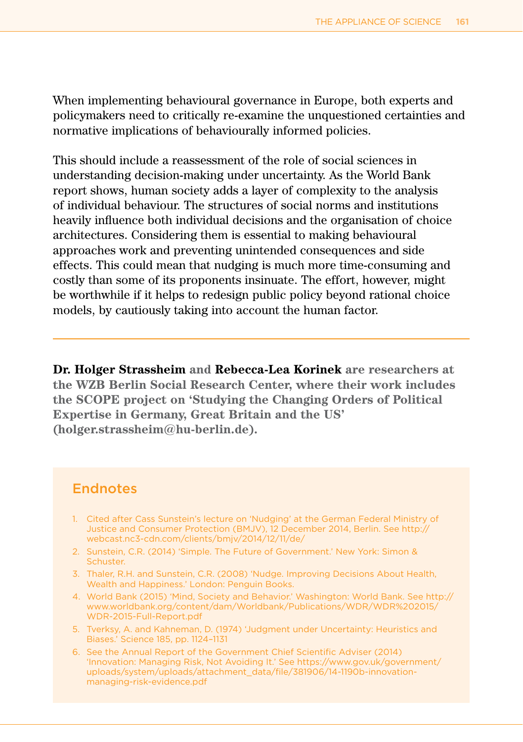When implementing behavioural governance in Europe, both experts and policymakers need to critically re-examine the unquestioned certainties and normative implications of behaviourally informed policies.

This should include a reassessment of the role of social sciences in understanding decision-making under uncertainty. As the World Bank report shows, human society adds a layer of complexity to the analysis of individual behaviour. The structures of social norms and institutions heavily influence both individual decisions and the organisation of choice architectures. Considering them is essential to making behavioural approaches work and preventing unintended consequences and side effects. This could mean that nudging is much more time-consuming and costly than some of its proponents insinuate. The effort, however, might be worthwhile if it helps to redesign public policy beyond rational choice models, by cautiously taking into account the human factor.

---

**Dr. Holger Strassheim and Rebecca-Lea Korinek are researchers at the WZB Berlin Social Research Center, where their work includes the SCOPE project on 'Studying the Changing Orders of Political Expertise in Germany, Great Britain and the US' (holger.strassheim@hu-berlin.de).**

## Endnotes

1. Cited after Cass Sunstein's lecture on 'Nudging' at the German Federal Ministry of Justice and Consumer Protection (BMJV), 12 December 2014, Berlin. See http://webcast.nc3-cdn.com/clients/bmjv/2014/12/11/de/
2. Sunstein, C.R. (2014) 'Simple. The Future of Government.' New York: Simon & Schuster.
3. Thaler, R.H. and Sunstein, C.R. (2008) 'Nudge. Improving Decisions About Health, Wealth and Happiness.' London: Penguin Books.
4. World Bank (2015) 'Mind, Society and Behavior.' Washington: World Bank. See http://www.worldbank.org/content/dam/Worldbank/Publications/WDR/WDR%202015/WDR-2015-Full-Report.pdf
5. Tverksy, A. and Kahneman, D. (1974) 'Judgment under Uncertainty: Heuristics and Biases.' Science 185, pp. 1124–1131
6. See the Annual Report of the Government Chief Scientific Adviser (2014) 'Innovation: Managing Risk, Not Avoiding It.' See https://www.gov.uk/government/uploads/system/uploads/attachment_data/file/381906/14-1190b-innovation-managing-risk-evidence.pdf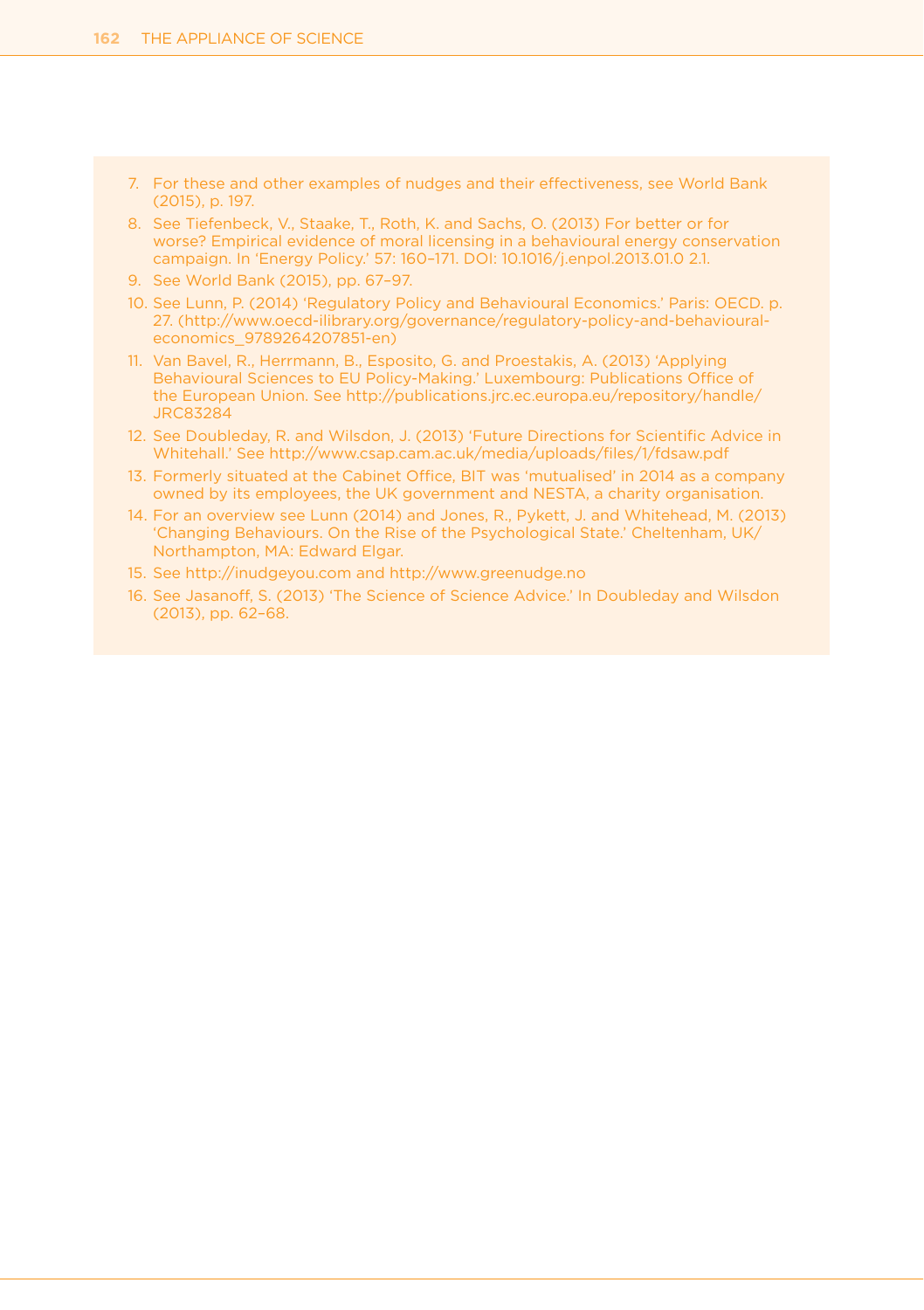7. For these and other examples of nudges and their effectiveness, see World Bank (2015), p. 197.
8. See Tiefenbeck, V., Staake, T., Roth, K. and Sachs, O. (2013) For better or for worse? Empirical evidence of moral licensing in a behavioural energy conservation campaign. In 'Energy Policy.' 57: 160–171. DOI: 10.1016/j.enpol.2013.01.0 2.1.
9. See World Bank (2015), pp. 67–97.
10. See Lunn, P. (2014) 'Regulatory Policy and Behavioural Economics.' Paris: OECD. p. 27. (http://www.oecd-ilibrary.org/governance/regulatory-policy-and-behavioural-economics_9789264207851-en)
11. Van Bavel, R., Herrmann, B., Esposito, G. and Proestakis, A. (2013) 'Applying Behavioural Sciences to EU Policy-Making.' Luxembourg: Publications Office of the European Union. See http://publications.jrc.ec.europa.eu/repository/handle/JRC83284
12. See Doubleday, R. and Wilsdon, J. (2013) 'Future Directions for Scientific Advice in Whitehall.' See http://www.csap.cam.ac.uk/media/uploads/files/1/fdsaw.pdf
13. Formerly situated at the Cabinet Office, BIT was 'mutualised' in 2014 as a company owned by its employees, the UK government and NESTA, a charity organisation.
14. For an overview see Lunn (2014) and Jones, R., Pykett, J. and Whitehead, M. (2013) 'Changing Behaviours. On the Rise of the Psychological State.' Cheltenham, UK/Northampton, MA: Edward Elgar.
15. See http://inudgeyou.com and http://www.greenudge.no
16. See Jasanoff, S. (2013) 'The Science of Science Advice.' In Doubleday and Wilsdon (2013), pp. 62–68.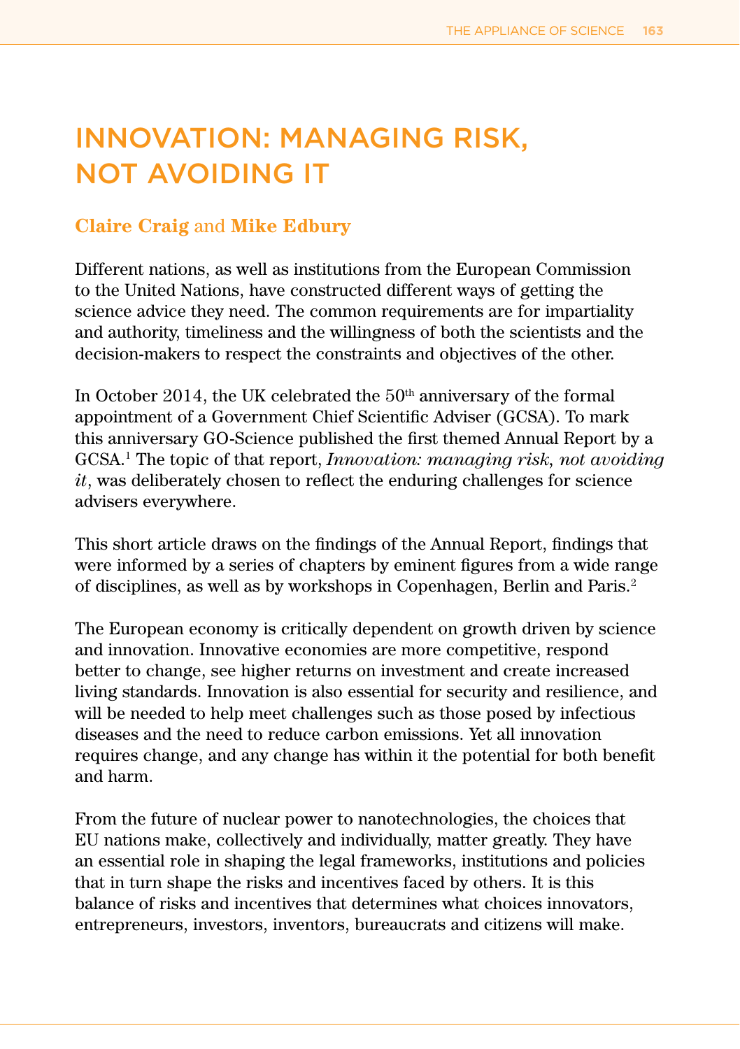# INNOVATION: MANAGING RISK, NOT AVOIDING IT

**Claire Craig** and **Mike Edbury**

Different nations, as well as institutions from the European Commission to the United Nations, have constructed different ways of getting the science advice they need. The common requirements are for impartiality and authority, timeliness and the willingness of both the scientists and the decision-makers to respect the constraints and objectives of the other.

In October 2014, the UK celebrated the 50th anniversary of the formal appointment of a Government Chief Scientific Adviser (GCSA). To mark this anniversary GO-Science published the first themed Annual Report by a GCSA.[1] The topic of that report, *Innovation: managing risk, not avoiding it*, was deliberately chosen to reflect the enduring challenges for science advisers everywhere.

This short article draws on the findings of the Annual Report, findings that were informed by a series of chapters by eminent figures from a wide range of disciplines, as well as by workshops in Copenhagen, Berlin and Paris.[2]

The European economy is critically dependent on growth driven by science and innovation. Innovative economies are more competitive, respond better to change, see higher returns on investment and create increased living standards. Innovation is also essential for security and resilience, and will be needed to help meet challenges such as those posed by infectious diseases and the need to reduce carbon emissions. Yet all innovation requires change, and any change has within it the potential for both benefit and harm.

From the future of nuclear power to nanotechnologies, the choices that EU nations make, collectively and individually, matter greatly. They have an essential role in shaping the legal frameworks, institutions and policies that in turn shape the risks and incentives faced by others. It is this balance of risks and incentives that determines what choices innovators, entrepreneurs, investors, inventors, bureaucrats and citizens will make.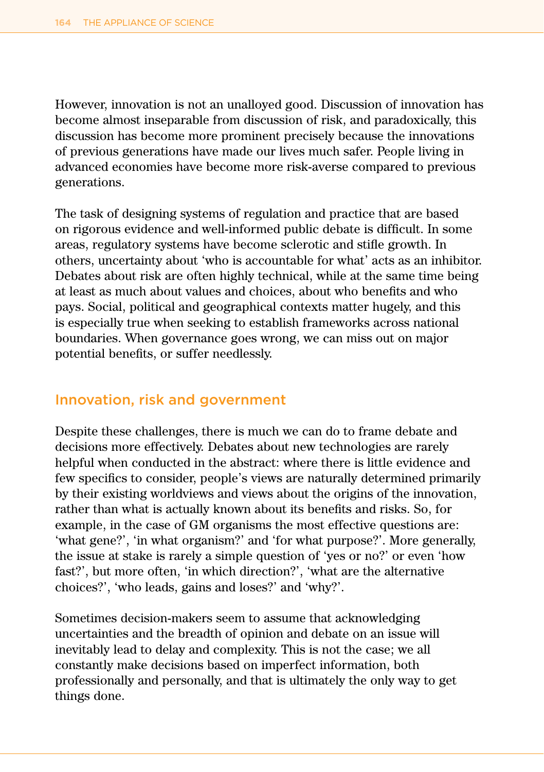However, innovation is not an unalloyed good. Discussion of innovation has become almost inseparable from discussion of risk, and paradoxically, this discussion has become more prominent precisely because the innovations of previous generations have made our lives much safer. People living in advanced economies have become more risk-averse compared to previous generations.

The task of designing systems of regulation and practice that are based on rigorous evidence and well-informed public debate is difficult. In some areas, regulatory systems have become sclerotic and stifle growth. In others, uncertainty about 'who is accountable for what' acts as an inhibitor. Debates about risk are often highly technical, while at the same time being at least as much about values and choices, about who benefits and who pays. Social, political and geographical contexts matter hugely, and this is especially true when seeking to establish frameworks across national boundaries. When governance goes wrong, we can miss out on major potential benefits, or suffer needlessly.

## Innovation, risk and government

Despite these challenges, there is much we can do to frame debate and decisions more effectively. Debates about new technologies are rarely helpful when conducted in the abstract: where there is little evidence and few specifics to consider, people's views are naturally determined primarily by their existing worldviews and views about the origins of the innovation, rather than what is actually known about its benefits and risks. So, for example, in the case of GM organisms the most effective questions are: 'what gene?', 'in what organism?' and 'for what purpose?'. More generally, the issue at stake is rarely a simple question of 'yes or no?' or even 'how fast?', but more often, 'in which direction?', 'what are the alternative choices?', 'who leads, gains and loses?' and 'why?'.

Sometimes decision-makers seem to assume that acknowledging uncertainties and the breadth of opinion and debate on an issue will inevitably lead to delay and complexity. This is not the case; we all constantly make decisions based on imperfect information, both professionally and personally, and that is ultimately the only way to get things done.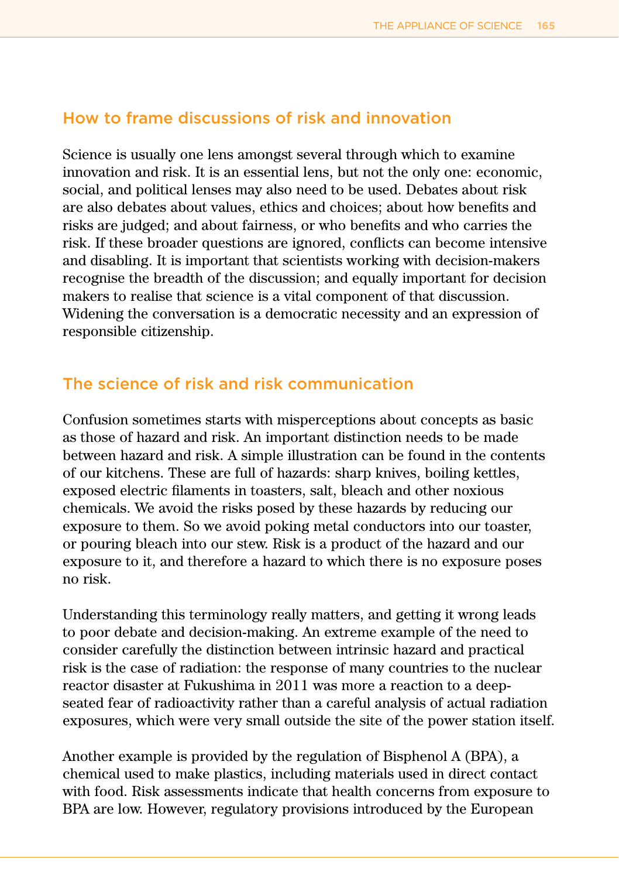## How to frame discussions of risk and innovation

Science is usually one lens amongst several through which to examine innovation and risk. It is an essential lens, but not the only one: economic, social, and political lenses may also need to be used. Debates about risk are also debates about values, ethics and choices; about how benefits and risks are judged; and about fairness, or who benefits and who carries the risk. If these broader questions are ignored, conflicts can become intensive and disabling. It is important that scientists working with decision-makers recognise the breadth of the discussion; and equally important for decision makers to realise that science is a vital component of that discussion. Widening the conversation is a democratic necessity and an expression of responsible citizenship.

## The science of risk and risk communication

Confusion sometimes starts with misperceptions about concepts as basic as those of hazard and risk. An important distinction needs to be made between hazard and risk. A simple illustration can be found in the contents of our kitchens. These are full of hazards: sharp knives, boiling kettles, exposed electric filaments in toasters, salt, bleach and other noxious chemicals. We avoid the risks posed by these hazards by reducing our exposure to them. So we avoid poking metal conductors into our toaster, or pouring bleach into our stew. Risk is a product of the hazard and our exposure to it, and therefore a hazard to which there is no exposure poses no risk.

Understanding this terminology really matters, and getting it wrong leads to poor debate and decision-making. An extreme example of the need to consider carefully the distinction between intrinsic hazard and practical risk is the case of radiation: the response of many countries to the nuclear reactor disaster at Fukushima in 2011 was more a reaction to a deep-seated fear of radioactivity rather than a careful analysis of actual radiation exposures, which were very small outside the site of the power station itself.

Another example is provided by the regulation of Bisphenol A (BPA), a chemical used to make plastics, including materials used in direct contact with food. Risk assessments indicate that health concerns from exposure to BPA are low. However, regulatory provisions introduced by the European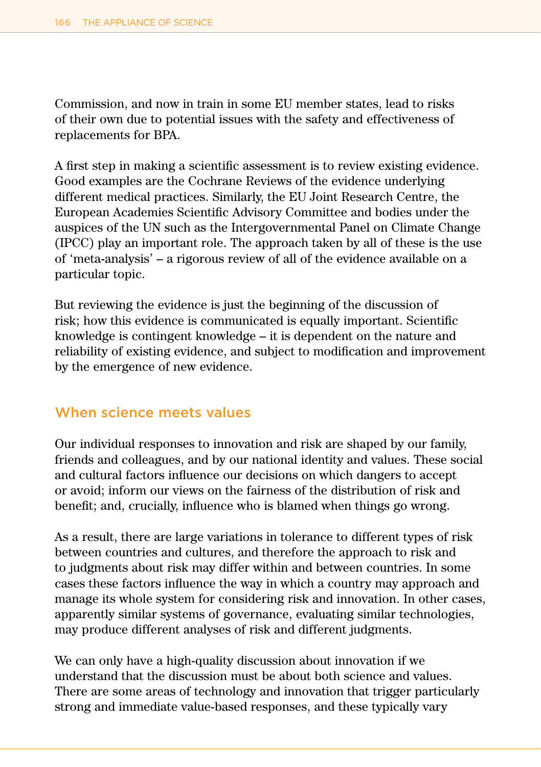Commission, and now in train in some EU member states, lead to risks of their own due to potential issues with the safety and effectiveness of replacements for BPA.

A first step in making a scientific assessment is to review existing evidence. Good examples are the Cochrane Reviews of the evidence underlying different medical practices. Similarly, the EU Joint Research Centre, the European Academies Scientific Advisory Committee and bodies under the auspices of the UN such as the Intergovernmental Panel on Climate Change (IPCC) play an important role. The approach taken by all of these is the use of 'meta-analysis' – a rigorous review of all of the evidence available on a particular topic.

But reviewing the evidence is just the beginning of the discussion of risk; how this evidence is communicated is equally important. Scientific knowledge is contingent knowledge – it is dependent on the nature and reliability of existing evidence, and subject to modification and improvement by the emergence of new evidence.

## When science meets values

Our individual responses to innovation and risk are shaped by our family, friends and colleagues, and by our national identity and values. These social and cultural factors influence our decisions on which dangers to accept or avoid; inform our views on the fairness of the distribution of risk and benefit; and, crucially, influence who is blamed when things go wrong.

As a result, there are large variations in tolerance to different types of risk between countries and cultures, and therefore the approach to risk and to judgments about risk may differ within and between countries. In some cases these factors influence the way in which a country may approach and manage its whole system for considering risk and innovation. In other cases, apparently similar systems of governance, evaluating similar technologies, may produce different analyses of risk and different judgments.

We can only have a high-quality discussion about innovation if we understand that the discussion must be about both science and values. There are some areas of technology and innovation that trigger particularly strong and immediate value-based responses, and these typically vary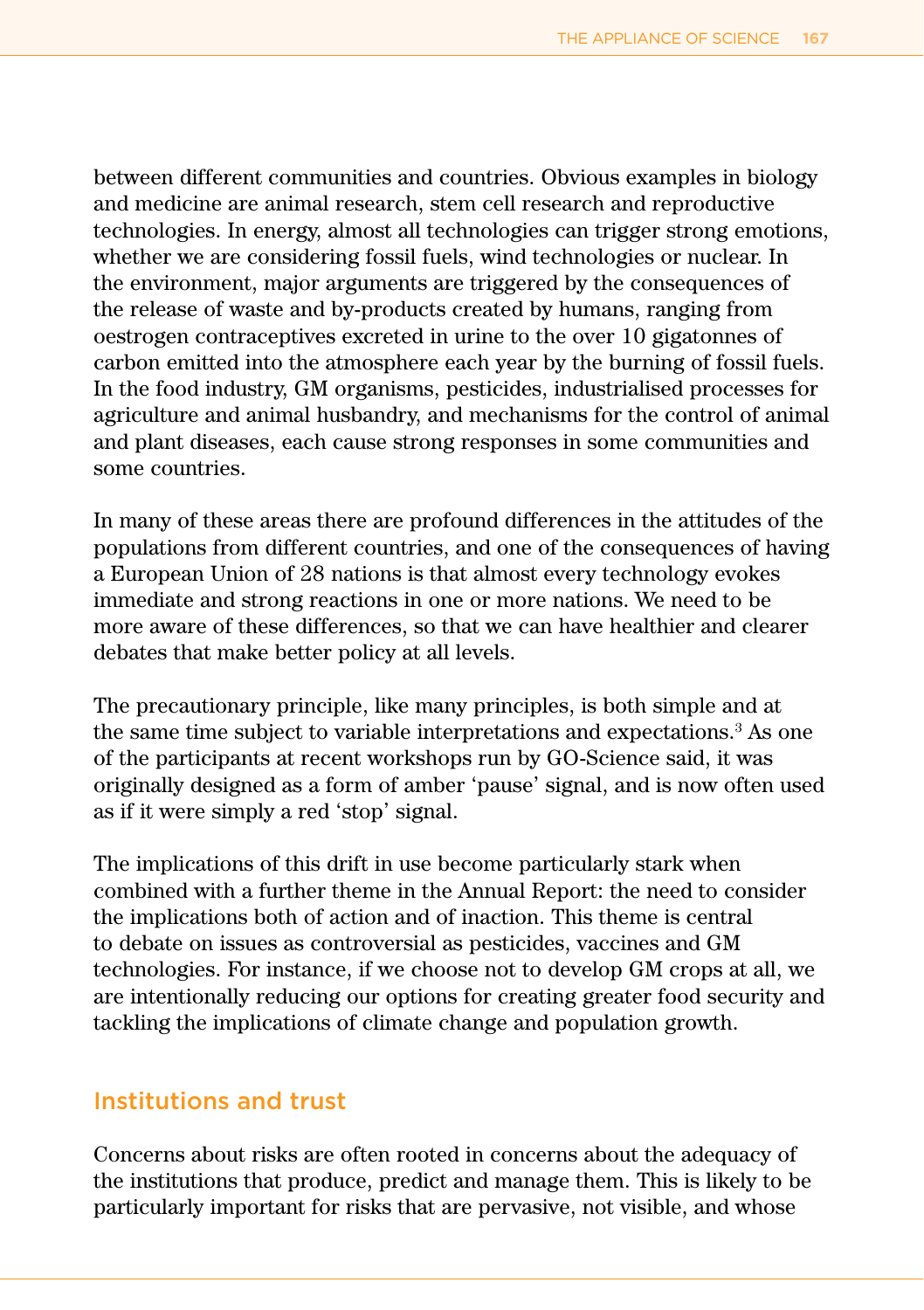between different communities and countries. Obvious examples in biology and medicine are animal research, stem cell research and reproductive technologies. In energy, almost all technologies can trigger strong emotions, whether we are considering fossil fuels, wind technologies or nuclear. In the environment, major arguments are triggered by the consequences of the release of waste and by-products created by humans, ranging from oestrogen contraceptives excreted in urine to the over 10 gigatonnes of carbon emitted into the atmosphere each year by the burning of fossil fuels. In the food industry, GM organisms, pesticides, industrialised processes for agriculture and animal husbandry, and mechanisms for the control of animal and plant diseases, each cause strong responses in some communities and some countries.

In many of these areas there are profound differences in the attitudes of the populations from different countries, and one of the consequences of having a European Union of 28 nations is that almost every technology evokes immediate and strong reactions in one or more nations. We need to be more aware of these differences, so that we can have healthier and clearer debates that make better policy at all levels.

The precautionary principle, like many principles, is both simple and at the same time subject to variable interpretations and expectations.[3] As one of the participants at recent workshops run by GO-Science said, it was originally designed as a form of amber 'pause' signal, and is now often used as if it were simply a red 'stop' signal.

The implications of this drift in use become particularly stark when combined with a further theme in the Annual Report: the need to consider the implications both of action and of inaction. This theme is central to debate on issues as controversial as pesticides, vaccines and GM technologies. For instance, if we choose not to develop GM crops at all, we are intentionally reducing our options for creating greater food security and tackling the implications of climate change and population growth.

## Institutions and trust

Concerns about risks are often rooted in concerns about the adequacy of the institutions that produce, predict and manage them. This is likely to be particularly important for risks that are pervasive, not visible, and whose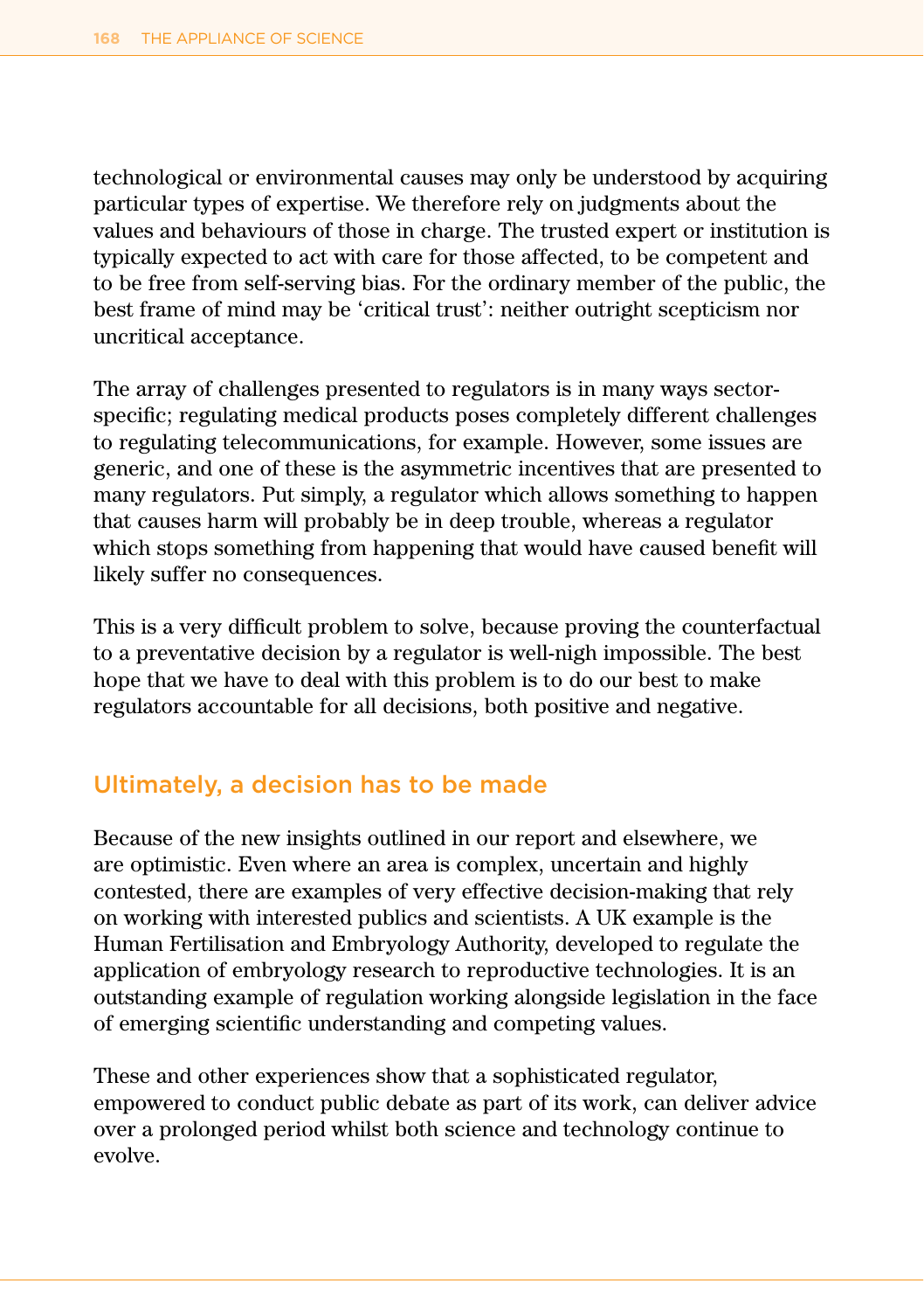technological or environmental causes may only be understood by acquiring particular types of expertise. We therefore rely on judgments about the values and behaviours of those in charge. The trusted expert or institution is typically expected to act with care for those affected, to be competent and to be free from self-serving bias. For the ordinary member of the public, the best frame of mind may be 'critical trust': neither outright scepticism nor uncritical acceptance.

The array of challenges presented to regulators is in many ways sector-specific; regulating medical products poses completely different challenges to regulating telecommunications, for example. However, some issues are generic, and one of these is the asymmetric incentives that are presented to many regulators. Put simply, a regulator which allows something to happen that causes harm will probably be in deep trouble, whereas a regulator which stops something from happening that would have caused benefit will likely suffer no consequences.

This is a very difficult problem to solve, because proving the counterfactual to a preventative decision by a regulator is well-nigh impossible. The best hope that we have to deal with this problem is to do our best to make regulators accountable for all decisions, both positive and negative.

## Ultimately, a decision has to be made

Because of the new insights outlined in our report and elsewhere, we are optimistic. Even where an area is complex, uncertain and highly contested, there are examples of very effective decision-making that rely on working with interested publics and scientists. A UK example is the Human Fertilisation and Embryology Authority, developed to regulate the application of embryology research to reproductive technologies. It is an outstanding example of regulation working alongside legislation in the face of emerging scientific understanding and competing values.

These and other experiences show that a sophisticated regulator, empowered to conduct public debate as part of its work, can deliver advice over a prolonged period whilst both science and technology continue to evolve.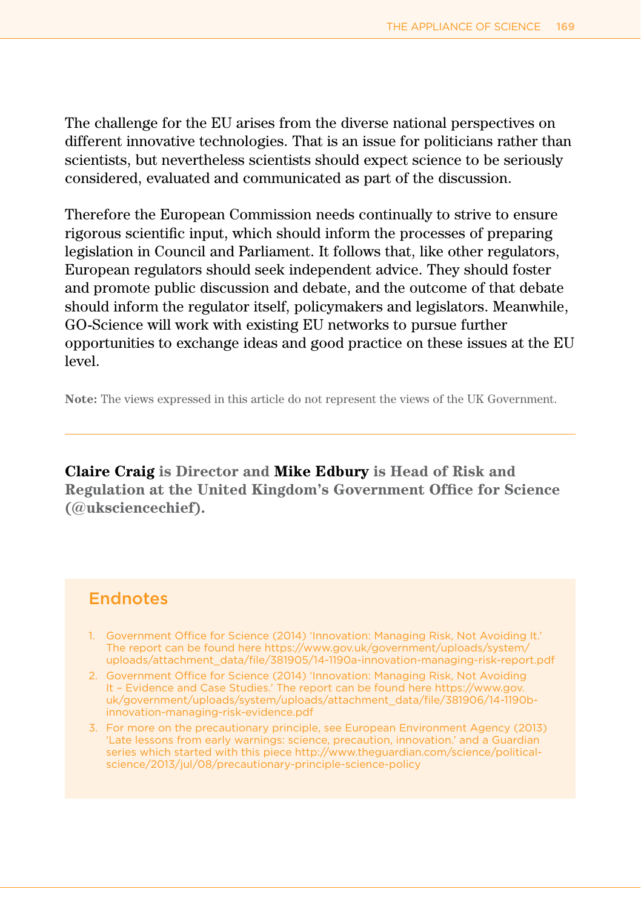The challenge for the EU arises from the diverse national perspectives on different innovative technologies. That is an issue for politicians rather than scientists, but nevertheless scientists should expect science to be seriously considered, evaluated and communicated as part of the discussion.

Therefore the European Commission needs continually to strive to ensure rigorous scientific input, which should inform the processes of preparing legislation in Council and Parliament. It follows that, like other regulators, European regulators should seek independent advice. They should foster and promote public discussion and debate, and the outcome of that debate should inform the regulator itself, policymakers and legislators. Meanwhile, GO-Science will work with existing EU networks to pursue further opportunities to exchange ideas and good practice on these issues at the EU level.

**Note:** The views expressed in this article do not represent the views of the UK Government.

---

**Claire Craig is Director and Mike Edbury is Head of Risk and Regulation at the United Kingdom's Government Office for Science (@uksciencechief).**

## Endnotes

1. Government Office for Science (2014) 'Innovation: Managing Risk, Not Avoiding It.' The report can be found here https://www.gov.uk/government/uploads/system/uploads/attachment_data/file/381905/14-1190a-innovation-managing-risk-report.pdf
2. Government Office for Science (2014) 'Innovation: Managing Risk, Not Avoiding It – Evidence and Case Studies.' The report can be found here https://www.gov.uk/government/uploads/system/uploads/attachment_data/file/381906/14-1190b-innovation-managing-risk-evidence.pdf
3. For more on the precautionary principle, see European Environment Agency (2013) 'Late lessons from early warnings: science, precaution, innovation.' and a Guardian series which started with this piece http://www.theguardian.com/science/political-science/2013/jul/08/precautionary-principle-science-policy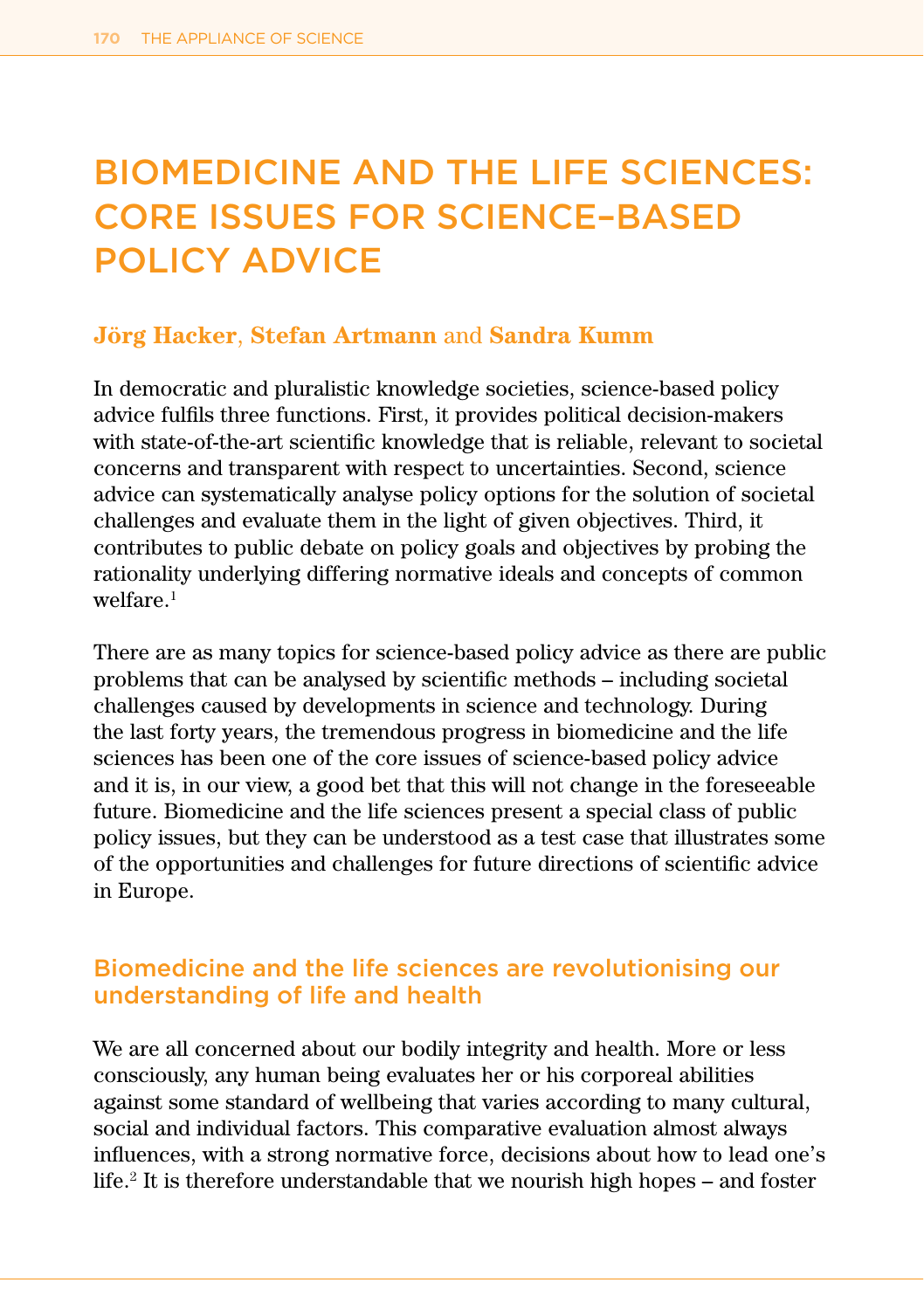# BIOMEDICINE AND THE LIFE SCIENCES: CORE ISSUES FOR SCIENCE–BASED POLICY ADVICE

**Jörg Hacker**, **Stefan Artmann** and **Sandra Kumm**

In democratic and pluralistic knowledge societies, science-based policy advice fulfils three functions. First, it provides political decision-makers with state-of-the-art scientific knowledge that is reliable, relevant to societal concerns and transparent with respect to uncertainties. Second, science advice can systematically analyse policy options for the solution of societal challenges and evaluate them in the light of given objectives. Third, it contributes to public debate on policy goals and objectives by probing the rationality underlying differing normative ideals and concepts of common welfare.[1]

There are as many topics for science-based policy advice as there are public problems that can be analysed by scientific methods – including societal challenges caused by developments in science and technology. During the last forty years, the tremendous progress in biomedicine and the life sciences has been one of the core issues of science-based policy advice and it is, in our view, a good bet that this will not change in the foreseeable future. Biomedicine and the life sciences present a special class of public policy issues, but they can be understood as a test case that illustrates some of the opportunities and challenges for future directions of scientific advice in Europe.

## Biomedicine and the life sciences are revolutionising our understanding of life and health

We are all concerned about our bodily integrity and health. More or less consciously, any human being evaluates her or his corporeal abilities against some standard of wellbeing that varies according to many cultural, social and individual factors. This comparative evaluation almost always influences, with a strong normative force, decisions about how to lead one's life.[2] It is therefore understandable that we nourish high hopes – and foster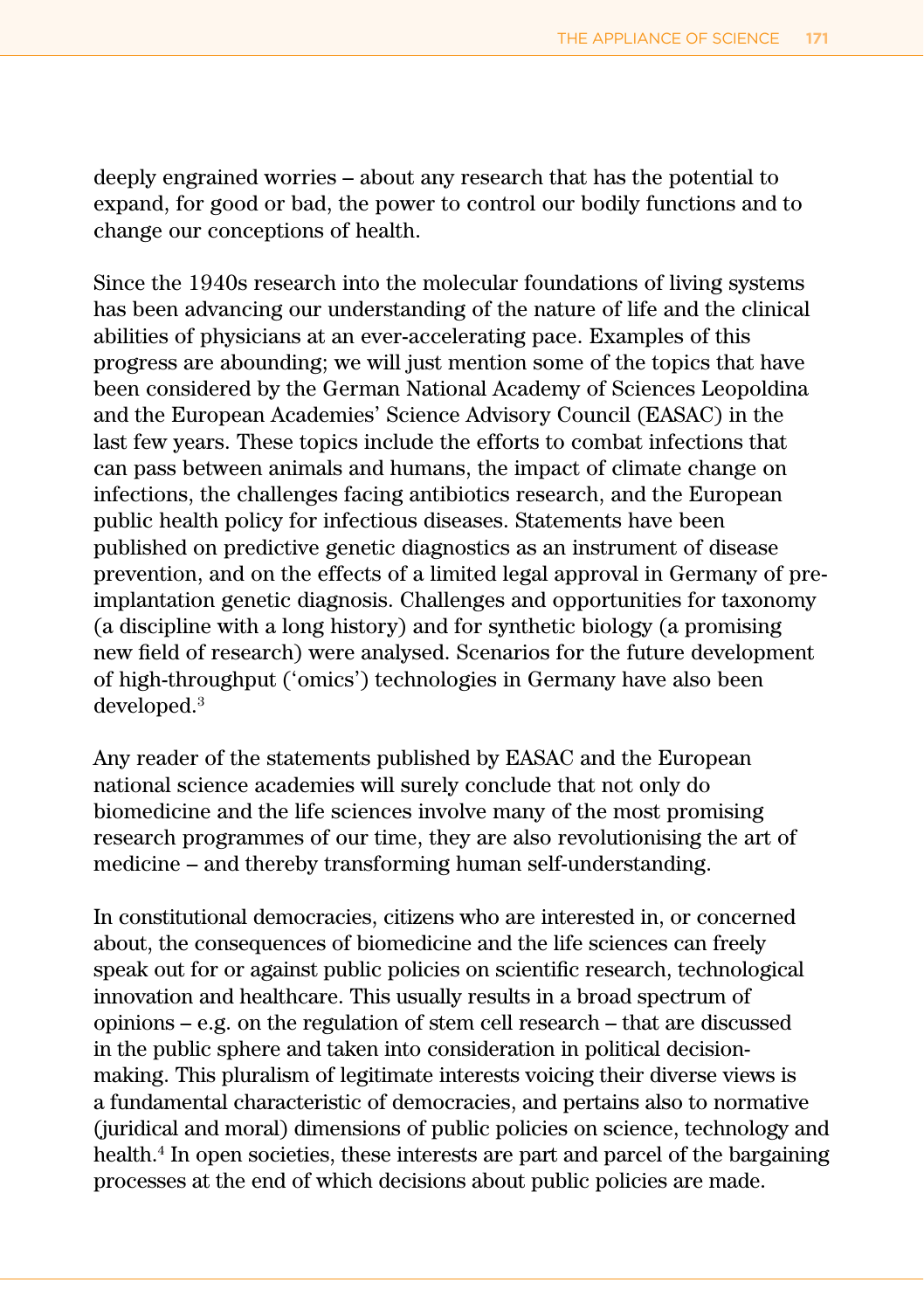deeply engrained worries – about any research that has the potential to expand, for good or bad, the power to control our bodily functions and to change our conceptions of health.

Since the 1940s research into the molecular foundations of living systems has been advancing our understanding of the nature of life and the clinical abilities of physicians at an ever-accelerating pace. Examples of this progress are abounding; we will just mention some of the topics that have been considered by the German National Academy of Sciences Leopoldina and the European Academies' Science Advisory Council (EASAC) in the last few years. These topics include the efforts to combat infections that can pass between animals and humans, the impact of climate change on infections, the challenges facing antibiotics research, and the European public health policy for infectious diseases. Statements have been published on predictive genetic diagnostics as an instrument of disease prevention, and on the effects of a limited legal approval in Germany of pre-implantation genetic diagnosis. Challenges and opportunities for taxonomy (a discipline with a long history) and for synthetic biology (a promising new field of research) were analysed. Scenarios for the future development of high-throughput ('omics') technologies in Germany have also been developed.[3]

Any reader of the statements published by EASAC and the European national science academies will surely conclude that not only do biomedicine and the life sciences involve many of the most promising research programmes of our time, they are also revolutionising the art of medicine – and thereby transforming human self-understanding.

In constitutional democracies, citizens who are interested in, or concerned about, the consequences of biomedicine and the life sciences can freely speak out for or against public policies on scientific research, technological innovation and healthcare. This usually results in a broad spectrum of opinions – e.g. on the regulation of stem cell research – that are discussed in the public sphere and taken into consideration in political decision-making. This pluralism of legitimate interests voicing their diverse views is a fundamental characteristic of democracies, and pertains also to normative (juridical and moral) dimensions of public policies on science, technology and health.[4] In open societies, these interests are part and parcel of the bargaining processes at the end of which decisions about public policies are made.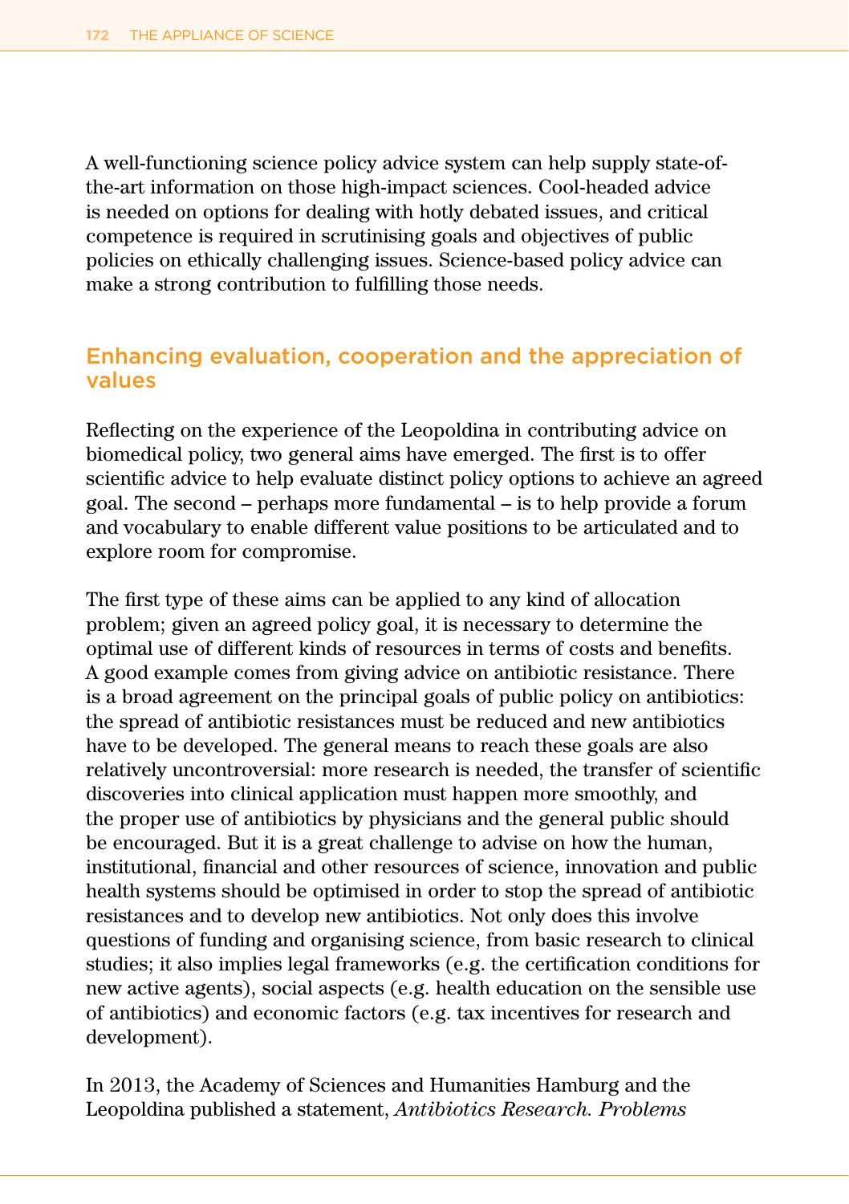A well-functioning science policy advice system can help supply state-of-the-art information on those high-impact sciences. Cool-headed advice is needed on options for dealing with hotly debated issues, and critical competence is required in scrutinising goals and objectives of public policies on ethically challenging issues. Science-based policy advice can make a strong contribution to fulfilling those needs.

## Enhancing evaluation, cooperation and the appreciation of values

Reflecting on the experience of the Leopoldina in contributing advice on biomedical policy, two general aims have emerged. The first is to offer scientific advice to help evaluate distinct policy options to achieve an agreed goal. The second – perhaps more fundamental – is to help provide a forum and vocabulary to enable different value positions to be articulated and to explore room for compromise.

The first type of these aims can be applied to any kind of allocation problem; given an agreed policy goal, it is necessary to determine the optimal use of different kinds of resources in terms of costs and benefits. A good example comes from giving advice on antibiotic resistance. There is a broad agreement on the principal goals of public policy on antibiotics: the spread of antibiotic resistances must be reduced and new antibiotics have to be developed. The general means to reach these goals are also relatively uncontroversial: more research is needed, the transfer of scientific discoveries into clinical application must happen more smoothly, and the proper use of antibiotics by physicians and the general public should be encouraged. But it is a great challenge to advise on how the human, institutional, financial and other resources of science, innovation and public health systems should be optimised in order to stop the spread of antibiotic resistances and to develop new antibiotics. Not only does this involve questions of funding and organising science, from basic research to clinical studies; it also implies legal frameworks (e.g. the certification conditions for new active agents), social aspects (e.g. health education on the sensible use of antibiotics) and economic factors (e.g. tax incentives for research and development).

In 2013, the Academy of Sciences and Humanities Hamburg and the Leopoldina published a statement, *Antibiotics Research. Problems*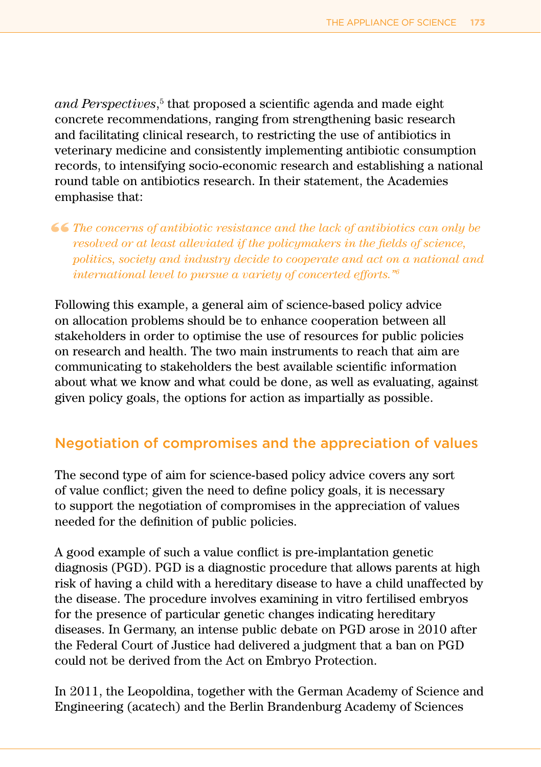*and Perspectives*,[5] that proposed a scientific agenda and made eight concrete recommendations, ranging from strengthening basic research and facilitating clinical research, to restricting the use of antibiotics in veterinary medicine and consistently implementing antibiotic consumption records, to intensifying socio-economic research and establishing a national round table on antibiotics research. In their statement, the Academies emphasise that:

> *"The concerns of antibiotic resistance and the lack of antibiotics can only be resolved or at least alleviated if the policymakers in the fields of science, politics, society and industry decide to cooperate and act on a national and international level to pursue a variety of concerted efforts."*[6]

Following this example, a general aim of science-based policy advice on allocation problems should be to enhance cooperation between all stakeholders in order to optimise the use of resources for public policies on research and health. The two main instruments to reach that aim are communicating to stakeholders the best available scientific information about what we know and what could be done, as well as evaluating, against given policy goals, the options for action as impartially as possible.

## Negotiation of compromises and the appreciation of values

The second type of aim for science-based policy advice covers any sort of value conflict; given the need to define policy goals, it is necessary to support the negotiation of compromises in the appreciation of values needed for the definition of public policies.

A good example of such a value conflict is pre-implantation genetic diagnosis (PGD). PGD is a diagnostic procedure that allows parents at high risk of having a child with a hereditary disease to have a child unaffected by the disease. The procedure involves examining in vitro fertilised embryos for the presence of particular genetic changes indicating hereditary diseases. In Germany, an intense public debate on PGD arose in 2010 after the Federal Court of Justice had delivered a judgment that a ban on PGD could not be derived from the Act on Embryo Protection.

In 2011, the Leopoldina, together with the German Academy of Science and Engineering (acatech) and the Berlin Brandenburg Academy of Sciences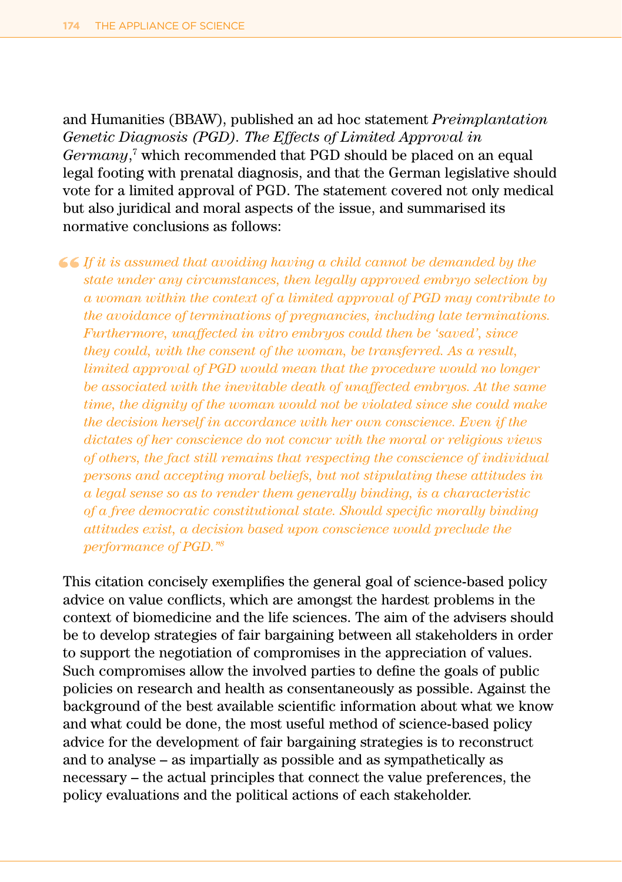and Humanities (BBAW), published an ad hoc statement *Preimplantation Genetic Diagnosis (PGD). The Effects of Limited Approval in Germany*,[7] which recommended that PGD should be placed on an equal legal footing with prenatal diagnosis, and that the German legislative should vote for a limited approval of PGD. The statement covered not only medical but also juridical and moral aspects of the issue, and summarised its normative conclusions as follows:

> *"If it is assumed that avoiding having a child cannot be demanded by the state under any circumstances, then legally approved embryo selection by a woman within the context of a limited approval of PGD may contribute to the avoidance of terminations of pregnancies, including late terminations. Furthermore, unaffected in vitro embryos could then be 'saved', since they could, with the consent of the woman, be transferred. As a result, limited approval of PGD would mean that the procedure would no longer be associated with the inevitable death of unaffected embryos. At the same time, the dignity of the woman would not be violated since she could make the decision herself in accordance with her own conscience. Even if the dictates of her conscience do not concur with the moral or religious views of others, the fact still remains that respecting the conscience of individual persons and accepting moral beliefs, but not stipulating these attitudes in a legal sense so as to render them generally binding, is a characteristic of a free democratic constitutional state. Should specific morally binding attitudes exist, a decision based upon conscience would preclude the performance of PGD."*[8]

This citation concisely exemplifies the general goal of science-based policy advice on value conflicts, which are amongst the hardest problems in the context of biomedicine and the life sciences. The aim of the advisers should be to develop strategies of fair bargaining between all stakeholders in order to support the negotiation of compromises in the appreciation of values. Such compromises allow the involved parties to define the goals of public policies on research and health as consentaneously as possible. Against the background of the best available scientific information about what we know and what could be done, the most useful method of science-based policy advice for the development of fair bargaining strategies is to reconstruct and to analyse – as impartially as possible and as sympathetically as necessary – the actual principles that connect the value preferences, the policy evaluations and the political actions of each stakeholder.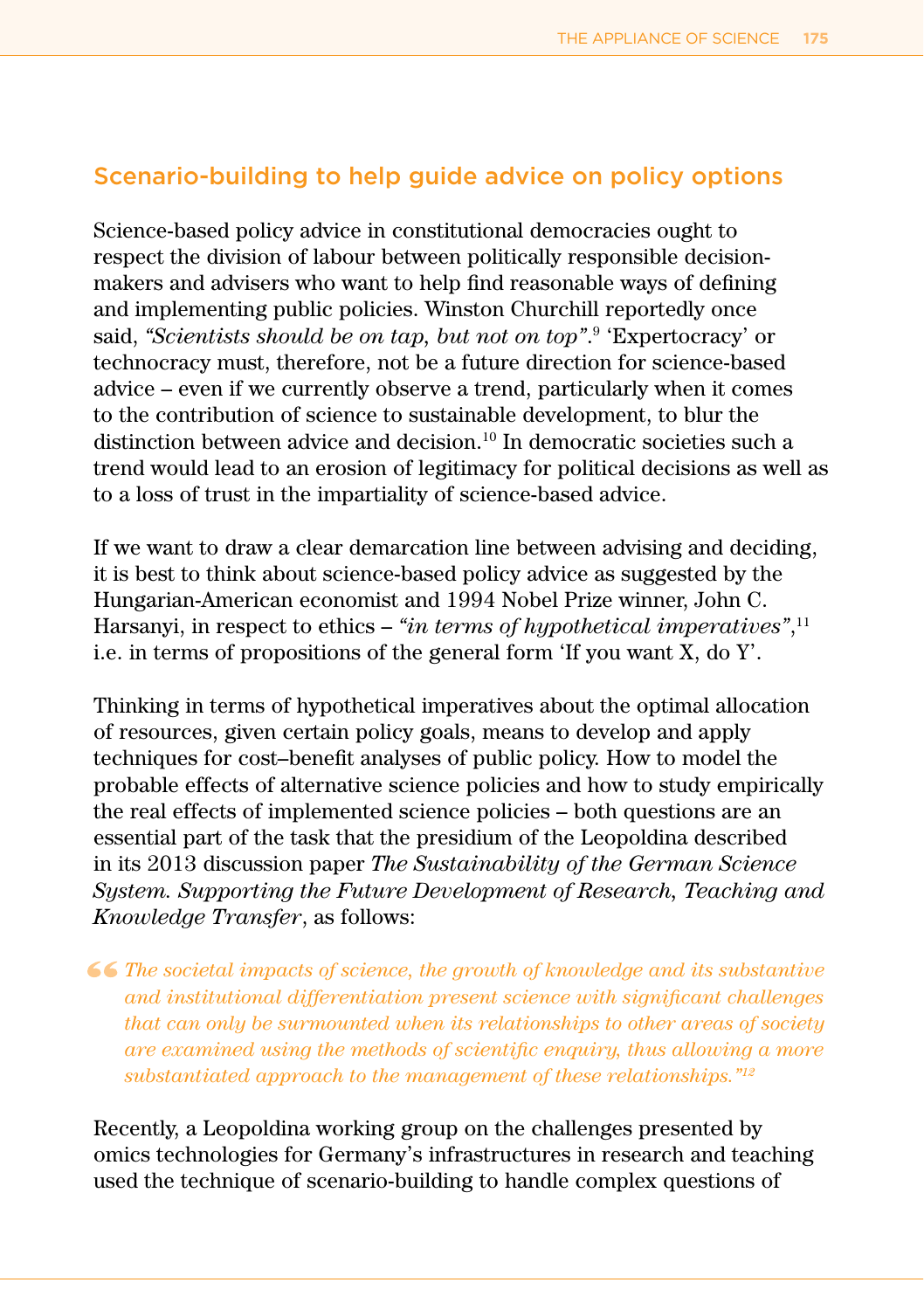## Scenario-building to help guide advice on policy options

Science-based policy advice in constitutional democracies ought to respect the division of labour between politically responsible decision-makers and advisers who want to help find reasonable ways of defining and implementing public policies. Winston Churchill reportedly once said, *"Scientists should be on tap, but not on top"*.[9] 'Expertocracy' or technocracy must, therefore, not be a future direction for science-based advice – even if we currently observe a trend, particularly when it comes to the contribution of science to sustainable development, to blur the distinction between advice and decision.[10] In democratic societies such a trend would lead to an erosion of legitimacy for political decisions as well as to a loss of trust in the impartiality of science-based advice.

If we want to draw a clear demarcation line between advising and deciding, it is best to think about science-based policy advice as suggested by the Hungarian-American economist and 1994 Nobel Prize winner, John C. Harsanyi, in respect to ethics – *"in terms of hypothetical imperatives"*,[11] i.e. in terms of propositions of the general form 'If you want X, do Y'.

Thinking in terms of hypothetical imperatives about the optimal allocation of resources, given certain policy goals, means to develop and apply techniques for cost–benefit analyses of public policy. How to model the probable effects of alternative science policies and how to study empirically the real effects of implemented science policies – both questions are an essential part of the task that the presidium of the Leopoldina described in its 2013 discussion paper *The Sustainability of the German Science System. Supporting the Future Development of Research, Teaching and Knowledge Transfer*, as follows:

> *"The societal impacts of science, the growth of knowledge and its substantive and institutional differentiation present science with significant challenges that can only be surmounted when its relationships to other areas of society are examined using the methods of scientific enquiry, thus allowing a more substantiated approach to the management of these relationships."*[12]

Recently, a Leopoldina working group on the challenges presented by omics technologies for Germany's infrastructures in research and teaching used the technique of scenario-building to handle complex questions of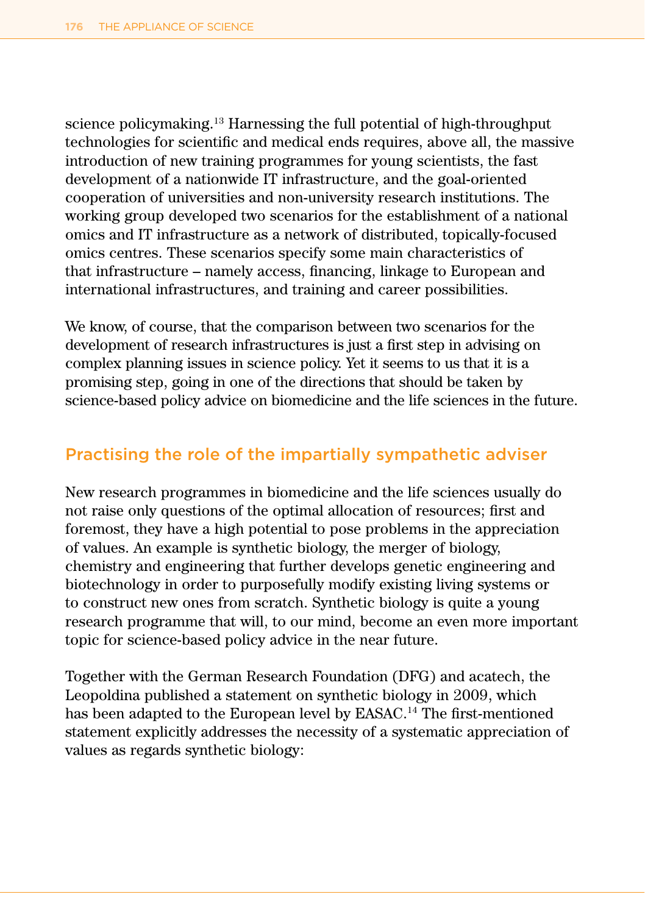science policymaking.[13] Harnessing the full potential of high-throughput technologies for scientific and medical ends requires, above all, the massive introduction of new training programmes for young scientists, the fast development of a nationwide IT infrastructure, and the goal-oriented cooperation of universities and non-university research institutions. The working group developed two scenarios for the establishment of a national omics and IT infrastructure as a network of distributed, topically-focused omics centres. These scenarios specify some main characteristics of that infrastructure – namely access, financing, linkage to European and international infrastructures, and training and career possibilities.

We know, of course, that the comparison between two scenarios for the development of research infrastructures is just a first step in advising on complex planning issues in science policy. Yet it seems to us that it is a promising step, going in one of the directions that should be taken by science-based policy advice on biomedicine and the life sciences in the future.

## Practising the role of the impartially sympathetic adviser

New research programmes in biomedicine and the life sciences usually do not raise only questions of the optimal allocation of resources; first and foremost, they have a high potential to pose problems in the appreciation of values. An example is synthetic biology, the merger of biology, chemistry and engineering that further develops genetic engineering and biotechnology in order to purposefully modify existing living systems or to construct new ones from scratch. Synthetic biology is quite a young research programme that will, to our mind, become an even more important topic for science-based policy advice in the near future.

Together with the German Research Foundation (DFG) and acatech, the Leopoldina published a statement on synthetic biology in 2009, which has been adapted to the European level by EASAC.[14] The first-mentioned statement explicitly addresses the necessity of a systematic appreciation of values as regards synthetic biology: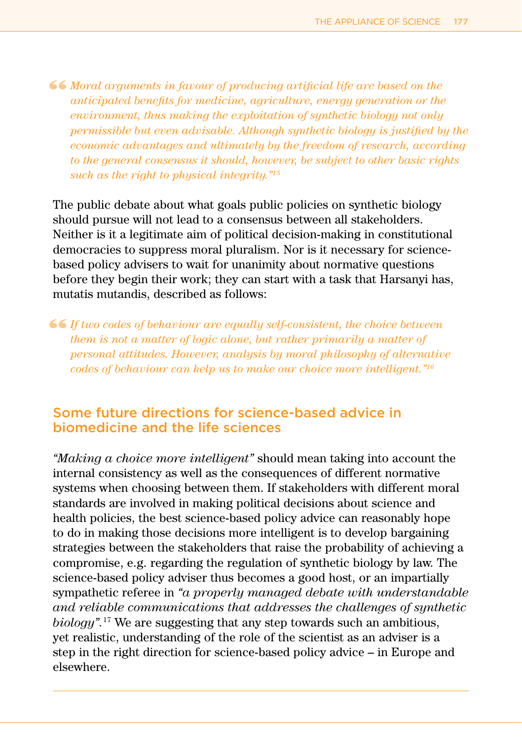> *Moral arguments in favour of producing artificial life are based on the anticipated benefits for medicine, agriculture, energy generation or the environment, thus making the exploitation of synthetic biology not only permissible but even advisable. Although synthetic biology is justified by the economic advantages and ultimately by the freedom of research, according to the general consensus it should, however, be subject to other basic rights such as the right to physical integrity."*[15]

The public debate about what goals public policies on synthetic biology should pursue will not lead to a consensus between all stakeholders. Neither is it a legitimate aim of political decision-making in constitutional democracies to suppress moral pluralism. Nor is it necessary for science-based policy advisers to wait for unanimity about normative questions before they begin their work; they can start with a task that Harsanyi has, mutatis mutandis, described as follows:

> *If two codes of behaviour are equally self-consistent, the choice between them is not a matter of logic alone, but rather primarily a matter of personal attitudes. However, analysis by moral philosophy of alternative codes of behaviour can help us to make our choice more intelligent."*[16]

## Some future directions for science-based advice in biomedicine and the life sciences

*"Making a choice more intelligent"* should mean taking into account the internal consistency as well as the consequences of different normative systems when choosing between them. If stakeholders with different moral standards are involved in making political decisions about science and health policies, the best science-based policy advice can reasonably hope to do in making those decisions more intelligent is to develop bargaining strategies between the stakeholders that raise the probability of achieving a compromise, e.g. regarding the regulation of synthetic biology by law. The science-based policy adviser thus becomes a good host, or an impartially sympathetic referee in *"a properly managed debate with understandable and reliable communications that addresses the challenges of synthetic biology"*.[17] We are suggesting that any step towards such an ambitious, yet realistic, understanding of the role of the scientist as an adviser is a step in the right direction for science-based policy advice – in Europe and elsewhere.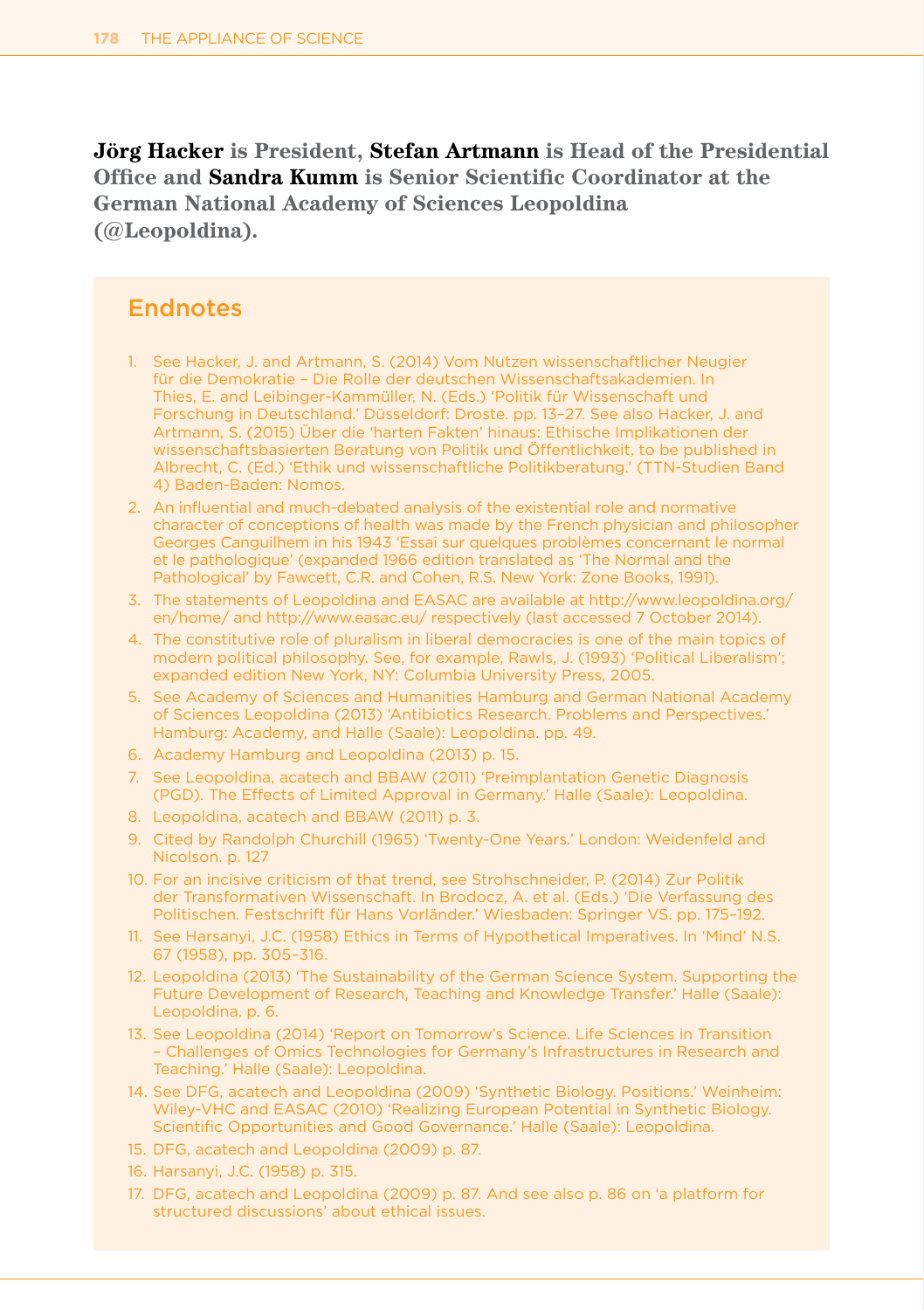**Jörg Hacker** is President, **Stefan Artmann** is Head of the Presidential Office and **Sandra Kumm** is Senior Scientific Coordinator at the German National Academy of Sciences Leopoldina (@Leopoldina).

## Endnotes

1. See Hacker, J. and Artmann, S. (2014) Vom Nutzen wissenschaftlicher Neugier für die Demokratie – Die Rolle der deutschen Wissenschaftsakademien. In Thies, E. and Leibinger-Kammüller, N. (Eds.) 'Politik für Wissenschaft und Forschung in Deutschland.' Düsseldorf: Droste. pp. 13–27. See also Hacker, J. and Artmann, S. (2015) Über die 'harten Fakten' hinaus: Ethische Implikationen der wissenschaftsbasierten Beratung von Politik und Öffentlichkeit, to be published in Albrecht, C. (Ed.) 'Ethik und wissenschaftliche Politikberatung.' (TTN-Studien Band 4) Baden-Baden: Nomos.
2. An influential and much-debated analysis of the existential role and normative character of conceptions of health was made by the French physician and philosopher Georges Canguilhem in his 1943 'Essai sur quelques problèmes concernant le normal et le pathologique' (expanded 1966 edition translated as 'The Normal and the Pathological' by Fawcett, C.R. and Cohen, R.S. New York: Zone Books, 1991).
3. The statements of Leopoldina and EASAC are available at http://www.leopoldina.org/en/home/ and http://www.easac.eu/ respectively (last accessed 7 October 2014).
4. The constitutive role of pluralism in liberal democracies is one of the main topics of modern political philosophy. See, for example, Rawls, J. (1993) 'Political Liberalism'; expanded edition New York, NY: Columbia University Press, 2005.
5. See Academy of Sciences and Humanities Hamburg and German National Academy of Sciences Leopoldina (2013) 'Antibiotics Research. Problems and Perspectives.' Hamburg: Academy, and Halle (Saale): Leopoldina. pp. 49.
6. Academy Hamburg and Leopoldina (2013) p. 15.
7. See Leopoldina, acatech and BBAW (2011) 'Preimplantation Genetic Diagnosis (PGD). The Effects of Limited Approval in Germany.' Halle (Saale): Leopoldina.
8. Leopoldina, acatech and BBAW (2011) p. 3.
9. Cited by Randolph Churchill (1965) 'Twenty-One Years.' London: Weidenfeld and Nicolson. p. 127
10. For an incisive criticism of that trend, see Strohschneider, P. (2014) Zur Politik der Transformativen Wissenschaft. In Brodocz, A. et al. (Eds.) 'Die Verfassung des Politischen. Festschrift für Hans Vorländer.' Wiesbaden: Springer VS. pp. 175–192.
11. See Harsanyi, J.C. (1958) Ethics in Terms of Hypothetical Imperatives. In 'Mind' N.S. 67 (1958), pp. 305–316.
12. Leopoldina (2013) 'The Sustainability of the German Science System. Supporting the Future Development of Research, Teaching and Knowledge Transfer.' Halle (Saale): Leopoldina. p. 6.
13. See Leopoldina (2014) 'Report on Tomorrow's Science. Life Sciences in Transition – Challenges of Omics Technologies for Germany's Infrastructures in Research and Teaching.' Halle (Saale): Leopoldina.
14. See DFG, acatech and Leopoldina (2009) 'Synthetic Biology. Positions.' Weinheim: Wiley-VHC and EASAC (2010) 'Realizing European Potential in Synthetic Biology. Scientific Opportunities and Good Governance.' Halle (Saale): Leopoldina.
15. DFG, acatech and Leopoldina (2009) p. 87.
16. Harsanyi, J.C. (1958) p. 315.
17. DFG, acatech and Leopoldina (2009) p. 87. And see also p. 86 on 'a platform for structured discussions' about ethical issues.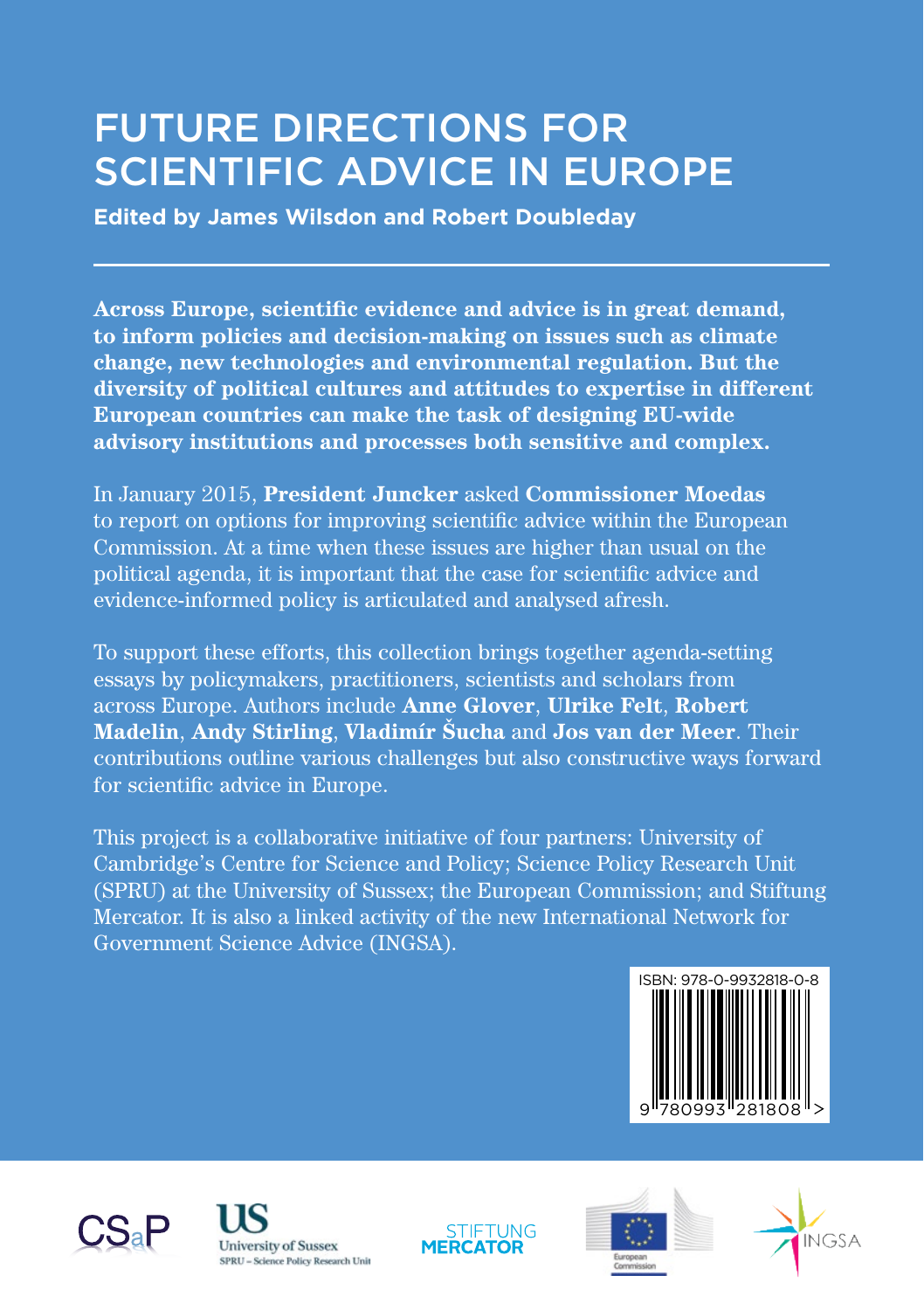# FUTURE DIRECTIONS FOR SCIENTIFIC ADVICE IN EUROPE

**Edited by James Wilsdon and Robert Doubleday**

---

**Across Europe, scientific evidence and advice is in great demand, to inform policies and decision-making on issues such as climate change, new technologies and environmental regulation. But the diversity of political cultures and attitudes to expertise in different European countries can make the task of designing EU-wide advisory institutions and processes both sensitive and complex.**

In January 2015, **President Juncker** asked **Commissioner Moedas** to report on options for improving scientific advice within the European Commission. At a time when these issues are higher than usual on the political agenda, it is important that the case for scientific advice and evidence-informed policy is articulated and analysed afresh.

To support these efforts, this collection brings together agenda-setting essays by policymakers, practitioners, scientists and scholars from across Europe. Authors include **Anne Glover**, **Ulrike Felt**, **Robert Madelin**, **Andy Stirling**, **Vladimír Šucha** and **Jos van der Meer**. Their contributions outline various challenges but also constructive ways forward for scientific advice in Europe.

This project is a collaborative initiative of four partners: University of Cambridge's Centre for Science and Policy; Science Policy Research Unit (SPRU) at the University of Sussex; the European Commission; and Stiftung Mercator. It is also a linked activity of the new International Network for Government Science Advice (INGSA).

ISBN: 978-0-9932818-0-8

9 780993 281808 >

CSaP

University of Sussex
SPRU – Science Policy Research Unit

STIFTUNG MERCATOR

European Commission

INGSA